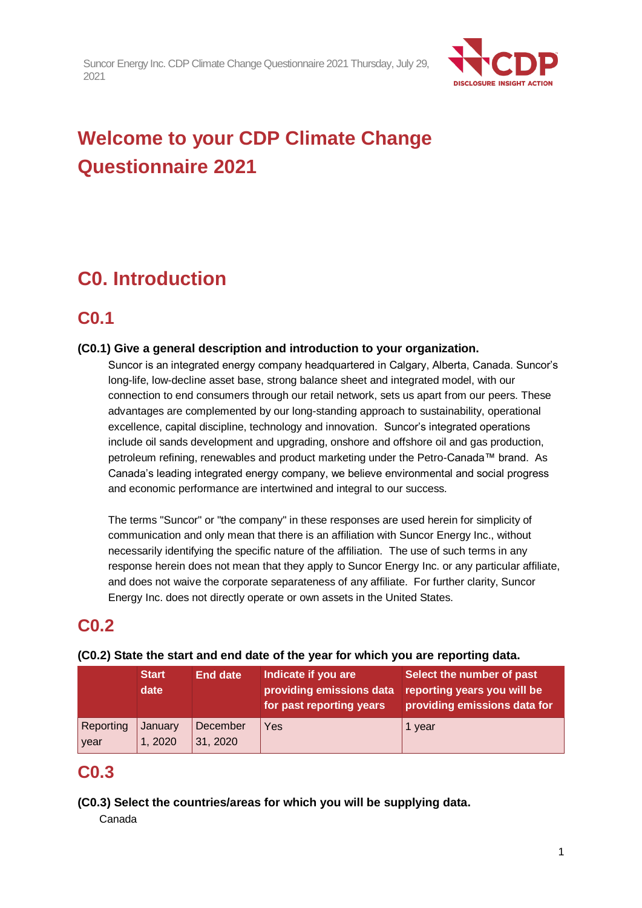# Welcome to your CDP Climate Change Questionnaire 2021

## C0. Introduction

### C0.1

**(C0.1) Give a general description and introduction to your organization.**

Suncor is an integrated energy company headquartered in Calgary, Alberta, Canada. Suncor's long-life, low-decline asset base, strong balance sheet and integrated model, with our connection to end consumers through our retail network, sets us apart from our peers. These advantages are complemented by our long-standing approach to sustainability, operational excellence, capital discipline, technology and innovation. Suncor's integrated operations include oil sands development and upgrading, onshore and offshore oil and gas production, petroleum refining, renewables and product marketing under the Petro-Canada™ brand. As Canada's leading integrated energy company, we believe environmental and social progress and economic performance are intertwined and integral to our success.

The terms "Suncor" or "the company" in these responses are used herein for simplicity of communication and only mean that there is an affiliation with Suncor Energy Inc., without necessarily identifying the specific nature of the affiliation. The use of such terms in any response herein does not mean that they apply to Suncor Energy Inc. or any particular affiliate, and does not waive the corporate separateness of any affiliate. For further clarity, Suncor Energy Inc. does not directly operate or own assets in the United States.

### C0.2

**(C0.2) State the start and end date of the year for which you are reporting data.**

| | Start date | End date | Indicate if you are providing emissions data for past reporting years | Select the number of past reporting years you will be providing emissions data for |
|---|---|---|---|---|
| Reporting year | January 1, 2020 | December 31, 2020 | Yes | 1 year |

### C0.3

**(C0.3) Select the countries/areas for which you will be supplying data.**

Canada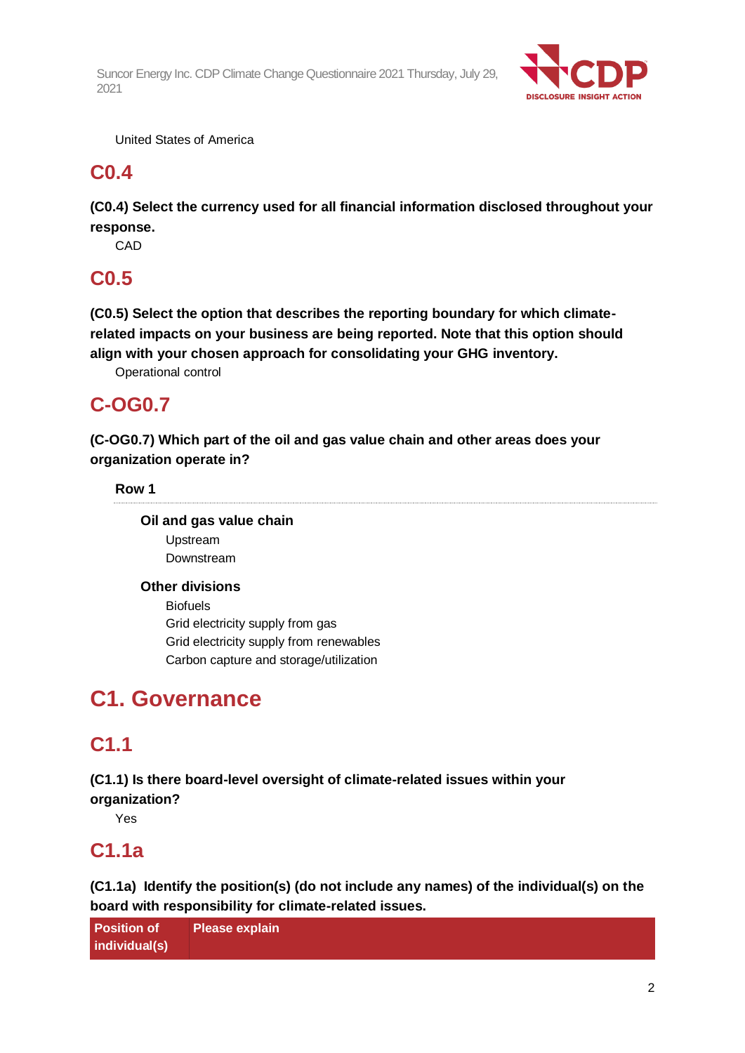United States of America

## C0.4

**(C0.4) Select the currency used for all financial information disclosed throughout your response.**

CAD

## C0.5

**(C0.5) Select the option that describes the reporting boundary for which climate-related impacts on your business are being reported. Note that this option should align with your chosen approach for consolidating your GHG inventory.**

Operational control

## C-OG0.7

**(C-OG0.7) Which part of the oil and gas value chain and other areas does your organization operate in?**

**Row 1**

**Oil and gas value chain**

Upstream
Downstream

**Other divisions**

Biofuels
Grid electricity supply from gas
Grid electricity supply from renewables
Carbon capture and storage/utilization

# C1. Governance

## C1.1

**(C1.1) Is there board-level oversight of climate-related issues within your organization?**

Yes

## C1.1a

**(C1.1a) Identify the position(s) (do not include any names) of the individual(s) on the board with responsibility for climate-related issues.**

| Position of individual(s) | Please explain |
|---|---|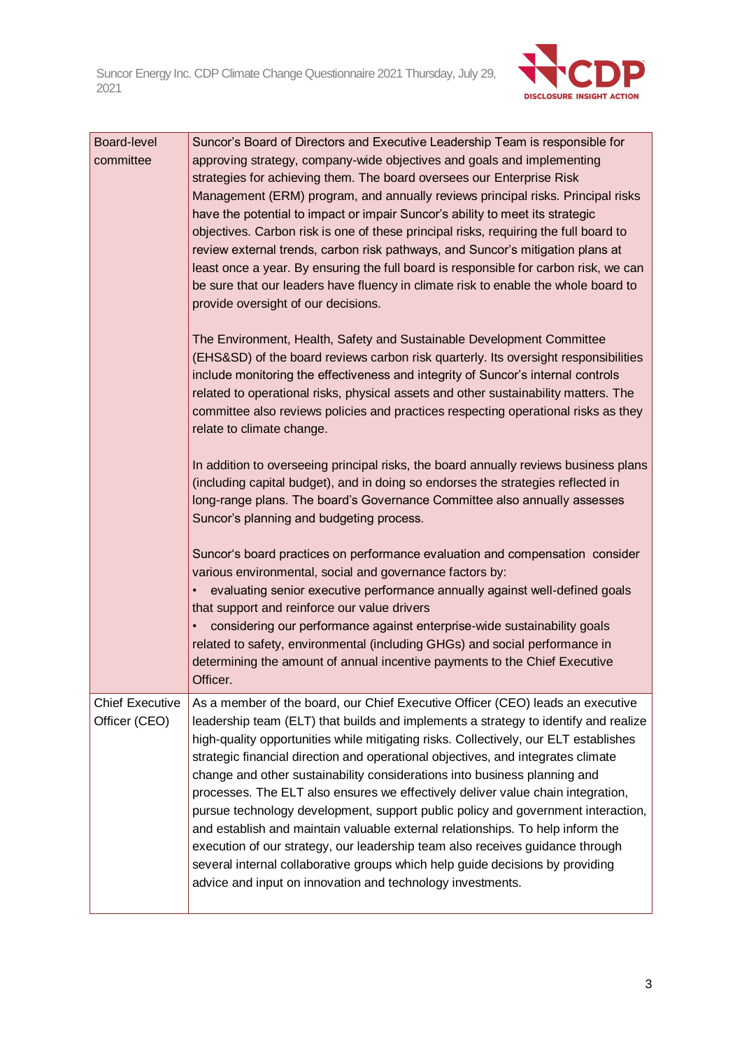| | |
|---|---|
| Board-level committee | Suncor's Board of Directors and Executive Leadership Team is responsible for approving strategy, company-wide objectives and goals and implementing strategies for achieving them. The board oversees our Enterprise Risk Management (ERM) program, and annually reviews principal risks. Principal risks have the potential to impact or impair Suncor's ability to meet its strategic objectives. Carbon risk is one of these principal risks, requiring the full board to review external trends, carbon risk pathways, and Suncor's mitigation plans at least once a year. By ensuring the full board is responsible for carbon risk, we can be sure that our leaders have fluency in climate risk to enable the whole board to provide oversight of our decisions.<br><br>The Environment, Health, Safety and Sustainable Development Committee (EHS&SD) of the board reviews carbon risk quarterly. Its oversight responsibilities include monitoring the effectiveness and integrity of Suncor's internal controls related to operational risks, physical assets and other sustainability matters. The committee also reviews policies and practices respecting operational risks as they relate to climate change.<br><br>In addition to overseeing principal risks, the board annually reviews business plans (including capital budget), and in doing so endorses the strategies reflected in long-range plans. The board's Governance Committee also annually assesses Suncor's planning and budgeting process.<br><br>Suncor's board practices on performance evaluation and compensation consider various environmental, social and governance factors by:<br>• evaluating senior executive performance annually against well-defined goals that support and reinforce our value drivers<br>• considering our performance against enterprise-wide sustainability goals related to safety, environmental (including GHGs) and social performance in determining the amount of annual incentive payments to the Chief Executive Officer. |
| Chief Executive Officer (CEO) | As a member of the board, our Chief Executive Officer (CEO) leads an executive leadership team (ELT) that builds and implements a strategy to identify and realize high-quality opportunities while mitigating risks. Collectively, our ELT establishes strategic financial direction and operational objectives, and integrates climate change and other sustainability considerations into business planning and processes. The ELT also ensures we effectively deliver value chain integration, pursue technology development, support public policy and government interaction, and establish and maintain valuable external relationships. To help inform the execution of our strategy, our leadership team also receives guidance through several internal collaborative groups which help guide decisions by providing advice and input on innovation and technology investments. |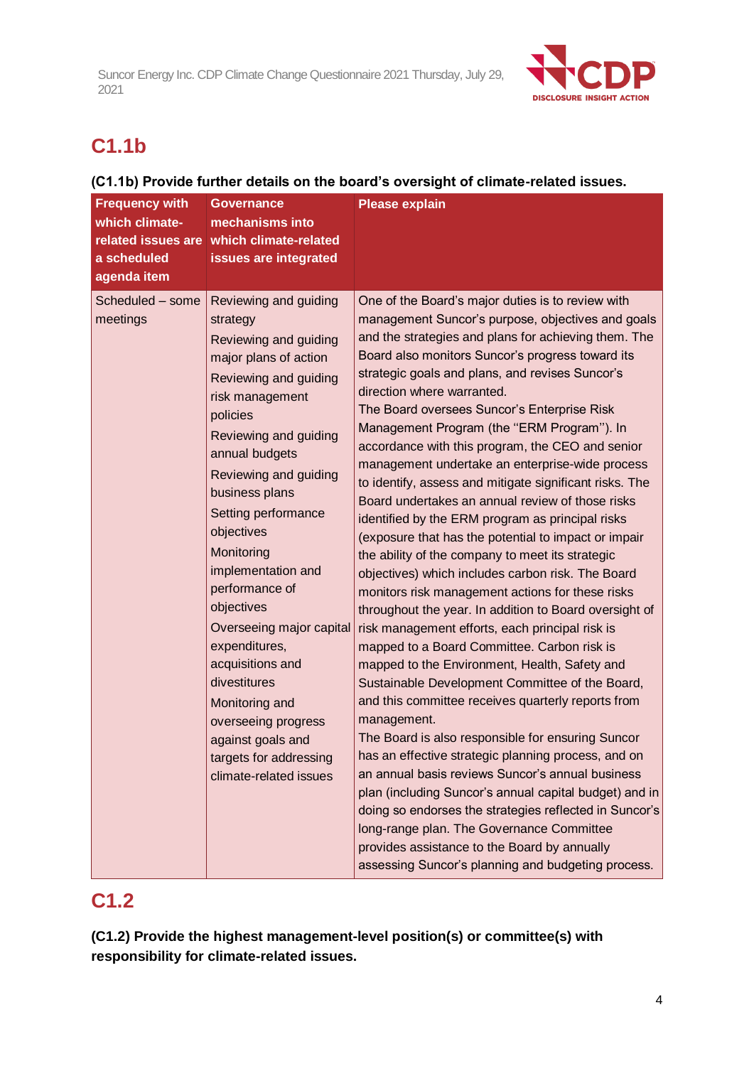## C1.1b

**(C1.1b) Provide further details on the board's oversight of climate-related issues.**

| Frequency with which climate-related issues are a scheduled agenda item | Governance mechanisms into which climate-related issues are integrated | Please explain |
|---|---|---|
| Scheduled – some meetings | Reviewing and guiding strategy<br>Reviewing and guiding major plans of action<br>Reviewing and guiding risk management policies<br>Reviewing and guiding annual budgets<br>Reviewing and guiding business plans<br>Setting performance objectives<br>Monitoring implementation and performance of objectives<br>Overseeing major capital expenditures, acquisitions and divestitures<br>Monitoring and overseeing progress against goals and targets for addressing climate-related issues | One of the Board's major duties is to review with management Suncor's purpose, objectives and goals and the strategies and plans for achieving them. The Board also monitors Suncor's progress toward its strategic goals and plans, and revises Suncor's direction where warranted.<br>The Board oversees Suncor's Enterprise Risk Management Program (the "ERM Program"). In accordance with this program, the CEO and senior management undertake an enterprise-wide process to identify, assess and mitigate significant risks. The Board undertakes an annual review of those risks identified by the ERM program as principal risks (exposure that has the potential to impact or impair the ability of the company to meet its strategic objectives) which includes carbon risk. The Board monitors risk management actions for these risks throughout the year. In addition to Board oversight of risk management efforts, each principal risk is mapped to a Board Committee. Carbon risk is mapped to the Environment, Health, Safety and Sustainable Development Committee of the Board, and this committee receives quarterly reports from management.<br>The Board is also responsible for ensuring Suncor has an effective strategic planning process, and on an annual basis reviews Suncor's annual business plan (including Suncor's annual capital budget) and in doing so endorses the strategies reflected in Suncor's long-range plan. The Governance Committee provides assistance to the Board by annually assessing Suncor's planning and budgeting process. |

## C1.2

**(C1.2) Provide the highest management-level position(s) or committee(s) with responsibility for climate-related issues.**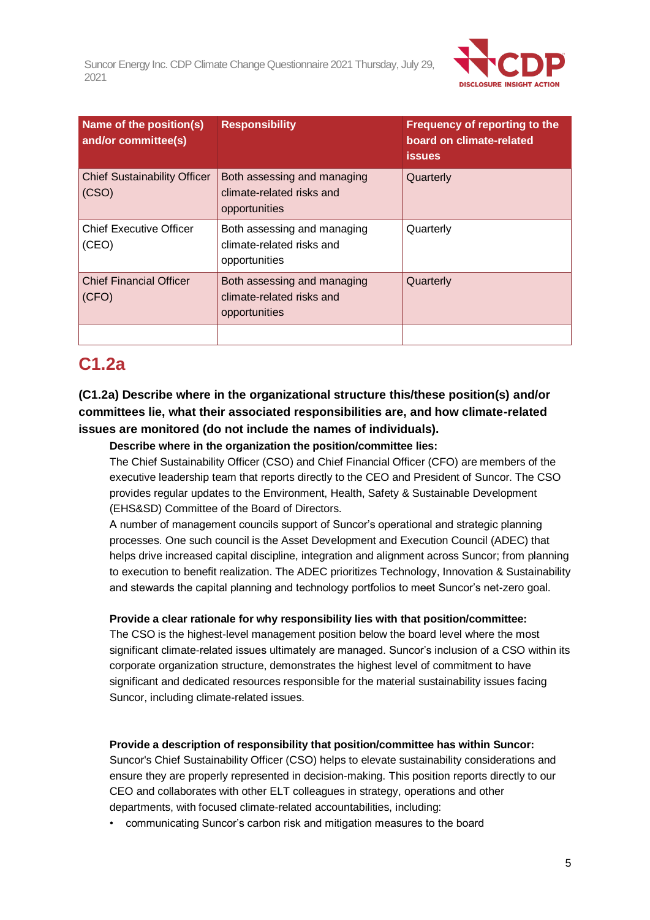| Name of the position(s) and/or committee(s) | Responsibility | Frequency of reporting to the board on climate-related issues |
| --- | --- | --- |
| Chief Sustainability Officer (CSO) | Both assessing and managing climate-related risks and opportunities | Quarterly |
| Chief Executive Officer (CEO) | Both assessing and managing climate-related risks and opportunities | Quarterly |
| Chief Financial Officer (CFO) | Both assessing and managing climate-related risks and opportunities | Quarterly |
| | | |

## C1.2a

**(C1.2a) Describe where in the organizational structure this/these position(s) and/or committees lie, what their associated responsibilities are, and how climate-related issues are monitored (do not include the names of individuals).**

**Describe where in the organization the position/committee lies:**

The Chief Sustainability Officer (CSO) and Chief Financial Officer (CFO) are members of the executive leadership team that reports directly to the CEO and President of Suncor. The CSO provides regular updates to the Environment, Health, Safety & Sustainable Development (EHS&SD) Committee of the Board of Directors.

A number of management councils support of Suncor's operational and strategic planning processes. One such council is the Asset Development and Execution Council (ADEC) that helps drive increased capital discipline, integration and alignment across Suncor; from planning to execution to benefit realization. The ADEC prioritizes Technology, Innovation & Sustainability and stewards the capital planning and technology portfolios to meet Suncor's net-zero goal.

**Provide a clear rationale for why responsibility lies with that position/committee:**

The CSO is the highest-level management position below the board level where the most significant climate-related issues ultimately are managed. Suncor's inclusion of a CSO within its corporate organization structure, demonstrates the highest level of commitment to have significant and dedicated resources responsible for the material sustainability issues facing Suncor, including climate-related issues.

**Provide a description of responsibility that position/committee has within Suncor:**

Suncor's Chief Sustainability Officer (CSO) helps to elevate sustainability considerations and ensure they are properly represented in decision-making. This position reports directly to our CEO and collaborates with other ELT colleagues in strategy, operations and other departments, with focused climate-related accountabilities, including:

- communicating Suncor's carbon risk and mitigation measures to the board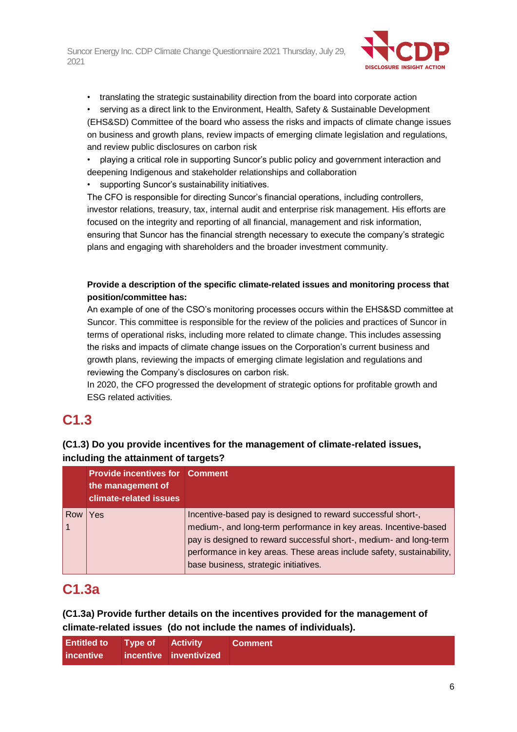- translating the strategic sustainability direction from the board into corporate action
- serving as a direct link to the Environment, Health, Safety & Sustainable Development (EHS&SD) Committee of the board who assess the risks and impacts of climate change issues on business and growth plans, review impacts of emerging climate legislation and regulations, and review public disclosures on carbon risk
- playing a critical role in supporting Suncor's public policy and government interaction and deepening Indigenous and stakeholder relationships and collaboration
- supporting Suncor's sustainability initiatives.

The CFO is responsible for directing Suncor's financial operations, including controllers, investor relations, treasury, tax, internal audit and enterprise risk management. His efforts are focused on the integrity and reporting of all financial, management and risk information, ensuring that Suncor has the financial strength necessary to execute the company's strategic plans and engaging with shareholders and the broader investment community.

**Provide a description of the specific climate-related issues and monitoring process that position/committee has:**

An example of one of the CSO's monitoring processes occurs within the EHS&SD committee at Suncor. This committee is responsible for the review of the policies and practices of Suncor in terms of operational risks, including more related to climate change. This includes assessing the risks and impacts of climate change issues on the Corporation's current business and growth plans, reviewing the impacts of emerging climate legislation and regulations and reviewing the Company's disclosures on carbon risk.

In 2020, the CFO progressed the development of strategic options for profitable growth and ESG related activities.

## C1.3

### (C1.3) Do you provide incentives for the management of climate-related issues, including the attainment of targets?

| | Provide incentives for the management of climate-related issues | Comment |
|---|---|---|
| Row 1 | Yes | Incentive-based pay is designed to reward successful short-, medium-, and long-term performance in key areas. Incentive-based pay is designed to reward successful short-, medium- and long-term performance in key areas. These areas include safety, sustainability, base business, strategic initiatives. |

## C1.3a

### (C1.3a) Provide further details on the incentives provided for the management of climate-related issues (do not include the names of individuals).

| Entitled to incentive | Type of incentive | Activity inventivized | Comment |
|---|---|---|---|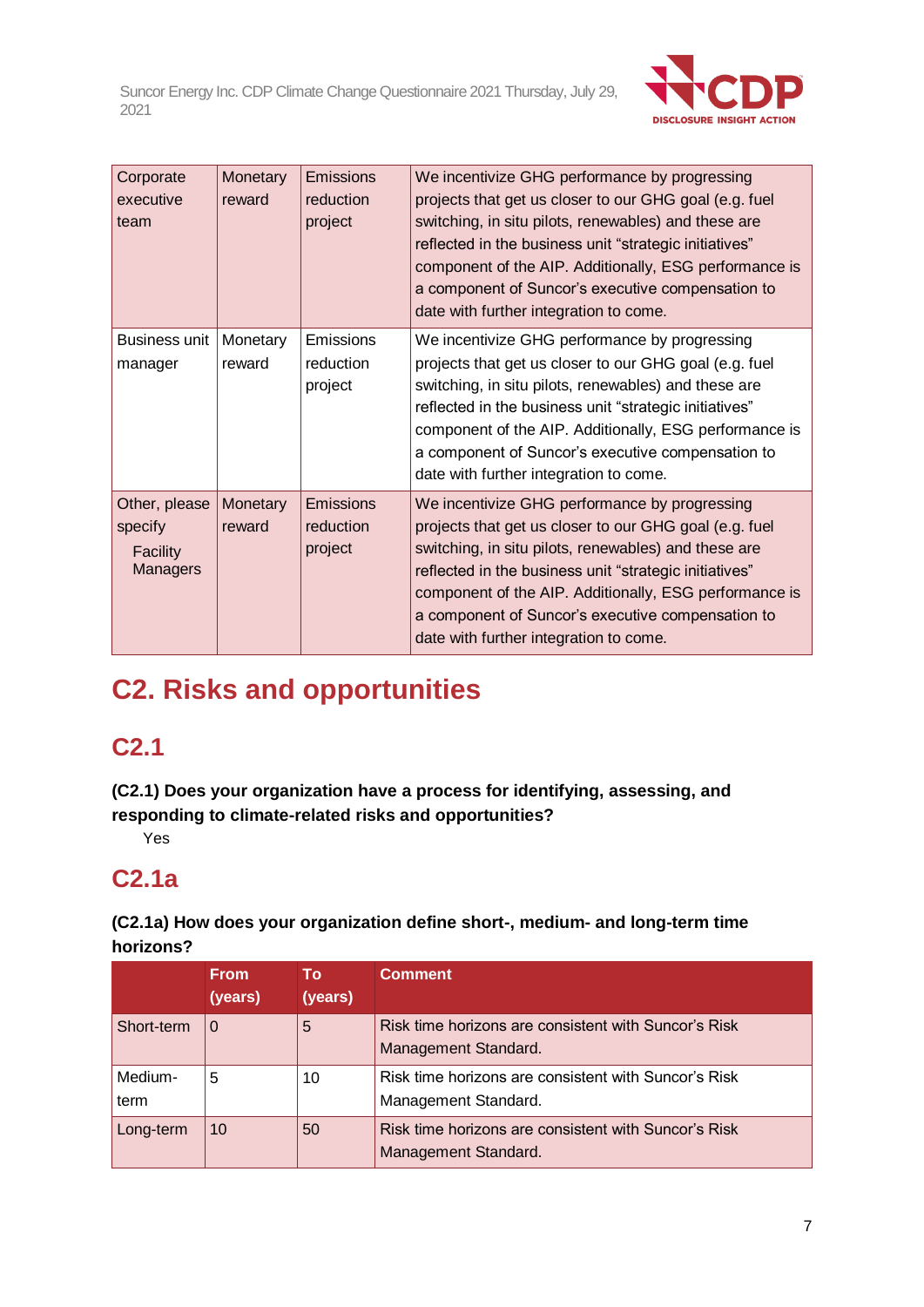| Corporate executive team | Monetary reward | Emissions reduction project | We incentivize GHG performance by progressing projects that get us closer to our GHG goal (e.g. fuel switching, in situ pilots, renewables) and these are reflected in the business unit “strategic initiatives” component of the AIP. Additionally, ESG performance is a component of Suncor’s executive compensation to date with further integration to come. |
|---|---|---|---|
| Business unit manager | Monetary reward | Emissions reduction project | We incentivize GHG performance by progressing projects that get us closer to our GHG goal (e.g. fuel switching, in situ pilots, renewables) and these are reflected in the business unit “strategic initiatives” component of the AIP. Additionally, ESG performance is a component of Suncor’s executive compensation to date with further integration to come. |
| Other, please specify<br>Facility Managers | Monetary reward | Emissions reduction project | We incentivize GHG performance by progressing projects that get us closer to our GHG goal (e.g. fuel switching, in situ pilots, renewables) and these are reflected in the business unit “strategic initiatives” component of the AIP. Additionally, ESG performance is a component of Suncor’s executive compensation to date with further integration to come. |

# C2. Risks and opportunities

## C2.1

**(C2.1) Does your organization have a process for identifying, assessing, and responding to climate-related risks and opportunities?**

Yes

## C2.1a

**(C2.1a) How does your organization define short-, medium- and long-term time horizons?**

| | From (years) | To (years) | Comment |
|---|---|---|---|
| Short-term | 0 | 5 | Risk time horizons are consistent with Suncor’s Risk Management Standard. |
| Medium-term | 5 | 10 | Risk time horizons are consistent with Suncor’s Risk Management Standard. |
| Long-term | 10 | 50 | Risk time horizons are consistent with Suncor’s Risk Management Standard. |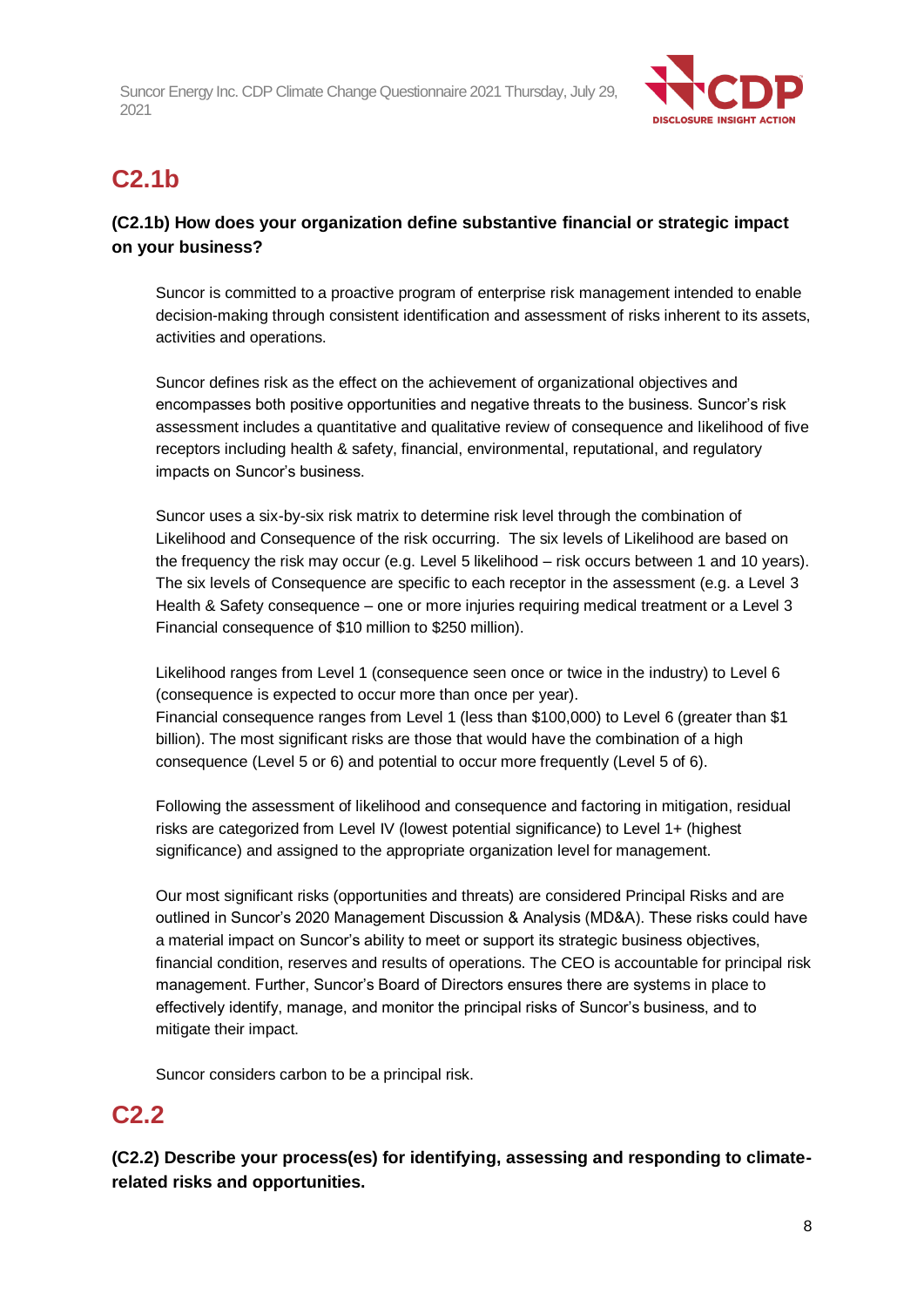## C2.1b

**(C2.1b) How does your organization define substantive financial or strategic impact on your business?**

Suncor is committed to a proactive program of enterprise risk management intended to enable decision-making through consistent identification and assessment of risks inherent to its assets, activities and operations.

Suncor defines risk as the effect on the achievement of organizational objectives and encompasses both positive opportunities and negative threats to the business. Suncor's risk assessment includes a quantitative and qualitative review of consequence and likelihood of five receptors including health & safety, financial, environmental, reputational, and regulatory impacts on Suncor's business.

Suncor uses a six-by-six risk matrix to determine risk level through the combination of Likelihood and Consequence of the risk occurring. The six levels of Likelihood are based on the frequency the risk may occur (e.g. Level 5 likelihood – risk occurs between 1 and 10 years). The six levels of Consequence are specific to each receptor in the assessment (e.g. a Level 3 Health & Safety consequence – one or more injuries requiring medical treatment or a Level 3 Financial consequence of $10 million to $250 million).

Likelihood ranges from Level 1 (consequence seen once or twice in the industry) to Level 6 (consequence is expected to occur more than once per year).
Financial consequence ranges from Level 1 (less than $100,000) to Level 6 (greater than $1 billion). The most significant risks are those that would have the combination of a high consequence (Level 5 or 6) and potential to occur more frequently (Level 5 of 6).

Following the assessment of likelihood and consequence and factoring in mitigation, residual risks are categorized from Level IV (lowest potential significance) to Level 1+ (highest significance) and assigned to the appropriate organization level for management.

Our most significant risks (opportunities and threats) are considered Principal Risks and are outlined in Suncor's 2020 Management Discussion & Analysis (MD&A). These risks could have a material impact on Suncor's ability to meet or support its strategic business objectives, financial condition, reserves and results of operations. The CEO is accountable for principal risk management. Further, Suncor's Board of Directors ensures there are systems in place to effectively identify, manage, and monitor the principal risks of Suncor's business, and to mitigate their impact.

Suncor considers carbon to be a principal risk.

## C2.2

**(C2.2) Describe your process(es) for identifying, assessing and responding to climate-related risks and opportunities.**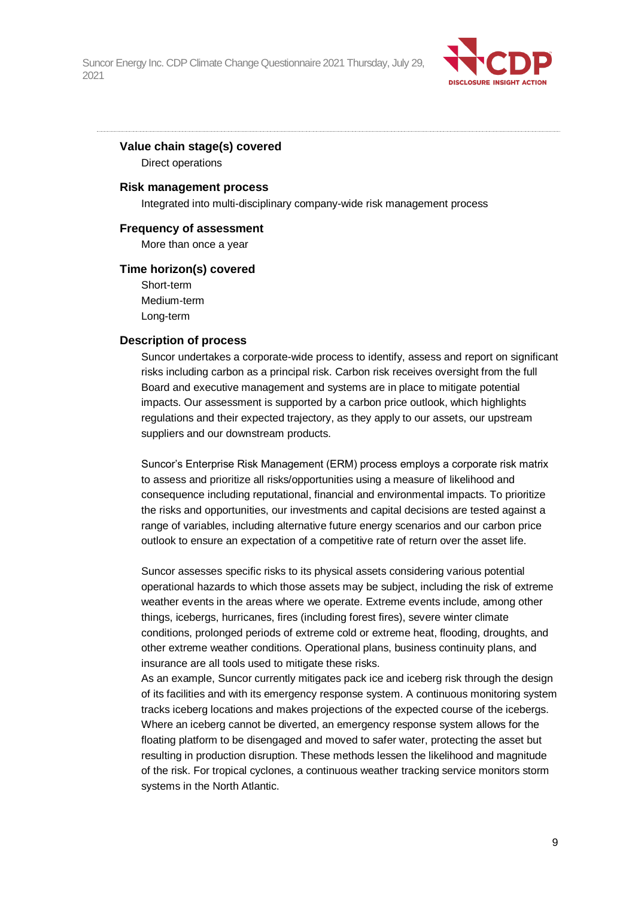**Value chain stage(s) covered**

Direct operations

**Risk management process**

Integrated into multi-disciplinary company-wide risk management process

**Frequency of assessment**

More than once a year

**Time horizon(s) covered**

Short-term
Medium-term
Long-term

**Description of process**

Suncor undertakes a corporate-wide process to identify, assess and report on significant risks including carbon as a principal risk. Carbon risk receives oversight from the full Board and executive management and systems are in place to mitigate potential impacts. Our assessment is supported by a carbon price outlook, which highlights regulations and their expected trajectory, as they apply to our assets, our upstream suppliers and our downstream products.

Suncor's Enterprise Risk Management (ERM) process employs a corporate risk matrix to assess and prioritize all risks/opportunities using a measure of likelihood and consequence including reputational, financial and environmental impacts. To prioritize the risks and opportunities, our investments and capital decisions are tested against a range of variables, including alternative future energy scenarios and our carbon price outlook to ensure an expectation of a competitive rate of return over the asset life.

Suncor assesses specific risks to its physical assets considering various potential operational hazards to which those assets may be subject, including the risk of extreme weather events in the areas where we operate. Extreme events include, among other things, icebergs, hurricanes, fires (including forest fires), severe winter climate conditions, prolonged periods of extreme cold or extreme heat, flooding, droughts, and other extreme weather conditions. Operational plans, business continuity plans, and insurance are all tools used to mitigate these risks.
As an example, Suncor currently mitigates pack ice and iceberg risk through the design of its facilities and with its emergency response system. A continuous monitoring system tracks iceberg locations and makes projections of the expected course of the icebergs. Where an iceberg cannot be diverted, an emergency response system allows for the floating platform to be disengaged and moved to safer water, protecting the asset but resulting in production disruption. These methods lessen the likelihood and magnitude of the risk. For tropical cyclones, a continuous weather tracking service monitors storm systems in the North Atlantic.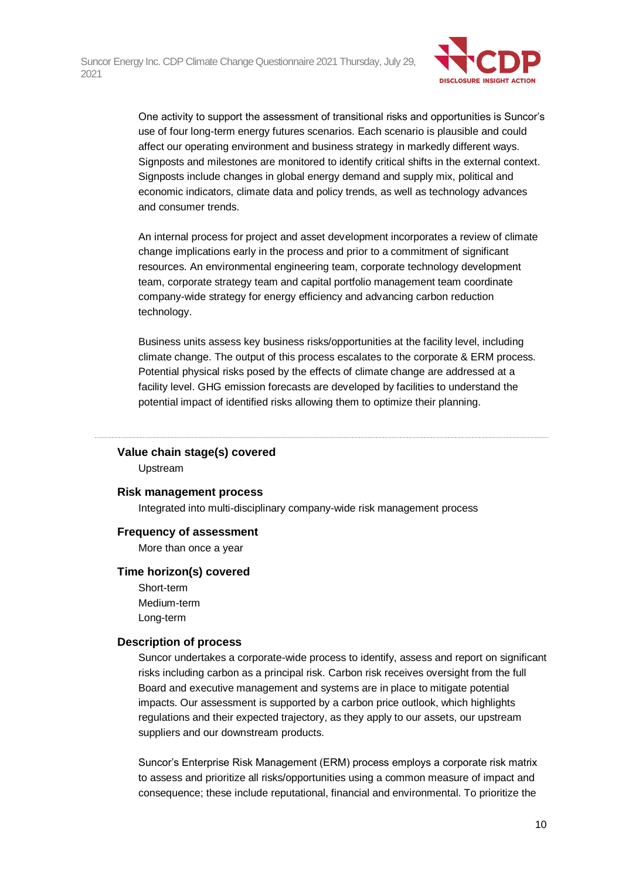One activity to support the assessment of transitional risks and opportunities is Suncor's use of four long-term energy futures scenarios. Each scenario is plausible and could affect our operating environment and business strategy in markedly different ways. Signposts and milestones are monitored to identify critical shifts in the external context. Signposts include changes in global energy demand and supply mix, political and economic indicators, climate data and policy trends, as well as technology advances and consumer trends.

An internal process for project and asset development incorporates a review of climate change implications early in the process and prior to a commitment of significant resources. An environmental engineering team, corporate technology development team, corporate strategy team and capital portfolio management team coordinate company-wide strategy for energy efficiency and advancing carbon reduction technology.

Business units assess key business risks/opportunities at the facility level, including climate change. The output of this process escalates to the corporate & ERM process. Potential physical risks posed by the effects of climate change are addressed at a facility level. GHG emission forecasts are developed by facilities to understand the potential impact of identified risks allowing them to optimize their planning.

---

**Value chain stage(s) covered**

Upstream

**Risk management process**

Integrated into multi-disciplinary company-wide risk management process

**Frequency of assessment**

More than once a year

**Time horizon(s) covered**

Short-term
Medium-term
Long-term

**Description of process**

Suncor undertakes a corporate-wide process to identify, assess and report on significant risks including carbon as a principal risk. Carbon risk receives oversight from the full Board and executive management and systems are in place to mitigate potential impacts. Our assessment is supported by a carbon price outlook, which highlights regulations and their expected trajectory, as they apply to our assets, our upstream suppliers and our downstream products.

Suncor's Enterprise Risk Management (ERM) process employs a corporate risk matrix to assess and prioritize all risks/opportunities using a common measure of impact and consequence; these include reputational, financial and environmental. To prioritize the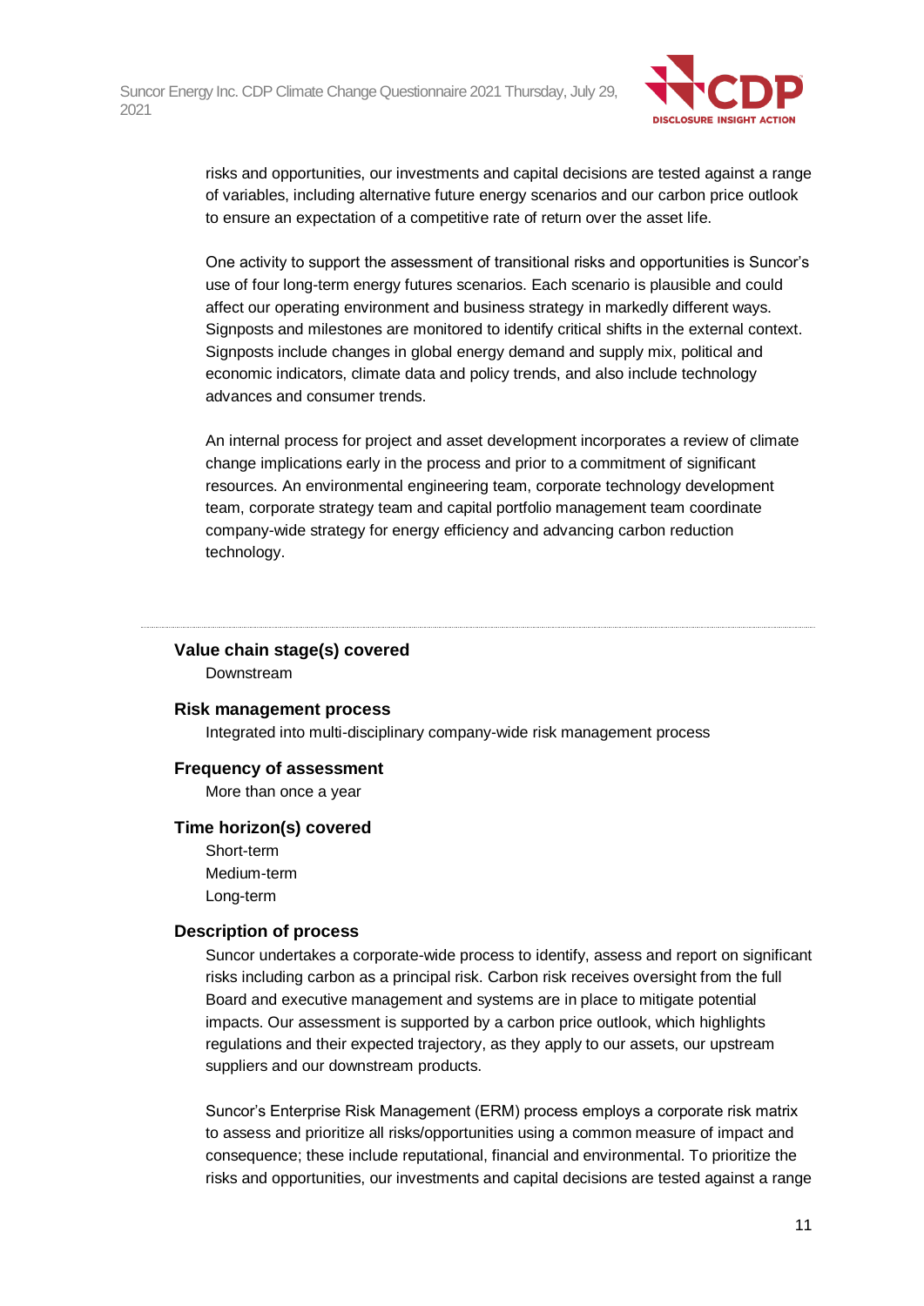risks and opportunities, our investments and capital decisions are tested against a range of variables, including alternative future energy scenarios and our carbon price outlook to ensure an expectation of a competitive rate of return over the asset life.

One activity to support the assessment of transitional risks and opportunities is Suncor's use of four long-term energy futures scenarios. Each scenario is plausible and could affect our operating environment and business strategy in markedly different ways. Signposts and milestones are monitored to identify critical shifts in the external context. Signposts include changes in global energy demand and supply mix, political and economic indicators, climate data and policy trends, and also include technology advances and consumer trends.

An internal process for project and asset development incorporates a review of climate change implications early in the process and prior to a commitment of significant resources. An environmental engineering team, corporate technology development team, corporate strategy team and capital portfolio management team coordinate company-wide strategy for energy efficiency and advancing carbon reduction technology.

---

**Value chain stage(s) covered**

Downstream

**Risk management process**

Integrated into multi-disciplinary company-wide risk management process

**Frequency of assessment**

More than once a year

**Time horizon(s) covered**

Short-term
Medium-term
Long-term

**Description of process**

Suncor undertakes a corporate-wide process to identify, assess and report on significant risks including carbon as a principal risk. Carbon risk receives oversight from the full Board and executive management and systems are in place to mitigate potential impacts. Our assessment is supported by a carbon price outlook, which highlights regulations and their expected trajectory, as they apply to our assets, our upstream suppliers and our downstream products.

Suncor's Enterprise Risk Management (ERM) process employs a corporate risk matrix to assess and prioritize all risks/opportunities using a common measure of impact and consequence; these include reputational, financial and environmental. To prioritize the risks and opportunities, our investments and capital decisions are tested against a range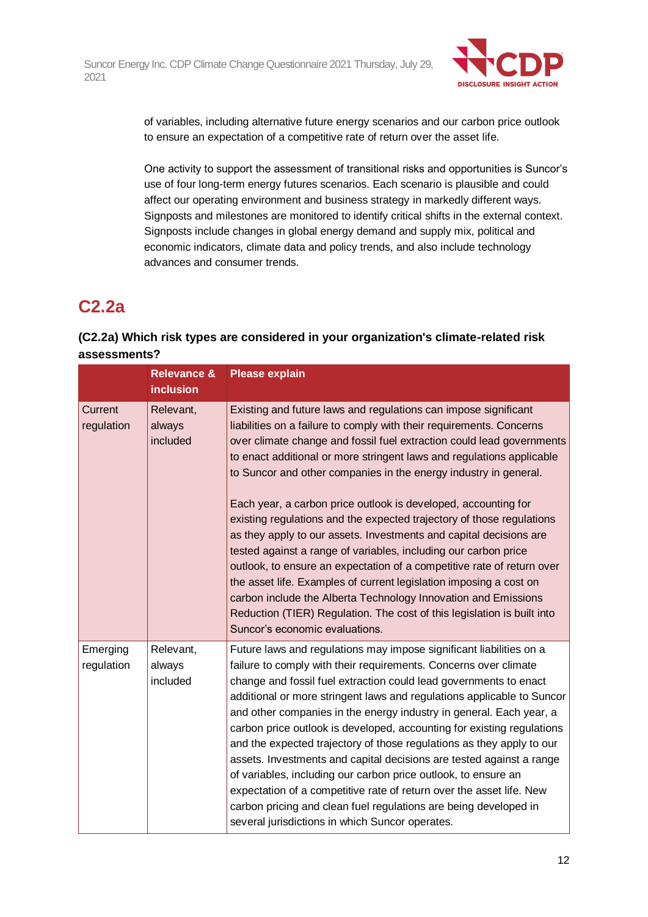of variables, including alternative future energy scenarios and our carbon price outlook to ensure an expectation of a competitive rate of return over the asset life.

One activity to support the assessment of transitional risks and opportunities is Suncor's use of four long-term energy futures scenarios. Each scenario is plausible and could affect our operating environment and business strategy in markedly different ways. Signposts and milestones are monitored to identify critical shifts in the external context. Signposts include changes in global energy demand and supply mix, political and economic indicators, climate data and policy trends, and also include technology advances and consumer trends.

## C2.2a

**(C2.2a) Which risk types are considered in your organization's climate-related risk assessments?**

| | Relevance & inclusion | Please explain |
|---|---|---|
| Current regulation | Relevant, always included | Existing and future laws and regulations can impose significant liabilities on a failure to comply with their requirements. Concerns over climate change and fossil fuel extraction could lead governments to enact additional or more stringent laws and regulations applicable to Suncor and other companies in the energy industry in general.<br><br>Each year, a carbon price outlook is developed, accounting for existing regulations and the expected trajectory of those regulations as they apply to our assets. Investments and capital decisions are tested against a range of variables, including our carbon price outlook, to ensure an expectation of a competitive rate of return over the asset life. Examples of current legislation imposing a cost on carbon include the Alberta Technology Innovation and Emissions Reduction (TIER) Regulation. The cost of this legislation is built into Suncor's economic evaluations. |
| Emerging regulation | Relevant, always included | Future laws and regulations may impose significant liabilities on a failure to comply with their requirements. Concerns over climate change and fossil fuel extraction could lead governments to enact additional or more stringent laws and regulations applicable to Suncor and other companies in the energy industry in general. Each year, a carbon price outlook is developed, accounting for existing regulations and the expected trajectory of those regulations as they apply to our assets. Investments and capital decisions are tested against a range of variables, including our carbon price outlook, to ensure an expectation of a competitive rate of return over the asset life. New carbon pricing and clean fuel regulations are being developed in several jurisdictions in which Suncor operates. |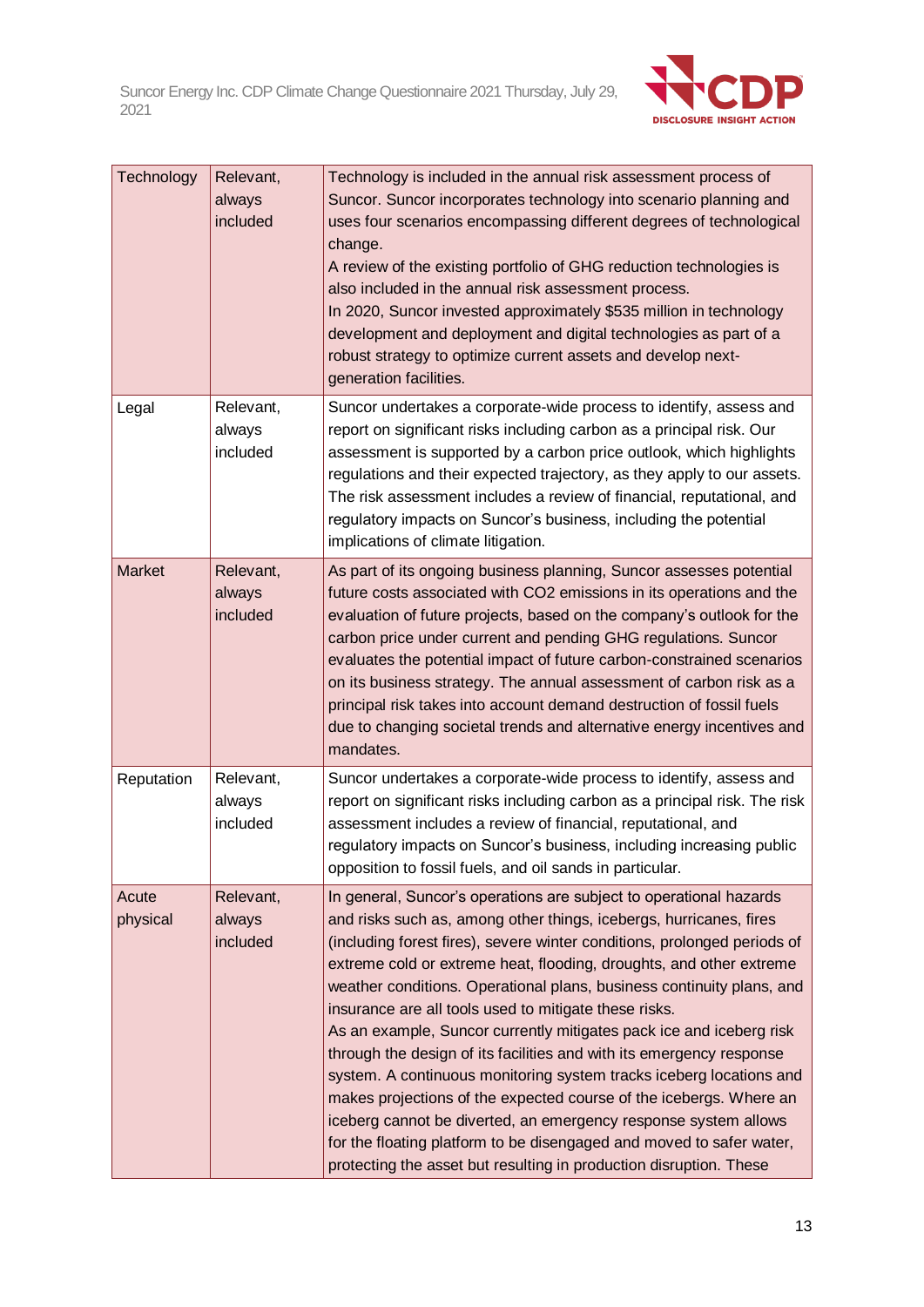| Technology | Relevant, always included | Technology is included in the annual risk assessment process of Suncor. Suncor incorporates technology into scenario planning and uses four scenarios encompassing different degrees of technological change.<br>A review of the existing portfolio of GHG reduction technologies is also included in the annual risk assessment process.<br>In 2020, Suncor invested approximately $535 million in technology development and deployment and digital technologies as part of a robust strategy to optimize current assets and develop next-generation facilities. |
|---|---|---|
| Legal | Relevant, always included | Suncor undertakes a corporate-wide process to identify, assess and report on significant risks including carbon as a principal risk. Our assessment is supported by a carbon price outlook, which highlights regulations and their expected trajectory, as they apply to our assets. The risk assessment includes a review of financial, reputational, and regulatory impacts on Suncor's business, including the potential implications of climate litigation. |
| Market | Relevant, always included | As part of its ongoing business planning, Suncor assesses potential future costs associated with $CO_2$ emissions in its operations and the evaluation of future projects, based on the company's outlook for the carbon price under current and pending GHG regulations. Suncor evaluates the potential impact of future carbon-constrained scenarios on its business strategy. The annual assessment of carbon risk as a principal risk takes into account demand destruction of fossil fuels due to changing societal trends and alternative energy incentives and mandates. |
| Reputation | Relevant, always included | Suncor undertakes a corporate-wide process to identify, assess and report on significant risks including carbon as a principal risk. The risk assessment includes a review of financial, reputational, and regulatory impacts on Suncor's business, including increasing public opposition to fossil fuels, and oil sands in particular. |
| Acute physical | Relevant, always included | In general, Suncor's operations are subject to operational hazards and risks such as, among other things, icebergs, hurricanes, fires (including forest fires), severe winter conditions, prolonged periods of extreme cold or extreme heat, flooding, droughts, and other extreme weather conditions. Operational plans, business continuity plans, and insurance are all tools used to mitigate these risks.<br>As an example, Suncor currently mitigates pack ice and iceberg risk through the design of its facilities and with its emergency response system. A continuous monitoring system tracks iceberg locations and makes projections of the expected course of the icebergs. Where an iceberg cannot be diverted, an emergency response system allows for the floating platform to be disengaged and moved to safer water, protecting the asset but resulting in production disruption. These |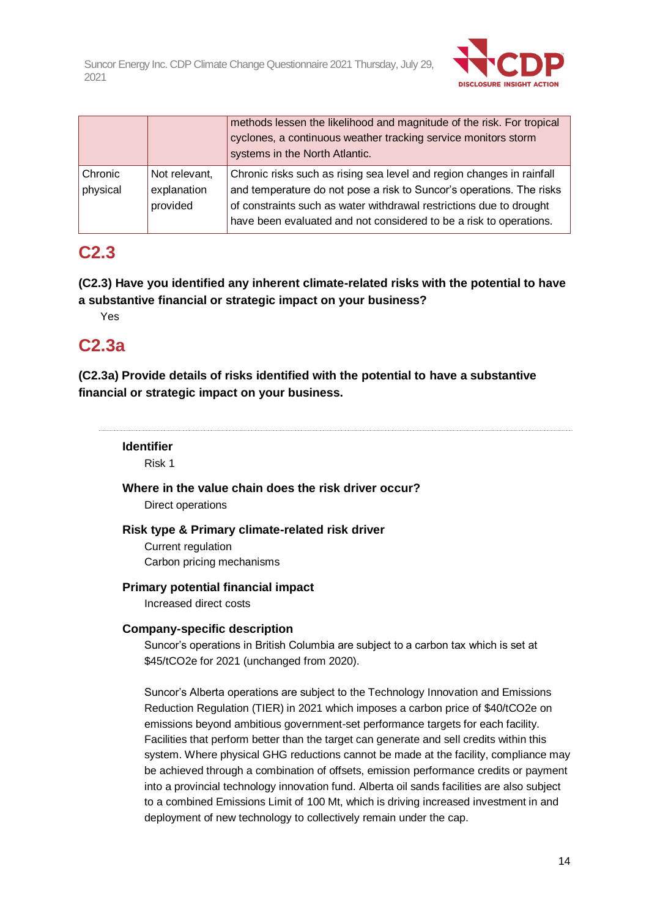|  |  | methods lessen the likelihood and magnitude of the risk. For tropical cyclones, a continuous weather tracking service monitors storm systems in the North Atlantic. |
|---|---|---|
| Chronic physical | Not relevant, explanation provided | Chronic risks such as rising sea level and region changes in rainfall and temperature do not pose a risk to Suncor's operations. The risks of constraints such as water withdrawal restrictions due to drought have been evaluated and not considered to be a risk to operations. |

## C2.3

**(C2.3) Have you identified any inherent climate-related risks with the potential to have a substantive financial or strategic impact on your business?**

Yes

## C2.3a

**(C2.3a) Provide details of risks identified with the potential to have a substantive financial or strategic impact on your business.**

---

**Identifier**

Risk 1

**Where in the value chain does the risk driver occur?**

Direct operations

**Risk type & Primary climate-related risk driver**

Current regulation
Carbon pricing mechanisms

**Primary potential financial impact**

Increased direct costs

**Company-specific description**

Suncor's operations in British Columbia are subject to a carbon tax which is set at $45/tCO2e for 2021 (unchanged from 2020).

Suncor's Alberta operations are subject to the Technology Innovation and Emissions Reduction Regulation (TIER) in 2021 which imposes a carbon price of $40/tCO2e on emissions beyond ambitious government-set performance targets for each facility. Facilities that perform better than the target can generate and sell credits within this system. Where physical GHG reductions cannot be made at the facility, compliance may be achieved through a combination of offsets, emission performance credits or payment into a provincial technology innovation fund. Alberta oil sands facilities are also subject to a combined Emissions Limit of 100 Mt, which is driving increased investment in and deployment of new technology to collectively remain under the cap.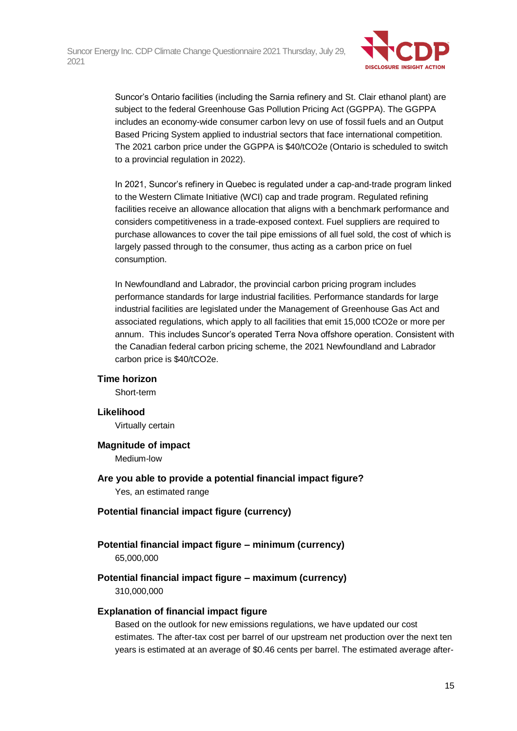Suncor's Ontario facilities (including the Sarnia refinery and St. Clair ethanol plant) are subject to the federal Greenhouse Gas Pollution Pricing Act (GGPPA). The GGPPA includes an economy-wide consumer carbon levy on use of fossil fuels and an Output Based Pricing System applied to industrial sectors that face international competition. The 2021 carbon price under the GGPPA is $40/tCO2e (Ontario is scheduled to switch to a provincial regulation in 2022).

In 2021, Suncor's refinery in Quebec is regulated under a cap-and-trade program linked to the Western Climate Initiative (WCI) cap and trade program. Regulated refining facilities receive an allowance allocation that aligns with a benchmark performance and considers competitiveness in a trade-exposed context. Fuel suppliers are required to purchase allowances to cover the tail pipe emissions of all fuel sold, the cost of which is largely passed through to the consumer, thus acting as a carbon price on fuel consumption.

In Newfoundland and Labrador, the provincial carbon pricing program includes performance standards for large industrial facilities. Performance standards for large industrial facilities are legislated under the Management of Greenhouse Gas Act and associated regulations, which apply to all facilities that emit 15,000 tCO2e or more per annum. This includes Suncor's operated Terra Nova offshore operation. Consistent with the Canadian federal carbon pricing scheme, the 2021 Newfoundland and Labrador carbon price is $40/tCO2e.

**Time horizon**

Short-term

**Likelihood**

Virtually certain

**Magnitude of impact**

Medium-low

**Are you able to provide a potential financial impact figure?**

Yes, an estimated range

**Potential financial impact figure (currency)**

**Potential financial impact figure – minimum (currency)**

65,000,000

**Potential financial impact figure – maximum (currency)**

310,000,000

**Explanation of financial impact figure**

Based on the outlook for new emissions regulations, we have updated our cost estimates. The after-tax cost per barrel of our upstream net production over the next ten years is estimated at an average of $0.46 cents per barrel. The estimated average after-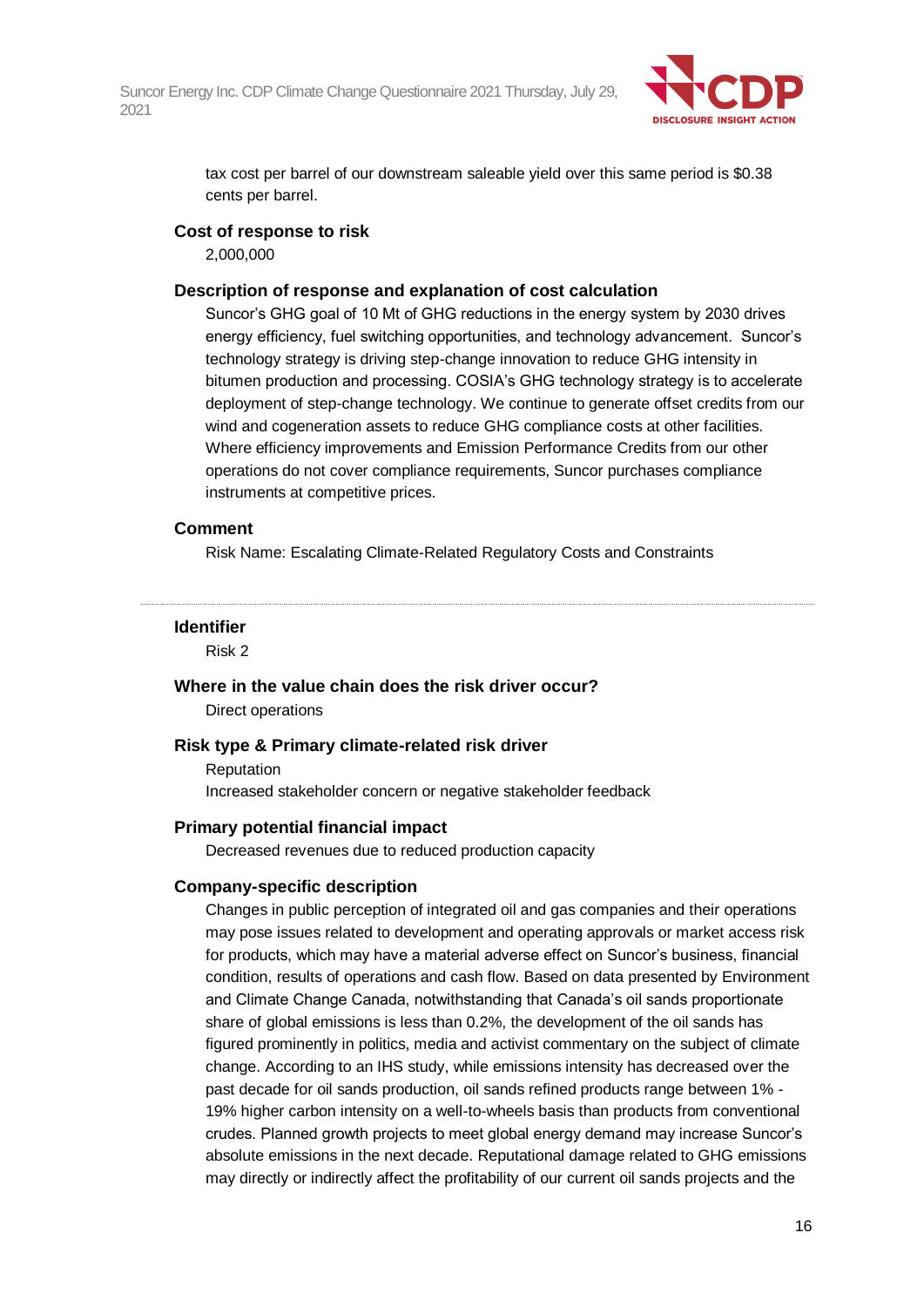tax cost per barrel of our downstream saleable yield over this same period is $0.38 cents per barrel.

**Cost of response to risk**

2,000,000

**Description of response and explanation of cost calculation**

Suncor's GHG goal of 10 Mt of GHG reductions in the energy system by 2030 drives energy efficiency, fuel switching opportunities, and technology advancement. Suncor's technology strategy is driving step-change innovation to reduce GHG intensity in bitumen production and processing. COSIA's GHG technology strategy is to accelerate deployment of step-change technology. We continue to generate offset credits from our wind and cogeneration assets to reduce GHG compliance costs at other facilities. Where efficiency improvements and Emission Performance Credits from our other operations do not cover compliance requirements, Suncor purchases compliance instruments at competitive prices.

**Comment**

Risk Name: Escalating Climate-Related Regulatory Costs and Constraints

---

**Identifier**

Risk 2

**Where in the value chain does the risk driver occur?**

Direct operations

**Risk type & Primary climate-related risk driver**

Reputation

Increased stakeholder concern or negative stakeholder feedback

**Primary potential financial impact**

Decreased revenues due to reduced production capacity

**Company-specific description**

Changes in public perception of integrated oil and gas companies and their operations may pose issues related to development and operating approvals or market access risk for products, which may have a material adverse effect on Suncor's business, financial condition, results of operations and cash flow. Based on data presented by Environment and Climate Change Canada, notwithstanding that Canada's oil sands proportionate share of global emissions is less than 0.2%, the development of the oil sands has figured prominently in politics, media and activist commentary on the subject of climate change. According to an IHS study, while emissions intensity has decreased over the past decade for oil sands production, oil sands refined products range between 1% - 19% higher carbon intensity on a well-to-wheels basis than products from conventional crudes. Planned growth projects to meet global energy demand may increase Suncor's absolute emissions in the next decade. Reputational damage related to GHG emissions may directly or indirectly affect the profitability of our current oil sands projects and the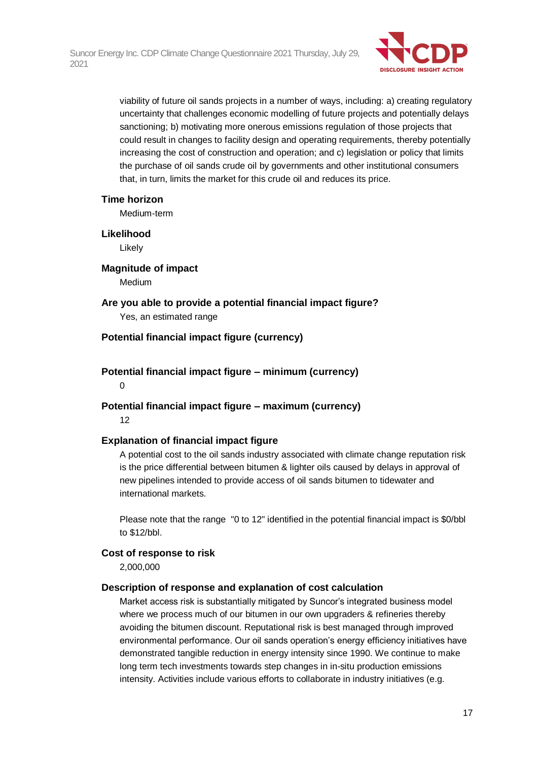viability of future oil sands projects in a number of ways, including: a) creating regulatory uncertainty that challenges economic modelling of future projects and potentially delays sanctioning; b) motivating more onerous emissions regulation of those projects that could result in changes to facility design and operating requirements, thereby potentially increasing the cost of construction and operation; and c) legislation or policy that limits the purchase of oil sands crude oil by governments and other institutional consumers that, in turn, limits the market for this crude oil and reduces its price.

**Time horizon**

Medium-term

**Likelihood**

Likely

**Magnitude of impact**

Medium

**Are you able to provide a potential financial impact figure?**

Yes, an estimated range

**Potential financial impact figure (currency)**

**Potential financial impact figure – minimum (currency)**

0

**Potential financial impact figure – maximum (currency)**

12

**Explanation of financial impact figure**

A potential cost to the oil sands industry associated with climate change reputation risk is the price differential between bitumen & lighter oils caused by delays in approval of new pipelines intended to provide access of oil sands bitumen to tidewater and international markets.

Please note that the range "0 to 12" identified in the potential financial impact is $0/bbl to $12/bbl.

**Cost of response to risk**

2,000,000

**Description of response and explanation of cost calculation**

Market access risk is substantially mitigated by Suncor's integrated business model where we process much of our bitumen in our own upgraders & refineries thereby avoiding the bitumen discount. Reputational risk is best managed through improved environmental performance. Our oil sands operation's energy efficiency initiatives have demonstrated tangible reduction in energy intensity since 1990. We continue to make long term tech investments towards step changes in in-situ production emissions intensity. Activities include various efforts to collaborate in industry initiatives (e.g.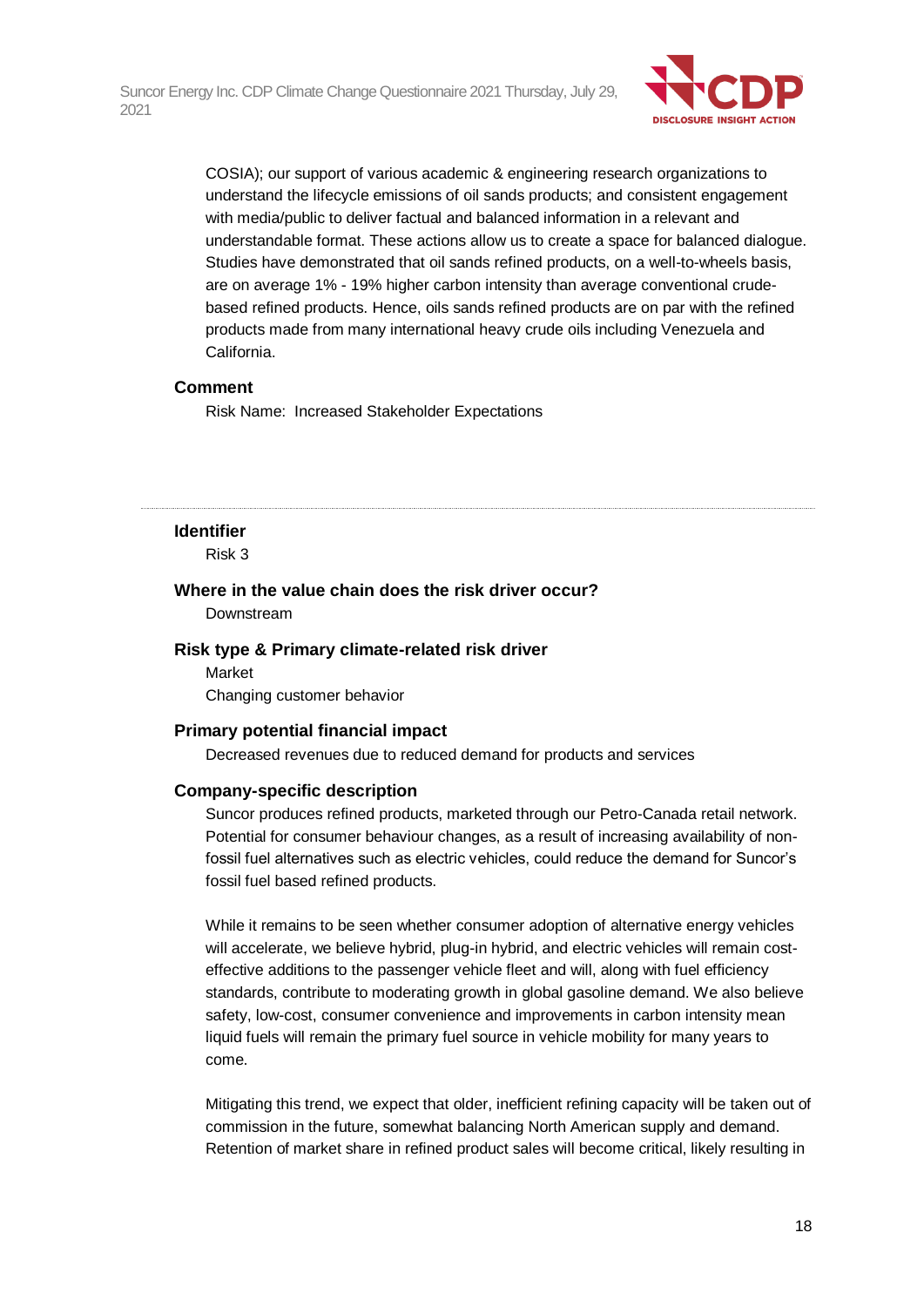COSIA); our support of various academic & engineering research organizations to understand the lifecycle emissions of oil sands products; and consistent engagement with media/public to deliver factual and balanced information in a relevant and understandable format. These actions allow us to create a space for balanced dialogue. Studies have demonstrated that oil sands refined products, on a well-to-wheels basis, are on average 1% - 19% higher carbon intensity than average conventional crude-based refined products. Hence, oils sands refined products are on par with the refined products made from many international heavy crude oils including Venezuela and California.

**Comment**

Risk Name: Increased Stakeholder Expectations

---

**Identifier**

Risk 3

**Where in the value chain does the risk driver occur?**

Downstream

**Risk type & Primary climate-related risk driver**

Market

Changing customer behavior

**Primary potential financial impact**

Decreased revenues due to reduced demand for products and services

**Company-specific description**

Suncor produces refined products, marketed through our Petro-Canada retail network. Potential for consumer behaviour changes, as a result of increasing availability of non-fossil fuel alternatives such as electric vehicles, could reduce the demand for Suncor's fossil fuel based refined products.

While it remains to be seen whether consumer adoption of alternative energy vehicles will accelerate, we believe hybrid, plug-in hybrid, and electric vehicles will remain cost-effective additions to the passenger vehicle fleet and will, along with fuel efficiency standards, contribute to moderating growth in global gasoline demand. We also believe safety, low-cost, consumer convenience and improvements in carbon intensity mean liquid fuels will remain the primary fuel source in vehicle mobility for many years to come.

Mitigating this trend, we expect that older, inefficient refining capacity will be taken out of commission in the future, somewhat balancing North American supply and demand. Retention of market share in refined product sales will become critical, likely resulting in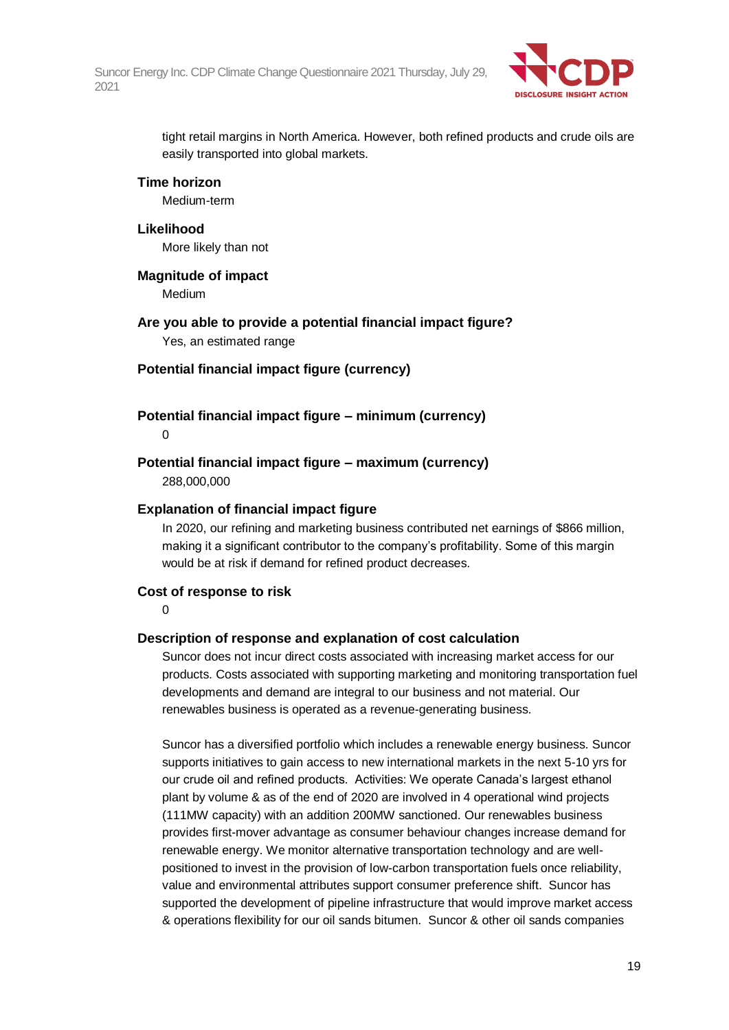tight retail margins in North America. However, both refined products and crude oils are easily transported into global markets.

**Time horizon**

Medium-term

**Likelihood**

More likely than not

**Magnitude of impact**

Medium

**Are you able to provide a potential financial impact figure?**

Yes, an estimated range

**Potential financial impact figure (currency)**

**Potential financial impact figure – minimum (currency)**

0

**Potential financial impact figure – maximum (currency)**

288,000,000

**Explanation of financial impact figure**

In 2020, our refining and marketing business contributed net earnings of $866 million, making it a significant contributor to the company's profitability. Some of this margin would be at risk if demand for refined product decreases.

**Cost of response to risk**

0

**Description of response and explanation of cost calculation**

Suncor does not incur direct costs associated with increasing market access for our products. Costs associated with supporting marketing and monitoring transportation fuel developments and demand are integral to our business and not material. Our renewables business is operated as a revenue-generating business.

Suncor has a diversified portfolio which includes a renewable energy business. Suncor supports initiatives to gain access to new international markets in the next 5-10 yrs for our crude oil and refined products. Activities: We operate Canada's largest ethanol plant by volume & as of the end of 2020 are involved in 4 operational wind projects (111MW capacity) with an addition 200MW sanctioned. Our renewables business provides first-mover advantage as consumer behaviour changes increase demand for renewable energy. We monitor alternative transportation technology and are well-positioned to invest in the provision of low-carbon transportation fuels once reliability, value and environmental attributes support consumer preference shift. Suncor has supported the development of pipeline infrastructure that would improve market access & operations flexibility for our oil sands bitumen. Suncor & other oil sands companies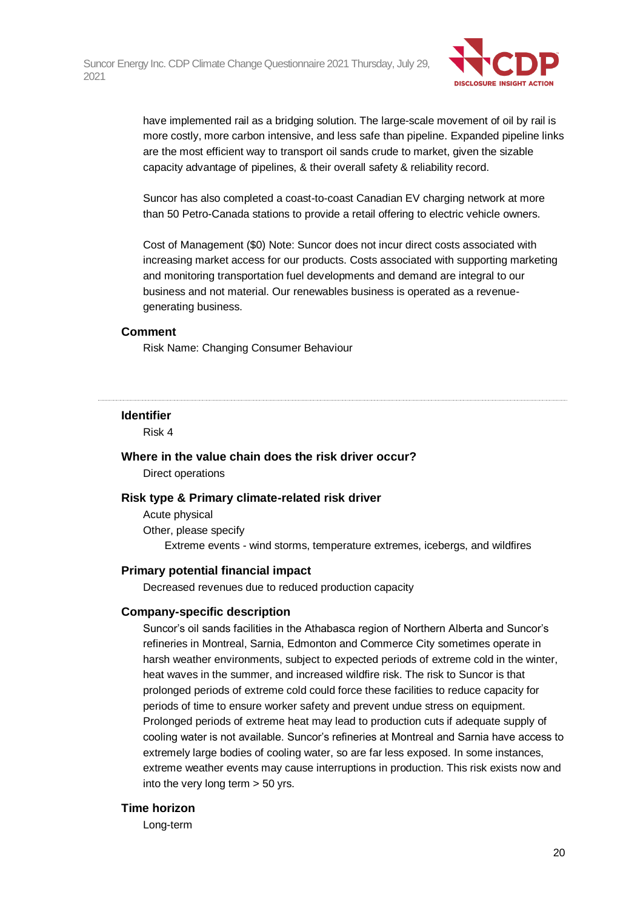have implemented rail as a bridging solution. The large-scale movement of oil by rail is more costly, more carbon intensive, and less safe than pipeline. Expanded pipeline links are the most efficient way to transport oil sands crude to market, given the sizable capacity advantage of pipelines, & their overall safety & reliability record.

Suncor has also completed a coast-to-coast Canadian EV charging network at more than 50 Petro-Canada stations to provide a retail offering to electric vehicle owners.

Cost of Management ($0) Note: Suncor does not incur direct costs associated with increasing market access for our products. Costs associated with supporting marketing and monitoring transportation fuel developments and demand are integral to our business and not material. Our renewables business is operated as a revenue-generating business.

**Comment**

Risk Name: Changing Consumer Behaviour

---

**Identifier**

Risk 4

**Where in the value chain does the risk driver occur?**

Direct operations

**Risk type & Primary climate-related risk driver**

Acute physical

Other, please specify

Extreme events - wind storms, temperature extremes, icebergs, and wildfires

**Primary potential financial impact**

Decreased revenues due to reduced production capacity

**Company-specific description**

Suncor's oil sands facilities in the Athabasca region of Northern Alberta and Suncor's refineries in Montreal, Sarnia, Edmonton and Commerce City sometimes operate in harsh weather environments, subject to expected periods of extreme cold in the winter, heat waves in the summer, and increased wildfire risk. The risk to Suncor is that prolonged periods of extreme cold could force these facilities to reduce capacity for periods of time to ensure worker safety and prevent undue stress on equipment. Prolonged periods of extreme heat may lead to production cuts if adequate supply of cooling water is not available. Suncor's refineries at Montreal and Sarnia have access to extremely large bodies of cooling water, so are far less exposed. In some instances, extreme weather events may cause interruptions in production. This risk exists now and into the very long term > 50 yrs.

**Time horizon**

Long-term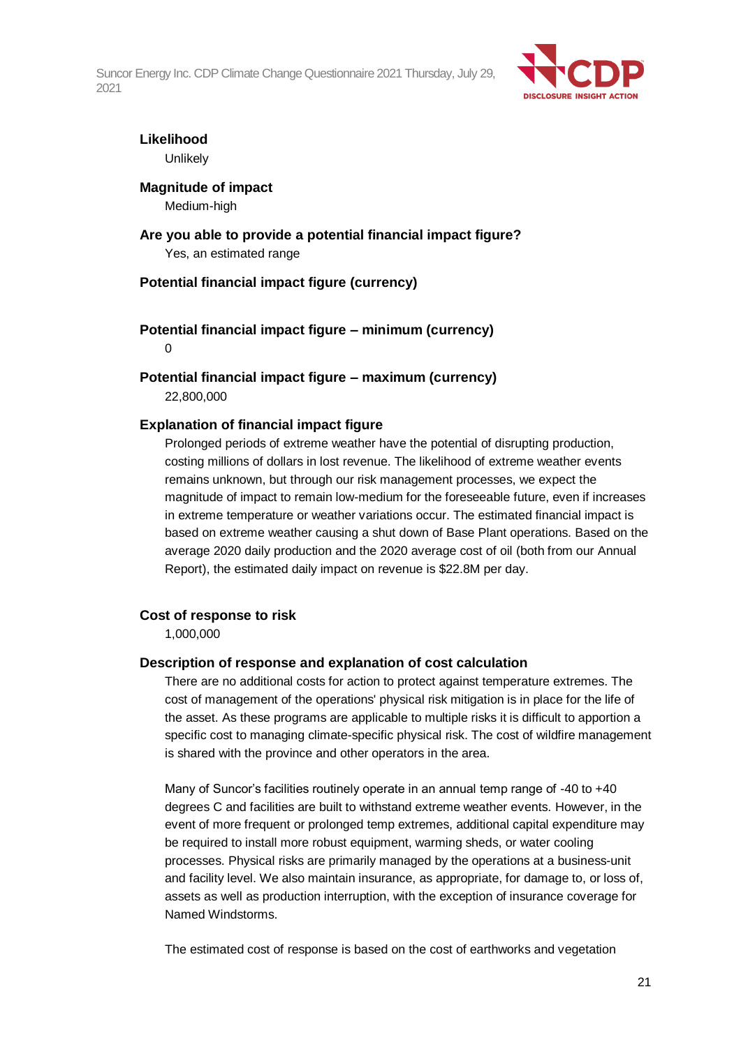**Likelihood**

Unlikely

**Magnitude of impact**

Medium-high

**Are you able to provide a potential financial impact figure?**

Yes, an estimated range

**Potential financial impact figure (currency)**

**Potential financial impact figure – minimum (currency)**

0

**Potential financial impact figure – maximum (currency)**

22,800,000

**Explanation of financial impact figure**

Prolonged periods of extreme weather have the potential of disrupting production, costing millions of dollars in lost revenue. The likelihood of extreme weather events remains unknown, but through our risk management processes, we expect the magnitude of impact to remain low-medium for the foreseeable future, even if increases in extreme temperature or weather variations occur. The estimated financial impact is based on extreme weather causing a shut down of Base Plant operations. Based on the average 2020 daily production and the 2020 average cost of oil (both from our Annual Report), the estimated daily impact on revenue is $22.8M per day.

**Cost of response to risk**

1,000,000

**Description of response and explanation of cost calculation**

There are no additional costs for action to protect against temperature extremes. The cost of management of the operations' physical risk mitigation is in place for the life of the asset. As these programs are applicable to multiple risks it is difficult to apportion a specific cost to managing climate-specific physical risk. The cost of wildfire management is shared with the province and other operators in the area.

Many of Suncor's facilities routinely operate in an annual temp range of -40 to +40 degrees C and facilities are built to withstand extreme weather events. However, in the event of more frequent or prolonged temp extremes, additional capital expenditure may be required to install more robust equipment, warming sheds, or water cooling processes. Physical risks are primarily managed by the operations at a business-unit and facility level. We also maintain insurance, as appropriate, for damage to, or loss of, assets as well as production interruption, with the exception of insurance coverage for Named Windstorms.

The estimated cost of response is based on the cost of earthworks and vegetation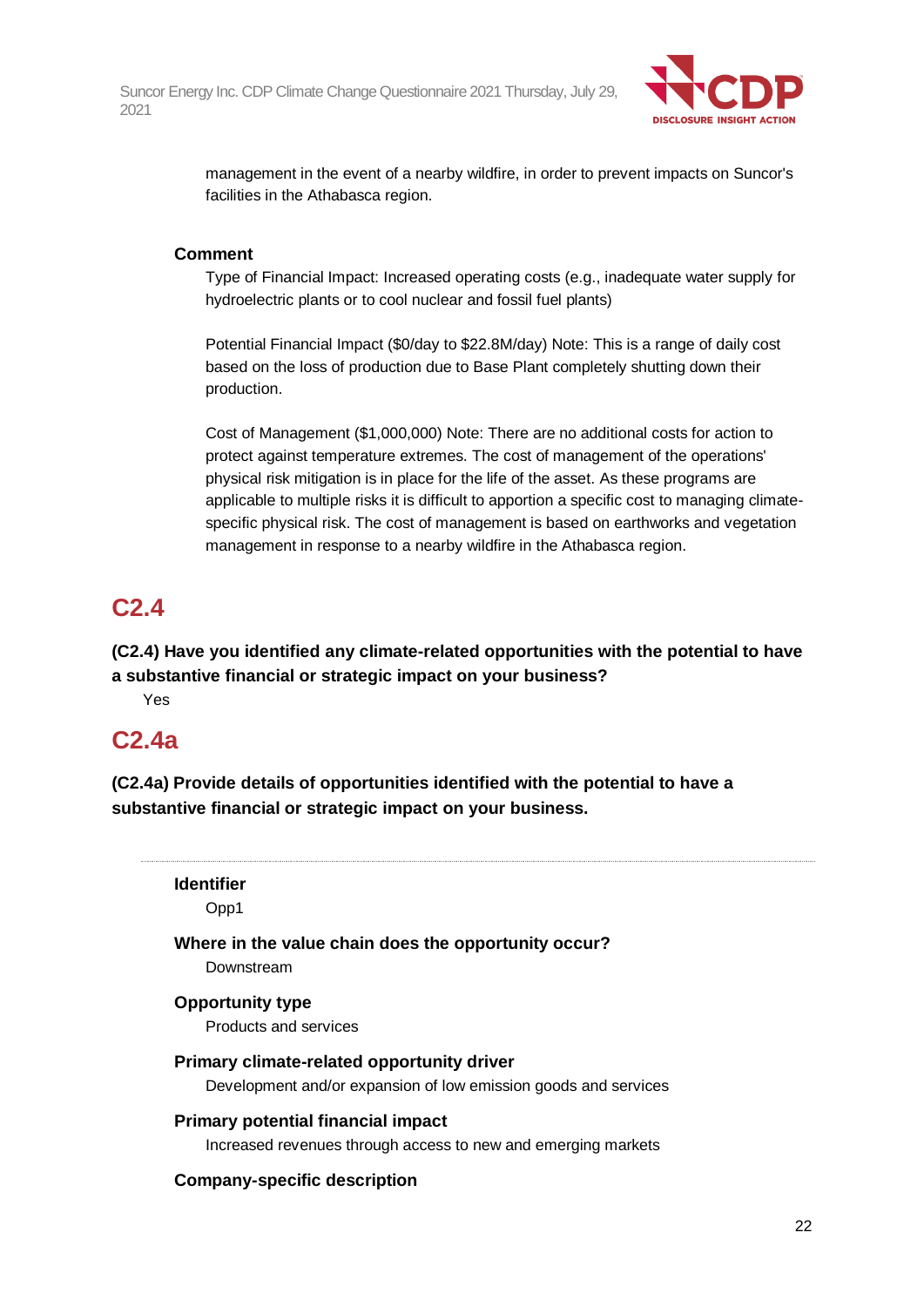management in the event of a nearby wildfire, in order to prevent impacts on Suncor's facilities in the Athabasca region.

**Comment**

Type of Financial Impact: Increased operating costs (e.g., inadequate water supply for hydroelectric plants or to cool nuclear and fossil fuel plants)

Potential Financial Impact ($0/day to $22.8M/day) Note: This is a range of daily cost based on the loss of production due to Base Plant completely shutting down their production.

Cost of Management ($1,000,000) Note: There are no additional costs for action to protect against temperature extremes. The cost of management of the operations' physical risk mitigation is in place for the life of the asset. As these programs are applicable to multiple risks it is difficult to apportion a specific cost to managing climate-specific physical risk. The cost of management is based on earthworks and vegetation management in response to a nearby wildfire in the Athabasca region.

## C2.4

**(C2.4) Have you identified any climate-related opportunities with the potential to have a substantive financial or strategic impact on your business?**

Yes

## C2.4a

**(C2.4a) Provide details of opportunities identified with the potential to have a substantive financial or strategic impact on your business.**

---

**Identifier**

Opp1

**Where in the value chain does the opportunity occur?**

Downstream

**Opportunity type**

Products and services

**Primary climate-related opportunity driver**

Development and/or expansion of low emission goods and services

**Primary potential financial impact**

Increased revenues through access to new and emerging markets

**Company-specific description**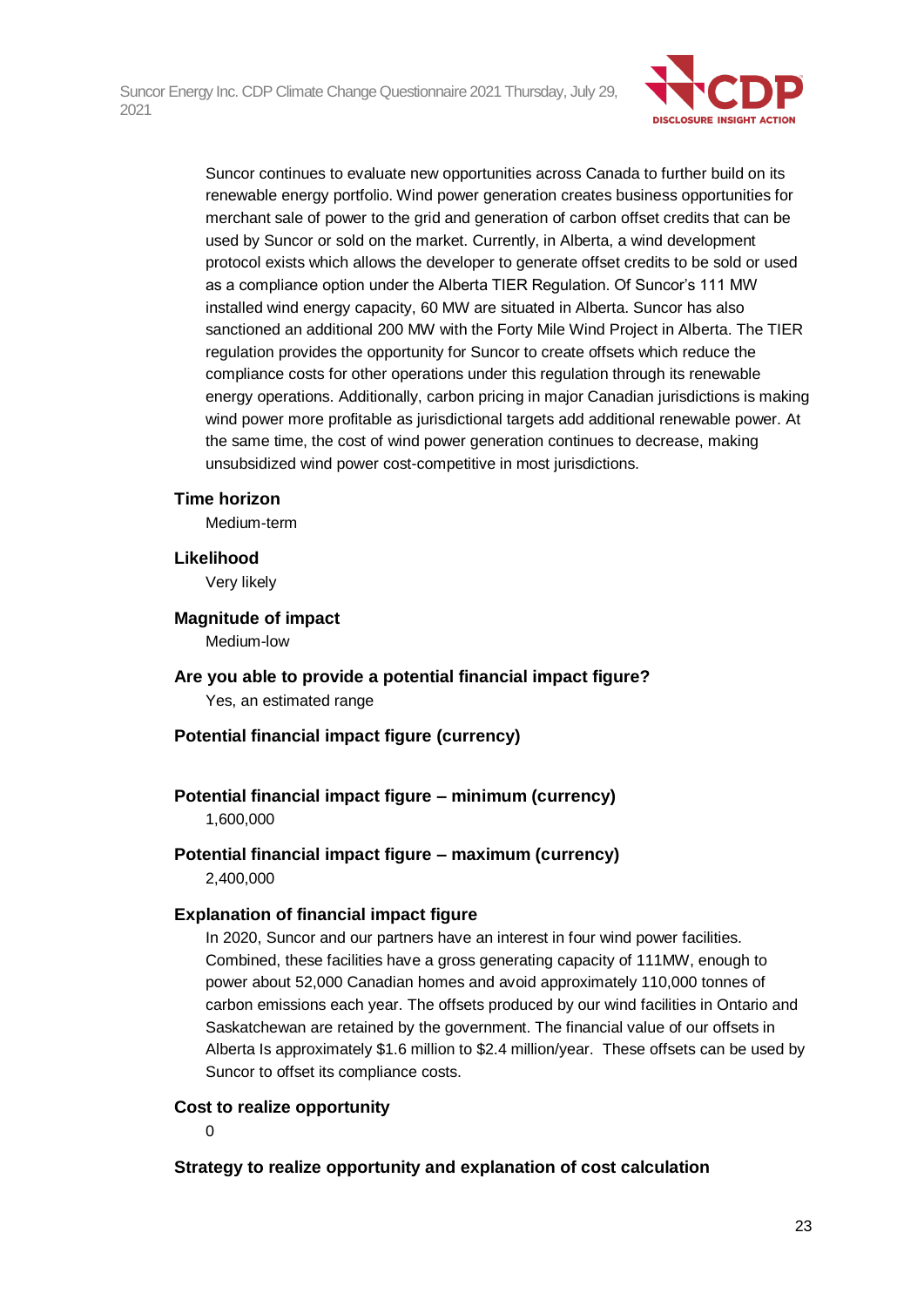Suncor continues to evaluate new opportunities across Canada to further build on its renewable energy portfolio. Wind power generation creates business opportunities for merchant sale of power to the grid and generation of carbon offset credits that can be used by Suncor or sold on the market. Currently, in Alberta, a wind development protocol exists which allows the developer to generate offset credits to be sold or used as a compliance option under the Alberta TIER Regulation. Of Suncor's 111 MW installed wind energy capacity, 60 MW are situated in Alberta. Suncor has also sanctioned an additional 200 MW with the Forty Mile Wind Project in Alberta. The TIER regulation provides the opportunity for Suncor to create offsets which reduce the compliance costs for other operations under this regulation through its renewable energy operations. Additionally, carbon pricing in major Canadian jurisdictions is making wind power more profitable as jurisdictional targets add additional renewable power. At the same time, the cost of wind power generation continues to decrease, making unsubsidized wind power cost-competitive in most jurisdictions.

**Time horizon**

Medium-term

**Likelihood**

Very likely

**Magnitude of impact**

Medium-low

**Are you able to provide a potential financial impact figure?**

Yes, an estimated range

**Potential financial impact figure (currency)**

**Potential financial impact figure – minimum (currency)**

1,600,000

**Potential financial impact figure – maximum (currency)**

2,400,000

**Explanation of financial impact figure**

In 2020, Suncor and our partners have an interest in four wind power facilities. Combined, these facilities have a gross generating capacity of 111MW, enough to power about 52,000 Canadian homes and avoid approximately 110,000 tonnes of carbon emissions each year. The offsets produced by our wind facilities in Ontario and Saskatchewan are retained by the government. The financial value of our offsets in Alberta Is approximately $1.6 million to $2.4 million/year. These offsets can be used by Suncor to offset its compliance costs.

**Cost to realize opportunity**

0

**Strategy to realize opportunity and explanation of cost calculation**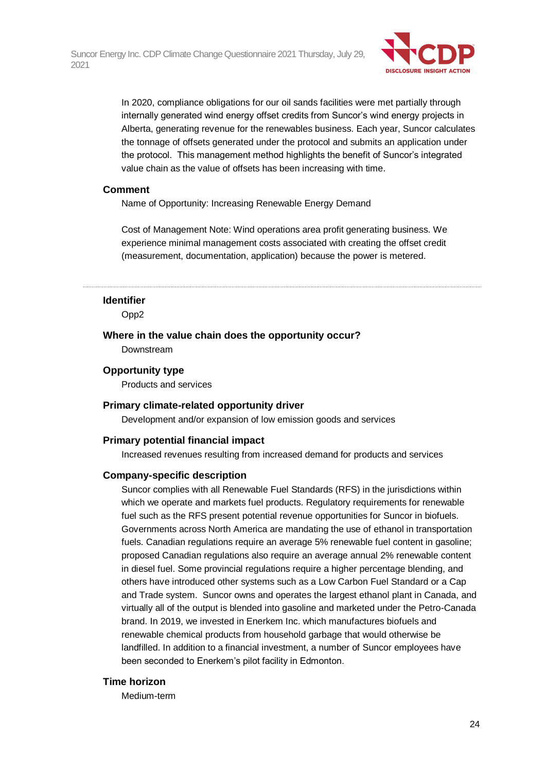In 2020, compliance obligations for our oil sands facilities were met partially through internally generated wind energy offset credits from Suncor's wind energy projects in Alberta, generating revenue for the renewables business. Each year, Suncor calculates the tonnage of offsets generated under the protocol and submits an application under the protocol. This management method highlights the benefit of Suncor's integrated value chain as the value of offsets has been increasing with time.

**Comment**

Name of Opportunity: Increasing Renewable Energy Demand

Cost of Management Note: Wind operations area profit generating business. We experience minimal management costs associated with creating the offset credit (measurement, documentation, application) because the power is metered.

---

**Identifier**

Opp2

**Where in the value chain does the opportunity occur?**

Downstream

**Opportunity type**

Products and services

**Primary climate-related opportunity driver**

Development and/or expansion of low emission goods and services

**Primary potential financial impact**

Increased revenues resulting from increased demand for products and services

**Company-specific description**

Suncor complies with all Renewable Fuel Standards (RFS) in the jurisdictions within which we operate and markets fuel products. Regulatory requirements for renewable fuel such as the RFS present potential revenue opportunities for Suncor in biofuels. Governments across North America are mandating the use of ethanol in transportation fuels. Canadian regulations require an average 5% renewable fuel content in gasoline; proposed Canadian regulations also require an average annual 2% renewable content in diesel fuel. Some provincial regulations require a higher percentage blending, and others have introduced other systems such as a Low Carbon Fuel Standard or a Cap and Trade system. Suncor owns and operates the largest ethanol plant in Canada, and virtually all of the output is blended into gasoline and marketed under the Petro-Canada brand. In 2019, we invested in Enerkem Inc. which manufactures biofuels and renewable chemical products from household garbage that would otherwise be landfilled. In addition to a financial investment, a number of Suncor employees have been seconded to Enerkem's pilot facility in Edmonton.

**Time horizon**

Medium-term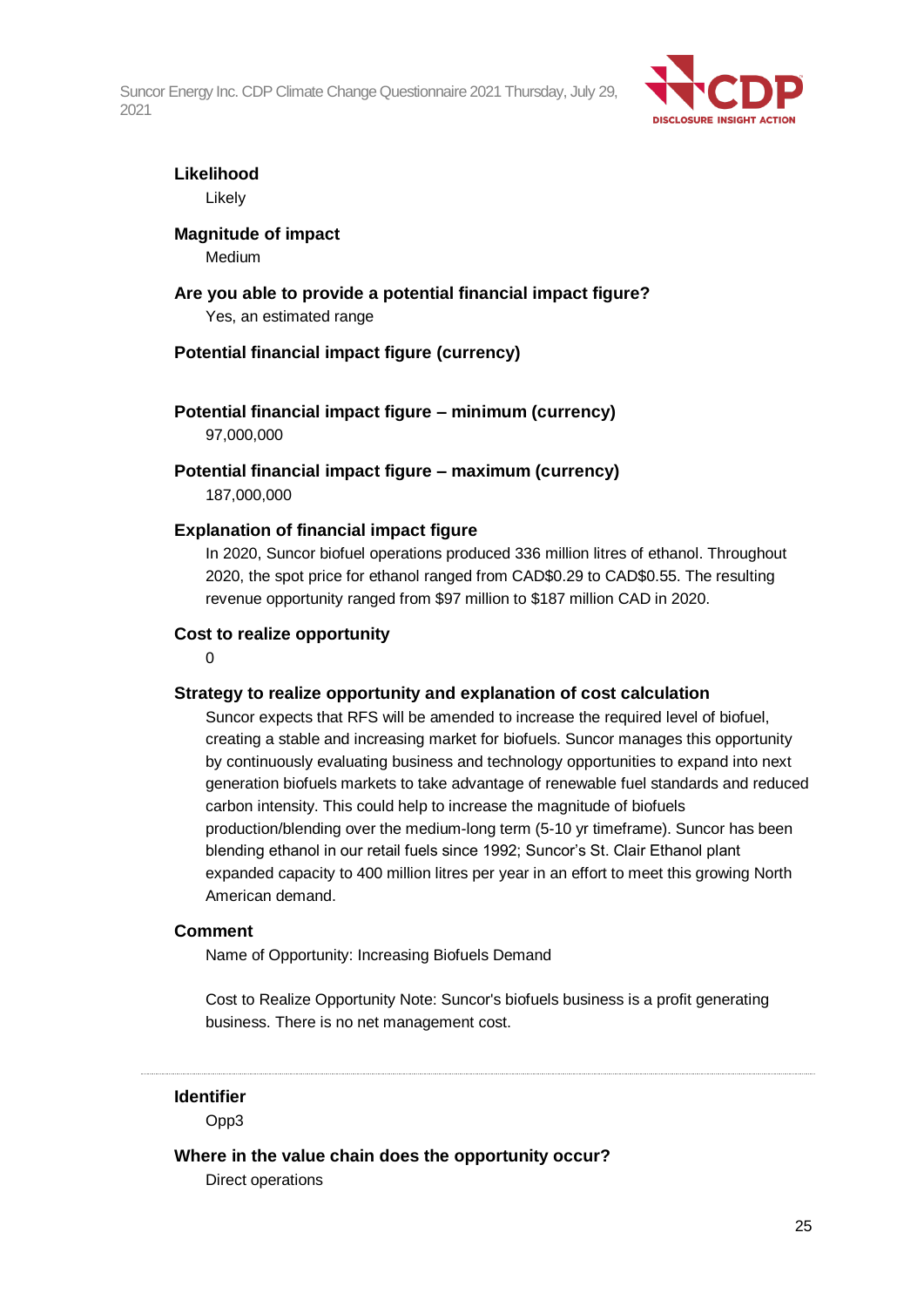**Likelihood**

Likely

**Magnitude of impact**

Medium

**Are you able to provide a potential financial impact figure?**

Yes, an estimated range

**Potential financial impact figure (currency)**

**Potential financial impact figure – minimum (currency)**

97,000,000

**Potential financial impact figure – maximum (currency)**

187,000,000

**Explanation of financial impact figure**

In 2020, Suncor biofuel operations produced 336 million litres of ethanol. Throughout 2020, the spot price for ethanol ranged from CAD$0.29 to CAD$0.55. The resulting revenue opportunity ranged from $97 million to $187 million CAD in 2020.

**Cost to realize opportunity**

0

**Strategy to realize opportunity and explanation of cost calculation**

Suncor expects that RFS will be amended to increase the required level of biofuel, creating a stable and increasing market for biofuels. Suncor manages this opportunity by continuously evaluating business and technology opportunities to expand into next generation biofuels markets to take advantage of renewable fuel standards and reduced carbon intensity. This could help to increase the magnitude of biofuels production/blending over the medium-long term (5-10 yr timeframe). Suncor has been blending ethanol in our retail fuels since 1992; Suncor's St. Clair Ethanol plant expanded capacity to 400 million litres per year in an effort to meet this growing North American demand.

**Comment**

Name of Opportunity: Increasing Biofuels Demand

Cost to Realize Opportunity Note: Suncor's biofuels business is a profit generating business. There is no net management cost.

---

**Identifier**

Opp3

**Where in the value chain does the opportunity occur?**

Direct operations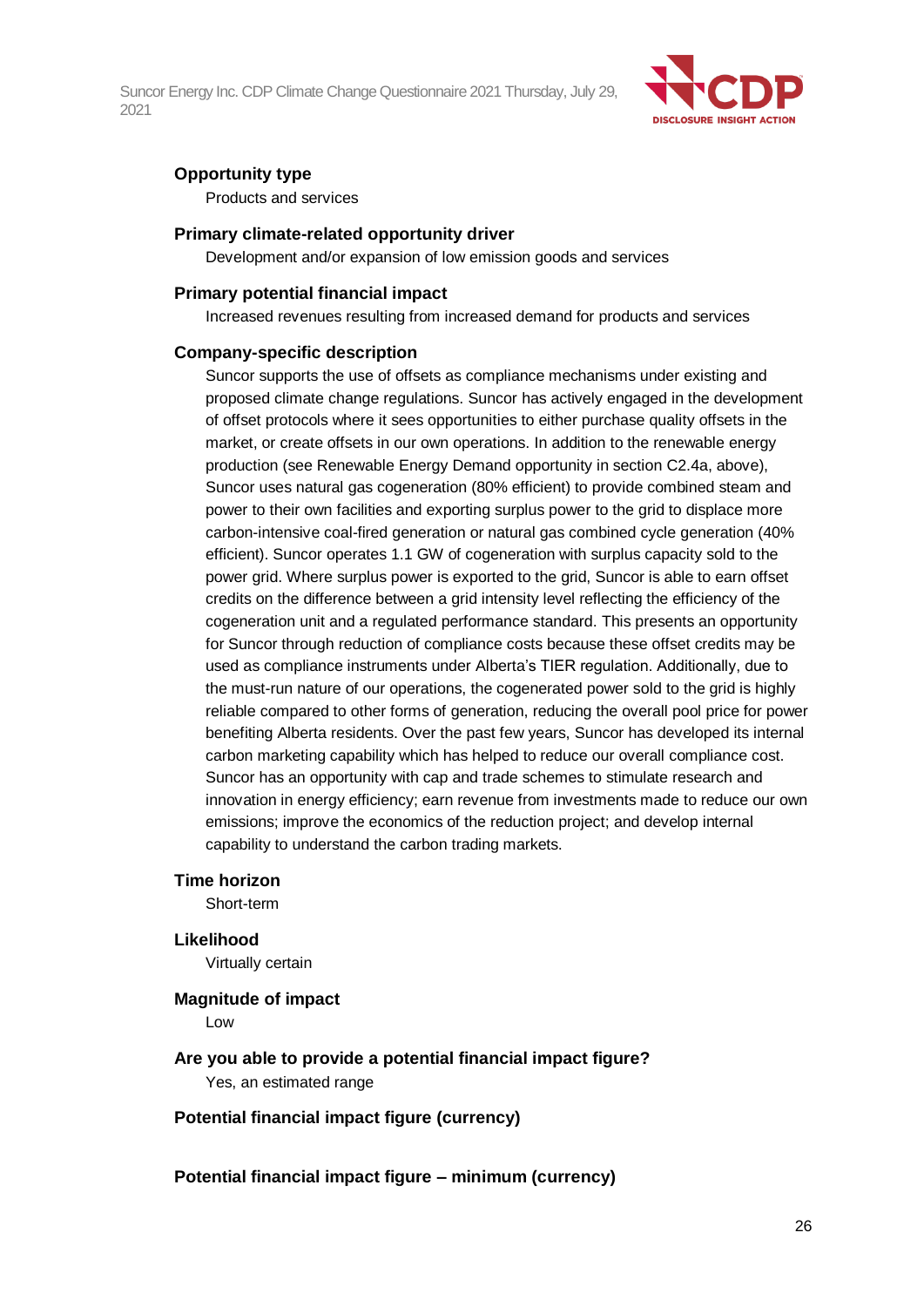#### Opportunity type

Products and services

#### Primary climate-related opportunity driver

Development and/or expansion of low emission goods and services

#### Primary potential financial impact

Increased revenues resulting from increased demand for products and services

#### Company-specific description

Suncor supports the use of offsets as compliance mechanisms under existing and proposed climate change regulations. Suncor has actively engaged in the development of offset protocols where it sees opportunities to either purchase quality offsets in the market, or create offsets in our own operations. In addition to the renewable energy production (see Renewable Energy Demand opportunity in section C2.4a, above), Suncor uses natural gas cogeneration (80% efficient) to provide combined steam and power to their own facilities and exporting surplus power to the grid to displace more carbon-intensive coal-fired generation or natural gas combined cycle generation (40% efficient). Suncor operates 1.1 GW of cogeneration with surplus capacity sold to the power grid. Where surplus power is exported to the grid, Suncor is able to earn offset credits on the difference between a grid intensity level reflecting the efficiency of the cogeneration unit and a regulated performance standard. This presents an opportunity for Suncor through reduction of compliance costs because these offset credits may be used as compliance instruments under Alberta's TIER regulation. Additionally, due to the must-run nature of our operations, the cogenerated power sold to the grid is highly reliable compared to other forms of generation, reducing the overall pool price for power benefiting Alberta residents. Over the past few years, Suncor has developed its internal carbon marketing capability which has helped to reduce our overall compliance cost. Suncor has an opportunity with cap and trade schemes to stimulate research and innovation in energy efficiency; earn revenue from investments made to reduce our own emissions; improve the economics of the reduction project; and develop internal capability to understand the carbon trading markets.

#### Time horizon

Short-term

#### Likelihood

Virtually certain

#### Magnitude of impact

Low

#### Are you able to provide a potential financial impact figure?

Yes, an estimated range

#### Potential financial impact figure (currency)

#### Potential financial impact figure – minimum (currency)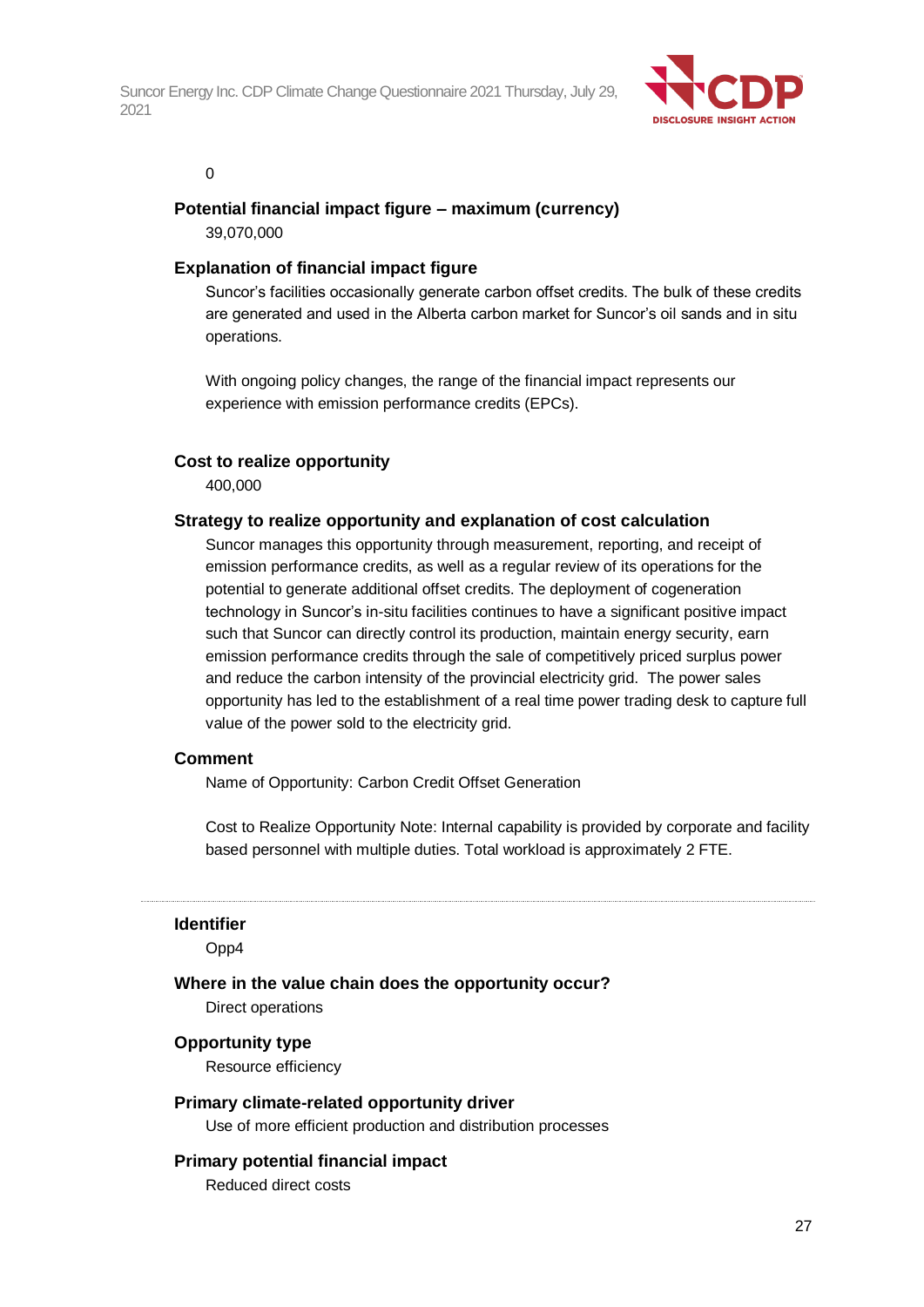0

**Potential financial impact figure – maximum (currency)**

39,070,000

**Explanation of financial impact figure**

Suncor's facilities occasionally generate carbon offset credits. The bulk of these credits are generated and used in the Alberta carbon market for Suncor's oil sands and in situ operations.

With ongoing policy changes, the range of the financial impact represents our experience with emission performance credits (EPCs).

**Cost to realize opportunity**

400,000

**Strategy to realize opportunity and explanation of cost calculation**

Suncor manages this opportunity through measurement, reporting, and receipt of emission performance credits, as well as a regular review of its operations for the potential to generate additional offset credits. The deployment of cogeneration technology in Suncor's in-situ facilities continues to have a significant positive impact such that Suncor can directly control its production, maintain energy security, earn emission performance credits through the sale of competitively priced surplus power and reduce the carbon intensity of the provincial electricity grid. The power sales opportunity has led to the establishment of a real time power trading desk to capture full value of the power sold to the electricity grid.

**Comment**

Name of Opportunity: Carbon Credit Offset Generation

Cost to Realize Opportunity Note: Internal capability is provided by corporate and facility based personnel with multiple duties. Total workload is approximately 2 FTE.

---

**Identifier**

Opp4

**Where in the value chain does the opportunity occur?**

Direct operations

**Opportunity type**

Resource efficiency

**Primary climate-related opportunity driver**

Use of more efficient production and distribution processes

**Primary potential financial impact**

Reduced direct costs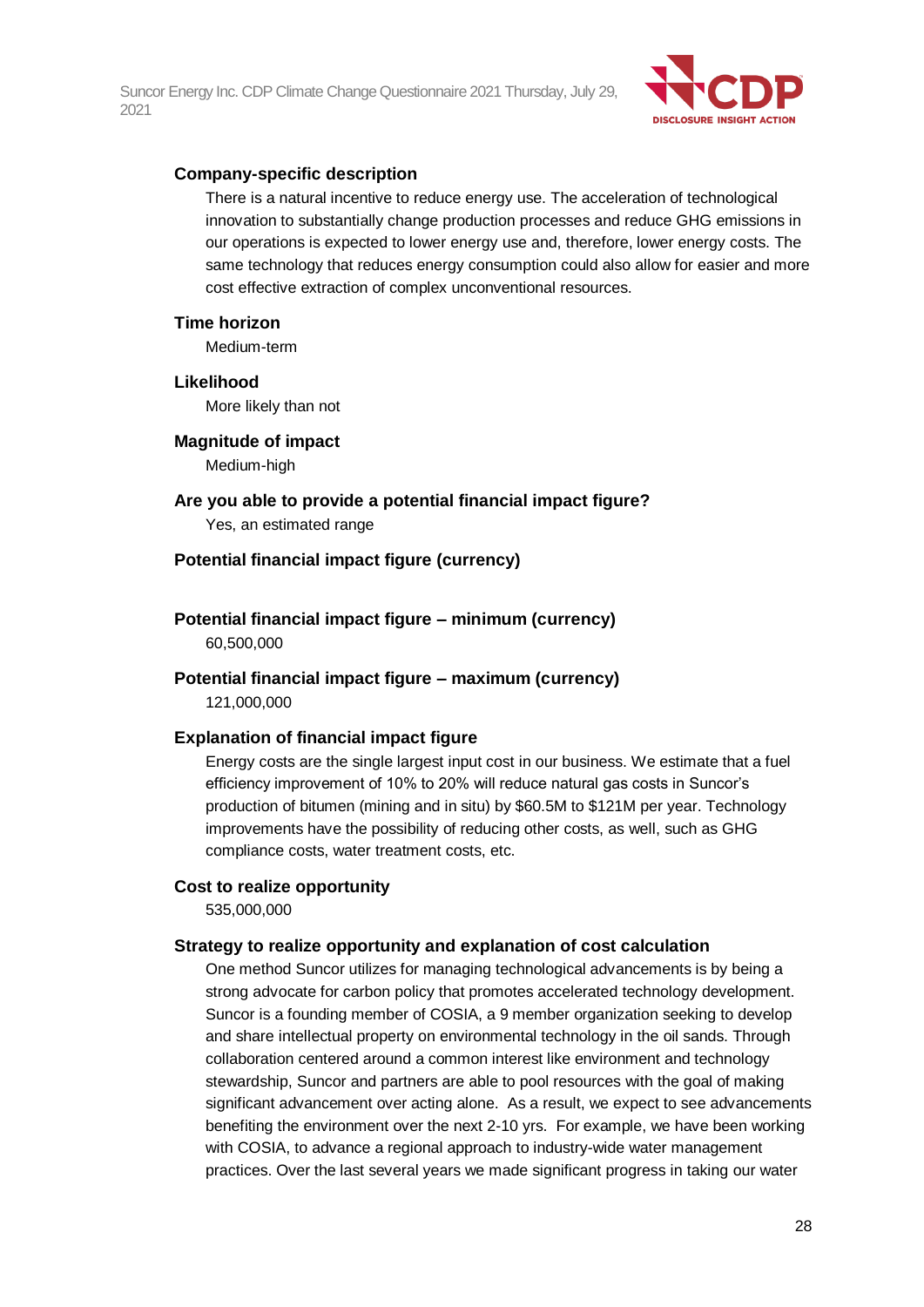**Company-specific description**

There is a natural incentive to reduce energy use. The acceleration of technological innovation to substantially change production processes and reduce GHG emissions in our operations is expected to lower energy use and, therefore, lower energy costs. The same technology that reduces energy consumption could also allow for easier and more cost effective extraction of complex unconventional resources.

**Time horizon**

Medium-term

**Likelihood**

More likely than not

**Magnitude of impact**

Medium-high

**Are you able to provide a potential financial impact figure?**

Yes, an estimated range

**Potential financial impact figure (currency)**

**Potential financial impact figure – minimum (currency)**

60,500,000

**Potential financial impact figure – maximum (currency)**

121,000,000

**Explanation of financial impact figure**

Energy costs are the single largest input cost in our business. We estimate that a fuel efficiency improvement of 10% to 20% will reduce natural gas costs in Suncor's production of bitumen (mining and in situ) by $60.5M to $121M per year. Technology improvements have the possibility of reducing other costs, as well, such as GHG compliance costs, water treatment costs, etc.

**Cost to realize opportunity**

535,000,000

**Strategy to realize opportunity and explanation of cost calculation**

One method Suncor utilizes for managing technological advancements is by being a strong advocate for carbon policy that promotes accelerated technology development. Suncor is a founding member of COSIA, a 9 member organization seeking to develop and share intellectual property on environmental technology in the oil sands. Through collaboration centered around a common interest like environment and technology stewardship, Suncor and partners are able to pool resources with the goal of making significant advancement over acting alone. As a result, we expect to see advancements benefiting the environment over the next 2-10 yrs. For example, we have been working with COSIA, to advance a regional approach to industry-wide water management practices. Over the last several years we made significant progress in taking our water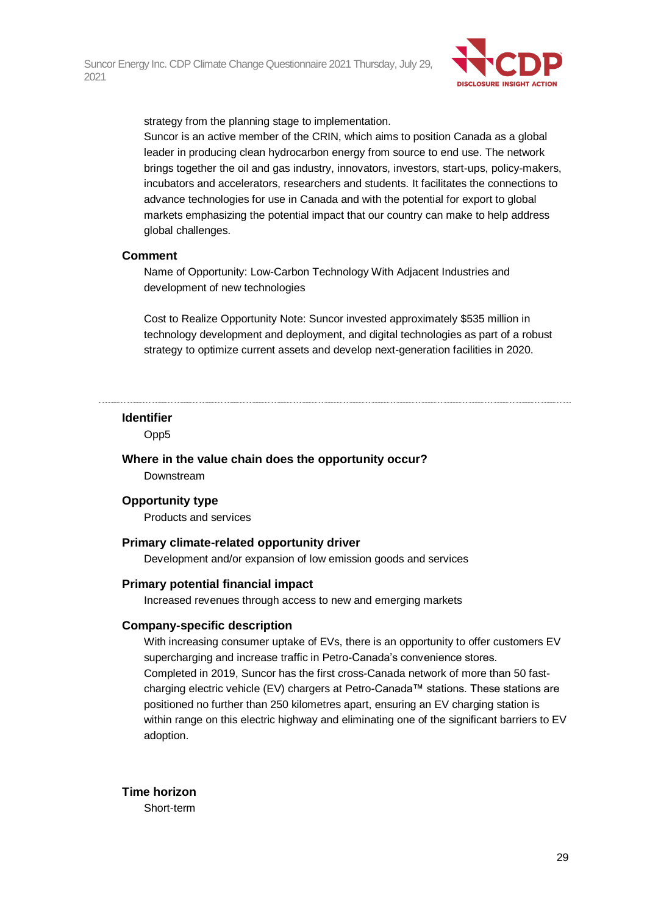strategy from the planning stage to implementation.
Suncor is an active member of the CRIN, which aims to position Canada as a global leader in producing clean hydrocarbon energy from source to end use. The network brings together the oil and gas industry, innovators, investors, start-ups, policy-makers, incubators and accelerators, researchers and students. It facilitates the connections to advance technologies for use in Canada and with the potential for export to global markets emphasizing the potential impact that our country can make to help address global challenges.

**Comment**

Name of Opportunity: Low-Carbon Technology With Adjacent Industries and development of new technologies

Cost to Realize Opportunity Note: Suncor invested approximately $535 million in technology development and deployment, and digital technologies as part of a robust strategy to optimize current assets and develop next-generation facilities in 2020.

---

**Identifier**

Opp5

**Where in the value chain does the opportunity occur?**

Downstream

**Opportunity type**

Products and services

**Primary climate-related opportunity driver**

Development and/or expansion of low emission goods and services

**Primary potential financial impact**

Increased revenues through access to new and emerging markets

**Company-specific description**

With increasing consumer uptake of EVs, there is an opportunity to offer customers EV supercharging and increase traffic in Petro-Canada's convenience stores.
Completed in 2019, Suncor has the first cross-Canada network of more than 50 fast-charging electric vehicle (EV) chargers at Petro-Canada™ stations. These stations are positioned no further than 250 kilometres apart, ensuring an EV charging station is within range on this electric highway and eliminating one of the significant barriers to EV adoption.

**Time horizon**

Short-term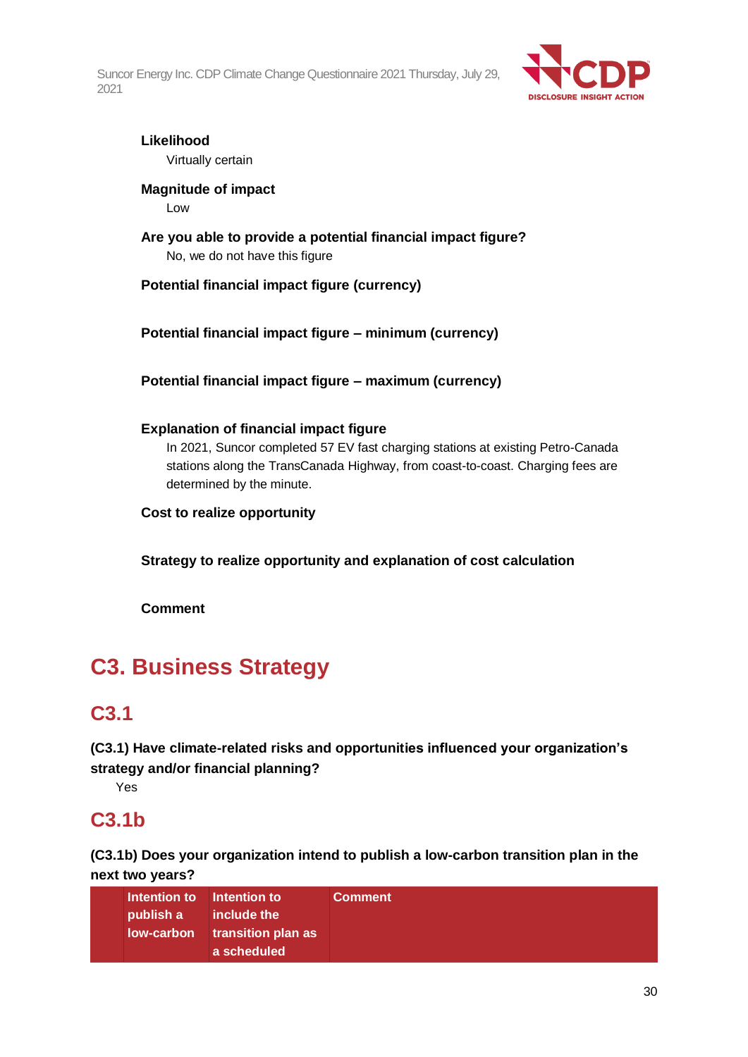**Likelihood**

Virtually certain

**Magnitude of impact**

Low

**Are you able to provide a potential financial impact figure?**

No, we do not have this figure

**Potential financial impact figure (currency)**

**Potential financial impact figure – minimum (currency)**

**Potential financial impact figure – maximum (currency)**

**Explanation of financial impact figure**

In 2021, Suncor completed 57 EV fast charging stations at existing Petro-Canada stations along the TransCanada Highway, from coast-to-coast. Charging fees are determined by the minute.

**Cost to realize opportunity**

**Strategy to realize opportunity and explanation of cost calculation**

**Comment**

# C3. Business Strategy

## C3.1

**(C3.1) Have climate-related risks and opportunities influenced your organization's strategy and/or financial planning?**

Yes

## C3.1b

**(C3.1b) Does your organization intend to publish a low-carbon transition plan in the next two years?**

| | Intention to publish a low-carbon | Intention to include the transition plan as a scheduled | Comment |
|---|---|---|---|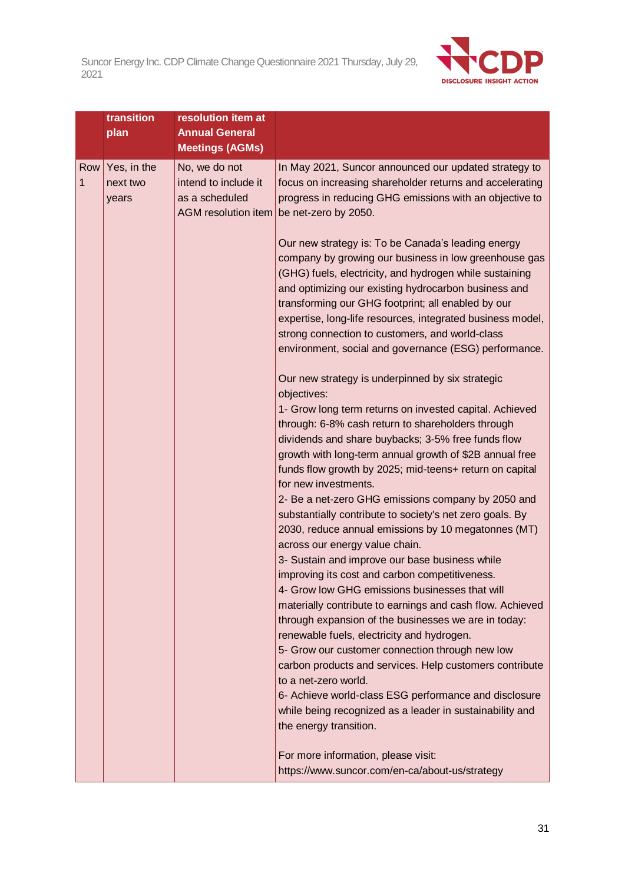| | transition plan | resolution item at Annual General Meetings (AGMs) | |
|---|---|---|---|
| Row 1 | Yes, in the next two years | No, we do not intend to include it as a scheduled AGM resolution item | In May 2021, Suncor announced our updated strategy to focus on increasing shareholder returns and accelerating progress in reducing GHG emissions with an objective to be net-zero by 2050.<br><br>Our new strategy is: To be Canada's leading energy company by growing our business in low greenhouse gas (GHG) fuels, electricity, and hydrogen while sustaining and optimizing our existing hydrocarbon business and transforming our GHG footprint; all enabled by our expertise, long-life resources, integrated business model, strong connection to customers, and world-class environment, social and governance (ESG) performance.<br><br>Our new strategy is underpinned by six strategic objectives:<br>1- Grow long term returns on invested capital. Achieved through: 6-8% cash return to shareholders through dividends and share buybacks; 3-5% free funds flow growth with long-term annual growth of $2B annual free funds flow growth by 2025; mid-teens+ return on capital for new investments.<br>2- Be a net-zero GHG emissions company by 2050 and substantially contribute to society's net zero goals. By 2030, reduce annual emissions by 10 megatonnes (MT) across our energy value chain.<br>3- Sustain and improve our base business while improving its cost and carbon competitiveness.<br>4- Grow low GHG emissions businesses that will materially contribute to earnings and cash flow. Achieved through expansion of the businesses we are in today: renewable fuels, electricity and hydrogen.<br>5- Grow our customer connection through new low carbon products and services. Help customers contribute to a net-zero world.<br>6- Achieve world-class ESG performance and disclosure while being recognized as a leader in sustainability and the energy transition.<br><br>For more information, please visit: https://www.suncor.com/en-ca/about-us/strategy |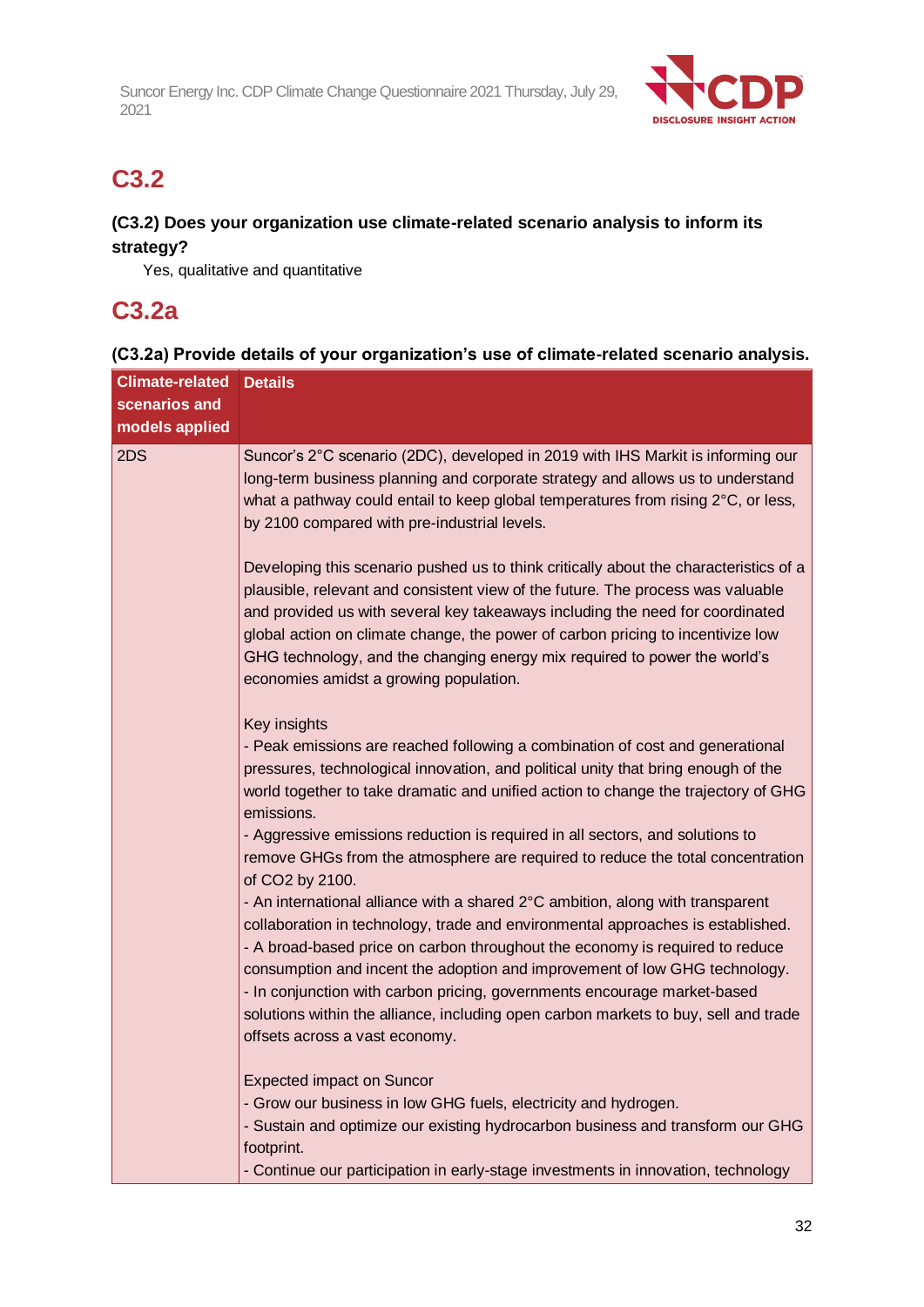## C3.2

**(C3.2) Does your organization use climate-related scenario analysis to inform its strategy?**

Yes, qualitative and quantitative

## C3.2a

**(C3.2a) Provide details of your organization's use of climate-related scenario analysis.**

| Climate-related scenarios and models applied | Details |
|---|---|
| 2DS | Suncor's 2°C scenario (2DC), developed in 2019 with IHS Markit is informing our long-term business planning and corporate strategy and allows us to understand what a pathway could entail to keep global temperatures from rising 2°C, or less, by 2100 compared with pre-industrial levels.<br><br>Developing this scenario pushed us to think critically about the characteristics of a plausible, relevant and consistent view of the future. The process was valuable and provided us with several key takeaways including the need for coordinated global action on climate change, the power of carbon pricing to incentivize low GHG technology, and the changing energy mix required to power the world's economies amidst a growing population.<br><br>Key insights<br>- Peak emissions are reached following a combination of cost and generational pressures, technological innovation, and political unity that bring enough of the world together to take dramatic and unified action to change the trajectory of GHG emissions.<br>- Aggressive emissions reduction is required in all sectors, and solutions to remove GHGs from the atmosphere are required to reduce the total concentration of $CO_2$ by 2100.<br>- An international alliance with a shared 2°C ambition, along with transparent collaboration in technology, trade and environmental approaches is established.<br>- A broad-based price on carbon throughout the economy is required to reduce consumption and incent the adoption and improvement of low GHG technology.<br>- In conjunction with carbon pricing, governments encourage market-based solutions within the alliance, including open carbon markets to buy, sell and trade offsets across a vast economy.<br><br>Expected impact on Suncor<br>- Grow our business in low GHG fuels, electricity and hydrogen.<br>- Sustain and optimize our existing hydrocarbon business and transform our GHG footprint.<br>- Continue our participation in early-stage investments in innovation, technology |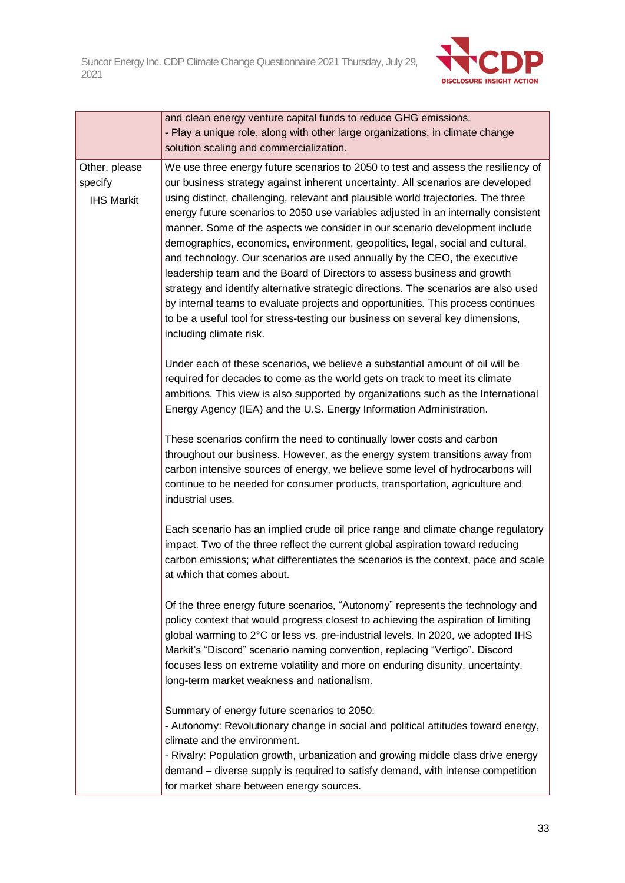| | |
|---|---|
| | and clean energy venture capital funds to reduce GHG emissions.<br>- Play a unique role, along with other large organizations, in climate change solution scaling and commercialization. |
| Other, please specify<br>IHS Markit | We use three energy future scenarios to 2050 to test and assess the resiliency of our business strategy against inherent uncertainty. All scenarios are developed using distinct, challenging, relevant and plausible world trajectories. The three energy future scenarios to 2050 use variables adjusted in an internally consistent manner. Some of the aspects we consider in our scenario development include demographics, economics, environment, geopolitics, legal, social and cultural, and technology. Our scenarios are used annually by the CEO, the executive leadership team and the Board of Directors to assess business and growth strategy and identify alternative strategic directions. The scenarios are also used by internal teams to evaluate projects and opportunities. This process continues to be a useful tool for stress-testing our business on several key dimensions, including climate risk.<br><br>Under each of these scenarios, we believe a substantial amount of oil will be required for decades to come as the world gets on track to meet its climate ambitions. This view is also supported by organizations such as the International Energy Agency (IEA) and the U.S. Energy Information Administration.<br><br>These scenarios confirm the need to continually lower costs and carbon throughout our business. However, as the energy system transitions away from carbon intensive sources of energy, we believe some level of hydrocarbons will continue to be needed for consumer products, transportation, agriculture and industrial uses.<br><br>Each scenario has an implied crude oil price range and climate change regulatory impact. Two of the three reflect the current global aspiration toward reducing carbon emissions; what differentiates the scenarios is the context, pace and scale at which that comes about.<br><br>Of the three energy future scenarios, “Autonomy” represents the technology and policy context that would progress closest to achieving the aspiration of limiting global warming to 2°C or less vs. pre-industrial levels. In 2020, we adopted IHS Markit’s “Discord” scenario naming convention, replacing “Vertigo”. Discord focuses less on extreme volatility and more on enduring disunity, uncertainty, long-term market weakness and nationalism.<br><br>Summary of energy future scenarios to 2050:<br>- Autonomy: Revolutionary change in social and political attitudes toward energy, climate and the environment.<br>- Rivalry: Population growth, urbanization and growing middle class drive energy demand – diverse supply is required to satisfy demand, with intense competition for market share between energy sources. |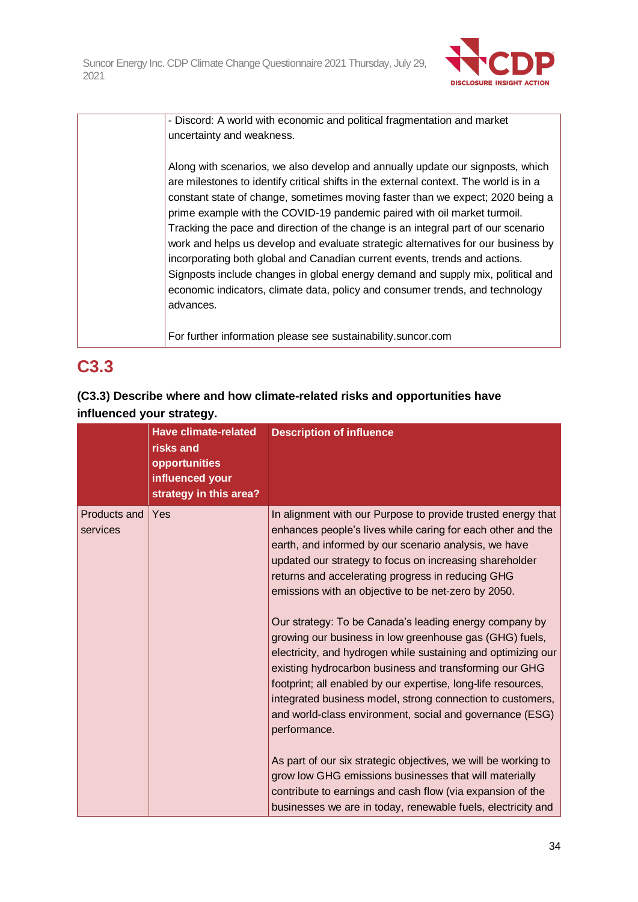| | |
|---|---|
| | - Discord: A world with economic and political fragmentation and market uncertainty and weakness.<br><br>Along with scenarios, we also develop and annually update our signposts, which are milestones to identify critical shifts in the external context. The world is in a constant state of change, sometimes moving faster than we expect; 2020 being a prime example with the COVID-19 pandemic paired with oil market turmoil. Tracking the pace and direction of the change is an integral part of our scenario work and helps us develop and evaluate strategic alternatives for our business by incorporating both global and Canadian current events, trends and actions. Signposts include changes in global energy demand and supply mix, political and economic indicators, climate data, policy and consumer trends, and technology advances.<br><br>For further information please see sustainability.suncor.com |

## C3.3

**(C3.3) Describe where and how climate-related risks and opportunities have influenced your strategy.**

| | Have climate-related risks and opportunities influenced your strategy in this area? | Description of influence |
|---|---|---|
| Products and services | Yes | In alignment with our Purpose to provide trusted energy that enhances people's lives while caring for each other and the earth, and informed by our scenario analysis, we have updated our strategy to focus on increasing shareholder returns and accelerating progress in reducing GHG emissions with an objective to be net-zero by 2050.<br><br>Our strategy: To be Canada's leading energy company by growing our business in low greenhouse gas (GHG) fuels, electricity, and hydrogen while sustaining and optimizing our existing hydrocarbon business and transforming our GHG footprint; all enabled by our expertise, long-life resources, integrated business model, strong connection to customers, and world-class environment, social and governance (ESG) performance.<br><br>As part of our six strategic objectives, we will be working to grow low GHG emissions businesses that will materially contribute to earnings and cash flow (via expansion of the businesses we are in today, renewable fuels, electricity and |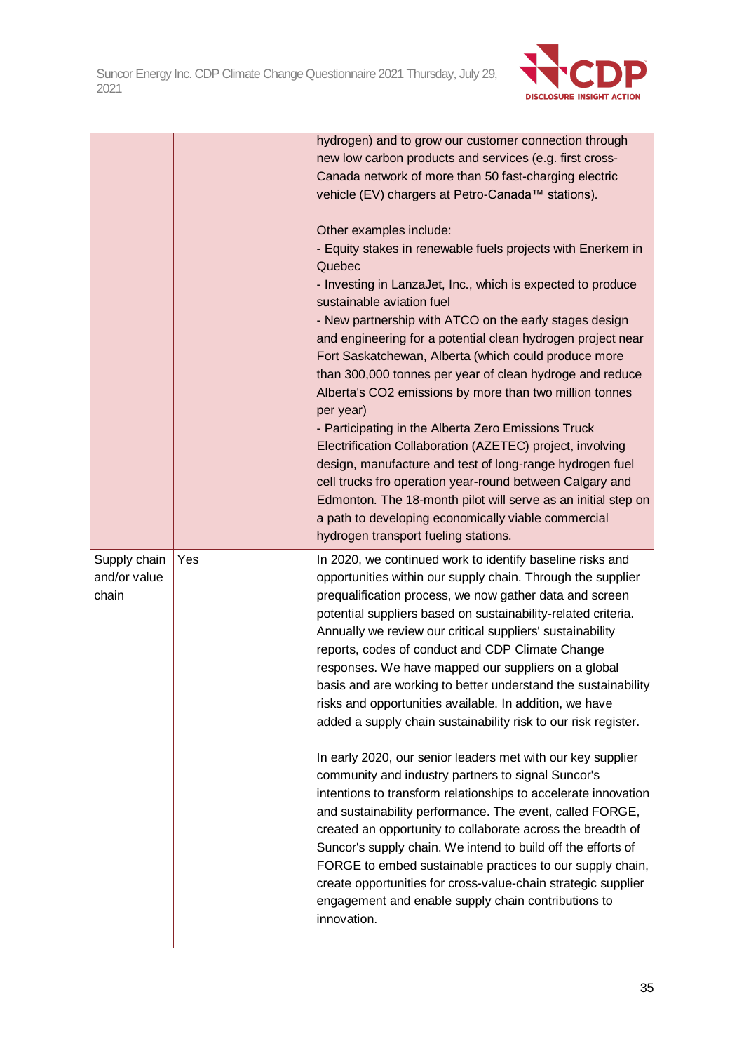| | | |
|---|---|---|
| | | hydrogen) and to grow our customer connection through new low carbon products and services (e.g. first cross-Canada network of more than 50 fast-charging electric vehicle (EV) chargers at Petro-Canada™ stations).<br><br>Other examples include:<br>- Equity stakes in renewable fuels projects with Enerkem in Quebec<br>- Investing in LanzaJet, Inc., which is expected to produce sustainable aviation fuel<br>- New partnership with ATCO on the early stages design and engineering for a potential clean hydrogen project near Fort Saskatchewan, Alberta (which could produce more than 300,000 tonnes per year of clean hydroge and reduce Alberta's CO2 emissions by more than two million tonnes per year)<br>- Participating in the Alberta Zero Emissions Truck Electrification Collaboration (AZETEC) project, involving design, manufacture and test of long-range hydrogen fuel cell trucks fro operation year-round between Calgary and Edmonton. The 18-month pilot will serve as an initial step on a path to developing economically viable commercial hydrogen transport fueling stations. |
| Supply chain and/or value chain | Yes | In 2020, we continued work to identify baseline risks and opportunities within our supply chain. Through the supplier prequalification process, we now gather data and screen potential suppliers based on sustainability-related criteria. Annually we review our critical suppliers' sustainability reports, codes of conduct and CDP Climate Change responses. We have mapped our suppliers on a global basis and are working to better understand the sustainability risks and opportunities available. In addition, we have added a supply chain sustainability risk to our risk register.<br><br>In early 2020, our senior leaders met with our key supplier community and industry partners to signal Suncor's intentions to transform relationships to accelerate innovation and sustainability performance. The event, called FORGE, created an opportunity to collaborate across the breadth of Suncor's supply chain. We intend to build off the efforts of FORGE to embed sustainable practices to our supply chain, create opportunities for cross-value-chain strategic supplier engagement and enable supply chain contributions to innovation. |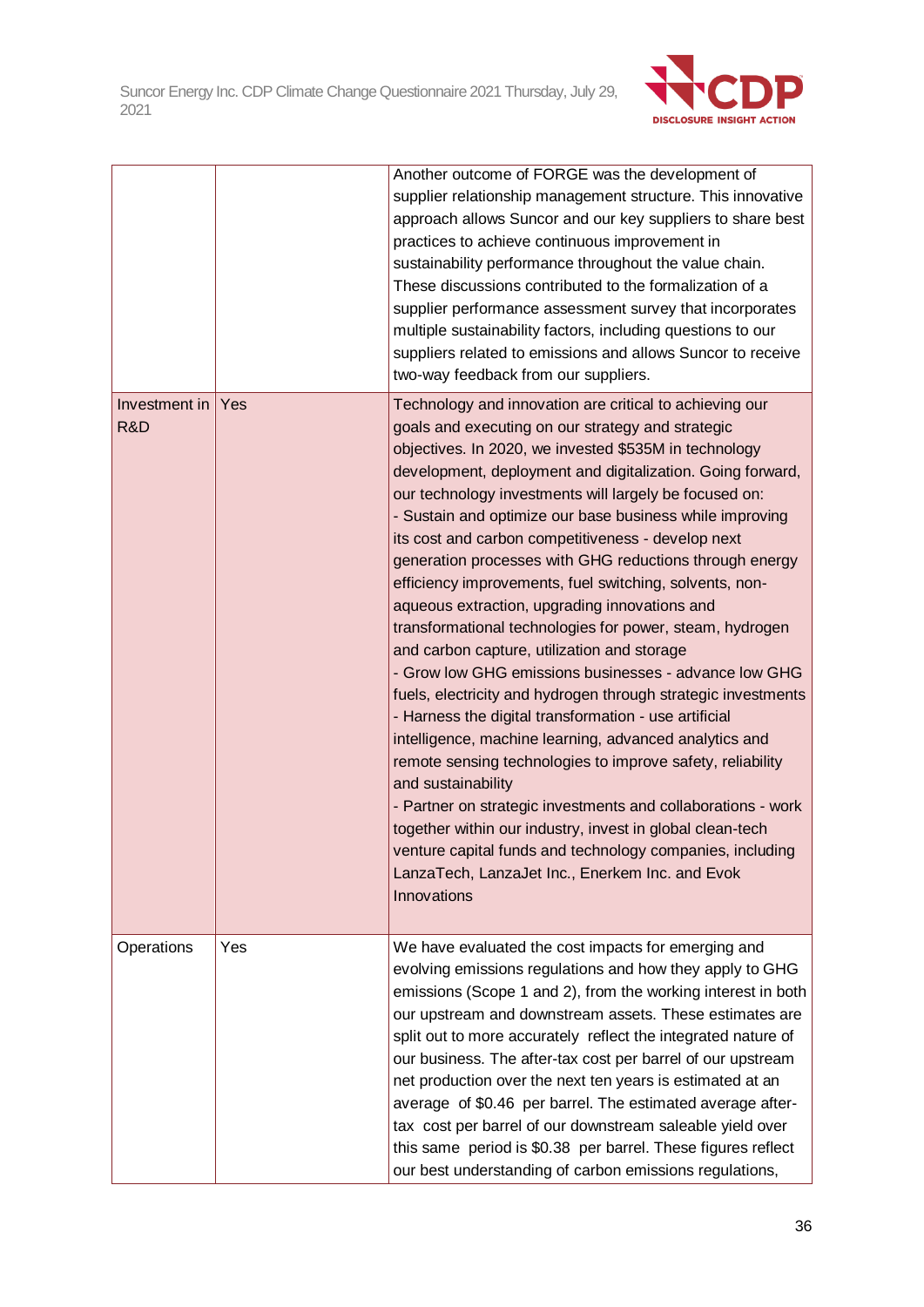|  |  |  |
|---|---|---|
|  |  | Another outcome of FORGE was the development of supplier relationship management structure. This innovative approach allows Suncor and our key suppliers to share best practices to achieve continuous improvement in sustainability performance throughout the value chain. These discussions contributed to the formalization of a supplier performance assessment survey that incorporates multiple sustainability factors, including questions to our suppliers related to emissions and allows Suncor to receive two-way feedback from our suppliers. |
| Investment in R&D | Yes | Technology and innovation are critical to achieving our goals and executing on our strategy and strategic objectives. In 2020, we invested $535M in technology development, deployment and digitalization. Going forward, our technology investments will largely be focused on:<br>- Sustain and optimize our base business while improving its cost and carbon competitiveness - develop next generation processes with GHG reductions through energy efficiency improvements, fuel switching, solvents, non-aqueous extraction, upgrading innovations and transformational technologies for power, steam, hydrogen and carbon capture, utilization and storage<br>- Grow low GHG emissions businesses - advance low GHG fuels, electricity and hydrogen through strategic investments<br>- Harness the digital transformation - use artificial intelligence, machine learning, advanced analytics and remote sensing technologies to improve safety, reliability and sustainability<br>- Partner on strategic investments and collaborations - work together within our industry, invest in global clean-tech venture capital funds and technology companies, including LanzaTech, LanzaJet Inc., Enerkem Inc. and Evok Innovations |
| Operations | Yes | We have evaluated the cost impacts for emerging and evolving emissions regulations and how they apply to GHG emissions (Scope 1 and 2), from the working interest in both our upstream and downstream assets. These estimates are split out to more accurately reflect the integrated nature of our business. The after-tax cost per barrel of our upstream net production over the next ten years is estimated at an average of $0.46 per barrel. The estimated average after-tax cost per barrel of our downstream saleable yield over this same period is $0.38 per barrel. These figures reflect our best understanding of carbon emissions regulations, |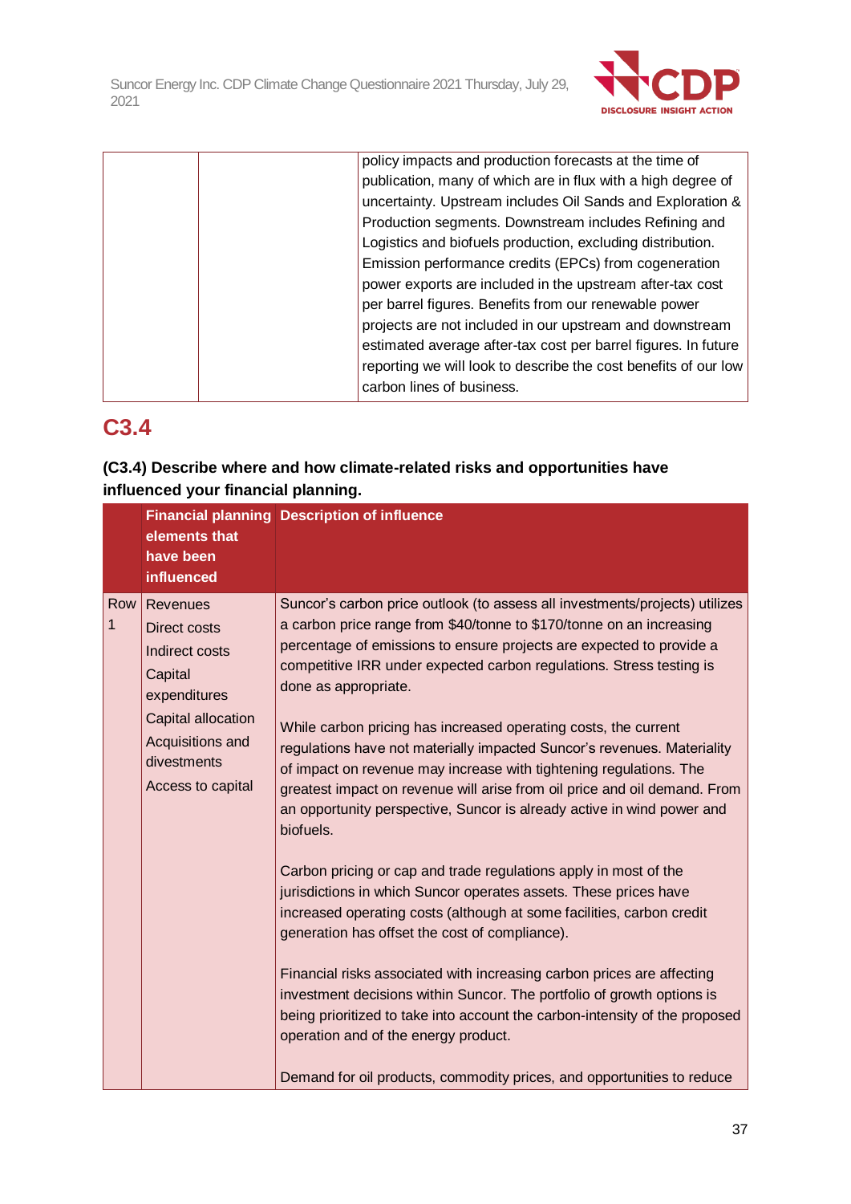| | | policy impacts and production forecasts at the time of publication, many of which are in flux with a high degree of uncertainty. Upstream includes Oil Sands and Exploration & Production segments. Downstream includes Refining and Logistics and biofuels production, excluding distribution. Emission performance credits (EPCs) from cogeneration power exports are included in the upstream after-tax cost per barrel figures. Benefits from our renewable power projects are not included in our upstream and downstream estimated average after-tax cost per barrel figures. In future reporting we will look to describe the cost benefits of our low carbon lines of business. |
|---|---|---|

## C3.4

**(C3.4) Describe where and how climate-related risks and opportunities have influenced your financial planning.**

| | Financial planning elements that have been influenced | Description of influence |
|---|---|---|
| Row 1 | Revenues<br>Direct costs<br>Indirect costs<br>Capital expenditures<br>Capital allocation<br>Acquisitions and divestments<br>Access to capital | Suncor's carbon price outlook (to assess all investments/projects) utilizes a carbon price range from $40/tonne to $170/tonne on an increasing percentage of emissions to ensure projects are expected to provide a competitive IRR under expected carbon regulations. Stress testing is done as appropriate.<br><br>While carbon pricing has increased operating costs, the current regulations have not materially impacted Suncor's revenues. Materiality of impact on revenue may increase with tightening regulations. The greatest impact on revenue will arise from oil price and oil demand. From an opportunity perspective, Suncor is already active in wind power and biofuels.<br><br>Carbon pricing or cap and trade regulations apply in most of the jurisdictions in which Suncor operates assets. These prices have increased operating costs (although at some facilities, carbon credit generation has offset the cost of compliance).<br><br>Financial risks associated with increasing carbon prices are affecting investment decisions within Suncor. The portfolio of growth options is being prioritized to take into account the carbon-intensity of the proposed operation and of the energy product.<br><br>Demand for oil products, commodity prices, and opportunities to reduce |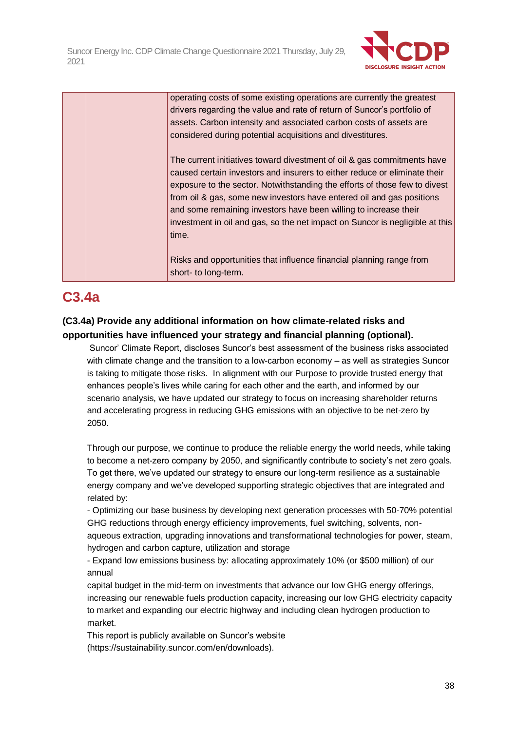| | | operating costs of some existing operations are currently the greatest drivers regarding the value and rate of return of Suncor's portfolio of assets. Carbon intensity and associated carbon costs of assets are considered during potential acquisitions and divestitures.<br><br>The current initiatives toward divestment of oil & gas commitments have caused certain investors and insurers to either reduce or eliminate their exposure to the sector. Notwithstanding the efforts of those few to divest from oil & gas, some new investors have entered oil and gas positions and some remaining investors have been willing to increase their investment in oil and gas, so the net impact on Suncor is negligible at this time.<br><br>Risks and opportunities that influence financial planning range from short- to long-term. |
|---|---|---|

## C3.4a

**(C3.4a) Provide any additional information on how climate-related risks and opportunities have influenced your strategy and financial planning (optional).**

Suncor' Climate Report, discloses Suncor's best assessment of the business risks associated with climate change and the transition to a low-carbon economy – as well as strategies Suncor is taking to mitigate those risks. In alignment with our Purpose to provide trusted energy that enhances people's lives while caring for each other and the earth, and informed by our scenario analysis, we have updated our strategy to focus on increasing shareholder returns and accelerating progress in reducing GHG emissions with an objective to be net-zero by 2050.

Through our purpose, we continue to produce the reliable energy the world needs, while taking to become a net-zero company by 2050, and significantly contribute to society's net zero goals. To get there, we've updated our strategy to ensure our long-term resilience as a sustainable energy company and we've developed supporting strategic objectives that are integrated and related by:

- Optimizing our base business by developing next generation processes with 50-70% potential GHG reductions through energy efficiency improvements, fuel switching, solvents, non-aqueous extraction, upgrading innovations and transformational technologies for power, steam, hydrogen and carbon capture, utilization and storage
- Expand low emissions business by: allocating approximately 10% (or $500 million) of our annual capital budget in the mid-term on investments that advance our low GHG energy offerings, increasing our renewable fuels production capacity, increasing our low GHG electricity capacity to market and expanding our electric highway and including clean hydrogen production to market.

This report is publicly available on Suncor's website (https://sustainability.suncor.com/en/downloads).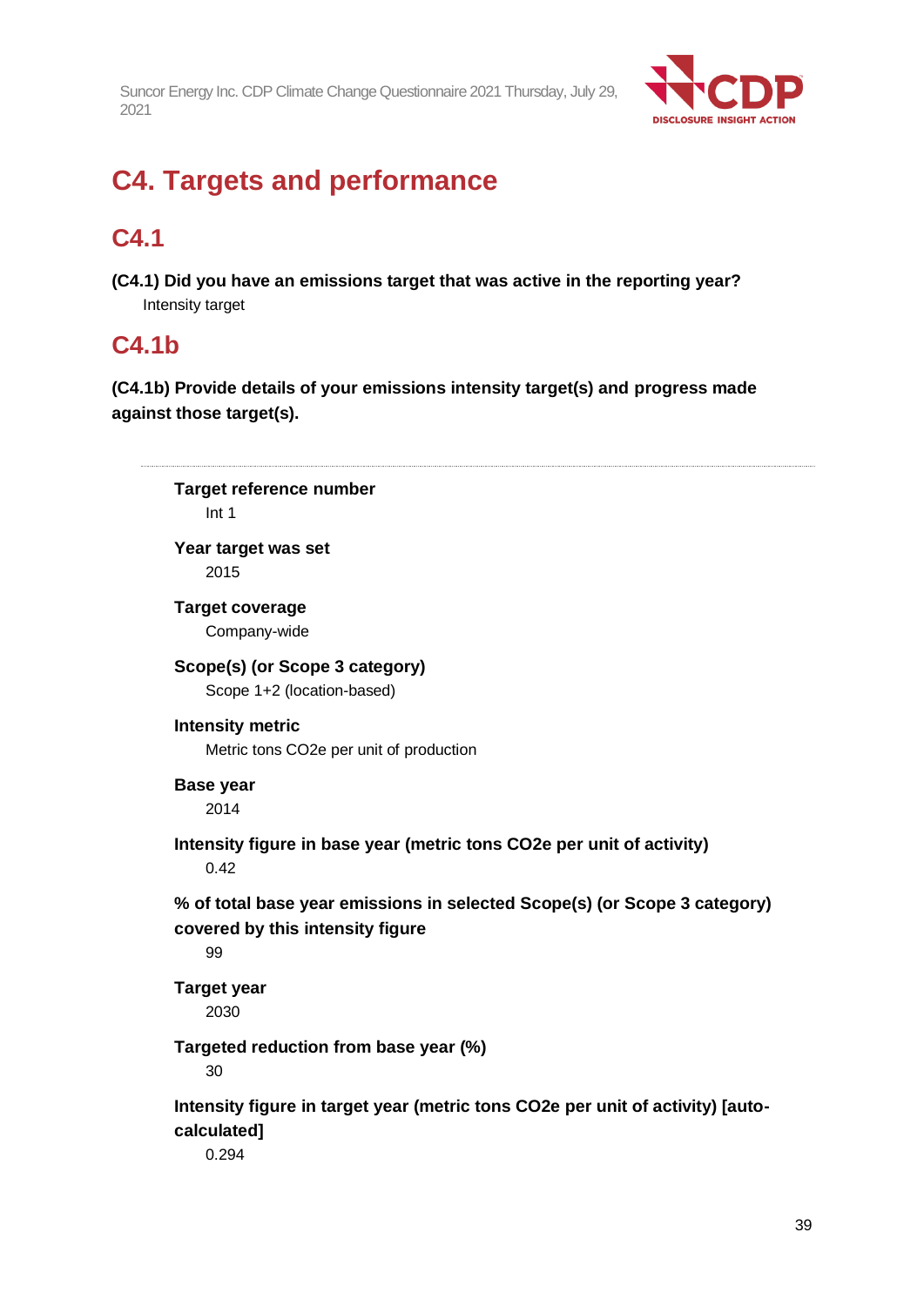# C4. Targets and performance

## C4.1

**(C4.1) Did you have an emissions target that was active in the reporting year?**

Intensity target

## C4.1b

**(C4.1b) Provide details of your emissions intensity target(s) and progress made against those target(s).**

---

**Target reference number**

Int 1

**Year target was set**

2015

**Target coverage**

Company-wide

**Scope(s) (or Scope 3 category)**

Scope 1+2 (location-based)

**Intensity metric**

Metric tons CO2e per unit of production

**Base year**

2014

**Intensity figure in base year (metric tons CO2e per unit of activity)**

0.42

**% of total base year emissions in selected Scope(s) (or Scope 3 category) covered by this intensity figure**

99

**Target year**

2030

**Targeted reduction from base year (%)**

30

**Intensity figure in target year (metric tons CO2e per unit of activity) [auto-calculated]**

0.294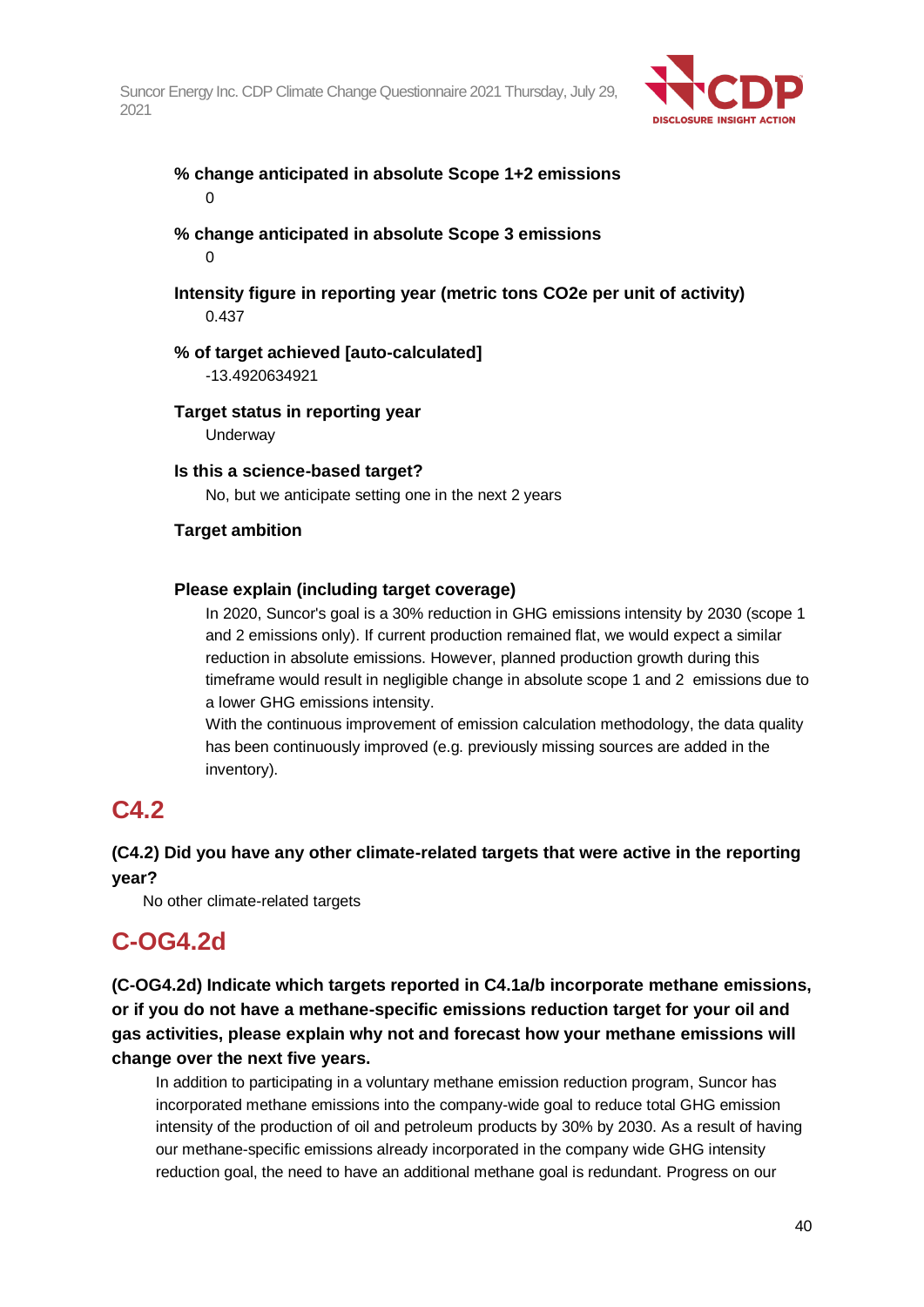**% change anticipated in absolute Scope 1+2 emissions**

0

**% change anticipated in absolute Scope 3 emissions**

0

**Intensity figure in reporting year (metric tons CO2e per unit of activity)**

0.437

**% of target achieved [auto-calculated]**

-13.4920634921

**Target status in reporting year**

Underway

**Is this a science-based target?**

No, but we anticipate setting one in the next 2 years

**Target ambition**

**Please explain (including target coverage)**

In 2020, Suncor's goal is a 30% reduction in GHG emissions intensity by 2030 (scope 1 and 2 emissions only). If current production remained flat, we would expect a similar reduction in absolute emissions. However, planned production growth during this timeframe would result in negligible change in absolute scope 1 and 2 emissions due to a lower GHG emissions intensity.

With the continuous improvement of emission calculation methodology, the data quality has been continuously improved (e.g. previously missing sources are added in the inventory).

## C4.2

**(C4.2) Did you have any other climate-related targets that were active in the reporting year?**

No other climate-related targets

## C-OG4.2d

**(C-OG4.2d) Indicate which targets reported in C4.1a/b incorporate methane emissions, or if you do not have a methane-specific emissions reduction target for your oil and gas activities, please explain why not and forecast how your methane emissions will change over the next five years.**

In addition to participating in a voluntary methane emission reduction program, Suncor has incorporated methane emissions into the company-wide goal to reduce total GHG emission intensity of the production of oil and petroleum products by 30% by 2030. As a result of having our methane-specific emissions already incorporated in the company wide GHG intensity reduction goal, the need to have an additional methane goal is redundant. Progress on our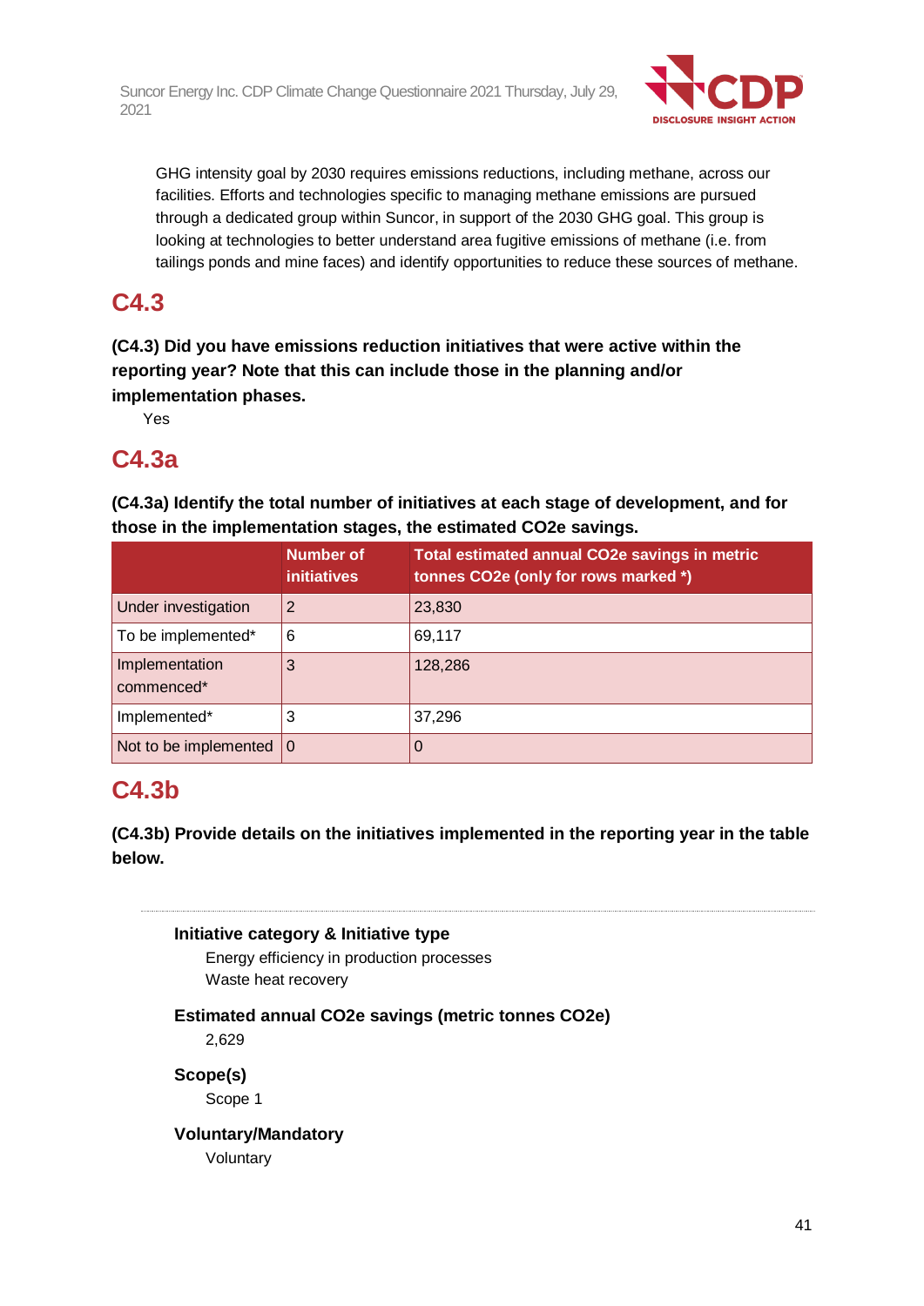GHG intensity goal by 2030 requires emissions reductions, including methane, across our facilities. Efforts and technologies specific to managing methane emissions are pursued through a dedicated group within Suncor, in support of the 2030 GHG goal. This group is looking at technologies to better understand area fugitive emissions of methane (i.e. from tailings ponds and mine faces) and identify opportunities to reduce these sources of methane.

## C4.3

**(C4.3) Did you have emissions reduction initiatives that were active within the reporting year? Note that this can include those in the planning and/or implementation phases.**

Yes

## C4.3a

**(C4.3a) Identify the total number of initiatives at each stage of development, and for those in the implementation stages, the estimated CO2e savings.**

| | Number of initiatives | Total estimated annual CO2e savings in metric tonnes CO2e (only for rows marked *) |
|---|---|---|
| Under investigation | 2 | 23,830 |
| To be implemented* | 6 | 69,117 |
| Implementation commenced* | 3 | 128,286 |
| Implemented* | 3 | 37,296 |
| Not to be implemented | 0 | 0 |

## C4.3b

**(C4.3b) Provide details on the initiatives implemented in the reporting year in the table below.**

---

**Initiative category & Initiative type**

Energy efficiency in production processes

Waste heat recovery

**Estimated annual CO2e savings (metric tonnes CO2e)**

2,629

**Scope(s)**

Scope 1

**Voluntary/Mandatory**

Voluntary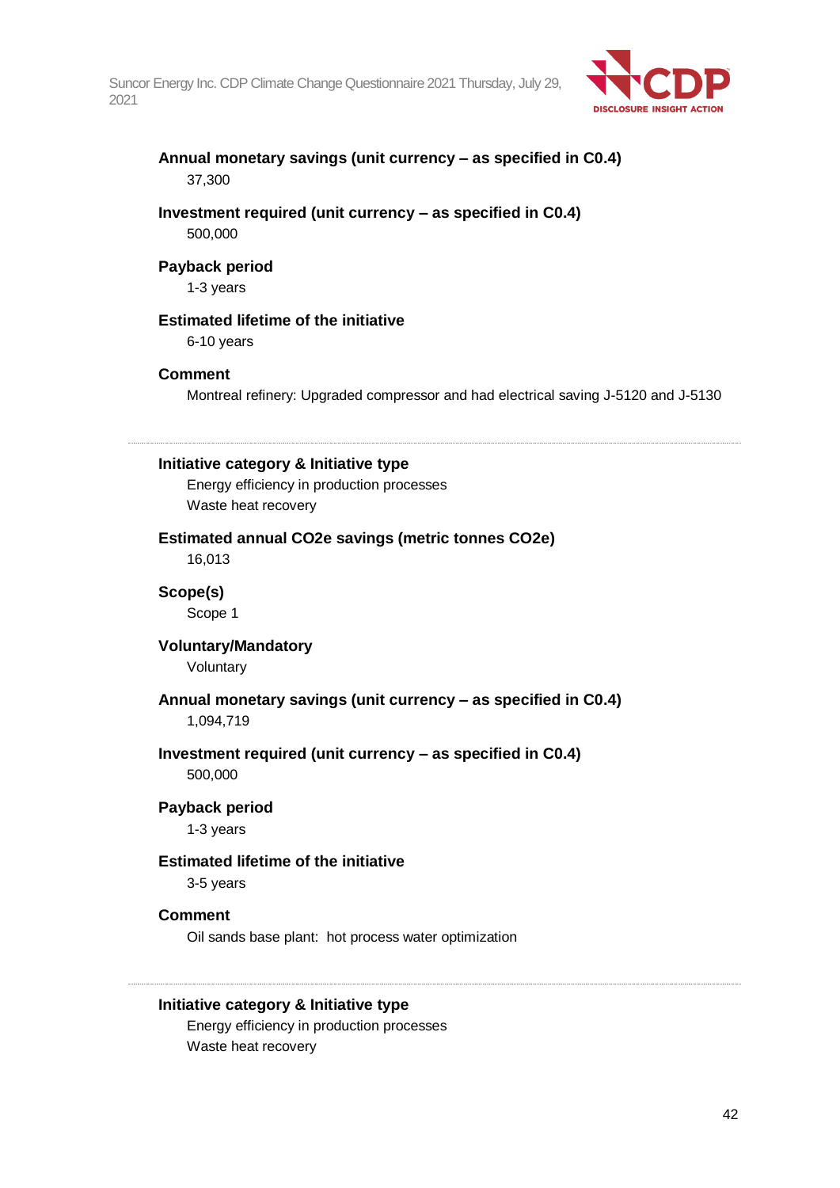**Annual monetary savings (unit currency – as specified in C0.4)**
37,300

**Investment required (unit currency – as specified in C0.4)**
500,000

**Payback period**
1-3 years

**Estimated lifetime of the initiative**
6-10 years

**Comment**
Montreal refinery: Upgraded compressor and had electrical saving J-5120 and J-5130

---

**Initiative category & Initiative type**
Energy efficiency in production processes
Waste heat recovery

**Estimated annual CO2e savings (metric tonnes CO2e)**
16,013

**Scope(s)**
Scope 1

**Voluntary/Mandatory**
Voluntary

**Annual monetary savings (unit currency – as specified in C0.4)**
1,094,719

**Investment required (unit currency – as specified in C0.4)**
500,000

**Payback period**
1-3 years

**Estimated lifetime of the initiative**
3-5 years

**Comment**
Oil sands base plant: hot process water optimization

---

**Initiative category & Initiative type**
Energy efficiency in production processes
Waste heat recovery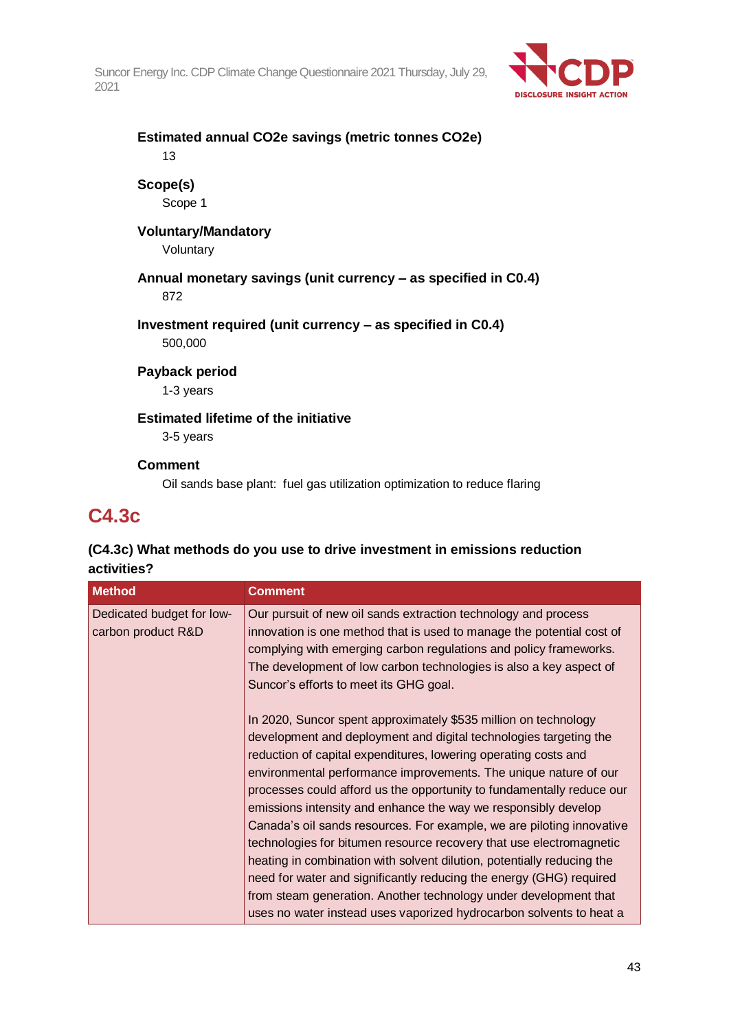**Estimated annual CO2e savings (metric tonnes CO2e)**

13

**Scope(s)**

Scope 1

**Voluntary/Mandatory**

Voluntary

**Annual monetary savings (unit currency – as specified in C0.4)**

872

**Investment required (unit currency – as specified in C0.4)**

500,000

**Payback period**

1-3 years

**Estimated lifetime of the initiative**

3-5 years

**Comment**

Oil sands base plant: fuel gas utilization optimization to reduce flaring

## C4.3c

**(C4.3c) What methods do you use to drive investment in emissions reduction activities?**

| Method | Comment |
|---|---|
| Dedicated budget for low-carbon product R&D | Our pursuit of new oil sands extraction technology and process innovation is one method that is used to manage the potential cost of complying with emerging carbon regulations and policy frameworks. The development of low carbon technologies is also a key aspect of Suncor's efforts to meet its GHG goal.<br><br>In 2020, Suncor spent approximately $535 million on technology development and deployment and digital technologies targeting the reduction of capital expenditures, lowering operating costs and environmental performance improvements. The unique nature of our processes could afford us the opportunity to fundamentally reduce our emissions intensity and enhance the way we responsibly develop Canada's oil sands resources. For example, we are piloting innovative technologies for bitumen resource recovery that use electromagnetic heating in combination with solvent dilution, potentially reducing the need for water and significantly reducing the energy (GHG) required from steam generation. Another technology under development that uses no water instead uses vaporized hydrocarbon solvents to heat a |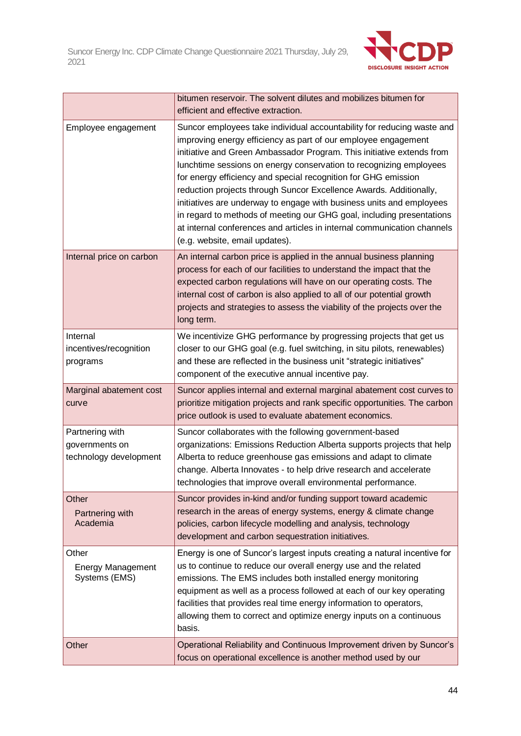|  |  |
|---|---|
|  | bitumen reservoir. The solvent dilutes and mobilizes bitumen for efficient and effective extraction. |
| Employee engagement | Suncor employees take individual accountability for reducing waste and improving energy efficiency as part of our employee engagement initiative and Green Ambassador Program. This initiative extends from lunchtime sessions on energy conservation to recognizing employees for energy efficiency and special recognition for GHG emission reduction projects through Suncor Excellence Awards. Additionally, initiatives are underway to engage with business units and employees in regard to methods of meeting our GHG goal, including presentations at internal conferences and articles in internal communication channels (e.g. website, email updates). |
| Internal price on carbon | An internal carbon price is applied in the annual business planning process for each of our facilities to understand the impact that the expected carbon regulations will have on our operating costs. The internal cost of carbon is also applied to all of our potential growth projects and strategies to assess the viability of the projects over the long term. |
| Internal incentives/recognition programs | We incentivize GHG performance by progressing projects that get us closer to our GHG goal (e.g. fuel switching, in situ pilots, renewables) and these are reflected in the business unit "strategic initiatives" component of the executive annual incentive pay. |
| Marginal abatement cost curve | Suncor applies internal and external marginal abatement cost curves to prioritize mitigation projects and rank specific opportunities. The carbon price outlook is used to evaluate abatement economics. |
| Partnering with governments on technology development | Suncor collaborates with the following government-based organizations: Emissions Reduction Alberta supports projects that help Alberta to reduce greenhouse gas emissions and adapt to climate change. Alberta Innovates - to help drive research and accelerate technologies that improve overall environmental performance. |
| Other<br>Partnering with Academia | Suncor provides in-kind and/or funding support toward academic research in the areas of energy systems, energy & climate change policies, carbon lifecycle modelling and analysis, technology development and carbon sequestration initiatives. |
| Other<br>Energy Management Systems (EMS) | Energy is one of Suncor's largest inputs creating a natural incentive for us to continue to reduce our overall energy use and the related emissions. The EMS includes both installed energy monitoring equipment as well as a process followed at each of our key operating facilities that provides real time energy information to operators, allowing them to correct and optimize energy inputs on a continuous basis. |
| Other | Operational Reliability and Continuous Improvement driven by Suncor's focus on operational excellence is another method used by our |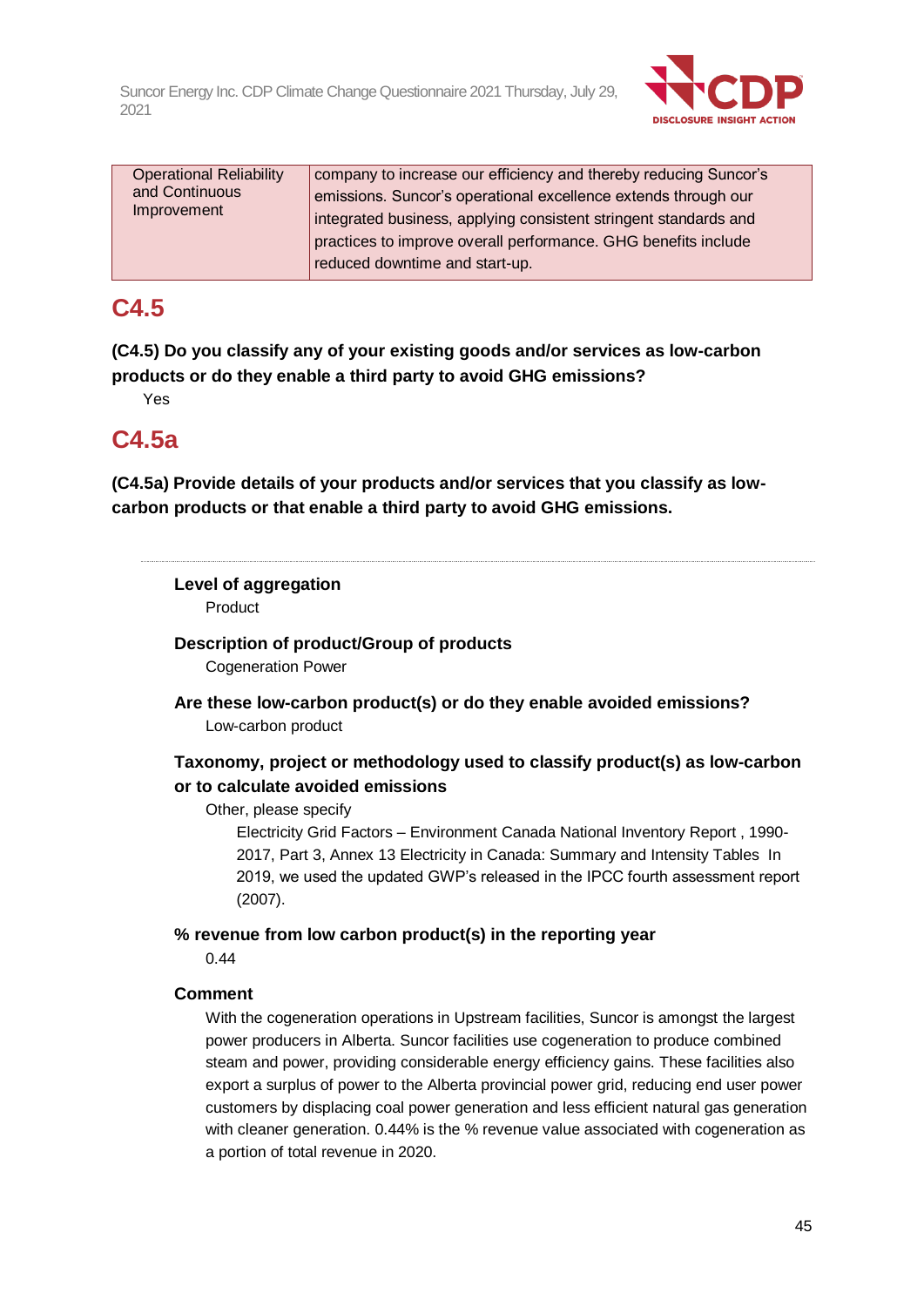| Operational Reliability and Continuous Improvement | company to increase our efficiency and thereby reducing Suncor's emissions. Suncor's operational excellence extends through our integrated business, applying consistent stringent standards and practices to improve overall performance. GHG benefits include reduced downtime and start-up. |
|---|---|

## C4.5

**(C4.5) Do you classify any of your existing goods and/or services as low-carbon products or do they enable a third party to avoid GHG emissions?**

Yes

## C4.5a

**(C4.5a) Provide details of your products and/or services that you classify as low-carbon products or that enable a third party to avoid GHG emissions.**

---

**Level of aggregation**

Product

**Description of product/Group of products**

Cogeneration Power

**Are these low-carbon product(s) or do they enable avoided emissions?**

Low-carbon product

**Taxonomy, project or methodology used to classify product(s) as low-carbon or to calculate avoided emissions**

Other, please specify

Electricity Grid Factors – Environment Canada National Inventory Report , 1990-2017, Part 3, Annex 13 Electricity in Canada: Summary and Intensity Tables In 2019, we used the updated GWP's released in the IPCC fourth assessment report (2007).

**% revenue from low carbon product(s) in the reporting year**

0.44

**Comment**

With the cogeneration operations in Upstream facilities, Suncor is amongst the largest power producers in Alberta. Suncor facilities use cogeneration to produce combined steam and power, providing considerable energy efficiency gains. These facilities also export a surplus of power to the Alberta provincial power grid, reducing end user power customers by displacing coal power generation and less efficient natural gas generation with cleaner generation. 0.44% is the % revenue value associated with cogeneration as a portion of total revenue in 2020.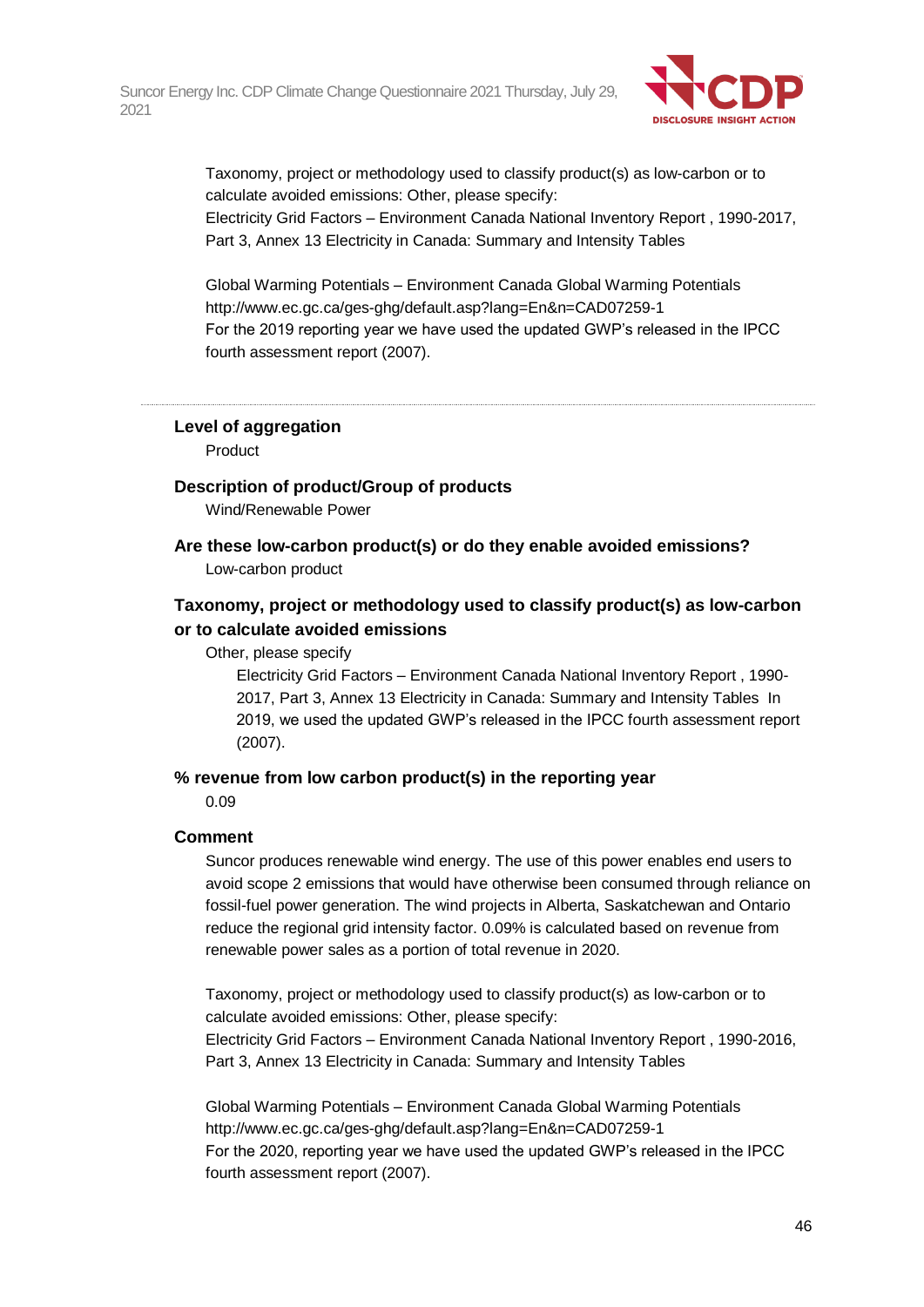Taxonomy, project or methodology used to classify product(s) as low-carbon or to calculate avoided emissions: Other, please specify:
Electricity Grid Factors – Environment Canada National Inventory Report , 1990-2017, Part 3, Annex 13 Electricity in Canada: Summary and Intensity Tables

Global Warming Potentials – Environment Canada Global Warming Potentials http://www.ec.gc.ca/ges-ghg/default.asp?lang=En&n=CAD07259-1
For the 2019 reporting year we have used the updated GWP's released in the IPCC fourth assessment report (2007).

---

**Level of aggregation**

Product

**Description of product/Group of products**

Wind/Renewable Power

**Are these low-carbon product(s) or do they enable avoided emissions?**

Low-carbon product

**Taxonomy, project or methodology used to classify product(s) as low-carbon or to calculate avoided emissions**

Other, please specify

Electricity Grid Factors – Environment Canada National Inventory Report , 1990-2017, Part 3, Annex 13 Electricity in Canada: Summary and Intensity Tables In 2019, we used the updated GWP's released in the IPCC fourth assessment report (2007).

**% revenue from low carbon product(s) in the reporting year**

0.09

**Comment**

Suncor produces renewable wind energy. The use of this power enables end users to avoid scope 2 emissions that would have otherwise been consumed through reliance on fossil-fuel power generation. The wind projects in Alberta, Saskatchewan and Ontario reduce the regional grid intensity factor. 0.09% is calculated based on revenue from renewable power sales as a portion of total revenue in 2020.

Taxonomy, project or methodology used to classify product(s) as low-carbon or to calculate avoided emissions: Other, please specify:
Electricity Grid Factors – Environment Canada National Inventory Report , 1990-2016, Part 3, Annex 13 Electricity in Canada: Summary and Intensity Tables

Global Warming Potentials – Environment Canada Global Warming Potentials http://www.ec.gc.ca/ges-ghg/default.asp?lang=En&n=CAD07259-1
For the 2020, reporting year we have used the updated GWP's released in the IPCC fourth assessment report (2007).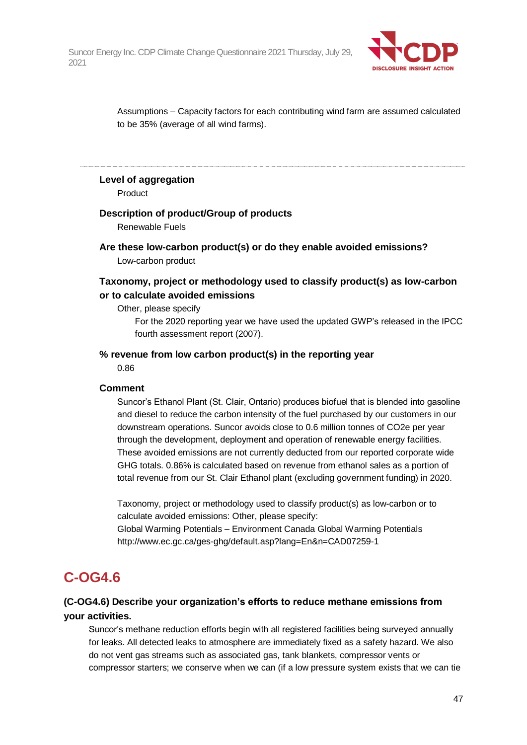Assumptions – Capacity factors for each contributing wind farm are assumed calculated to be 35% (average of all wind farms).

---

**Level of aggregation**

Product

**Description of product/Group of products**

Renewable Fuels

**Are these low-carbon product(s) or do they enable avoided emissions?**

Low-carbon product

**Taxonomy, project or methodology used to classify product(s) as low-carbon or to calculate avoided emissions**

Other, please specify

For the 2020 reporting year we have used the updated GWP's released in the IPCC fourth assessment report (2007).

**% revenue from low carbon product(s) in the reporting year**

0.86

**Comment**

Suncor's Ethanol Plant (St. Clair, Ontario) produces biofuel that is blended into gasoline and diesel to reduce the carbon intensity of the fuel purchased by our customers in our downstream operations. Suncor avoids close to 0.6 million tonnes of $CO_2e$ per year through the development, deployment and operation of renewable energy facilities. These avoided emissions are not currently deducted from our reported corporate wide GHG totals. 0.86% is calculated based on revenue from ethanol sales as a portion of total revenue from our St. Clair Ethanol plant (excluding government funding) in 2020.

Taxonomy, project or methodology used to classify product(s) as low-carbon or to calculate avoided emissions: Other, please specify:
Global Warming Potentials – Environment Canada Global Warming Potentials
http://www.ec.gc.ca/ges-ghg/default.asp?lang=En&n=CAD07259-1

## C-OG4.6

**(C-OG4.6) Describe your organization's efforts to reduce methane emissions from your activities.**

Suncor's methane reduction efforts begin with all registered facilities being surveyed annually for leaks. All detected leaks to atmosphere are immediately fixed as a safety hazard. We also do not vent gas streams such as associated gas, tank blankets, compressor vents or compressor starters; we conserve when we can (if a low pressure system exists that we can tie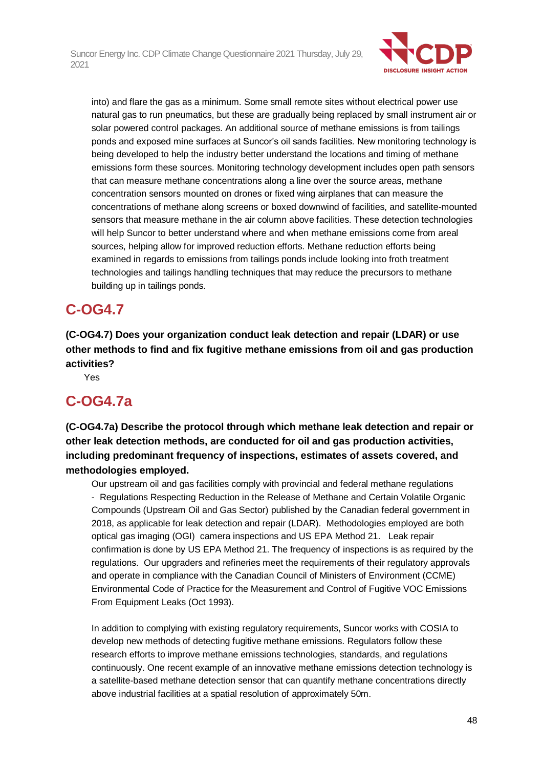into) and flare the gas as a minimum. Some small remote sites without electrical power use natural gas to run pneumatics, but these are gradually being replaced by small instrument air or solar powered control packages. An additional source of methane emissions is from tailings ponds and exposed mine surfaces at Suncor's oil sands facilities. New monitoring technology is being developed to help the industry better understand the locations and timing of methane emissions form these sources. Monitoring technology development includes open path sensors that can measure methane concentrations along a line over the source areas, methane concentration sensors mounted on drones or fixed wing airplanes that can measure the concentrations of methane along screens or boxed downwind of facilities, and satellite-mounted sensors that measure methane in the air column above facilities. These detection technologies will help Suncor to better understand where and when methane emissions come from areal sources, helping allow for improved reduction efforts. Methane reduction efforts being examined in regards to emissions from tailings ponds include looking into froth treatment technologies and tailings handling techniques that may reduce the precursors to methane building up in tailings ponds.

## C-OG4.7

**(C-OG4.7) Does your organization conduct leak detection and repair (LDAR) or use other methods to find and fix fugitive methane emissions from oil and gas production activities?**

Yes

## C-OG4.7a

**(C-OG4.7a) Describe the protocol through which methane leak detection and repair or other leak detection methods, are conducted for oil and gas production activities, including predominant frequency of inspections, estimates of assets covered, and methodologies employed.**

Our upstream oil and gas facilities comply with provincial and federal methane regulations - Regulations Respecting Reduction in the Release of Methane and Certain Volatile Organic Compounds (Upstream Oil and Gas Sector) published by the Canadian federal government in 2018, as applicable for leak detection and repair (LDAR). Methodologies employed are both optical gas imaging (OGI) camera inspections and US EPA Method 21. Leak repair confirmation is done by US EPA Method 21. The frequency of inspections is as required by the regulations. Our upgraders and refineries meet the requirements of their regulatory approvals and operate in compliance with the Canadian Council of Ministers of Environment (CCME) Environmental Code of Practice for the Measurement and Control of Fugitive VOC Emissions From Equipment Leaks (Oct 1993).

In addition to complying with existing regulatory requirements, Suncor works with COSIA to develop new methods of detecting fugitive methane emissions. Regulators follow these research efforts to improve methane emissions technologies, standards, and regulations continuously. One recent example of an innovative methane emissions detection technology is a satellite-based methane detection sensor that can quantify methane concentrations directly above industrial facilities at a spatial resolution of approximately 50m.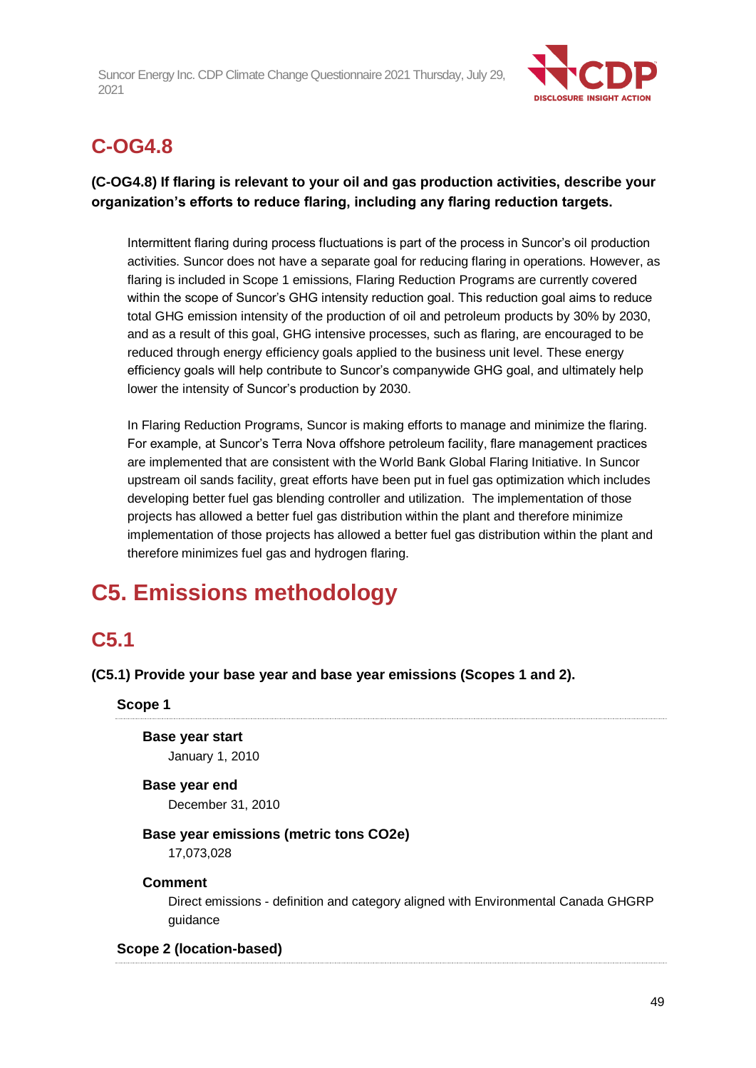## C-OG4.8

**(C-OG4.8) If flaring is relevant to your oil and gas production activities, describe your organization's efforts to reduce flaring, including any flaring reduction targets.**

Intermittent flaring during process fluctuations is part of the process in Suncor's oil production activities. Suncor does not have a separate goal for reducing flaring in operations. However, as flaring is included in Scope 1 emissions, Flaring Reduction Programs are currently covered within the scope of Suncor's GHG intensity reduction goal. This reduction goal aims to reduce total GHG emission intensity of the production of oil and petroleum products by 30% by 2030, and as a result of this goal, GHG intensive processes, such as flaring, are encouraged to be reduced through energy efficiency goals applied to the business unit level. These energy efficiency goals will help contribute to Suncor's companywide GHG goal, and ultimately help lower the intensity of Suncor's production by 2030.

In Flaring Reduction Programs, Suncor is making efforts to manage and minimize the flaring. For example, at Suncor's Terra Nova offshore petroleum facility, flare management practices are implemented that are consistent with the World Bank Global Flaring Initiative. In Suncor upstream oil sands facility, great efforts have been put in fuel gas optimization which includes developing better fuel gas blending controller and utilization. The implementation of those projects has allowed a better fuel gas distribution within the plant and therefore minimize implementation of those projects has allowed a better fuel gas distribution within the plant and therefore minimizes fuel gas and hydrogen flaring.

# C5. Emissions methodology

## C5.1

**(C5.1) Provide your base year and base year emissions (Scopes 1 and 2).**

### Scope 1

**Base year start**
January 1, 2010

**Base year end**
December 31, 2010

**Base year emissions (metric tons CO2e)**
17,073,028

**Comment**
Direct emissions - definition and category aligned with Environmental Canada GHGRP guidance

### Scope 2 (location-based)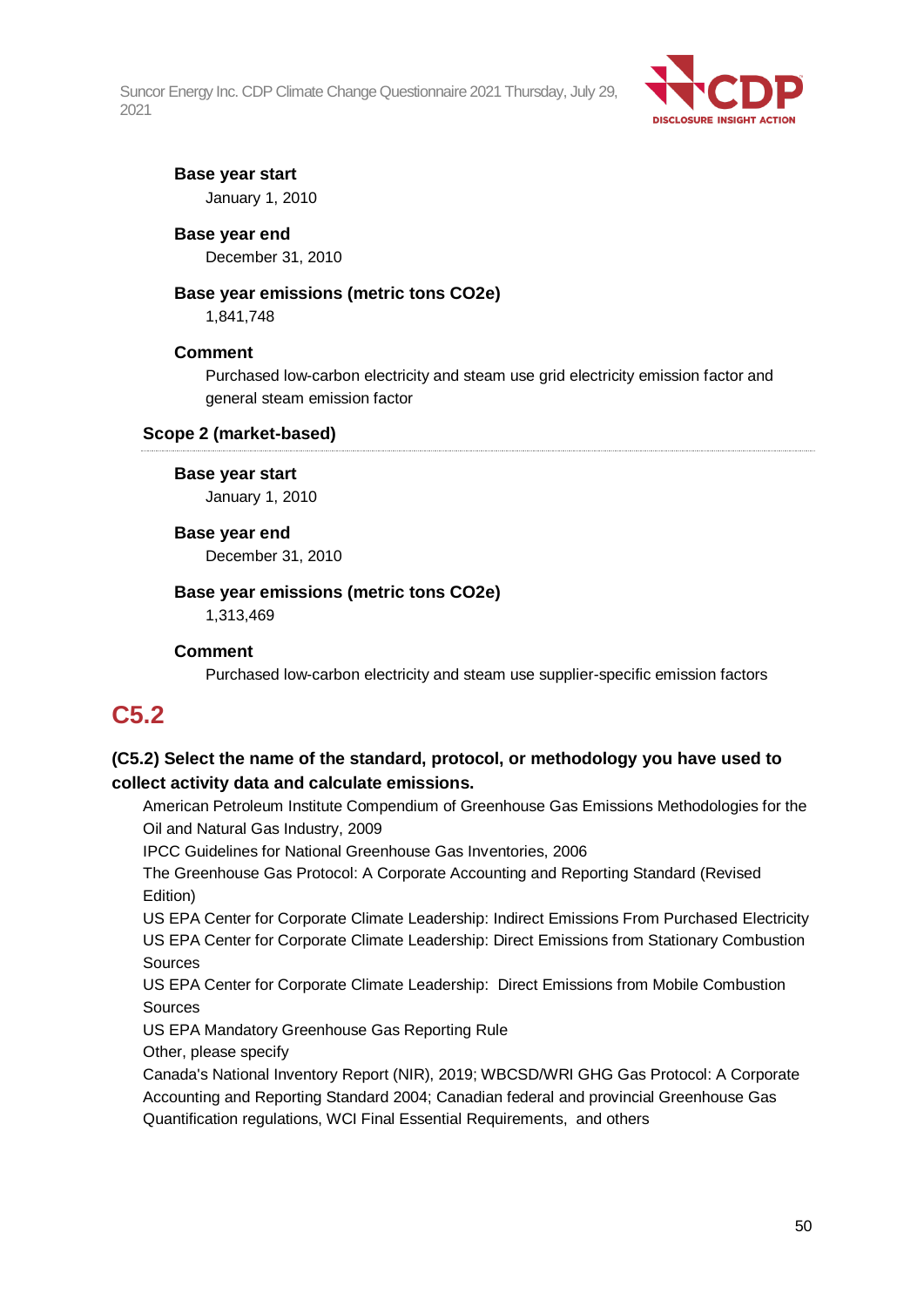**Base year start**

January 1, 2010

**Base year end**

December 31, 2010

**Base year emissions (metric tons CO2e)**

1,841,748

**Comment**

Purchased low-carbon electricity and steam use grid electricity emission factor and general steam emission factor

**Scope 2 (market-based)**

**Base year start**

January 1, 2010

**Base year end**

December 31, 2010

**Base year emissions (metric tons CO2e)**

1,313,469

**Comment**

Purchased low-carbon electricity and steam use supplier-specific emission factors

## C5.2

**(C5.2) Select the name of the standard, protocol, or methodology you have used to collect activity data and calculate emissions.**

American Petroleum Institute Compendium of Greenhouse Gas Emissions Methodologies for the Oil and Natural Gas Industry, 2009

IPCC Guidelines for National Greenhouse Gas Inventories, 2006

The Greenhouse Gas Protocol: A Corporate Accounting and Reporting Standard (Revised Edition)

US EPA Center for Corporate Climate Leadership: Indirect Emissions From Purchased Electricity

US EPA Center for Corporate Climate Leadership: Direct Emissions from Stationary Combustion Sources

US EPA Center for Corporate Climate Leadership: Direct Emissions from Mobile Combustion Sources

US EPA Mandatory Greenhouse Gas Reporting Rule

Other, please specify

Canada's National Inventory Report (NIR), 2019; WBCSD/WRI GHG Gas Protocol: A Corporate Accounting and Reporting Standard 2004; Canadian federal and provincial Greenhouse Gas Quantification regulations, WCI Final Essential Requirements, and others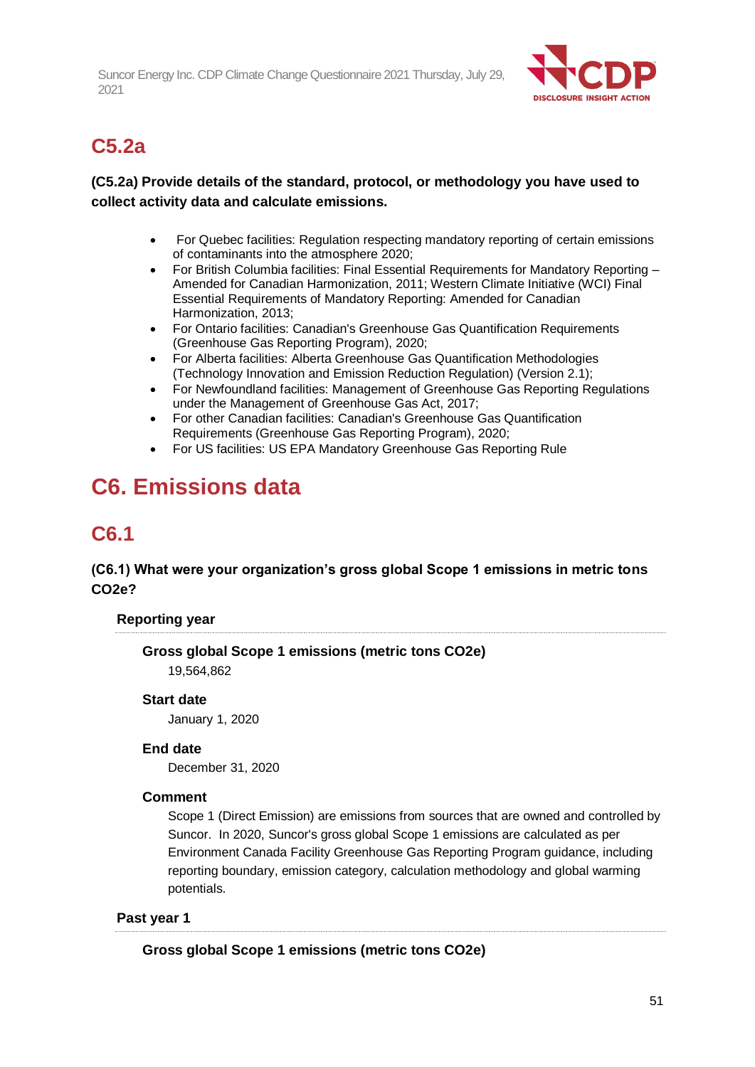## C5.2a

**(C5.2a) Provide details of the standard, protocol, or methodology you have used to collect activity data and calculate emissions.**

- For Quebec facilities: Regulation respecting mandatory reporting of certain emissions of contaminants into the atmosphere 2020;
- For British Columbia facilities: Final Essential Requirements for Mandatory Reporting – Amended for Canadian Harmonization, 2011; Western Climate Initiative (WCI) Final Essential Requirements of Mandatory Reporting: Amended for Canadian Harmonization, 2013;
- For Ontario facilities: Canadian's Greenhouse Gas Quantification Requirements (Greenhouse Gas Reporting Program), 2020;
- For Alberta facilities: Alberta Greenhouse Gas Quantification Methodologies (Technology Innovation and Emission Reduction Regulation) (Version 2.1);
- For Newfoundland facilities: Management of Greenhouse Gas Reporting Regulations under the Management of Greenhouse Gas Act, 2017;
- For other Canadian facilities: Canadian's Greenhouse Gas Quantification Requirements (Greenhouse Gas Reporting Program), 2020;
- For US facilities: US EPA Mandatory Greenhouse Gas Reporting Rule

# C6. Emissions data

## C6.1

**(C6.1) What were your organization's gross global Scope 1 emissions in metric tons CO2e?**

**Reporting year**

**Gross global Scope 1 emissions (metric tons CO2e)**

19,564,862

**Start date**

January 1, 2020

**End date**

December 31, 2020

**Comment**

Scope 1 (Direct Emission) are emissions from sources that are owned and controlled by Suncor. In 2020, Suncor's gross global Scope 1 emissions are calculated as per Environment Canada Facility Greenhouse Gas Reporting Program guidance, including reporting boundary, emission category, calculation methodology and global warming potentials.

**Past year 1**

**Gross global Scope 1 emissions (metric tons CO2e)**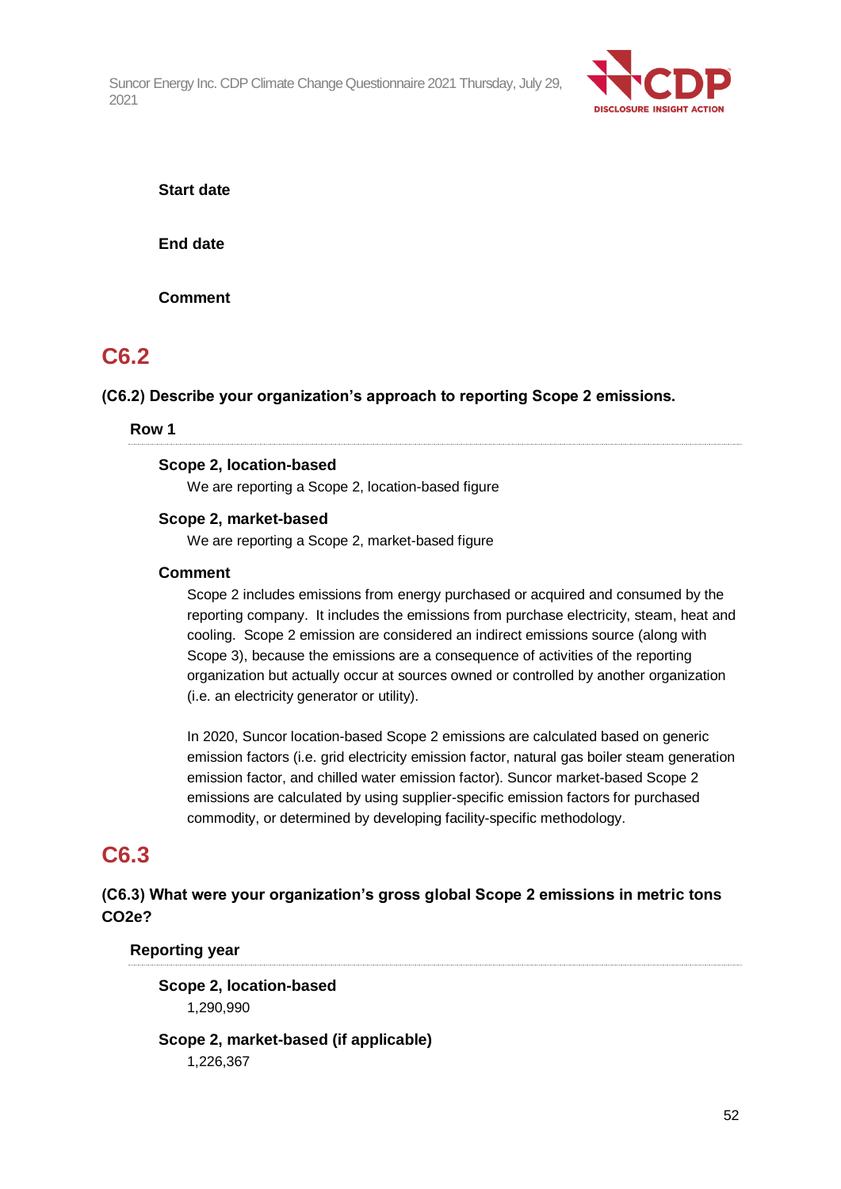**Start date**

**End date**

**Comment**

## C6.2

**(C6.2) Describe your organization's approach to reporting Scope 2 emissions.**

### Row 1

**Scope 2, location-based**

We are reporting a Scope 2, location-based figure

**Scope 2, market-based**

We are reporting a Scope 2, market-based figure

**Comment**

Scope 2 includes emissions from energy purchased or acquired and consumed by the reporting company. It includes the emissions from purchase electricity, steam, heat and cooling. Scope 2 emission are considered an indirect emissions source (along with Scope 3), because the emissions are a consequence of activities of the reporting organization but actually occur at sources owned or controlled by another organization (i.e. an electricity generator or utility).

In 2020, Suncor location-based Scope 2 emissions are calculated based on generic emission factors (i.e. grid electricity emission factor, natural gas boiler steam generation emission factor, and chilled water emission factor). Suncor market-based Scope 2 emissions are calculated by using supplier-specific emission factors for purchased commodity, or determined by developing facility-specific methodology.

## C6.3

**(C6.3) What were your organization's gross global Scope 2 emissions in metric tons CO2e?**

### Reporting year

**Scope 2, location-based**

1,290,990

**Scope 2, market-based (if applicable)**

1,226,367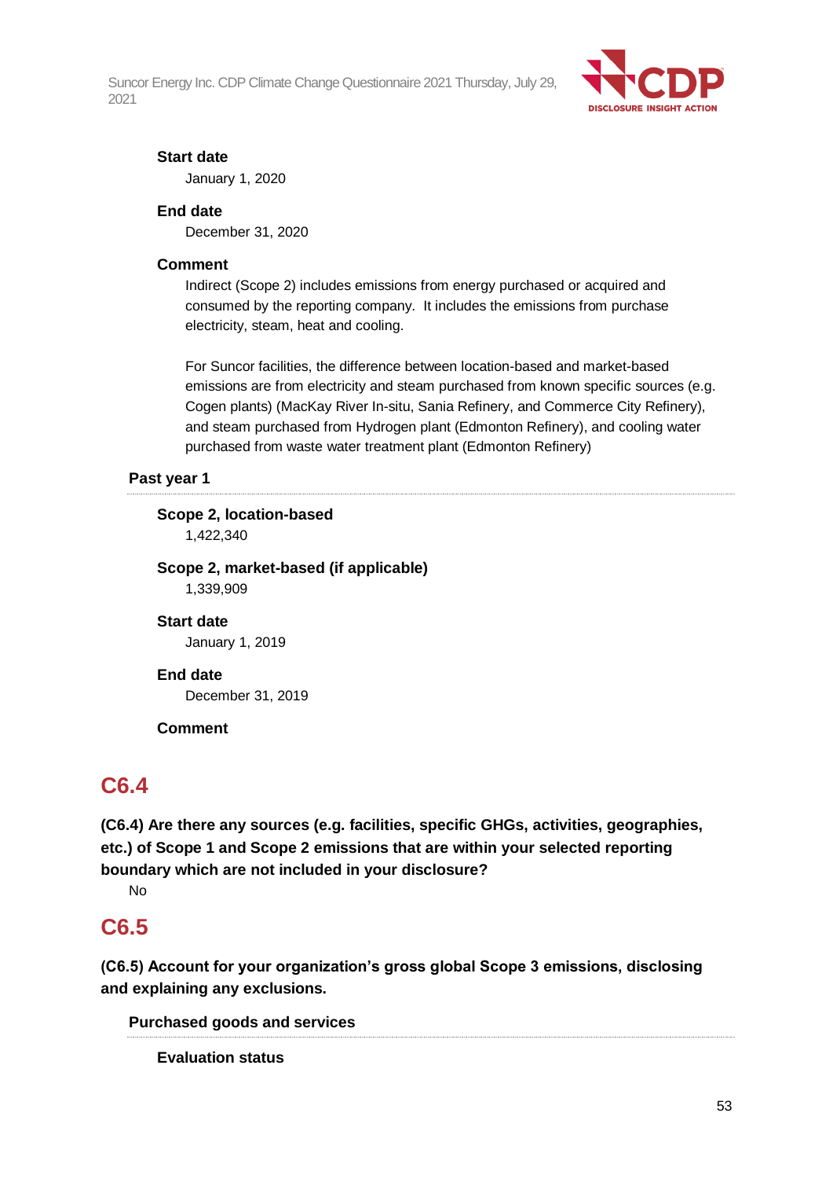**Start date**

January 1, 2020

**End date**

December 31, 2020

**Comment**

Indirect (Scope 2) includes emissions from energy purchased or acquired and consumed by the reporting company. It includes the emissions from purchase electricity, steam, heat and cooling.

For Suncor facilities, the difference between location-based and market-based emissions are from electricity and steam purchased from known specific sources (e.g. Cogen plants) (MacKay River In-situ, Sania Refinery, and Commerce City Refinery), and steam purchased from Hydrogen plant (Edmonton Refinery), and cooling water purchased from waste water treatment plant (Edmonton Refinery)

**Past year 1**

**Scope 2, location-based**

1,422,340

**Scope 2, market-based (if applicable)**

1,339,909

**Start date**

January 1, 2019

**End date**

December 31, 2019

**Comment**

## C6.4

**(C6.4) Are there any sources (e.g. facilities, specific GHGs, activities, geographies, etc.) of Scope 1 and Scope 2 emissions that are within your selected reporting boundary which are not included in your disclosure?**

No

## C6.5

**(C6.5) Account for your organization's gross global Scope 3 emissions, disclosing and explaining any exclusions.**

**Purchased goods and services**

**Evaluation status**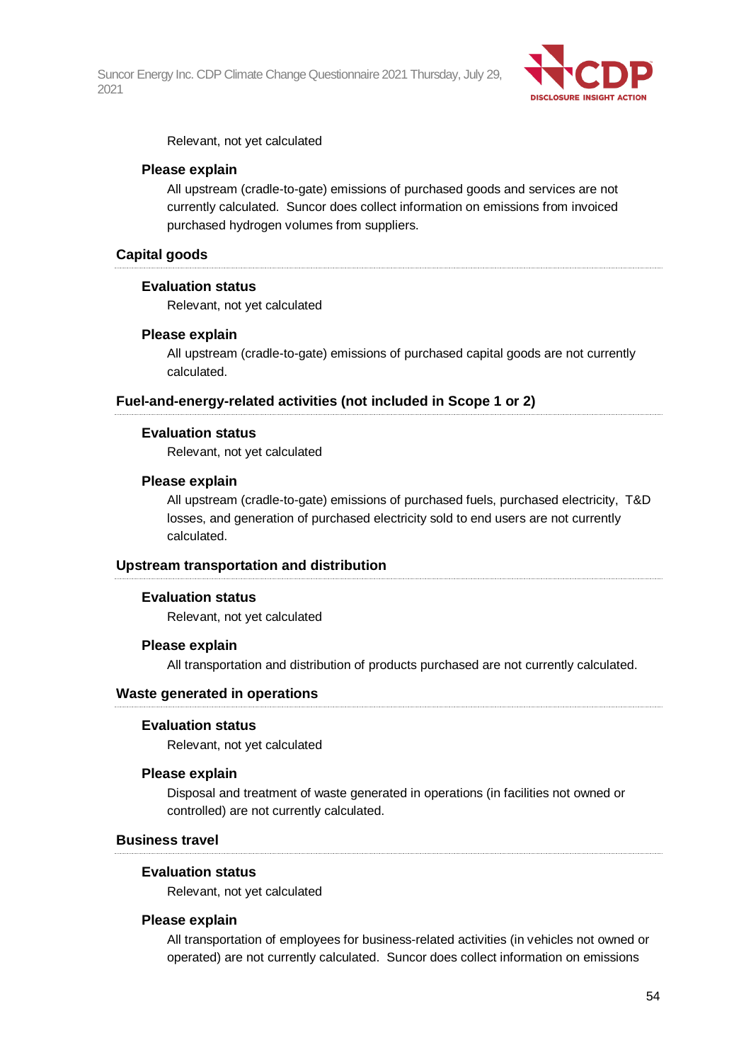Relevant, not yet calculated

**Please explain**

All upstream (cradle-to-gate) emissions of purchased goods and services are not currently calculated.  Suncor does collect information on emissions from invoiced purchased hydrogen volumes from suppliers.

### Capital goods

**Evaluation status**

Relevant, not yet calculated

**Please explain**

All upstream (cradle-to-gate) emissions of purchased capital goods are not currently calculated.

### Fuel-and-energy-related activities (not included in Scope 1 or 2)

**Evaluation status**

Relevant, not yet calculated

**Please explain**

All upstream (cradle-to-gate) emissions of purchased fuels, purchased electricity,  T&D losses, and generation of purchased electricity sold to end users are not currently calculated.

### Upstream transportation and distribution

**Evaluation status**

Relevant, not yet calculated

**Please explain**

All transportation and distribution of products purchased are not currently calculated.

### Waste generated in operations

**Evaluation status**

Relevant, not yet calculated

**Please explain**

Disposal and treatment of waste generated in operations (in facilities not owned or controlled) are not currently calculated.

### Business travel

**Evaluation status**

Relevant, not yet calculated

**Please explain**

All transportation of employees for business-related activities (in vehicles not owned or operated) are not currently calculated.  Suncor does collect information on emissions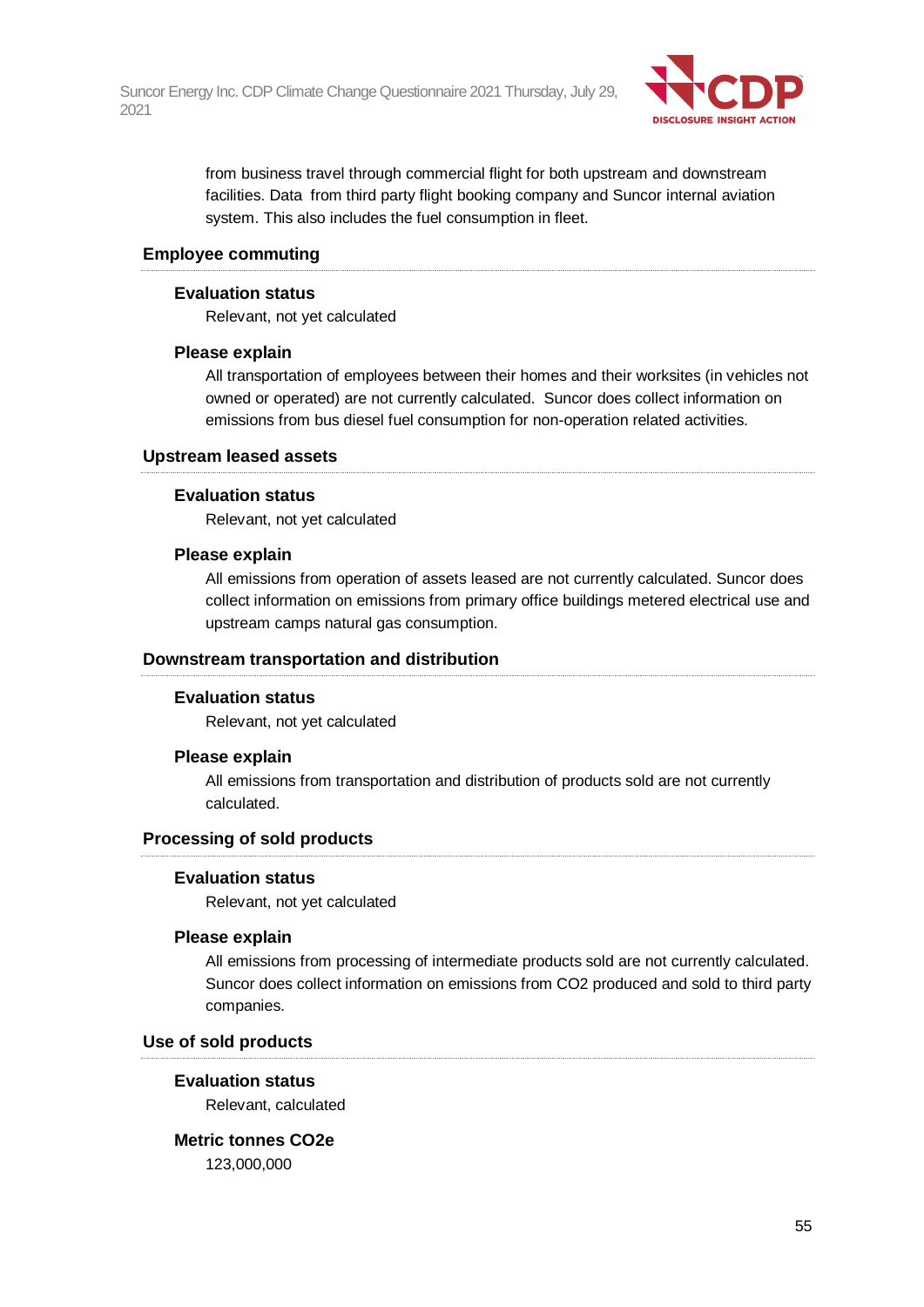from business travel through commercial flight for both upstream and downstream facilities. Data from third party flight booking company and Suncor internal aviation system. This also includes the fuel consumption in fleet.

### Employee commuting

#### Evaluation status

Relevant, not yet calculated

#### Please explain

All transportation of employees between their homes and their worksites (in vehicles not owned or operated) are not currently calculated. Suncor does collect information on emissions from bus diesel fuel consumption for non-operation related activities.

### Upstream leased assets

#### Evaluation status

Relevant, not yet calculated

#### Please explain

All emissions from operation of assets leased are not currently calculated. Suncor does collect information on emissions from primary office buildings metered electrical use and upstream camps natural gas consumption.

### Downstream transportation and distribution

#### Evaluation status

Relevant, not yet calculated

#### Please explain

All emissions from transportation and distribution of products sold are not currently calculated.

### Processing of sold products

#### Evaluation status

Relevant, not yet calculated

#### Please explain

All emissions from processing of intermediate products sold are not currently calculated. Suncor does collect information on emissions from $CO_2$ produced and sold to third party companies.

### Use of sold products

#### Evaluation status

Relevant, calculated

#### Metric tonnes CO2e

123,000,000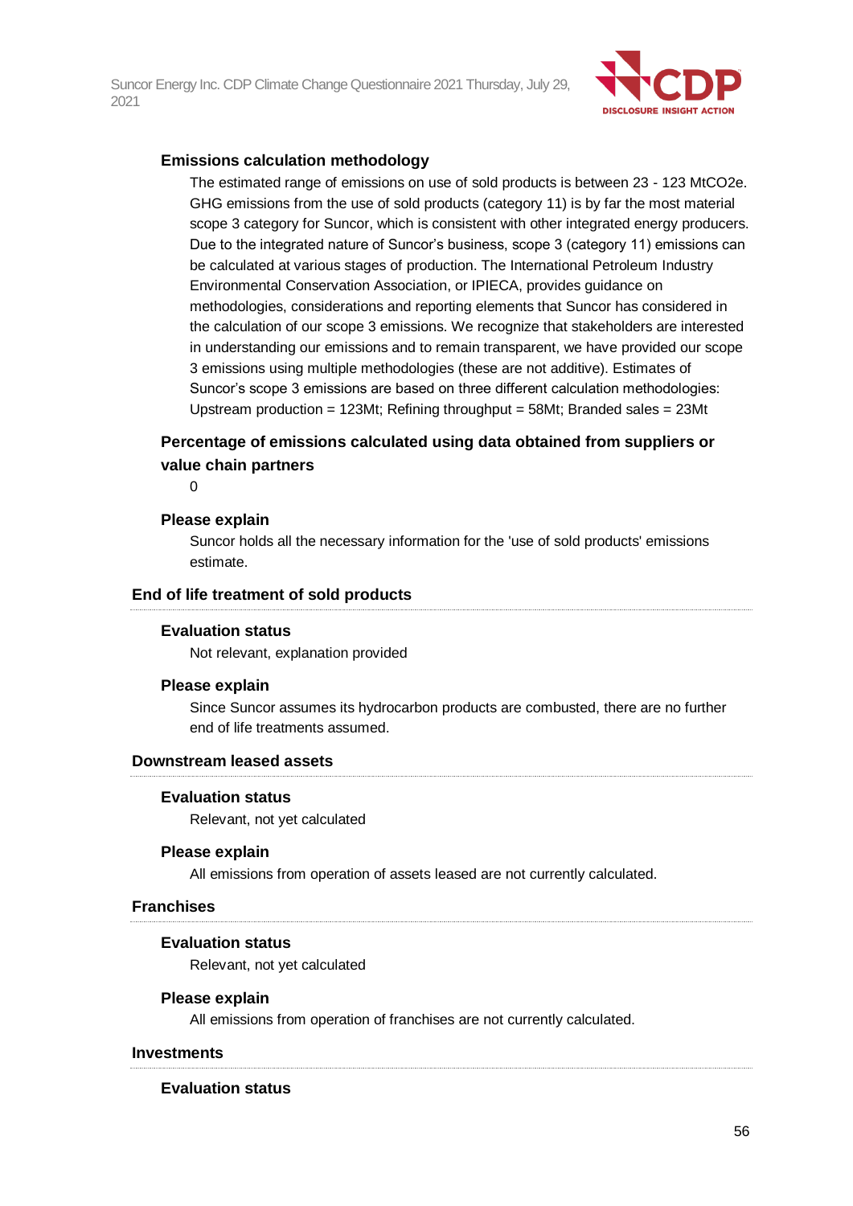#### Emissions calculation methodology

The estimated range of emissions on use of sold products is between 23 - 123 MtCO2e. GHG emissions from the use of sold products (category 11) is by far the most material scope 3 category for Suncor, which is consistent with other integrated energy producers. Due to the integrated nature of Suncor's business, scope 3 (category 11) emissions can be calculated at various stages of production. The International Petroleum Industry Environmental Conservation Association, or IPIECA, provides guidance on methodologies, considerations and reporting elements that Suncor has considered in the calculation of our scope 3 emissions. We recognize that stakeholders are interested in understanding our emissions and to remain transparent, we have provided our scope 3 emissions using multiple methodologies (these are not additive). Estimates of Suncor's scope 3 emissions are based on three different calculation methodologies: Upstream production = 123Mt; Refining throughput = 58Mt; Branded sales = 23Mt

#### Percentage of emissions calculated using data obtained from suppliers or value chain partners

0

#### Please explain

Suncor holds all the necessary information for the 'use of sold products' emissions estimate.

### End of life treatment of sold products

#### Evaluation status

Not relevant, explanation provided

#### Please explain

Since Suncor assumes its hydrocarbon products are combusted, there are no further end of life treatments assumed.

### Downstream leased assets

#### Evaluation status

Relevant, not yet calculated

#### Please explain

All emissions from operation of assets leased are not currently calculated.

### Franchises

#### Evaluation status

Relevant, not yet calculated

#### Please explain

All emissions from operation of franchises are not currently calculated.

### Investments

#### Evaluation status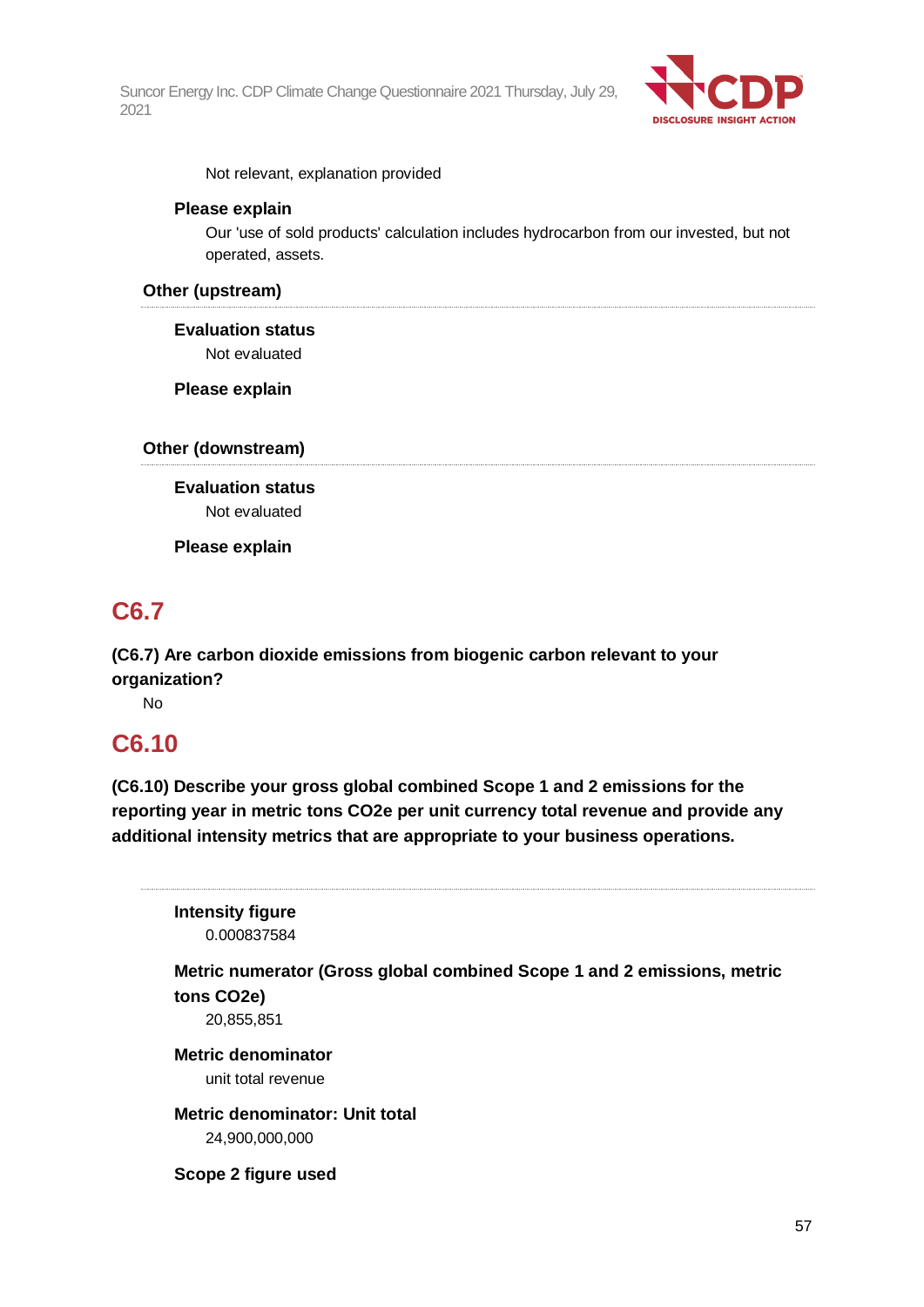Not relevant, explanation provided

**Please explain**

Our 'use of sold products' calculation includes hydrocarbon from our invested, but not operated, assets.

**Other (upstream)**

**Evaluation status**

Not evaluated

**Please explain**

**Other (downstream)**

**Evaluation status**

Not evaluated

**Please explain**

## C6.7

**(C6.7) Are carbon dioxide emissions from biogenic carbon relevant to your organization?**

No

## C6.10

**(C6.10) Describe your gross global combined Scope 1 and 2 emissions for the reporting year in metric tons CO2e per unit currency total revenue and provide any additional intensity metrics that are appropriate to your business operations.**

**Intensity figure**

0.000837584

**Metric numerator (Gross global combined Scope 1 and 2 emissions, metric tons CO2e)**

20,855,851

**Metric denominator**

unit total revenue

**Metric denominator: Unit total**

24,900,000,000

**Scope 2 figure used**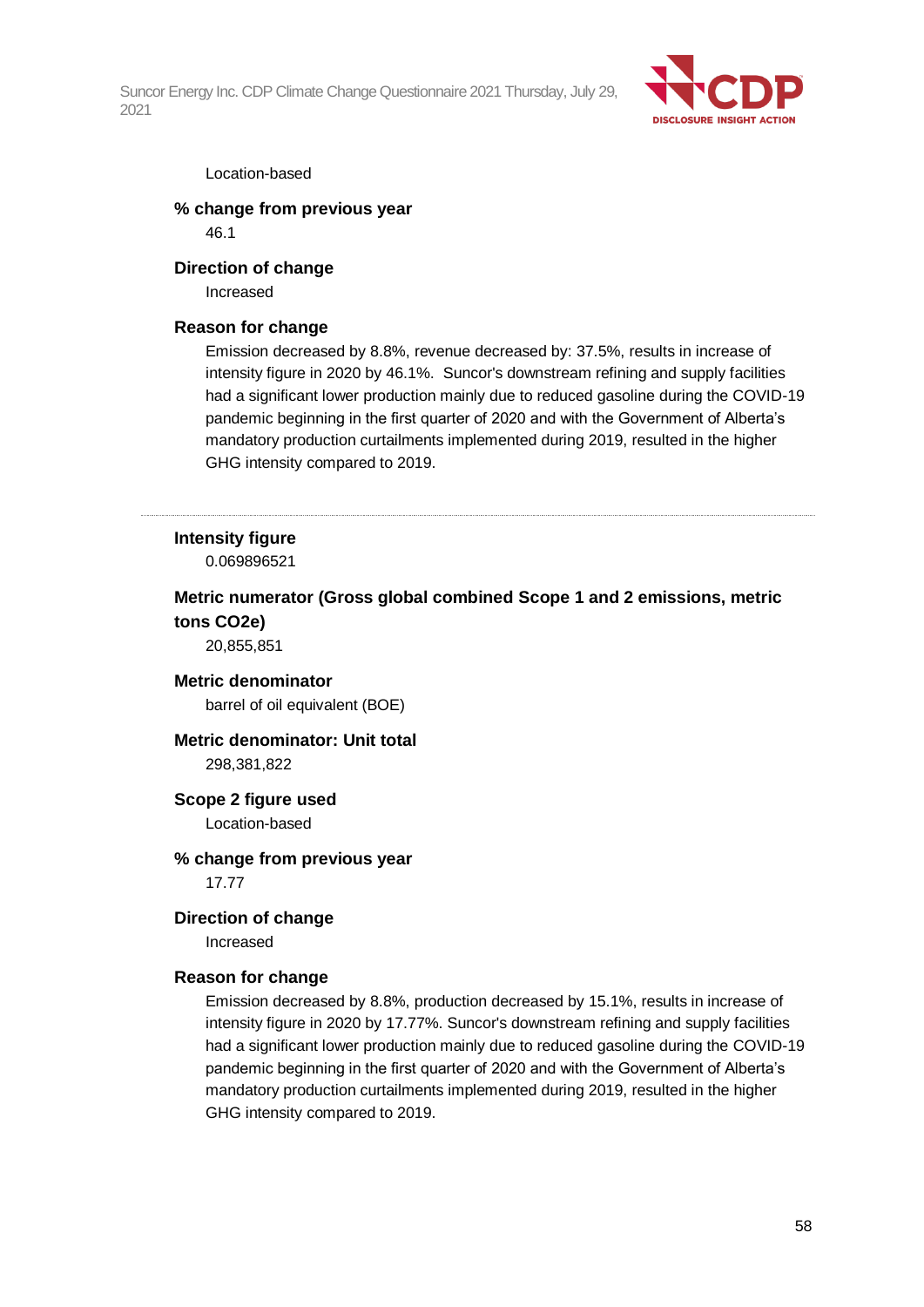Location-based

**% change from previous year**

46.1

**Direction of change**

Increased

**Reason for change**

Emission decreased by 8.8%, revenue decreased by: 37.5%, results in increase of intensity figure in 2020 by 46.1%.  Suncor's downstream refining and supply facilities had a significant lower production mainly due to reduced gasoline during the COVID-19 pandemic beginning in the first quarter of 2020 and with the Government of Alberta's mandatory production curtailments implemented during 2019, resulted in the higher GHG intensity compared to 2019.

---

**Intensity figure**

0.069896521

**Metric numerator (Gross global combined Scope 1 and 2 emissions, metric tons CO2e)**

20,855,851

**Metric denominator**

barrel of oil equivalent (BOE)

**Metric denominator: Unit total**

298,381,822

**Scope 2 figure used**

Location-based

**% change from previous year**

17.77

**Direction of change**

Increased

**Reason for change**

Emission decreased by 8.8%, production decreased by 15.1%, results in increase of intensity figure in 2020 by 17.77%. Suncor's downstream refining and supply facilities had a significant lower production mainly due to reduced gasoline during the COVID-19 pandemic beginning in the first quarter of 2020 and with the Government of Alberta's mandatory production curtailments implemented during 2019, resulted in the higher GHG intensity compared to 2019.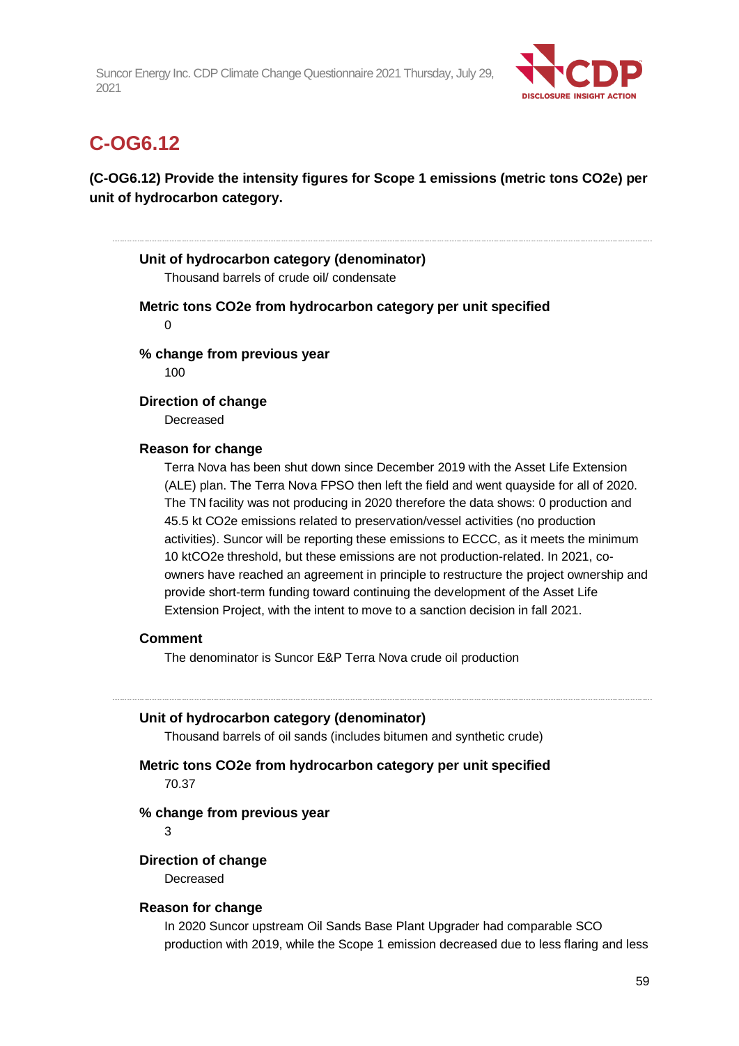## C-OG6.12

**(C-OG6.12) Provide the intensity figures for Scope 1 emissions (metric tons CO2e) per unit of hydrocarbon category.**

---

**Unit of hydrocarbon category (denominator)**

Thousand barrels of crude oil/ condensate

**Metric tons CO2e from hydrocarbon category per unit specified**

0

**% change from previous year**

100

**Direction of change**

Decreased

**Reason for change**

Terra Nova has been shut down since December 2019 with the Asset Life Extension (ALE) plan. The Terra Nova FPSO then left the field and went quayside for all of 2020. The TN facility was not producing in 2020 therefore the data shows: 0 production and 45.5 kt CO2e emissions related to preservation/vessel activities (no production activities). Suncor will be reporting these emissions to ECCC, as it meets the minimum 10 ktCO2e threshold, but these emissions are not production-related. In 2021, co-owners have reached an agreement in principle to restructure the project ownership and provide short-term funding toward continuing the development of the Asset Life Extension Project, with the intent to move to a sanction decision in fall 2021.

**Comment**

The denominator is Suncor E&P Terra Nova crude oil production

---

**Unit of hydrocarbon category (denominator)**

Thousand barrels of oil sands (includes bitumen and synthetic crude)

**Metric tons CO2e from hydrocarbon category per unit specified**

70.37

**% change from previous year**

3

**Direction of change**

Decreased

**Reason for change**

In 2020 Suncor upstream Oil Sands Base Plant Upgrader had comparable SCO production with 2019, while the Scope 1 emission decreased due to less flaring and less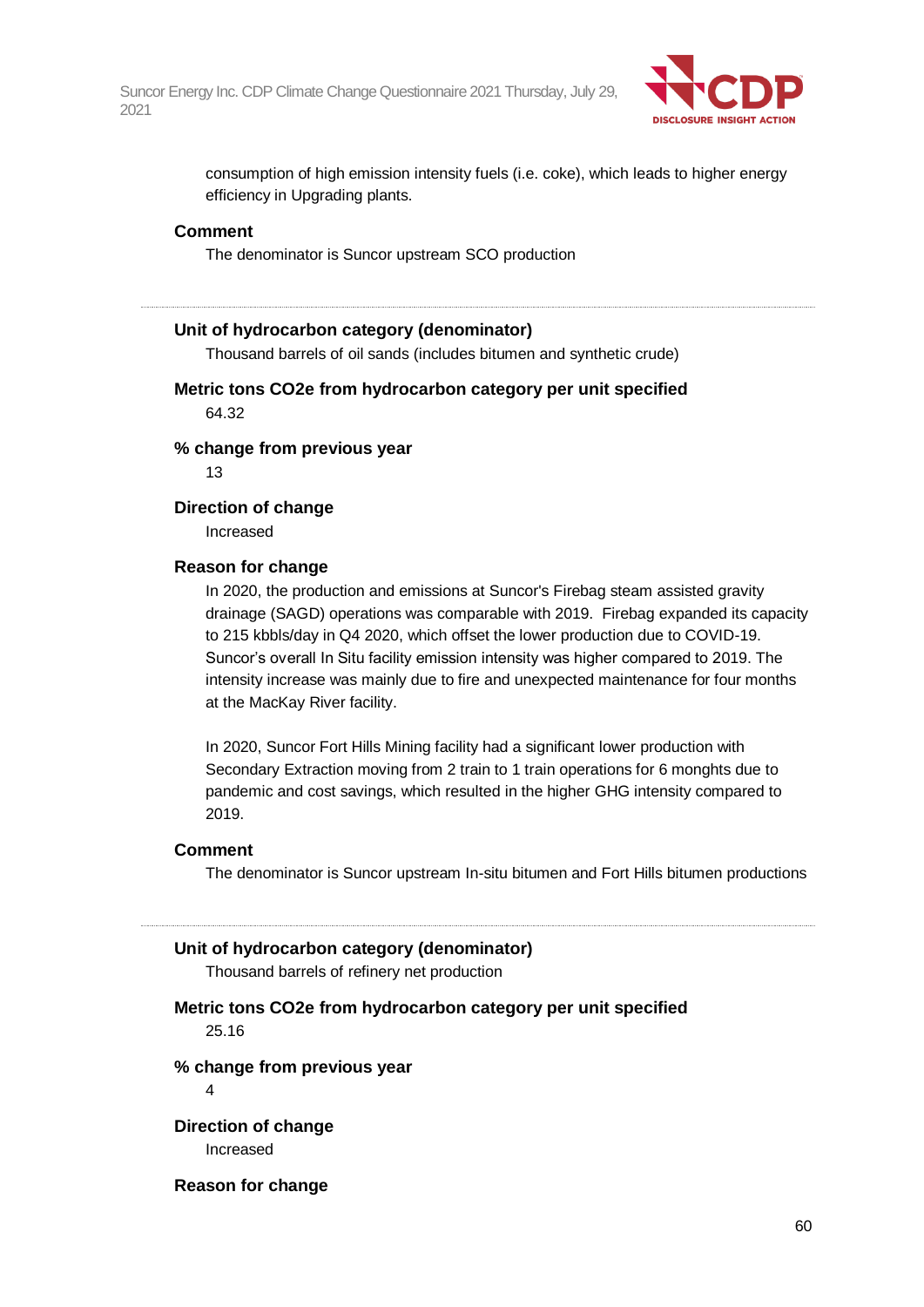consumption of high emission intensity fuels (i.e. coke), which leads to higher energy efficiency in Upgrading plants.

**Comment**

The denominator is Suncor upstream SCO production

---

**Unit of hydrocarbon category (denominator)**

Thousand barrels of oil sands (includes bitumen and synthetic crude)

**Metric tons CO2e from hydrocarbon category per unit specified**

64.32

**% change from previous year**

13

**Direction of change**

Increased

**Reason for change**

In 2020, the production and emissions at Suncor's Firebag steam assisted gravity drainage (SAGD) operations was comparable with 2019. Firebag expanded its capacity to 215 kbbls/day in Q4 2020, which offset the lower production due to COVID-19. Suncor's overall In Situ facility emission intensity was higher compared to 2019. The intensity increase was mainly due to fire and unexpected maintenance for four months at the MacKay River facility.

In 2020, Suncor Fort Hills Mining facility had a significant lower production with Secondary Extraction moving from 2 train to 1 train operations for 6 monghts due to pandemic and cost savings, which resulted in the higher GHG intensity compared to 2019.

**Comment**

The denominator is Suncor upstream In-situ bitumen and Fort Hills bitumen productions

---

**Unit of hydrocarbon category (denominator)**

Thousand barrels of refinery net production

**Metric tons CO2e from hydrocarbon category per unit specified**

25.16

**% change from previous year**

4

**Direction of change**

Increased

**Reason for change**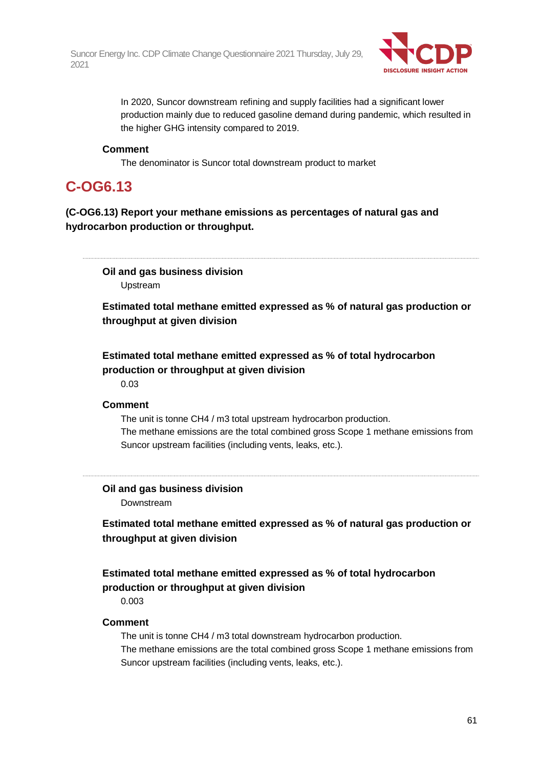In 2020, Suncor downstream refining and supply facilities had a significant lower production mainly due to reduced gasoline demand during pandemic, which resulted in the higher GHG intensity compared to 2019.

**Comment**

The denominator is Suncor total downstream product to market

## C-OG6.13

**(C-OG6.13) Report your methane emissions as percentages of natural gas and hydrocarbon production or throughput.**

---

**Oil and gas business division**

Upstream

**Estimated total methane emitted expressed as % of natural gas production or throughput at given division**

**Estimated total methane emitted expressed as % of total hydrocarbon production or throughput at given division**

0.03

**Comment**

The unit is tonne $CH_4$ / m3 total upstream hydrocarbon production.
The methane emissions are the total combined gross Scope 1 methane emissions from Suncor upstream facilities (including vents, leaks, etc.).

---

**Oil and gas business division**

Downstream

**Estimated total methane emitted expressed as % of natural gas production or throughput at given division**

**Estimated total methane emitted expressed as % of total hydrocarbon production or throughput at given division**

0.003

**Comment**

The unit is tonne $CH_4$ / m3 total downstream hydrocarbon production.
The methane emissions are the total combined gross Scope 1 methane emissions from Suncor upstream facilities (including vents, leaks, etc.).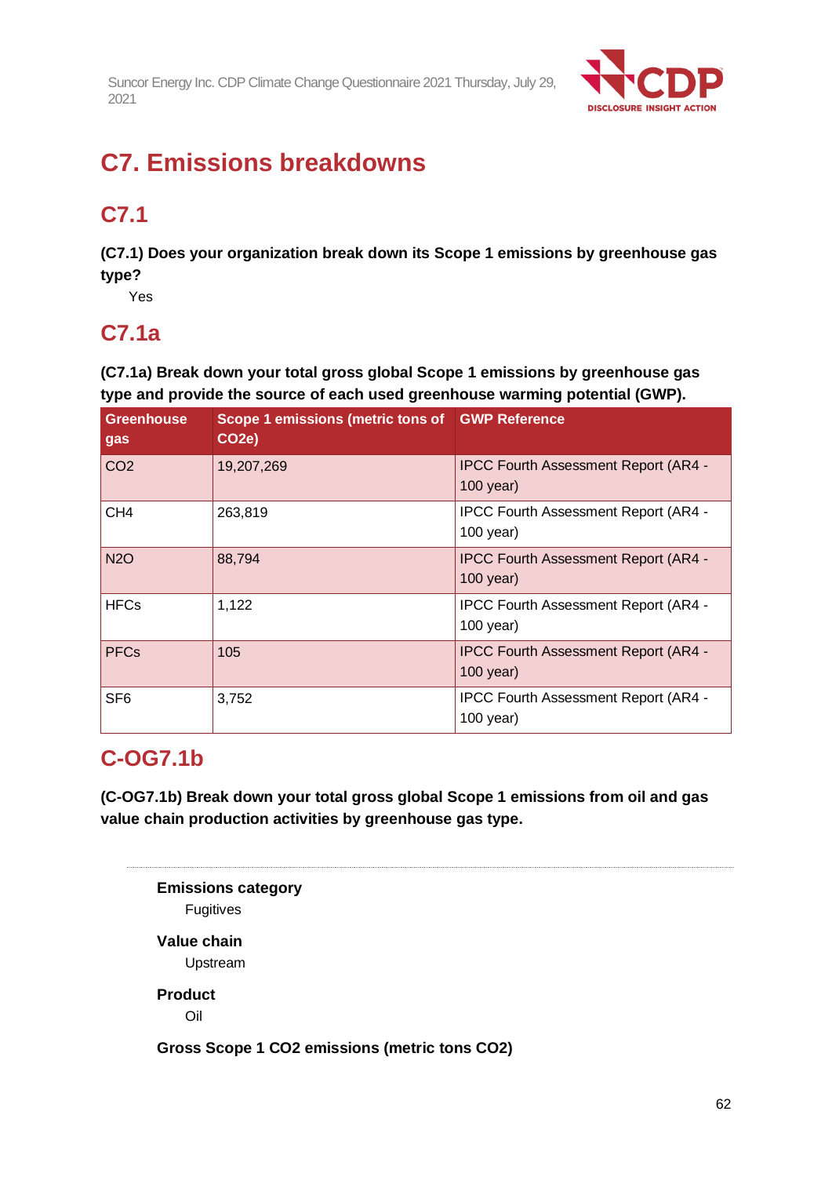# C7. Emissions breakdowns

## C7.1

**(C7.1) Does your organization break down its Scope 1 emissions by greenhouse gas type?**

Yes

## C7.1a

**(C7.1a) Break down your total gross global Scope 1 emissions by greenhouse gas type and provide the source of each used greenhouse warming potential (GWP).**

| Greenhouse gas | Scope 1 emissions (metric tons of $CO_2e$) | GWP Reference |
|---|---|---|
| $CO_2$ | 19,207,269 | IPCC Fourth Assessment Report (AR4 - 100 year) |
| $CH_4$ | 263,819 | IPCC Fourth Assessment Report (AR4 - 100 year) |
| $N_2O$ | 88,794 | IPCC Fourth Assessment Report (AR4 - 100 year) |
| HFCs | 1,122 | IPCC Fourth Assessment Report (AR4 - 100 year) |
| PFCs | 105 | IPCC Fourth Assessment Report (AR4 - 100 year) |
| $SF_6$ | 3,752 | IPCC Fourth Assessment Report (AR4 - 100 year) |

## C-OG7.1b

**(C-OG7.1b) Break down your total gross global Scope 1 emissions from oil and gas value chain production activities by greenhouse gas type.**

---

**Emissions category**

Fugitives

**Value chain**

Upstream

**Product**

Oil

**Gross Scope 1 $CO_2$ emissions (metric tons $CO_2$)**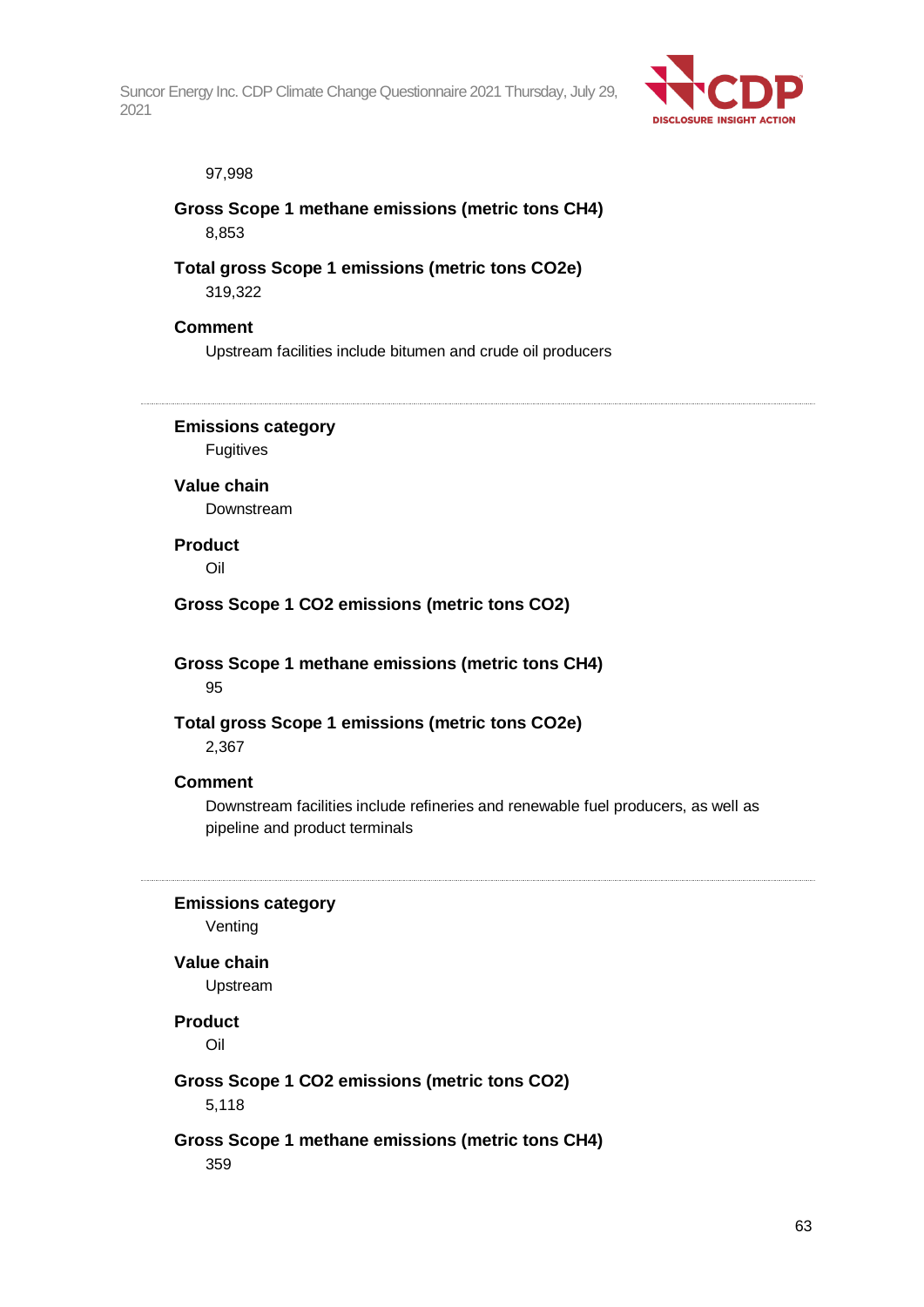97,998

**Gross Scope 1 methane emissions (metric tons CH4)**

8,853

**Total gross Scope 1 emissions (metric tons CO2e)**

319,322

**Comment**

Upstream facilities include bitumen and crude oil producers

---

**Emissions category**

Fugitives

**Value chain**

Downstream

**Product**

Oil

**Gross Scope 1 CO2 emissions (metric tons CO2)**

**Gross Scope 1 methane emissions (metric tons CH4)**

95

**Total gross Scope 1 emissions (metric tons CO2e)**

2,367

**Comment**

Downstream facilities include refineries and renewable fuel producers, as well as pipeline and product terminals

---

**Emissions category**

Venting

**Value chain**

Upstream

**Product**

Oil

**Gross Scope 1 CO2 emissions (metric tons CO2)**

5,118

**Gross Scope 1 methane emissions (metric tons CH4)**

359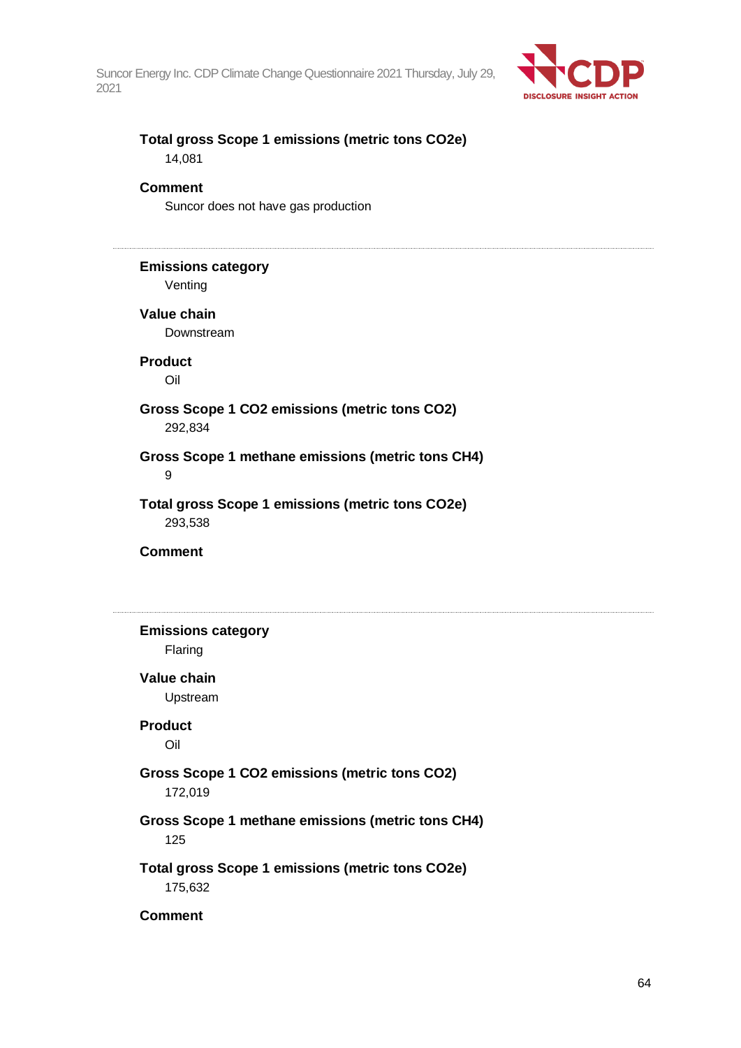**Total gross Scope 1 emissions (metric tons CO2e)**

14,081

**Comment**

Suncor does not have gas production

---

**Emissions category**

Venting

**Value chain**

Downstream

**Product**

Oil

**Gross Scope 1 CO2 emissions (metric tons CO2)**

292,834

**Gross Scope 1 methane emissions (metric tons CH4)**

9

**Total gross Scope 1 emissions (metric tons CO2e)**

293,538

**Comment**

---

**Emissions category**

Flaring

**Value chain**

Upstream

**Product**

Oil

**Gross Scope 1 CO2 emissions (metric tons CO2)**

172,019

**Gross Scope 1 methane emissions (metric tons CH4)**

125

**Total gross Scope 1 emissions (metric tons CO2e)**

175,632

**Comment**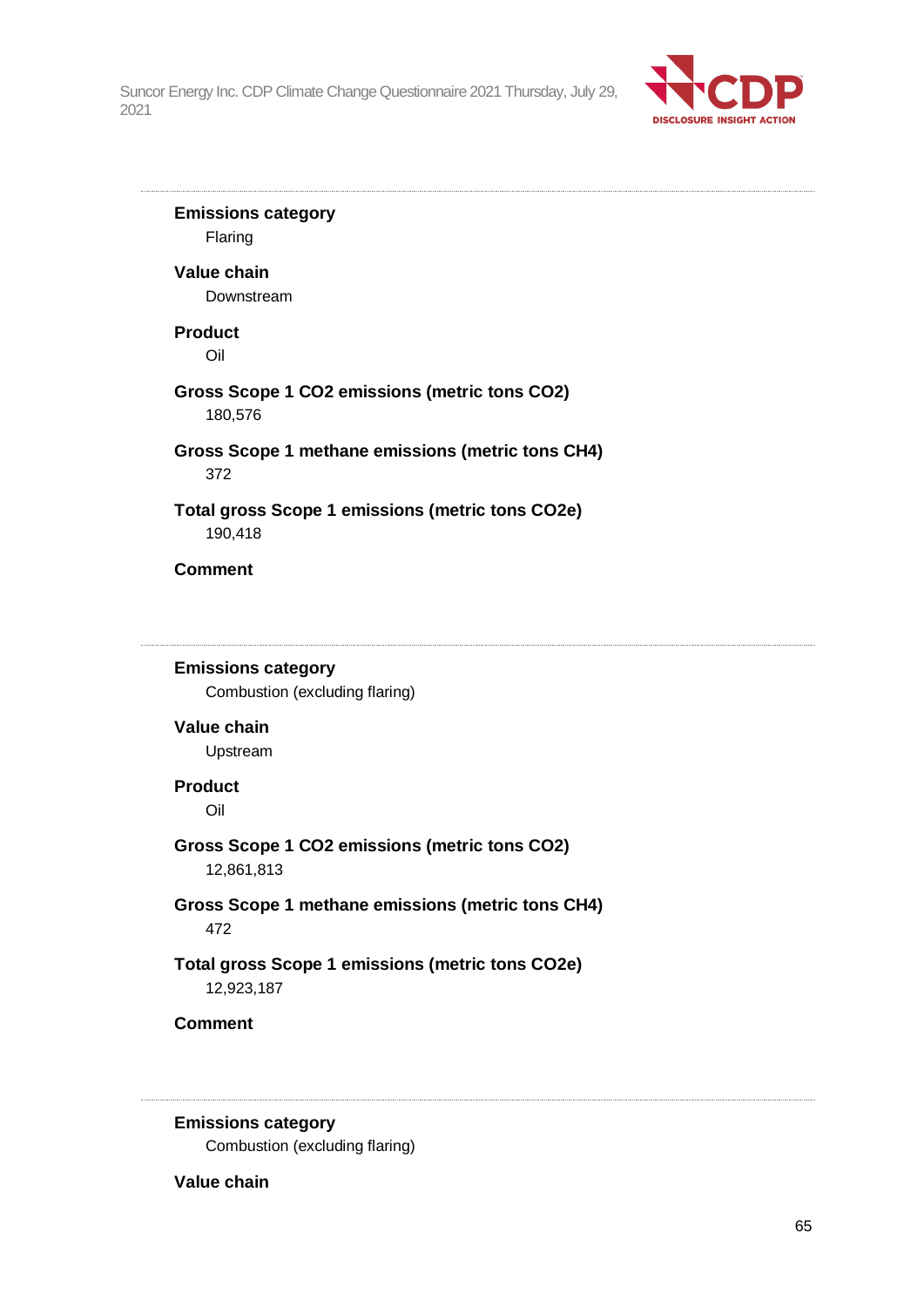**Emissions category**

Flaring

**Value chain**

Downstream

**Product**

Oil

**Gross Scope 1 CO2 emissions (metric tons CO2)**

180,576

**Gross Scope 1 methane emissions (metric tons CH4)**

372

**Total gross Scope 1 emissions (metric tons CO2e)**

190,418

**Comment**

---

**Emissions category**

Combustion (excluding flaring)

**Value chain**

Upstream

**Product**

Oil

**Gross Scope 1 CO2 emissions (metric tons CO2)**

12,861,813

**Gross Scope 1 methane emissions (metric tons CH4)**

472

**Total gross Scope 1 emissions (metric tons CO2e)**

12,923,187

**Comment**

---

**Emissions category**

Combustion (excluding flaring)

**Value chain**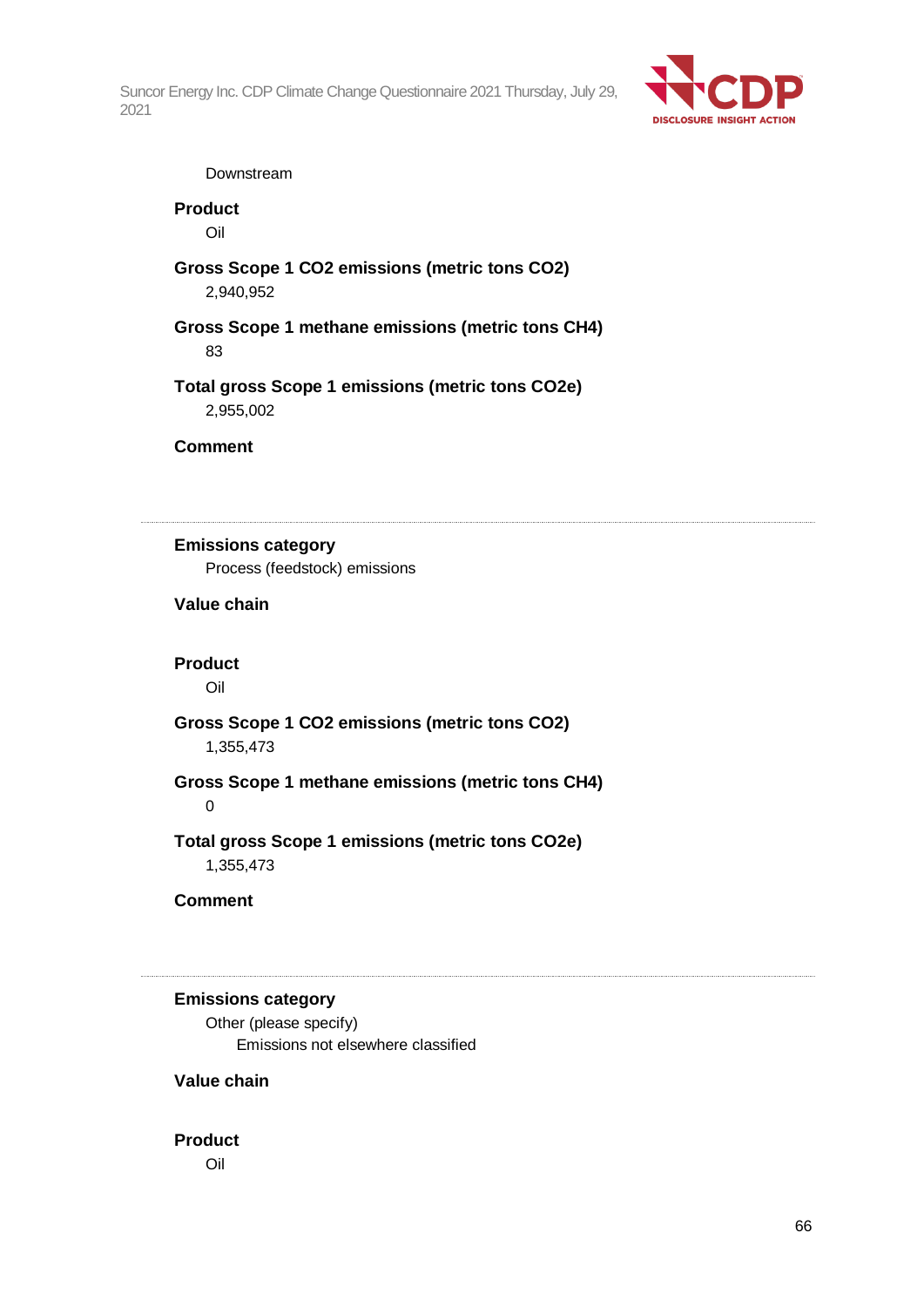Downstream

**Product**

Oil

**Gross Scope 1 CO2 emissions (metric tons CO2)**

2,940,952

**Gross Scope 1 methane emissions (metric tons CH4)**

83

**Total gross Scope 1 emissions (metric tons CO2e)**

2,955,002

**Comment**

---

**Emissions category**

Process (feedstock) emissions

**Value chain**

**Product**

Oil

**Gross Scope 1 CO2 emissions (metric tons CO2)**

1,355,473

**Gross Scope 1 methane emissions (metric tons CH4)**

0

**Total gross Scope 1 emissions (metric tons CO2e)**

1,355,473

**Comment**

---

**Emissions category**

Other (please specify)

Emissions not elsewhere classified

**Value chain**

**Product**

Oil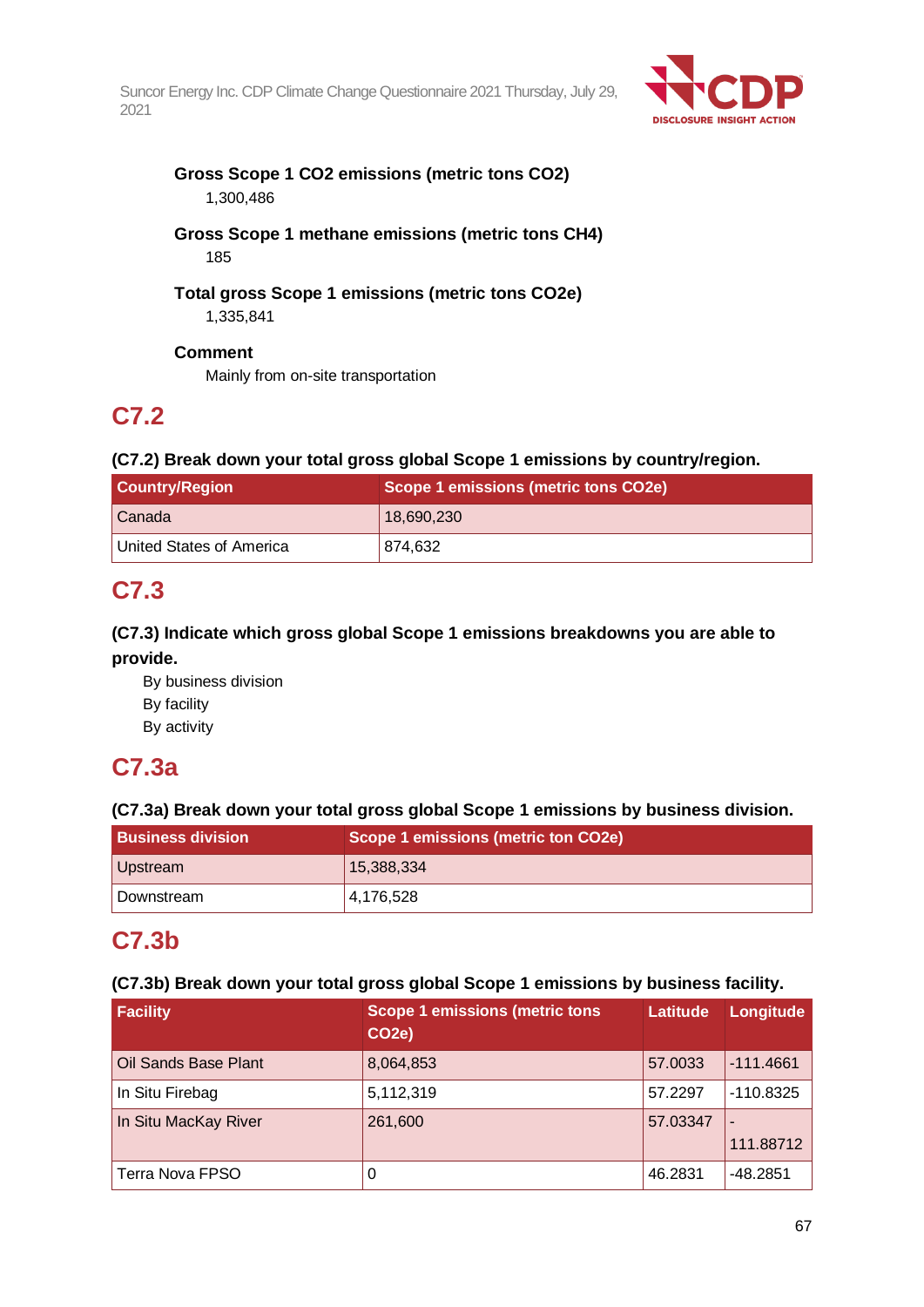**Gross Scope 1 CO2 emissions (metric tons CO2)**

1,300,486

**Gross Scope 1 methane emissions (metric tons CH4)**

185

**Total gross Scope 1 emissions (metric tons CO2e)**

1,335,841

**Comment**

Mainly from on-site transportation

## C7.2

**(C7.2) Break down your total gross global Scope 1 emissions by country/region.**

| Country/Region | Scope 1 emissions (metric tons CO2e) |
|---|---|
| Canada | 18,690,230 |
| United States of America | 874,632 |

## C7.3

**(C7.3) Indicate which gross global Scope 1 emissions breakdowns you are able to provide.**

By business division
By facility
By activity

## C7.3a

**(C7.3a) Break down your total gross global Scope 1 emissions by business division.**

| Business division | Scope 1 emissions (metric ton CO2e) |
|---|---|
| Upstream | 15,388,334 |
| Downstream | 4,176,528 |

## C7.3b

**(C7.3b) Break down your total gross global Scope 1 emissions by business facility.**

| Facility | Scope 1 emissions (metric tons CO2e) | Latitude | Longitude |
|---|---|---|---|
| Oil Sands Base Plant | 8,064,853 | 57.0033 | -111.4661 |
| In Situ Firebag | 5,112,319 | 57.2297 | -110.8325 |
| In Situ MacKay River | 261,600 | 57.03347 | -111.88712 |
| Terra Nova FPSO | 0 | 46.2831 | -48.2851 |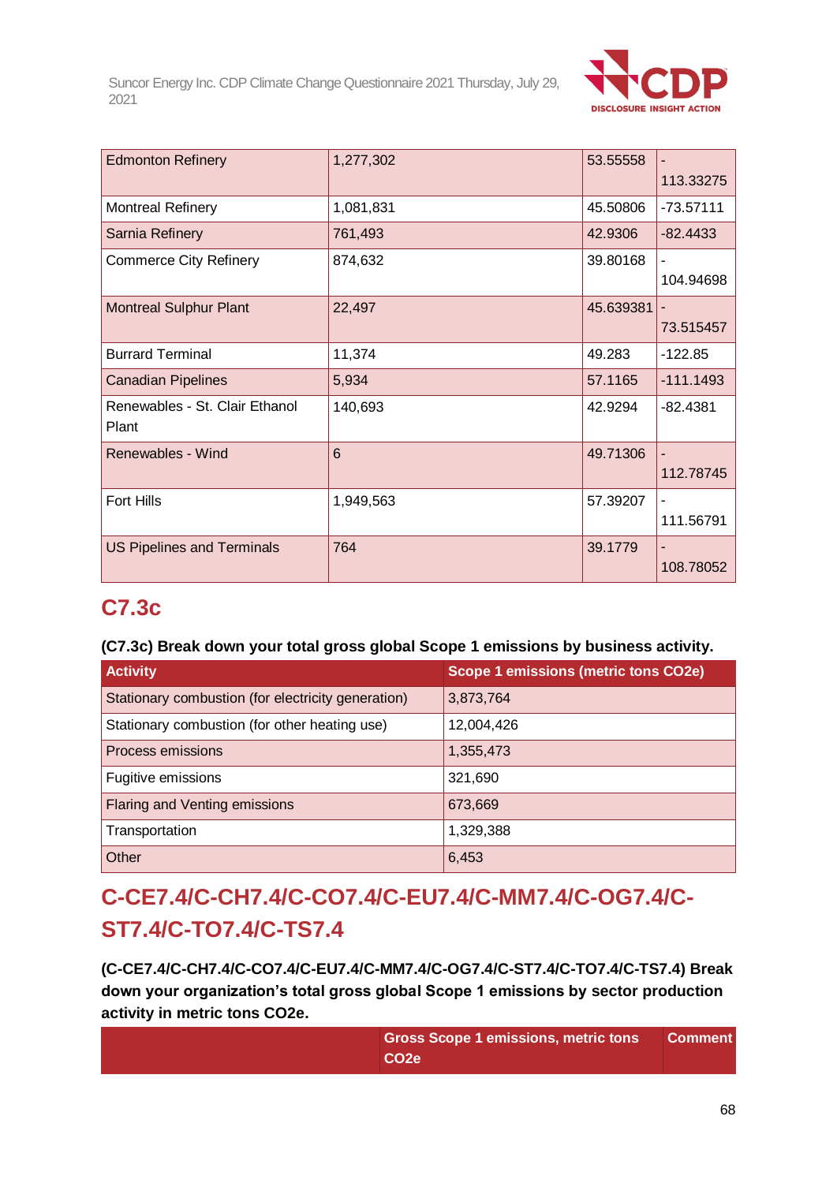| | | | |
|---|---|---|---|
| Edmonton Refinery | 1,277,302 | 53.55558 | -113.33275 |
| Montreal Refinery | 1,081,831 | 45.50806 | -73.57111 |
| Sarnia Refinery | 761,493 | 42.9306 | -82.4433 |
| Commerce City Refinery | 874,632 | 39.80168 | -104.94698 |
| Montreal Sulphur Plant | 22,497 | 45.639381 | -73.515457 |
| Burrard Terminal | 11,374 | 49.283 | -122.85 |
| Canadian Pipelines | 5,934 | 57.1165 | -111.1493 |
| Renewables - St. Clair Ethanol Plant | 140,693 | 42.9294 | -82.4381 |
| Renewables - Wind | 6 | 49.71306 | -112.78745 |
| Fort Hills | 1,949,563 | 57.39207 | -111.56791 |
| US Pipelines and Terminals | 764 | 39.1779 | -108.78052 |

## C7.3c

**(C7.3c) Break down your total gross global Scope 1 emissions by business activity.**

| Activity | Scope 1 emissions (metric tons CO2e) |
|---|---|
| Stationary combustion (for electricity generation) | 3,873,764 |
| Stationary combustion (for other heating use) | 12,004,426 |
| Process emissions | 1,355,473 |
| Fugitive emissions | 321,690 |
| Flaring and Venting emissions | 673,669 |
| Transportation | 1,329,388 |
| Other | 6,453 |

## C-CE7.4/C-CH7.4/C-CO7.4/C-EU7.4/C-MM7.4/C-OG7.4/C-ST7.4/C-TO7.4/C-TS7.4

**(C-CE7.4/C-CH7.4/C-CO7.4/C-EU7.4/C-MM7.4/C-OG7.4/C-ST7.4/C-TO7.4/C-TS7.4) Break down your organization's total gross global Scope 1 emissions by sector production activity in metric tons CO2e.**

| | Gross Scope 1 emissions, metric tons CO2e | Comment |
|---|---|---|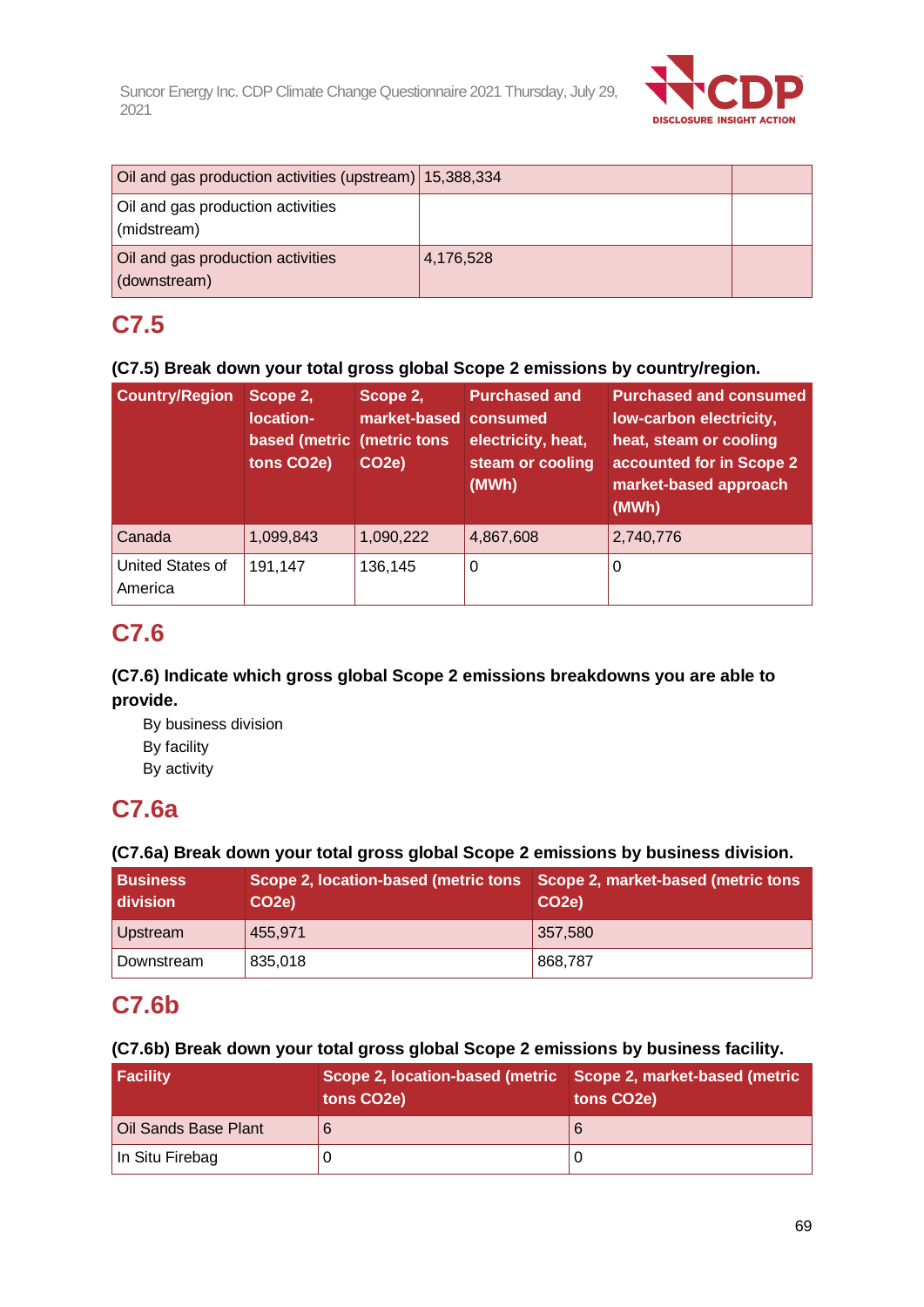| | | |
|---|---|---|
| Oil and gas production activities (upstream) | 15,388,334 | |
| Oil and gas production activities (midstream) | | |
| Oil and gas production activities (downstream) | 4,176,528 | |

## C7.5

**(C7.5) Break down your total gross global Scope 2 emissions by country/region.**

| Country/Region | Scope 2, location-based (metric tons CO2e) | Scope 2, market-based (metric tons CO2e) | Purchased and consumed electricity, heat, steam or cooling (MWh) | Purchased and consumed low-carbon electricity, heat, steam or cooling accounted for in Scope 2 market-based approach (MWh) |
|---|---|---|---|---|
| Canada | 1,099,843 | 1,090,222 | 4,867,608 | 2,740,776 |
| United States of America | 191,147 | 136,145 | 0 | 0 |

## C7.6

**(C7.6) Indicate which gross global Scope 2 emissions breakdowns you are able to provide.**

By business division
By facility
By activity

## C7.6a

**(C7.6a) Break down your total gross global Scope 2 emissions by business division.**

| Business division | Scope 2, location-based (metric tons CO2e) | Scope 2, market-based (metric tons CO2e) |
|---|---|---|
| Upstream | 455,971 | 357,580 |
| Downstream | 835,018 | 868,787 |

## C7.6b

**(C7.6b) Break down your total gross global Scope 2 emissions by business facility.**

| Facility | Scope 2, location-based (metric tons CO2e) | Scope 2, market-based (metric tons CO2e) |
|---|---|---|
| Oil Sands Base Plant | 6 | 6 |
| In Situ Firebag | 0 | 0 |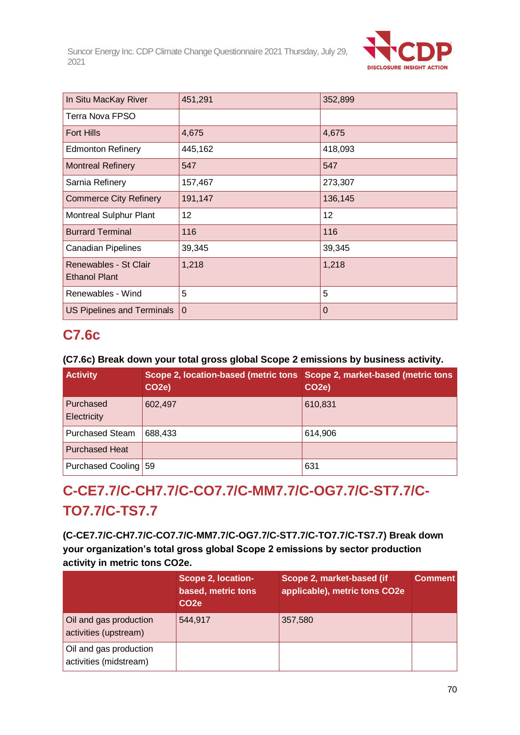| | | |
|---|---|---|
| In Situ MacKay River | 451,291 | 352,899 |
| Terra Nova FPSO | | |
| Fort Hills | 4,675 | 4,675 |
| Edmonton Refinery | 445,162 | 418,093 |
| Montreal Refinery | 547 | 547 |
| Sarnia Refinery | 157,467 | 273,307 |
| Commerce City Refinery | 191,147 | 136,145 |
| Montreal Sulphur Plant | 12 | 12 |
| Burrard Terminal | 116 | 116 |
| Canadian Pipelines | 39,345 | 39,345 |
| Renewables - St Clair Ethanol Plant | 1,218 | 1,218 |
| Renewables - Wind | 5 | 5 |
| US Pipelines and Terminals | 0 | 0 |

## C7.6c

**(C7.6c) Break down your total gross global Scope 2 emissions by business activity.**

| Activity | Scope 2, location-based (metric tons CO2e) | Scope 2, market-based (metric tons CO2e) |
|---|---|---|
| Purchased Electricity | 602,497 | 610,831 |
| Purchased Steam | 688,433 | 614,906 |
| Purchased Heat | | |
| Purchased Cooling | 59 | 631 |

## C-CE7.7/C-CH7.7/C-CO7.7/C-MM7.7/C-OG7.7/C-ST7.7/C-TO7.7/C-TS7.7

**(C-CE7.7/C-CH7.7/C-CO7.7/C-MM7.7/C-OG7.7/C-ST7.7/C-TO7.7/C-TS7.7) Break down your organization's total gross global Scope 2 emissions by sector production activity in metric tons CO2e.**

| | Scope 2, location-based, metric tons CO2e | Scope 2, market-based (if applicable), metric tons CO2e | Comment |
|---|---|---|---|
| Oil and gas production activities (upstream) | 544,917 | 357,580 | |
| Oil and gas production activities (midstream) | | | |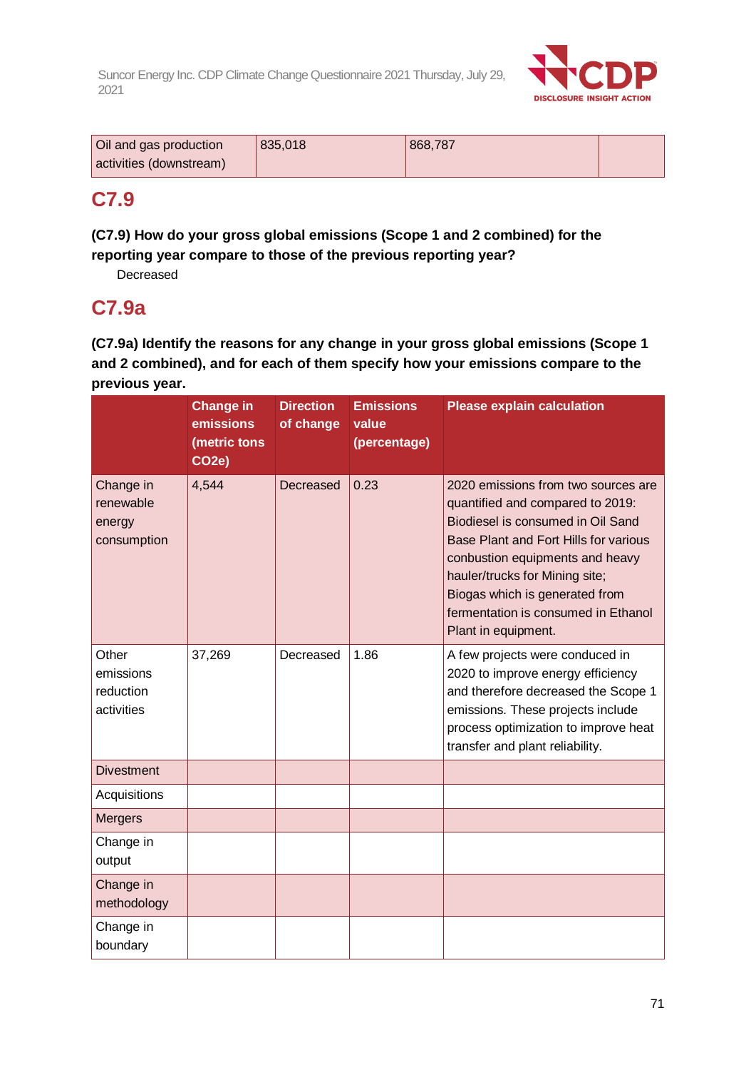| Oil and gas production activities (downstream) | 835,018 | 868,787 | |
|---|---|---|---|

## C7.9

**(C7.9) How do your gross global emissions (Scope 1 and 2 combined) for the reporting year compare to those of the previous reporting year?**

Decreased

## C7.9a

**(C7.9a) Identify the reasons for any change in your gross global emissions (Scope 1 and 2 combined), and for each of them specify how your emissions compare to the previous year.**

| | Change in emissions (metric tons CO2e) | Direction of change | Emissions value (percentage) | Please explain calculation |
|---|---|---|---|---|
| Change in renewable energy consumption | 4,544 | Decreased | 0.23 | 2020 emissions from two sources are quantified and compared to 2019: Biodiesel is consumed in Oil Sand Base Plant and Fort Hills for various conbustion equipments and heavy hauler/trucks for Mining site; Biogas which is generated from fermentation is consumed in Ethanol Plant in equipment. |
| Other emissions reduction activities | 37,269 | Decreased | 1.86 | A few projects were conduced in 2020 to improve energy efficiency and therefore decreased the Scope 1 emissions. These projects include process optimization to improve heat transfer and plant reliability. |
| Divestment | | | | |
| Acquisitions | | | | |
| Mergers | | | | |
| Change in output | | | | |
| Change in methodology | | | | |
| Change in boundary | | | | |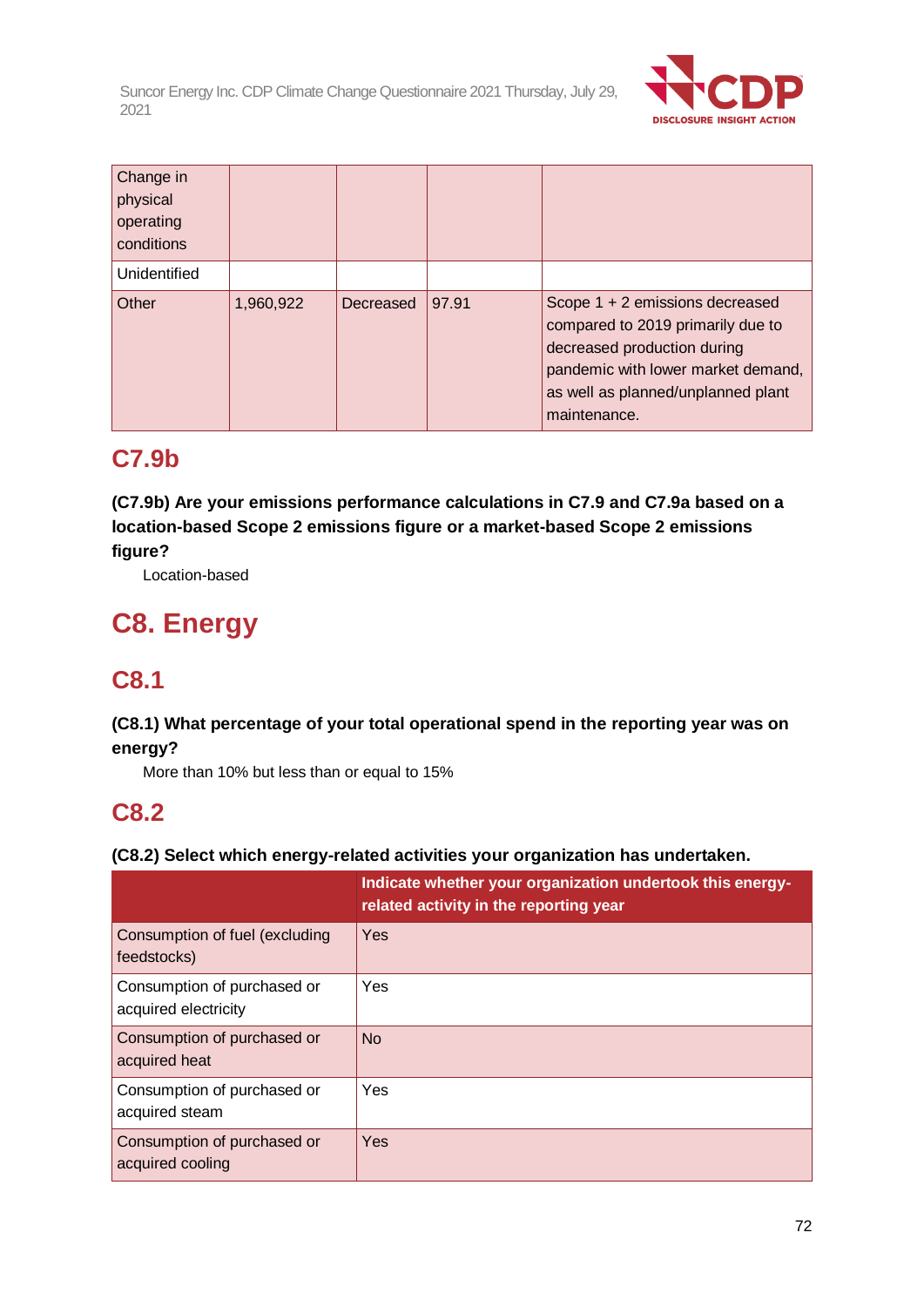| | | | | |
|---|---|---|---|---|
| Change in physical operating conditions | | | | |
| Unidentified | | | | |
| Other | 1,960,922 | Decreased | 97.91 | Scope 1 + 2 emissions decreased compared to 2019 primarily due to decreased production during pandemic with lower market demand, as well as planned/unplanned plant maintenance. |

## C7.9b

**(C7.9b) Are your emissions performance calculations in C7.9 and C7.9a based on a location-based Scope 2 emissions figure or a market-based Scope 2 emissions figure?**

Location-based

# C8. Energy

## C8.1

**(C8.1) What percentage of your total operational spend in the reporting year was on energy?**

More than 10% but less than or equal to 15%

## C8.2

**(C8.2) Select which energy-related activities your organization has undertaken.**

| | Indicate whether your organization undertook this energy-related activity in the reporting year |
|---|---|
| Consumption of fuel (excluding feedstocks) | Yes |
| Consumption of purchased or acquired electricity | Yes |
| Consumption of purchased or acquired heat | No |
| Consumption of purchased or acquired steam | Yes |
| Consumption of purchased or acquired cooling | Yes |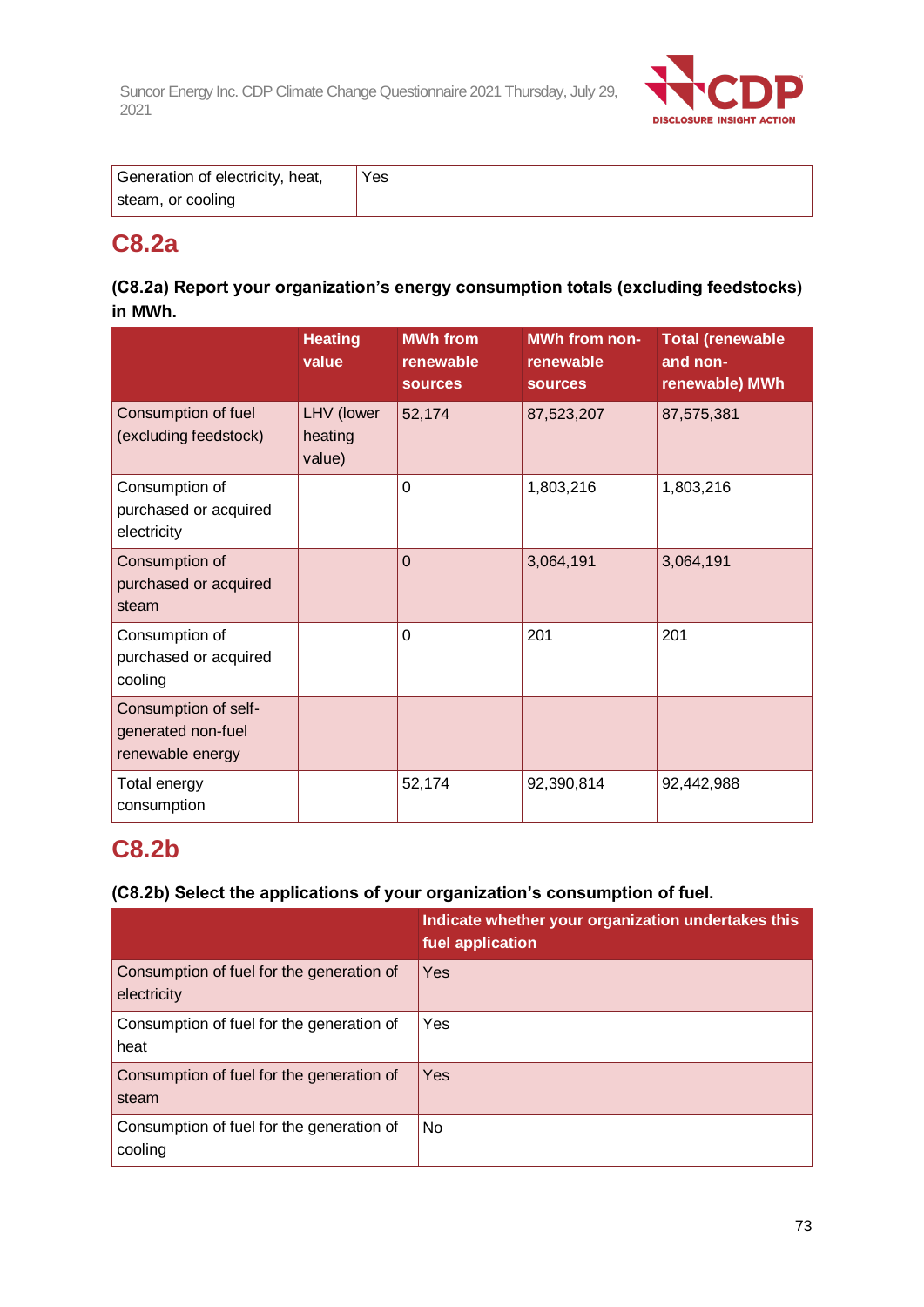| Generation of electricity, heat, steam, or cooling | Yes |
|---|---|

## C8.2a

**(C8.2a) Report your organization's energy consumption totals (excluding feedstocks) in MWh.**

| | Heating value | MWh from renewable sources | MWh from non-renewable sources | Total (renewable and non-renewable) MWh |
|---|---|---|---|---|
| Consumption of fuel (excluding feedstock) | LHV (lower heating value) | 52,174 | 87,523,207 | 87,575,381 |
| Consumption of purchased or acquired electricity | | 0 | 1,803,216 | 1,803,216 |
| Consumption of purchased or acquired steam | | 0 | 3,064,191 | 3,064,191 |
| Consumption of purchased or acquired cooling | | 0 | 201 | 201 |
| Consumption of self-generated non-fuel renewable energy | | | | |
| Total energy consumption | | 52,174 | 92,390,814 | 92,442,988 |

## C8.2b

**(C8.2b) Select the applications of your organization's consumption of fuel.**

| | Indicate whether your organization undertakes this fuel application |
|---|---|
| Consumption of fuel for the generation of electricity | Yes |
| Consumption of fuel for the generation of heat | Yes |
| Consumption of fuel for the generation of steam | Yes |
| Consumption of fuel for the generation of cooling | No |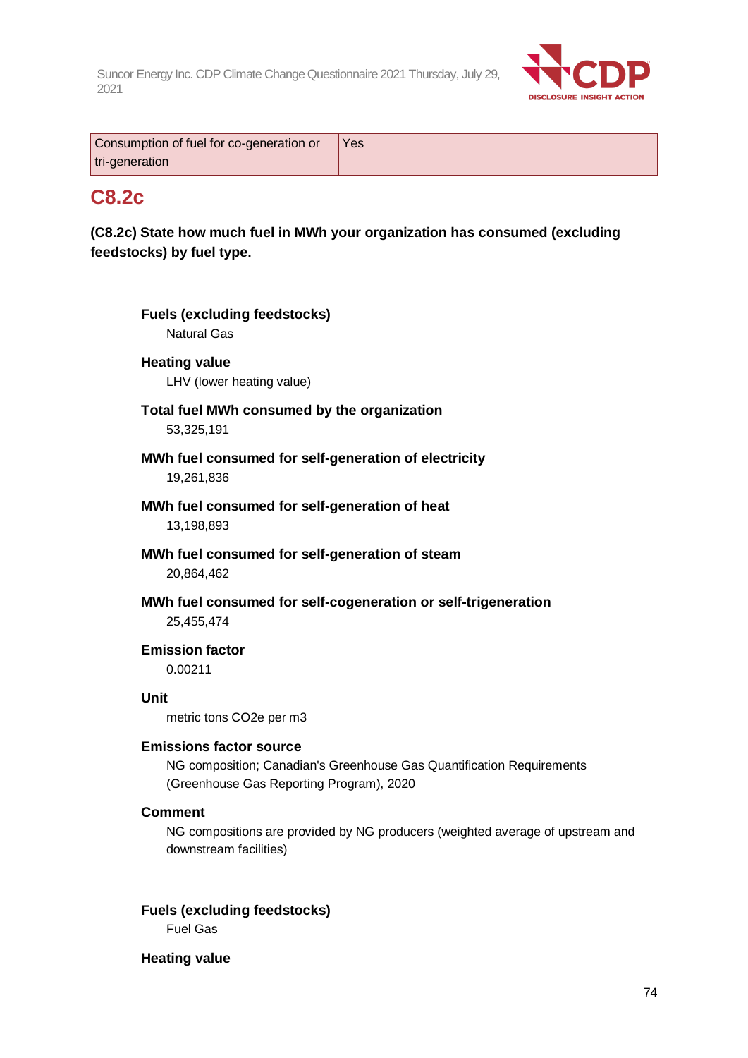| Consumption of fuel for co-generation or tri-generation | Yes |
|---|---|

## C8.2c

**(C8.2c) State how much fuel in MWh your organization has consumed (excluding feedstocks) by fuel type.**

---

**Fuels (excluding feedstocks)**
Natural Gas

**Heating value**
LHV (lower heating value)

**Total fuel MWh consumed by the organization**
53,325,191

**MWh fuel consumed for self-generation of electricity**
19,261,836

**MWh fuel consumed for self-generation of heat**
13,198,893

**MWh fuel consumed for self-generation of steam**
20,864,462

**MWh fuel consumed for self-cogeneration or self-trigeneration**
25,455,474

**Emission factor**
0.00211

**Unit**
metric tons CO2e per m3

**Emissions factor source**
NG composition; Canadian's Greenhouse Gas Quantification Requirements (Greenhouse Gas Reporting Program), 2020

**Comment**
NG compositions are provided by NG producers (weighted average of upstream and downstream facilities)

---

**Fuels (excluding feedstocks)**
Fuel Gas

**Heating value**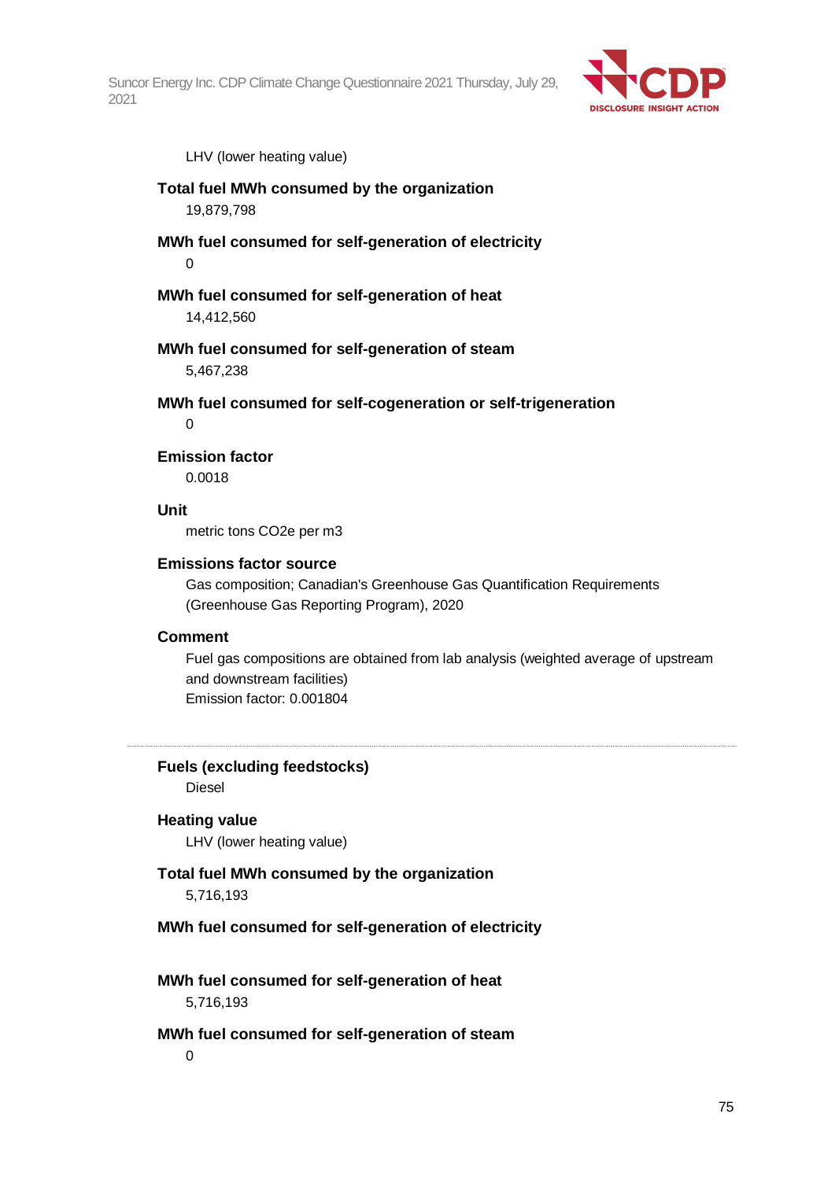LHV (lower heating value)

**Total fuel MWh consumed by the organization**

19,879,798

**MWh fuel consumed for self-generation of electricity**

0

**MWh fuel consumed for self-generation of heat**

14,412,560

**MWh fuel consumed for self-generation of steam**

5,467,238

**MWh fuel consumed for self-cogeneration or self-trigeneration**

0

**Emission factor**

0.0018

**Unit**

metric tons CO2e per m3

**Emissions factor source**

Gas composition; Canadian's Greenhouse Gas Quantification Requirements (Greenhouse Gas Reporting Program), 2020

**Comment**

Fuel gas compositions are obtained from lab analysis (weighted average of upstream and downstream facilities)
Emission factor: 0.001804

---

**Fuels (excluding feedstocks)**

Diesel

**Heating value**

LHV (lower heating value)

**Total fuel MWh consumed by the organization**

5,716,193

**MWh fuel consumed for self-generation of electricity**

**MWh fuel consumed for self-generation of heat**

5,716,193

**MWh fuel consumed for self-generation of steam**

0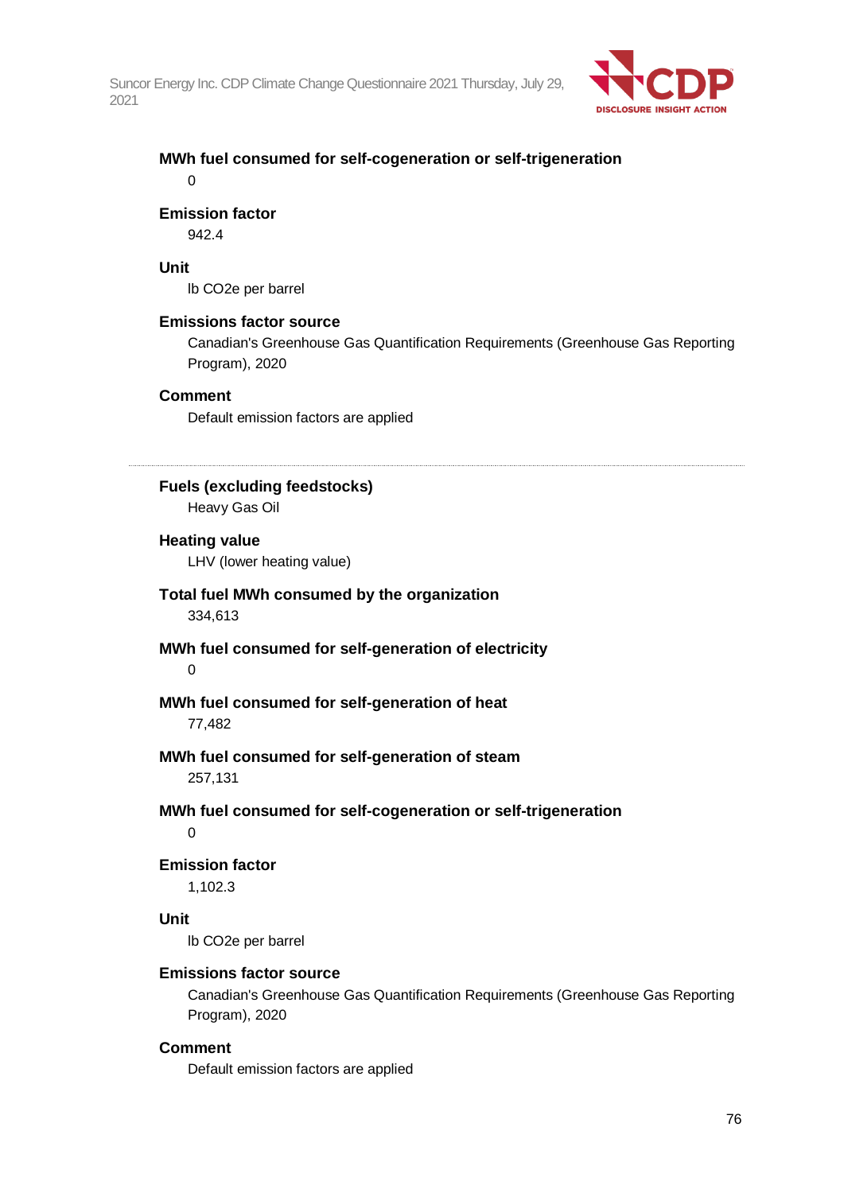**MWh fuel consumed for self-cogeneration or self-trigeneration**

0

**Emission factor**

942.4

**Unit**

lb CO2e per barrel

**Emissions factor source**

Canadian's Greenhouse Gas Quantification Requirements (Greenhouse Gas Reporting Program), 2020

**Comment**

Default emission factors are applied

---

**Fuels (excluding feedstocks)**

Heavy Gas Oil

**Heating value**

LHV (lower heating value)

**Total fuel MWh consumed by the organization**

334,613

**MWh fuel consumed for self-generation of electricity**

0

**MWh fuel consumed for self-generation of heat**

77,482

**MWh fuel consumed for self-generation of steam**

257,131

**MWh fuel consumed for self-cogeneration or self-trigeneration**

0

**Emission factor**

1,102.3

**Unit**

lb CO2e per barrel

**Emissions factor source**

Canadian's Greenhouse Gas Quantification Requirements (Greenhouse Gas Reporting Program), 2020

**Comment**

Default emission factors are applied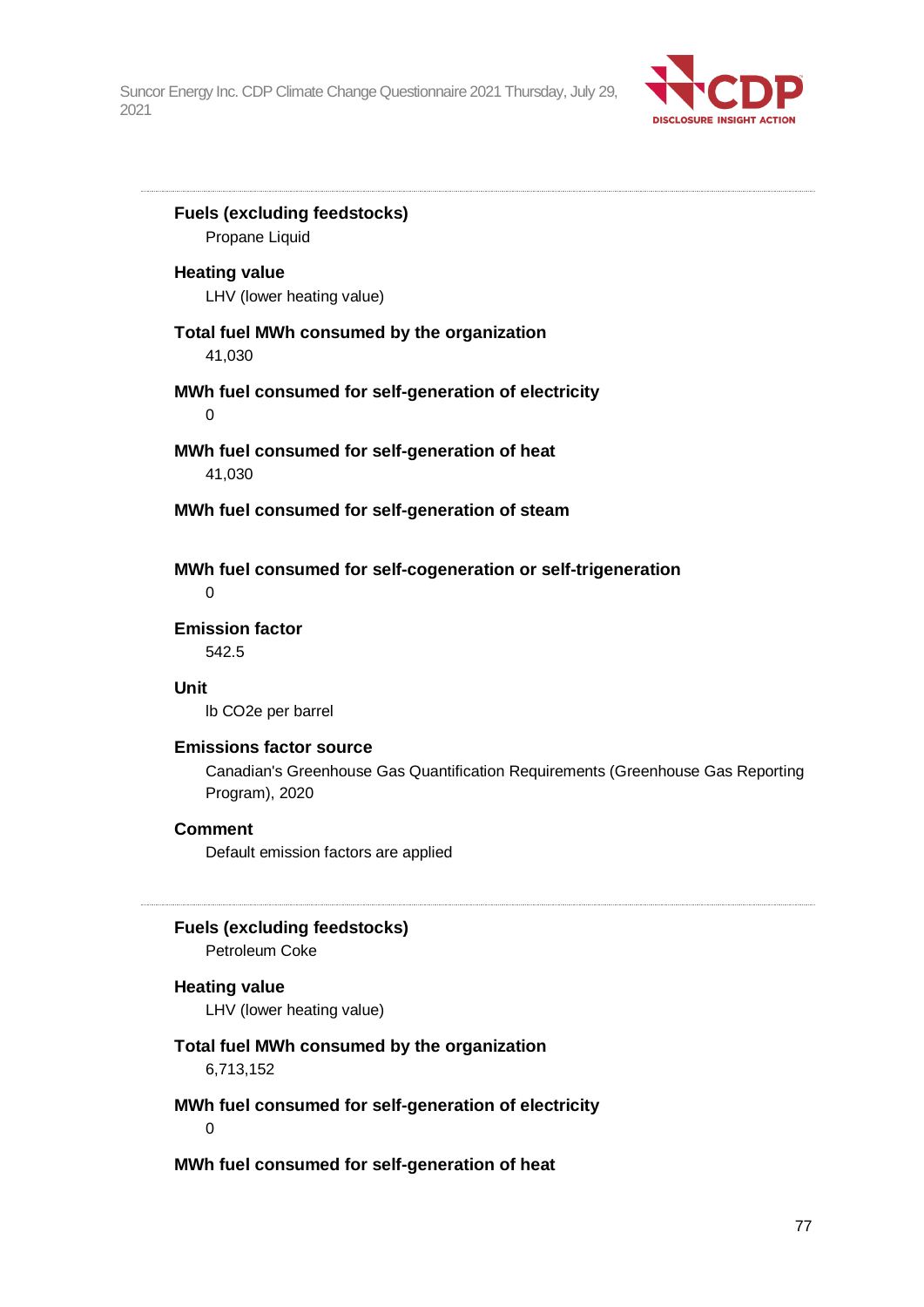**Fuels (excluding feedstocks)**
Propane Liquid

**Heating value**
LHV (lower heating value)

**Total fuel MWh consumed by the organization**
41,030

**MWh fuel consumed for self-generation of electricity**
0

**MWh fuel consumed for self-generation of heat**
41,030

**MWh fuel consumed for self-generation of steam**

**MWh fuel consumed for self-cogeneration or self-trigeneration**
0

**Emission factor**
542.5

**Unit**
lb CO2e per barrel

**Emissions factor source**
Canadian's Greenhouse Gas Quantification Requirements (Greenhouse Gas Reporting Program), 2020

**Comment**
Default emission factors are applied

---

**Fuels (excluding feedstocks)**
Petroleum Coke

**Heating value**
LHV (lower heating value)

**Total fuel MWh consumed by the organization**
6,713,152

**MWh fuel consumed for self-generation of electricity**
0

**MWh fuel consumed for self-generation of heat**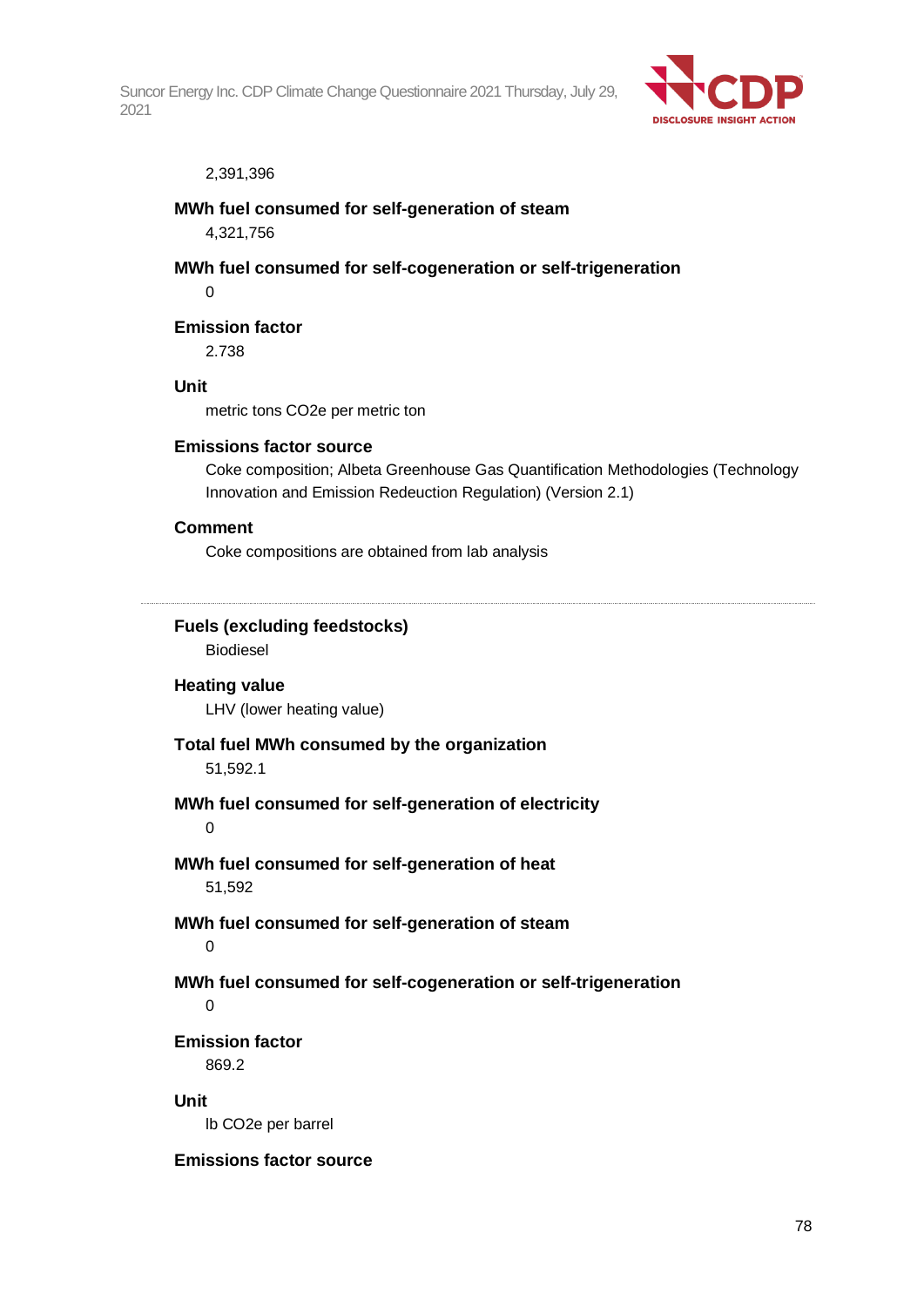2,391,396

**MWh fuel consumed for self-generation of steam**

4,321,756

**MWh fuel consumed for self-cogeneration or self-trigeneration**

0

**Emission factor**

2.738

**Unit**

metric tons CO2e per metric ton

**Emissions factor source**

Coke composition; Albeta Greenhouse Gas Quantification Methodologies (Technology Innovation and Emission Redeuction Regulation) (Version 2.1)

**Comment**

Coke compositions are obtained from lab analysis

---

**Fuels (excluding feedstocks)**

Biodiesel

**Heating value**

LHV (lower heating value)

**Total fuel MWh consumed by the organization**

51,592.1

**MWh fuel consumed for self-generation of electricity**

0

**MWh fuel consumed for self-generation of heat**

51,592

**MWh fuel consumed for self-generation of steam**

0

**MWh fuel consumed for self-cogeneration or self-trigeneration**

0

**Emission factor**

869.2

**Unit**

lb CO2e per barrel

**Emissions factor source**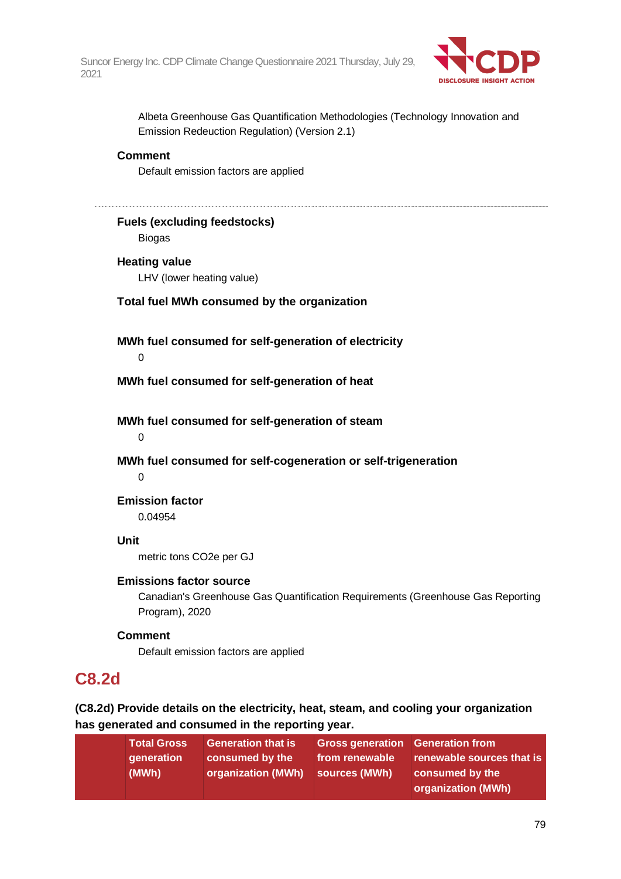Albeta Greenhouse Gas Quantification Methodologies (Technology Innovation and Emission Redeuction Regulation) (Version 2.1)

**Comment**

Default emission factors are applied

---

**Fuels (excluding feedstocks)**

Biogas

**Heating value**

LHV (lower heating value)

**Total fuel MWh consumed by the organization**

**MWh fuel consumed for self-generation of electricity**

0

**MWh fuel consumed for self-generation of heat**

**MWh fuel consumed for self-generation of steam**

0

**MWh fuel consumed for self-cogeneration or self-trigeneration**

0

**Emission factor**

0.04954

**Unit**

metric tons CO2e per GJ

**Emissions factor source**

Canadian's Greenhouse Gas Quantification Requirements (Greenhouse Gas Reporting Program), 2020

**Comment**

Default emission factors are applied

## C8.2d

**(C8.2d) Provide details on the electricity, heat, steam, and cooling your organization has generated and consumed in the reporting year.**

| | Total Gross generation (MWh) | Generation that is consumed by the organization (MWh) | Gross generation from renewable sources (MWh) | Generation from renewable sources that is consumed by the organization (MWh) |
|---|---|---|---|---|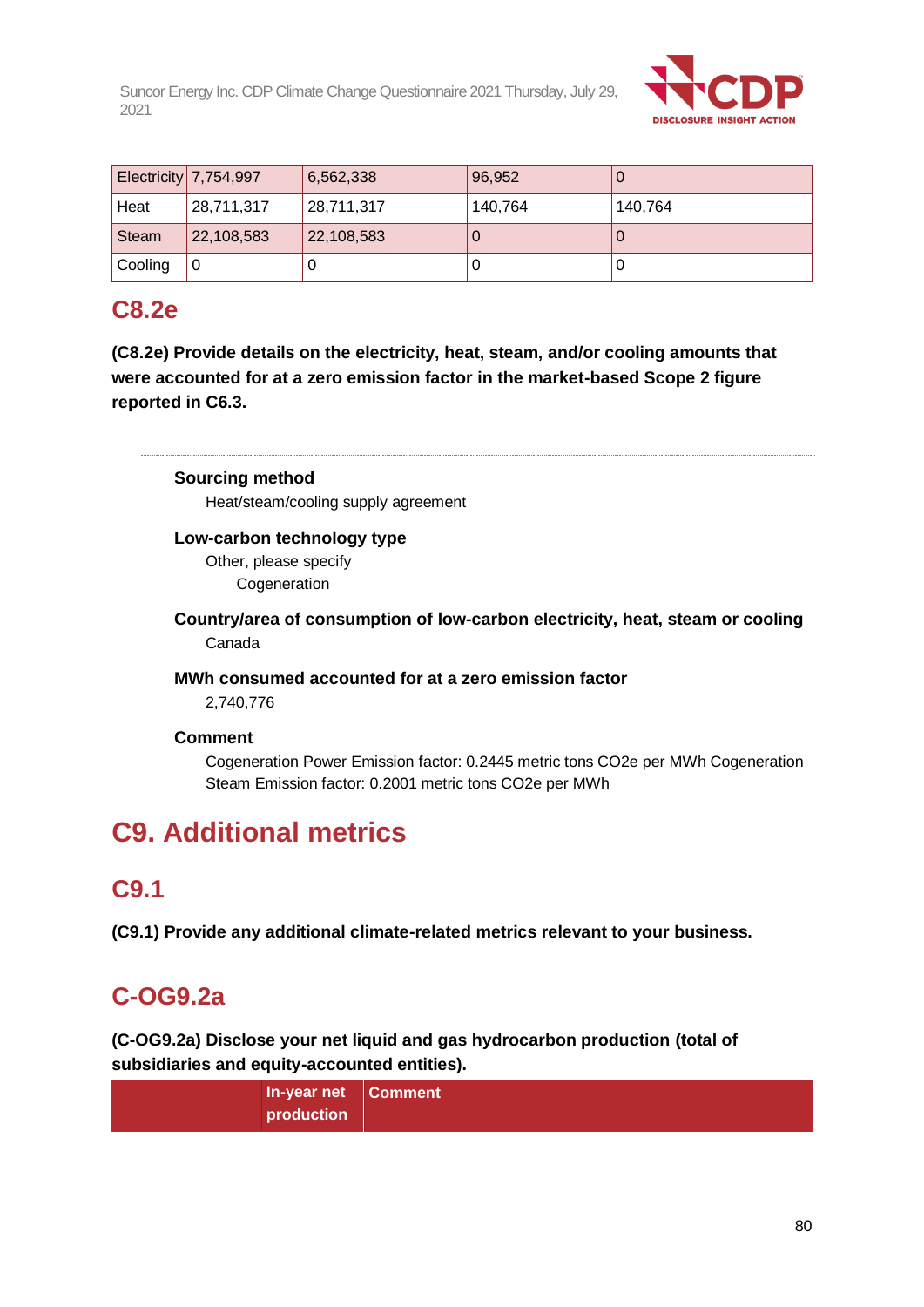| Electricity | 7,754,997 | 6,562,338 | 96,952 | 0 |
|---|---|---|---|---|
| Heat | 28,711,317 | 28,711,317 | 140,764 | 140,764 |
| Steam | 22,108,583 | 22,108,583 | 0 | 0 |
| Cooling | 0 | 0 | 0 | 0 |

## C8.2e

**(C8.2e) Provide details on the electricity, heat, steam, and/or cooling amounts that were accounted for at a zero emission factor in the market-based Scope 2 figure reported in C6.3.**

---

**Sourcing method**

Heat/steam/cooling supply agreement

**Low-carbon technology type**

Other, please specify

Cogeneration

**Country/area of consumption of low-carbon electricity, heat, steam or cooling**

Canada

**MWh consumed accounted for at a zero emission factor**

2,740,776

**Comment**

Cogeneration Power Emission factor: 0.2445 metric tons CO2e per MWh Cogeneration Steam Emission factor: 0.2001 metric tons CO2e per MWh

# C9. Additional metrics

## C9.1

**(C9.1) Provide any additional climate-related metrics relevant to your business.**

## C-OG9.2a

**(C-OG9.2a) Disclose your net liquid and gas hydrocarbon production (total of subsidiaries and equity-accounted entities).**

| | In-year net production | Comment |
|---|---|---|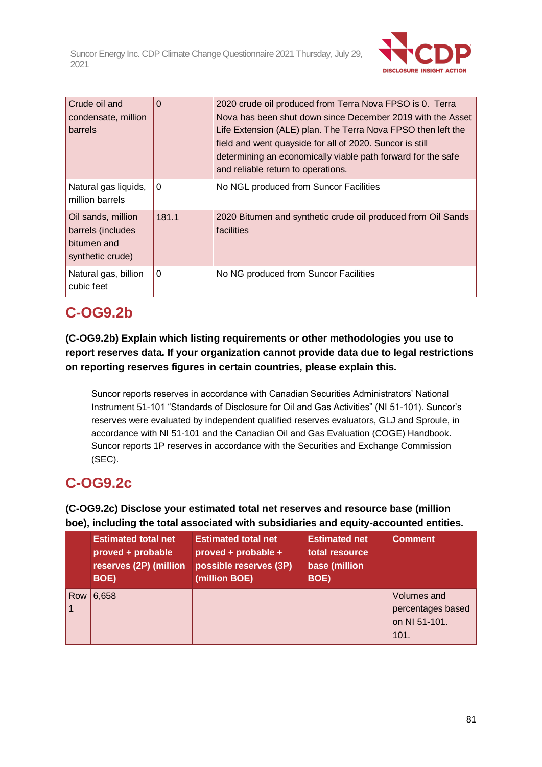| | | |
|---|---|---|
| Crude oil and condensate, million barrels | 0 | 2020 crude oil produced from Terra Nova FPSO is 0. Terra Nova has been shut down since December 2019 with the Asset Life Extension (ALE) plan. The Terra Nova FPSO then left the field and went quayside for all of 2020. Suncor is still determining an economically viable path forward for the safe and reliable return to operations. |
| Natural gas liquids, million barrels | 0 | No NGL produced from Suncor Facilities |
| Oil sands, million barrels (includes bitumen and synthetic crude) | 181.1 | 2020 Bitumen and synthetic crude oil produced from Oil Sands facilities |
| Natural gas, billion cubic feet | 0 | No NG produced from Suncor Facilities |

## C-OG9.2b

**(C-OG9.2b) Explain which listing requirements or other methodologies you use to report reserves data. If your organization cannot provide data due to legal restrictions on reporting reserves figures in certain countries, please explain this.**

Suncor reports reserves in accordance with Canadian Securities Administrators' National Instrument 51-101 "Standards of Disclosure for Oil and Gas Activities" (NI 51-101). Suncor's reserves were evaluated by independent qualified reserves evaluators, GLJ and Sproule, in accordance with NI 51-101 and the Canadian Oil and Gas Evaluation (COGE) Handbook. Suncor reports 1P reserves in accordance with the Securities and Exchange Commission (SEC).

## C-OG9.2c

**(C-OG9.2c) Disclose your estimated total net reserves and resource base (million boe), including the total associated with subsidiaries and equity-accounted entities.**

| | Estimated total net proved + probable reserves (2P) (million BOE) | Estimated total net proved + probable + possible reserves (3P) (million BOE) | Estimated net total resource base (million BOE) | Comment |
|---|---|---|---|---|
| Row 1 | 6,658 | | | Volumes and percentages based on NI 51-101. 101. |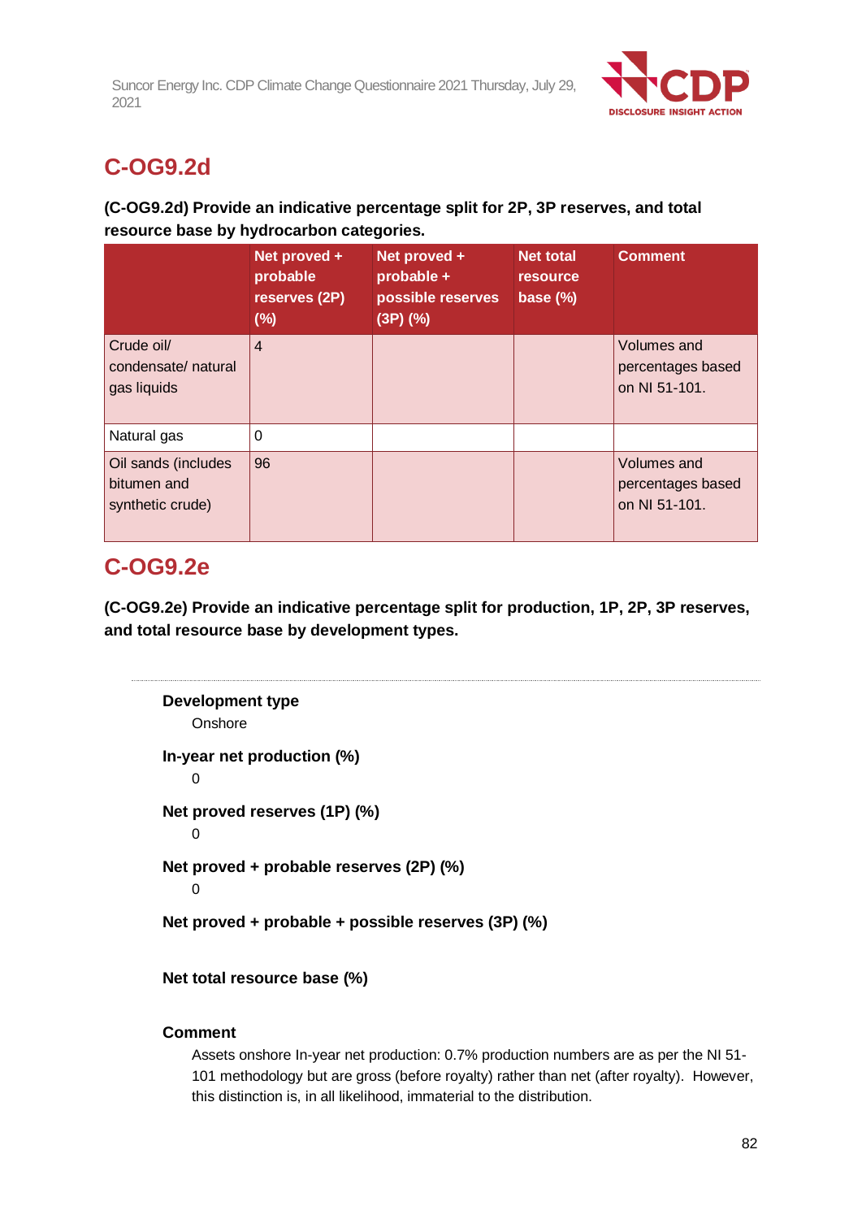## C-OG9.2d

**(C-OG9.2d) Provide an indicative percentage split for 2P, 3P reserves, and total resource base by hydrocarbon categories.**

| | Net proved + probable reserves (2P) (%) | Net proved + probable + possible reserves (3P) (%) | Net total resource base (%) | Comment |
|---|---|---|---|---|
| Crude oil/ condensate/ natural gas liquids | 4 | | | Volumes and percentages based on NI 51-101. |
| Natural gas | 0 | | | |
| Oil sands (includes bitumen and synthetic crude) | 96 | | | Volumes and percentages based on NI 51-101. |

## C-OG9.2e

**(C-OG9.2e) Provide an indicative percentage split for production, 1P, 2P, 3P reserves, and total resource base by development types.**

**Development type**

Onshore

**In-year net production (%)**

0

**Net proved reserves (1P) (%)**

0

**Net proved + probable reserves (2P) (%)**

0

**Net proved + probable + possible reserves (3P) (%)**

**Net total resource base (%)**

**Comment**

Assets onshore In-year net production: 0.7% production numbers are as per the NI 51-101 methodology but are gross (before royalty) rather than net (after royalty). However, this distinction is, in all likelihood, immaterial to the distribution.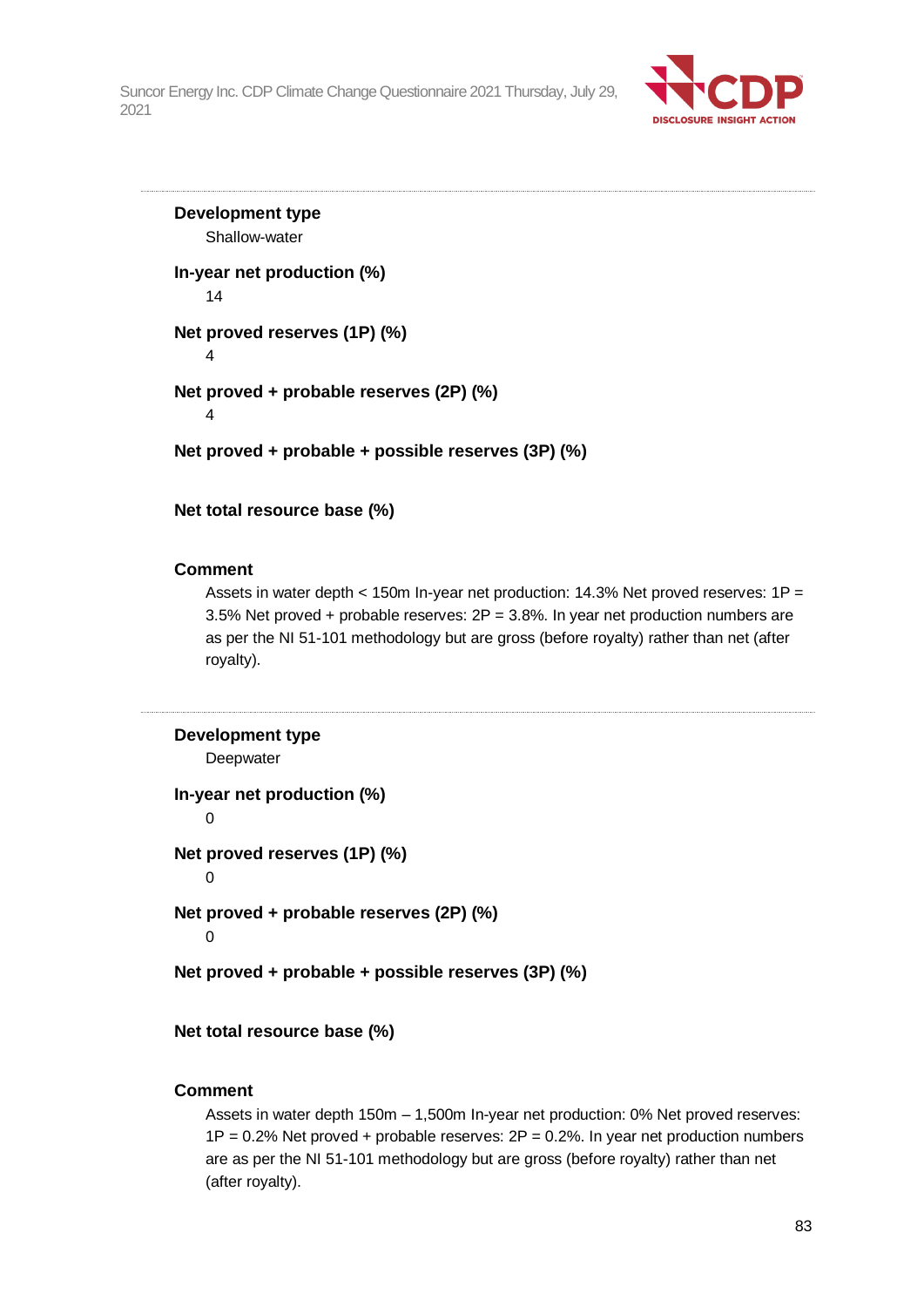---

**Development type**

Shallow-water

**In-year net production (%)**

14

**Net proved reserves (1P) (%)**

4

**Net proved + probable reserves (2P) (%)**

4

**Net proved + probable + possible reserves (3P) (%)**

**Net total resource base (%)**

**Comment**

Assets in water depth < 150m In-year net production: 14.3% Net proved reserves: 1P = 3.5% Net proved + probable reserves: 2P = 3.8%. In year net production numbers are as per the NI 51-101 methodology but are gross (before royalty) rather than net (after royalty).

---

**Development type**

Deepwater

**In-year net production (%)**

0

**Net proved reserves (1P) (%)**

0

**Net proved + probable reserves (2P) (%)**

0

**Net proved + probable + possible reserves (3P) (%)**

**Net total resource base (%)**

**Comment**

Assets in water depth 150m – 1,500m In-year net production: 0% Net proved reserves: 1P = 0.2% Net proved + probable reserves: 2P = 0.2%. In year net production numbers are as per the NI 51-101 methodology but are gross (before royalty) rather than net (after royalty).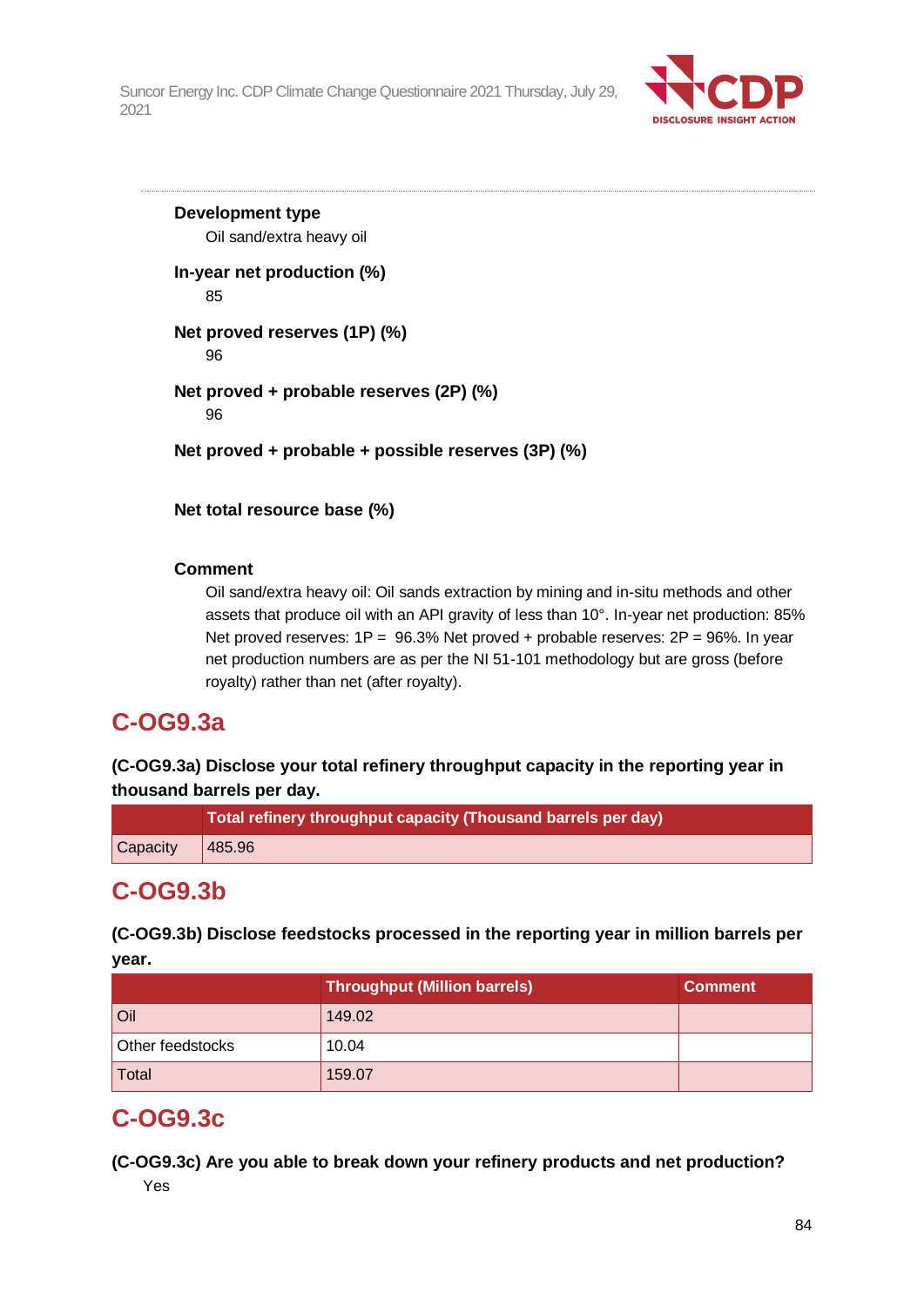**Development type**

Oil sand/extra heavy oil

**In-year net production (%)**

85

**Net proved reserves (1P) (%)**

96

**Net proved + probable reserves (2P) (%)**

96

**Net proved + probable + possible reserves (3P) (%)**

**Net total resource base (%)**

**Comment**

Oil sand/extra heavy oil: Oil sands extraction by mining and in-situ methods and other assets that produce oil with an API gravity of less than 10°. In-year net production: 85% Net proved reserves: 1P = 96.3% Net proved + probable reserves: 2P = 96%. In year net production numbers are as per the NI 51-101 methodology but are gross (before royalty) rather than net (after royalty).

## C-OG9.3a

**(C-OG9.3a) Disclose your total refinery throughput capacity in the reporting year in thousand barrels per day.**

| | Total refinery throughput capacity (Thousand barrels per day) |
|---|---|
| Capacity | 485.96 |

## C-OG9.3b

**(C-OG9.3b) Disclose feedstocks processed in the reporting year in million barrels per year.**

| | Throughput (Million barrels) | Comment |
|---|---|---|
| Oil | 149.02 | |
| Other feedstocks | 10.04 | |
| Total | 159.07 | |

## C-OG9.3c

**(C-OG9.3c) Are you able to break down your refinery products and net production?**

Yes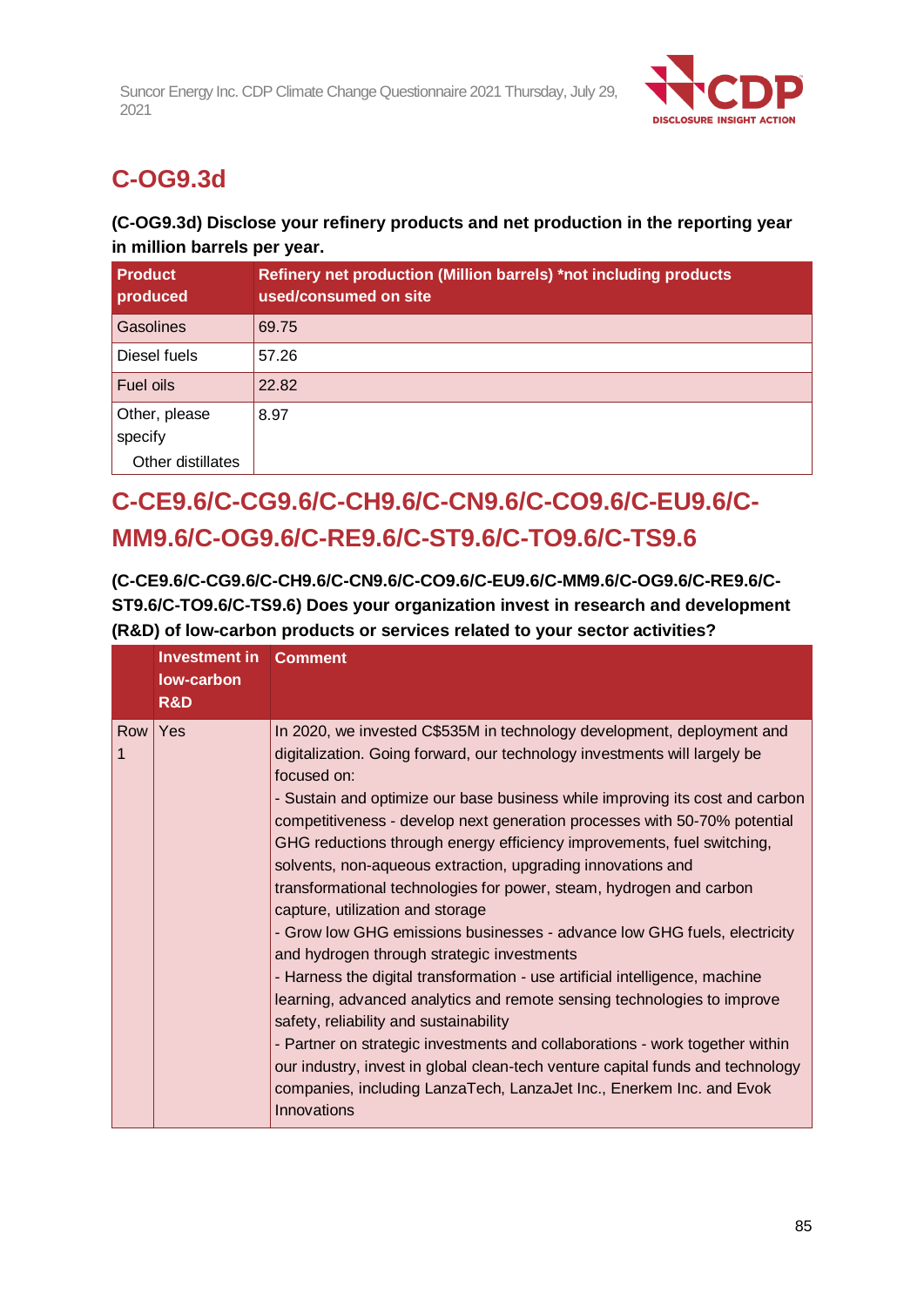## C-OG9.3d

**(C-OG9.3d) Disclose your refinery products and net production in the reporting year in million barrels per year.**

| Product produced | Refinery net production (Million barrels) *not including products used/consumed on site |
|---|---|
| Gasolines | 69.75 |
| Diesel fuels | 57.26 |
| Fuel oils | 22.82 |
| Other, please specify<br>Other distillates | 8.97 |

## C-CE9.6/C-CG9.6/C-CH9.6/C-CN9.6/C-CO9.6/C-EU9.6/C-MM9.6/C-OG9.6/C-RE9.6/C-ST9.6/C-TO9.6/C-TS9.6

**(C-CE9.6/C-CG9.6/C-CH9.6/C-CN9.6/C-CO9.6/C-EU9.6/C-MM9.6/C-OG9.6/C-RE9.6/C-ST9.6/C-TO9.6/C-TS9.6) Does your organization invest in research and development (R&D) of low-carbon products or services related to your sector activities?**

| | Investment in low-carbon R&D | Comment |
|---|---|---|
| Row 1 | Yes | In 2020, we invested C$535M in technology development, deployment and digitalization. Going forward, our technology investments will largely be focused on:<br>- Sustain and optimize our base business while improving its cost and carbon competitiveness - develop next generation processes with 50-70% potential GHG reductions through energy efficiency improvements, fuel switching, solvents, non-aqueous extraction, upgrading innovations and transformational technologies for power, steam, hydrogen and carbon capture, utilization and storage<br>- Grow low GHG emissions businesses - advance low GHG fuels, electricity and hydrogen through strategic investments<br>- Harness the digital transformation - use artificial intelligence, machine learning, advanced analytics and remote sensing technologies to improve safety, reliability and sustainability<br>- Partner on strategic investments and collaborations - work together within our industry, invest in global clean-tech venture capital funds and technology companies, including LanzaTech, LanzaJet Inc., Enerkem Inc. and Evok Innovations |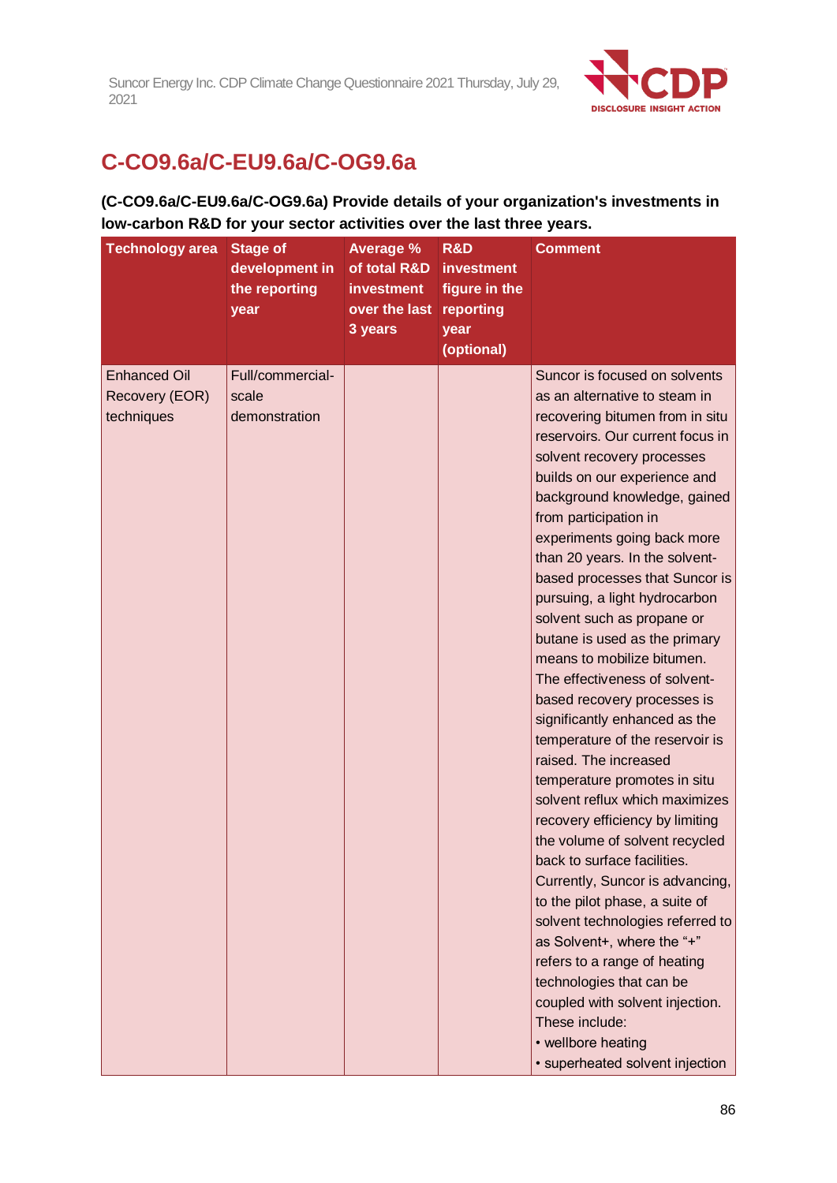## C-CO9.6a/C-EU9.6a/C-OG9.6a

**(C-CO9.6a/C-EU9.6a/C-OG9.6a) Provide details of your organization's investments in low-carbon R&D for your sector activities over the last three years.**

| Technology area | Stage of development in the reporting year | Average % of total R&D investment over the last 3 years | R&D investment figure in the reporting year (optional) | Comment |
|---|---|---|---|---|
| Enhanced Oil Recovery (EOR) techniques | Full/commercial-scale demonstration | | | Suncor is focused on solvents as an alternative to steam in recovering bitumen from in situ reservoirs. Our current focus in solvent recovery processes builds on our experience and background knowledge, gained from participation in experiments going back more than 20 years. In the solvent-based processes that Suncor is pursuing, a light hydrocarbon solvent such as propane or butane is used as the primary means to mobilize bitumen. The effectiveness of solvent-based recovery processes is significantly enhanced as the temperature of the reservoir is raised. The increased temperature promotes in situ solvent reflux which maximizes recovery efficiency by limiting the volume of solvent recycled back to surface facilities. Currently, Suncor is advancing, to the pilot phase, a suite of solvent technologies referred to as Solvent+, where the "+" refers to a range of heating technologies that can be coupled with solvent injection. These include:<br>• wellbore heating<br>• superheated solvent injection |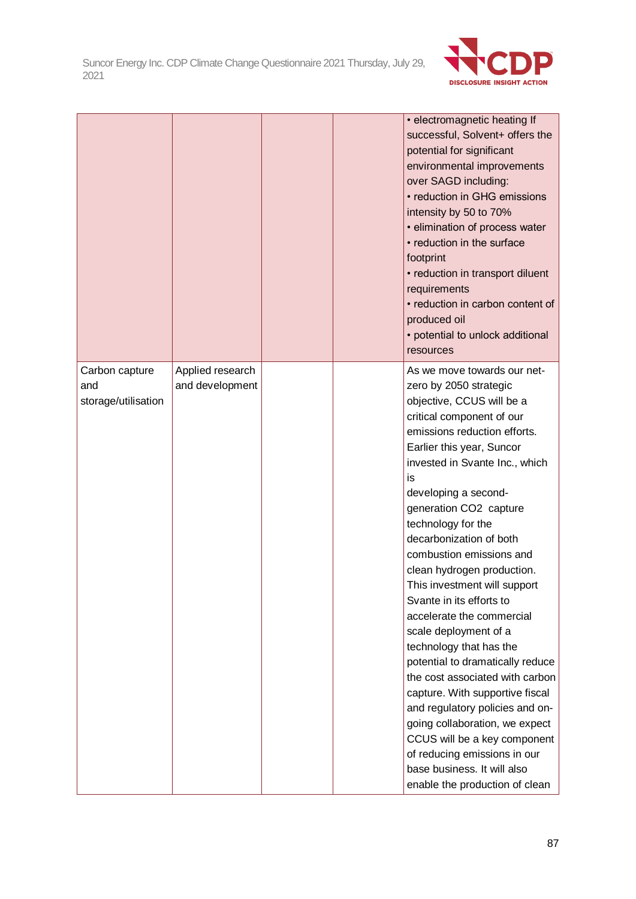| | | | | |
|---|---|---|---|---|
| | | | | • electromagnetic heating If successful, Solvent+ offers the potential for significant environmental improvements over SAGD including:<br>• reduction in GHG emissions intensity by 50 to 70%<br>• elimination of process water<br>• reduction in the surface footprint<br>• reduction in transport diluent requirements<br>• reduction in carbon content of produced oil<br>• potential to unlock additional resources |
| Carbon capture and storage/utilisation | Applied research and development | | | As we move towards our net-zero by 2050 strategic objective, CCUS will be a critical component of our emissions reduction efforts. Earlier this year, Suncor invested in Svante Inc., which is<br>developing a second-generation $CO_2$ capture technology for the decarbonization of both combustion emissions and clean hydrogen production. This investment will support Svante in its efforts to accelerate the commercial scale deployment of a technology that has the potential to dramatically reduce the cost associated with carbon capture. With supportive fiscal and regulatory policies and on-going collaboration, we expect CCUS will be a key component of reducing emissions in our base business. It will also enable the production of clean |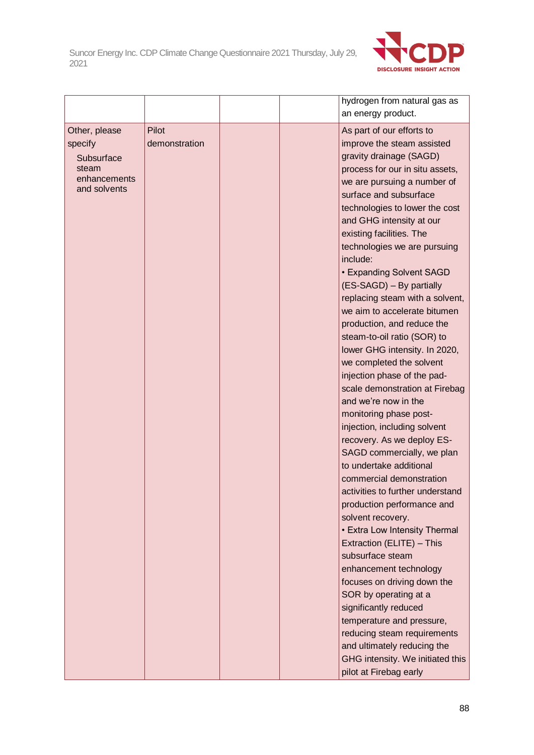|  |  |  |  |  |
|---|---|---|---|---|
|  |  |  |  | hydrogen from natural gas as an energy product. |
| Other, please specify<br>Subsurface steam enhancements and solvents | Pilot demonstration |  |  | As part of our efforts to improve the steam assisted gravity drainage (SAGD) process for our in situ assets, we are pursuing a number of surface and subsurface technologies to lower the cost and GHG intensity at our existing facilities. The technologies we are pursuing include:<br>• Expanding Solvent SAGD (ES-SAGD) – By partially replacing steam with a solvent, we aim to accelerate bitumen production, and reduce the steam-to-oil ratio (SOR) to lower GHG intensity. In 2020, we completed the solvent injection phase of the pad-scale demonstration at Firebag and we're now in the monitoring phase post-injection, including solvent recovery. As we deploy ES-SAGD commercially, we plan to undertake additional commercial demonstration activities to further understand production performance and solvent recovery.<br>• Extra Low Intensity Thermal Extraction (ELITE) – This subsurface steam enhancement technology focuses on driving down the SOR by operating at a significantly reduced temperature and pressure, reducing steam requirements and ultimately reducing the GHG intensity. We initiated this pilot at Firebag early |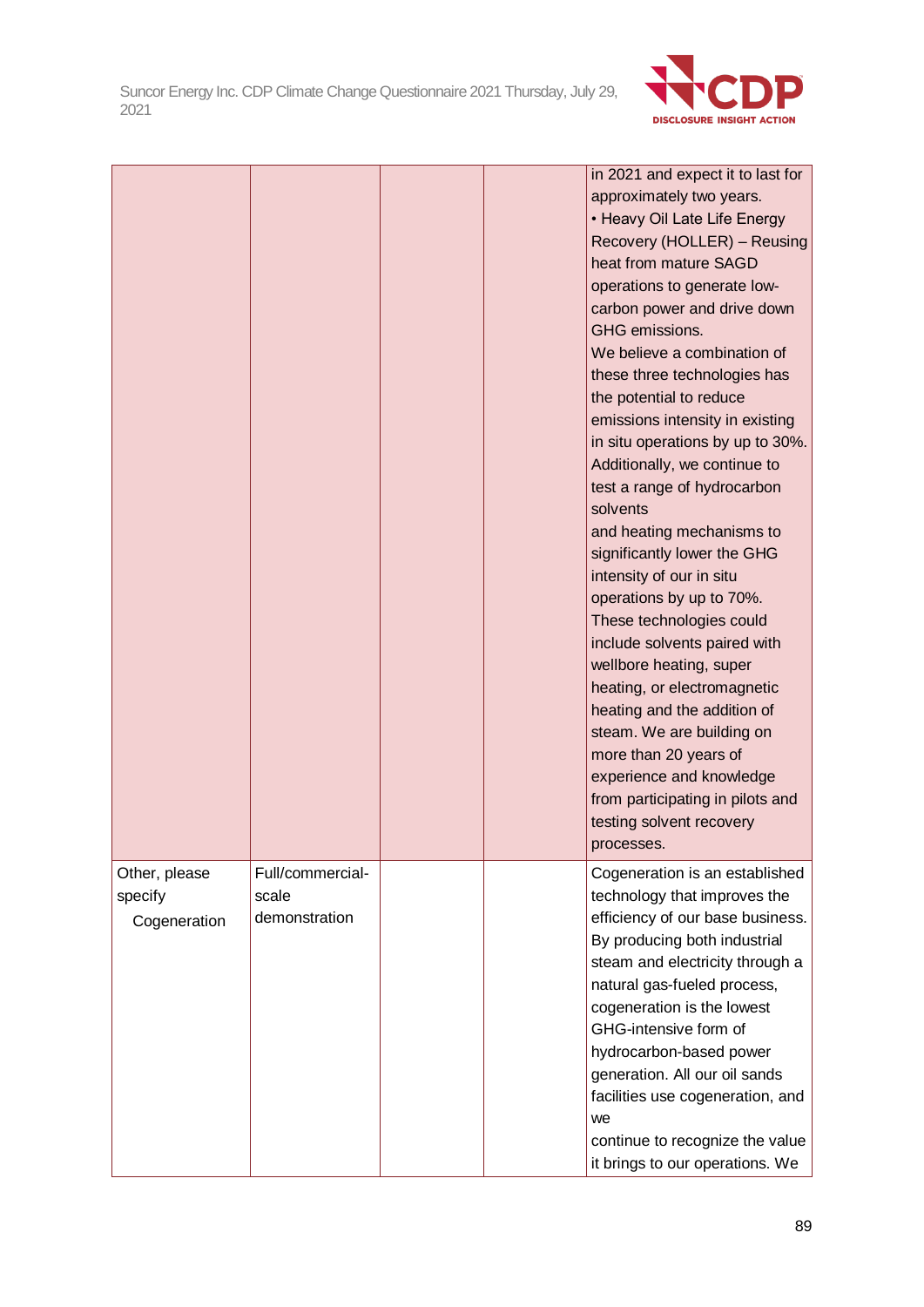| | | | | |
|---|---|---|---|---|
| | | | | in 2021 and expect it to last for approximately two years. • Heavy Oil Late Life Energy Recovery (HOLLER) – Reusing heat from mature SAGD operations to generate low-carbon power and drive down GHG emissions. We believe a combination of these three technologies has the potential to reduce emissions intensity in existing in situ operations by up to 30%. Additionally, we continue to test a range of hydrocarbon solvents and heating mechanisms to significantly lower the GHG intensity of our in situ operations by up to 70%. These technologies could include solvents paired with wellbore heating, super heating, or electromagnetic heating and the addition of steam. We are building on more than 20 years of experience and knowledge from participating in pilots and testing solvent recovery processes. |
| Other, please specify Cogeneration | Full/commercial-scale demonstration | | | Cogeneration is an established technology that improves the efficiency of our base business. By producing both industrial steam and electricity through a natural gas-fueled process, cogeneration is the lowest GHG-intensive form of hydrocarbon-based power generation. All our oil sands facilities use cogeneration, and we continue to recognize the value it brings to our operations. We |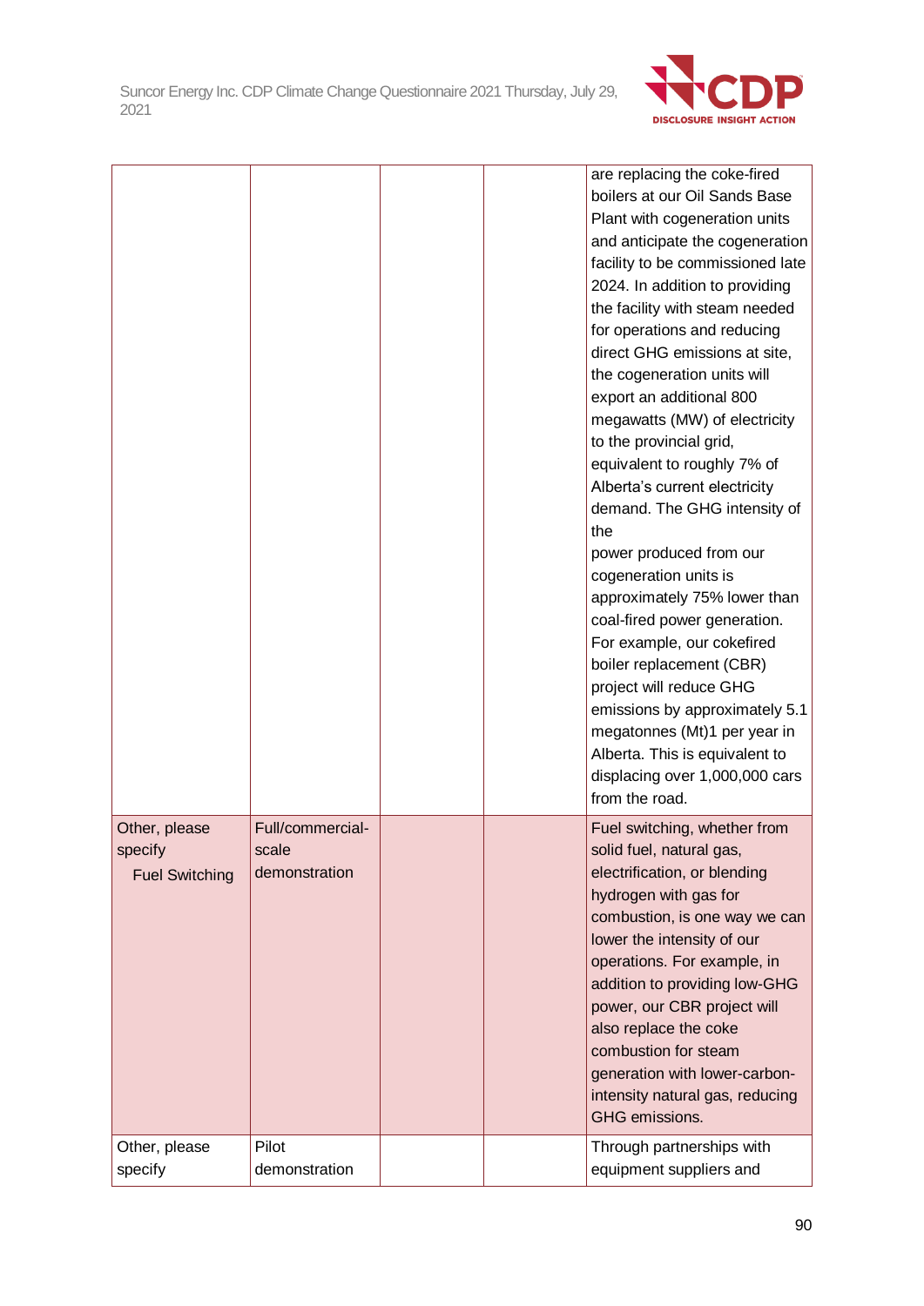| | | | | |
|---|---|---|---|---|
| | | | | are replacing the coke-fired boilers at our Oil Sands Base Plant with cogeneration units and anticipate the cogeneration facility to be commissioned late 2024. In addition to providing the facility with steam needed for operations and reducing direct GHG emissions at site, the cogeneration units will export an additional 800 megawatts (MW) of electricity to the provincial grid, equivalent to roughly 7% of Alberta's current electricity demand. The GHG intensity of the power produced from our cogeneration units is approximately 75% lower than coal-fired power generation. For example, our cokefired boiler replacement (CBR) project will reduce GHG emissions by approximately 5.1 megatonnes (Mt)1 per year in Alberta. This is equivalent to displacing over 1,000,000 cars from the road. |
| Other, please specify<br>Fuel Switching | Full/commercial-scale demonstration | | | Fuel switching, whether from solid fuel, natural gas, electrification, or blending hydrogen with gas for combustion, is one way we can lower the intensity of our operations. For example, in addition to providing low-GHG power, our CBR project will also replace the coke combustion for steam generation with lower-carbon-intensity natural gas, reducing GHG emissions. |
| Other, please specify | Pilot demonstration | | | Through partnerships with equipment suppliers and |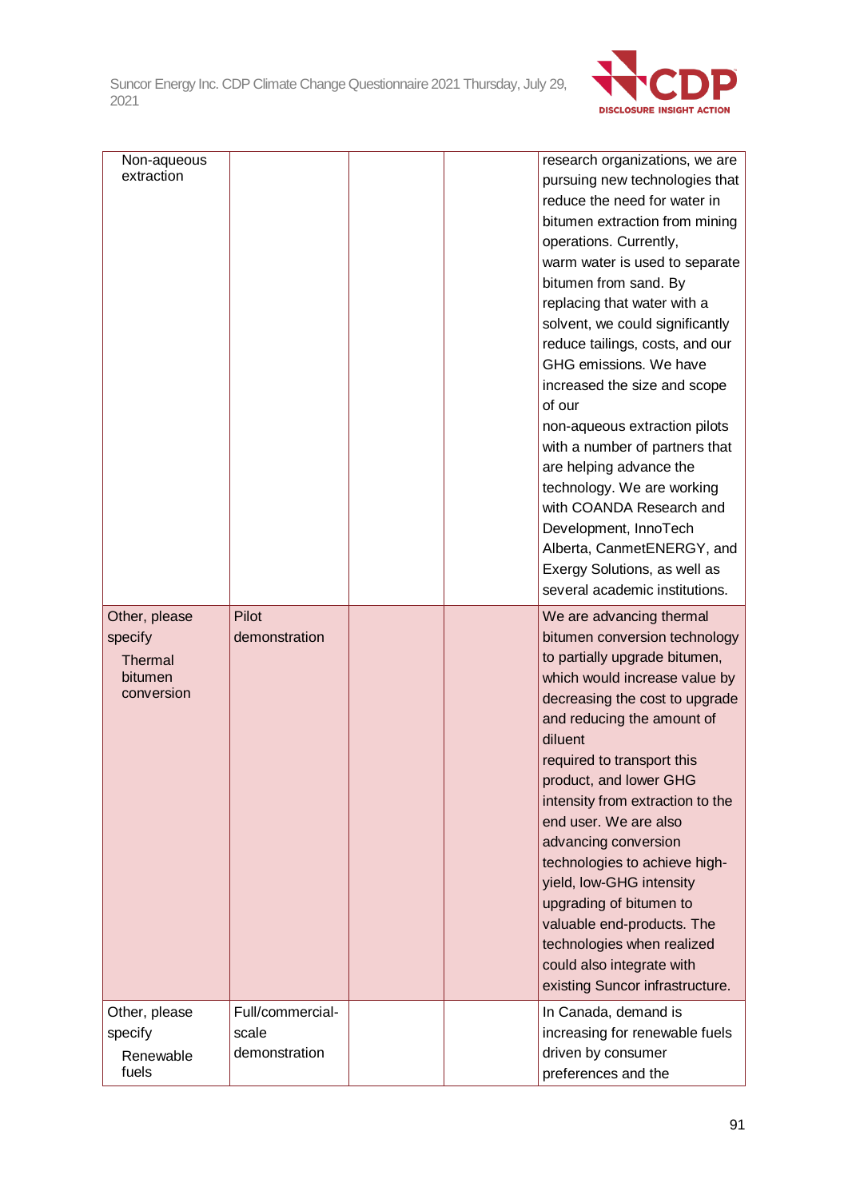| | | | | |
|---|---|---|---|---|
| Non-aqueous extraction | | | | research organizations, we are pursuing new technologies that reduce the need for water in bitumen extraction from mining operations. Currently, warm water is used to separate bitumen from sand. By replacing that water with a solvent, we could significantly reduce tailings, costs, and our GHG emissions. We have increased the size and scope of our non-aqueous extraction pilots with a number of partners that are helping advance the technology. We are working with COANDA Research and Development, InnoTech Alberta, CanmetENERGY, and Exergy Solutions, as well as several academic institutions. |
| Other, please specify<br>Thermal bitumen conversion | Pilot demonstration | | | We are advancing thermal bitumen conversion technology to partially upgrade bitumen, which would increase value by decreasing the cost to upgrade and reducing the amount of diluent required to transport this product, and lower GHG intensity from extraction to the end user. We are also advancing conversion technologies to achieve high-yield, low-GHG intensity upgrading of bitumen to valuable end-products. The technologies when realized could also integrate with existing Suncor infrastructure. |
| Other, please specify<br>Renewable fuels | Full/commercial-scale demonstration | | | In Canada, demand is increasing for renewable fuels driven by consumer preferences and the |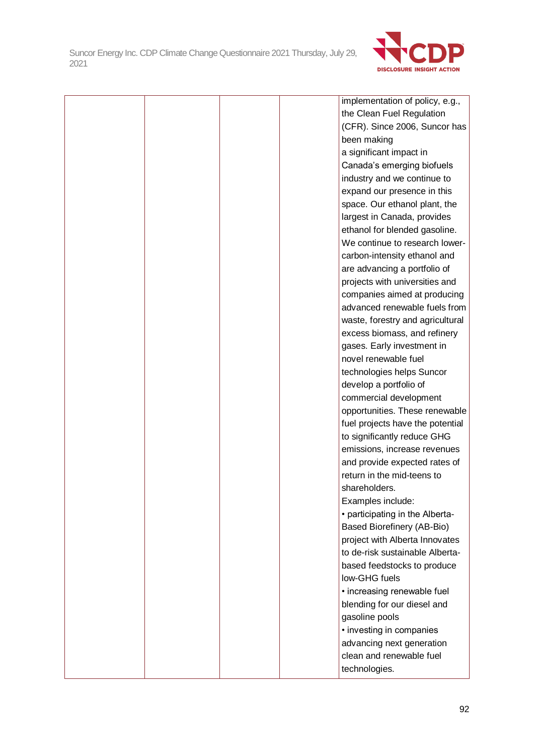| | | | | |
|---|---|---|---|---|
| | | | | implementation of policy, e.g., the Clean Fuel Regulation (CFR). Since 2006, Suncor has been making a significant impact in Canada's emerging biofuels industry and we continue to expand our presence in this space. Our ethanol plant, the largest in Canada, provides ethanol for blended gasoline. We continue to research lower-carbon-intensity ethanol and are advancing a portfolio of projects with universities and companies aimed at producing advanced renewable fuels from waste, forestry and agricultural excess biomass, and refinery gases. Early investment in novel renewable fuel technologies helps Suncor develop a portfolio of commercial development opportunities. These renewable fuel projects have the potential to significantly reduce GHG emissions, increase revenues and provide expected rates of return in the mid-teens to shareholders.<br>Examples include:<br>• participating in the Alberta-Based Biorefinery (AB-Bio) project with Alberta Innovates to de-risk sustainable Alberta-based feedstocks to produce low-GHG fuels<br>• increasing renewable fuel blending for our diesel and gasoline pools<br>• investing in companies advancing next generation clean and renewable fuel technologies. |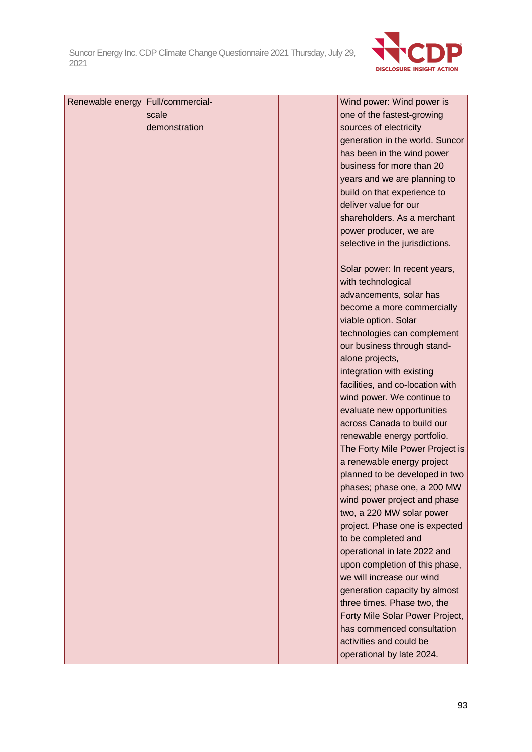| | | | | |
|---|---|---|---|---|
| Renewable energy | Full/commercial-scale demonstration | | | Wind power: Wind power is one of the fastest-growing sources of electricity generation in the world. Suncor has been in the wind power business for more than 20 years and we are planning to build on that experience to deliver value for our shareholders. As a merchant power producer, we are selective in the jurisdictions.<br><br>Solar power: In recent years, with technological advancements, solar has become a more commercially viable option. Solar technologies can complement our business through stand-alone projects, integration with existing facilities, and co-location with wind power. We continue to evaluate new opportunities across Canada to build our renewable energy portfolio. The Forty Mile Power Project is a renewable energy project planned to be developed in two phases; phase one, a 200 MW wind power project and phase two, a 220 MW solar power project. Phase one is expected to be completed and operational in late 2022 and upon completion of this phase, we will increase our wind generation capacity by almost three times. Phase two, the Forty Mile Solar Power Project, has commenced consultation activities and could be operational by late 2024. |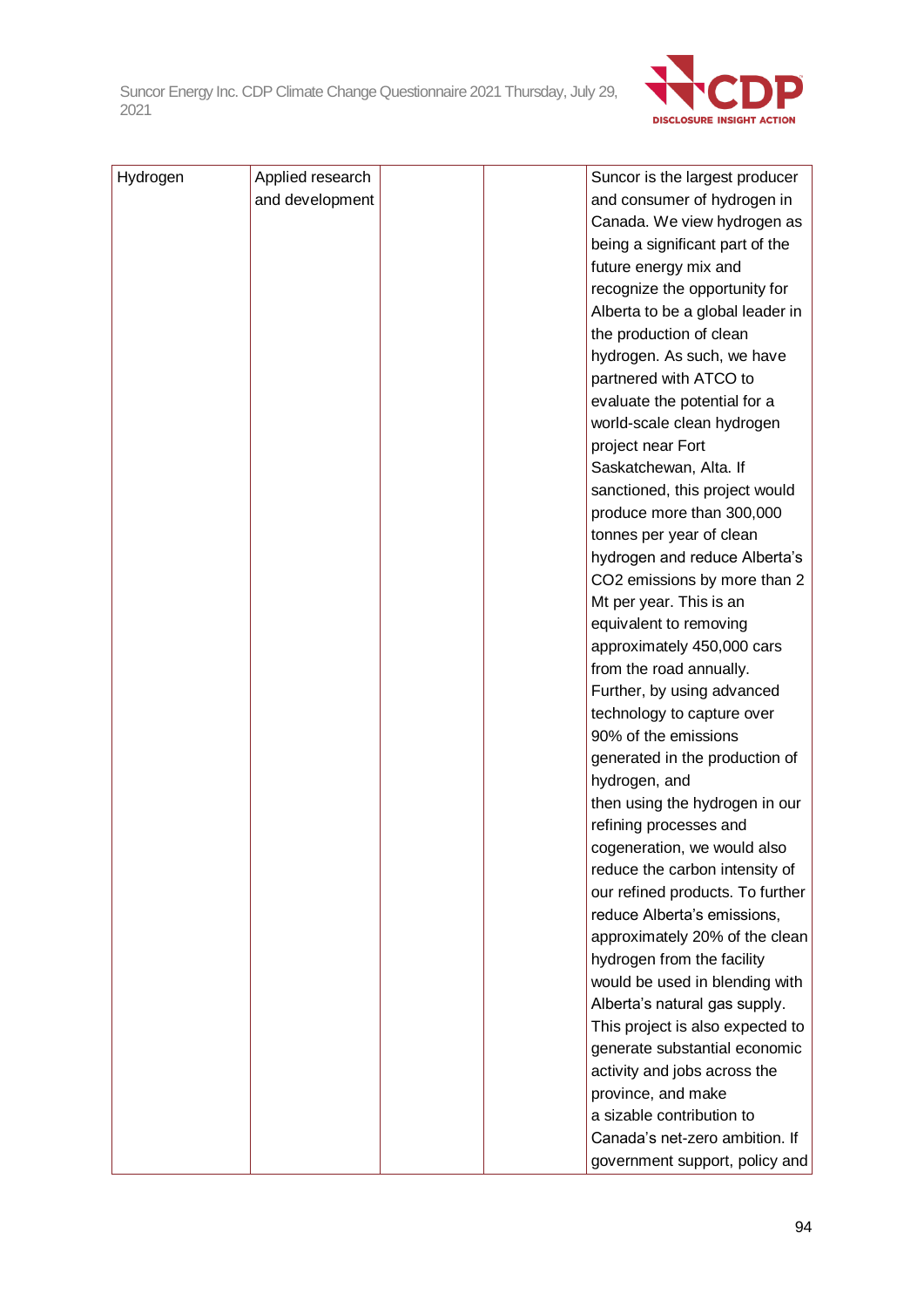| Hydrogen | Applied research and development | | | Suncor is the largest producer and consumer of hydrogen in Canada. We view hydrogen as being a significant part of the future energy mix and recognize the opportunity for Alberta to be a global leader in the production of clean hydrogen. As such, we have partnered with ATCO to evaluate the potential for a world-scale clean hydrogen project near Fort Saskatchewan, Alta. If sanctioned, this project would produce more than 300,000 tonnes per year of clean hydrogen and reduce Alberta's $CO_2$ emissions by more than 2 Mt per year. This is an equivalent to removing approximately 450,000 cars from the road annually. Further, by using advanced technology to capture over 90% of the emissions generated in the production of hydrogen, and then using the hydrogen in our refining processes and cogeneration, we would also reduce the carbon intensity of our refined products. To further reduce Alberta's emissions, approximately 20% of the clean hydrogen from the facility would be used in blending with Alberta's natural gas supply. This project is also expected to generate substantial economic activity and jobs across the province, and make a sizable contribution to Canada's net-zero ambition. If government support, policy and |
|---|---|---|---|---|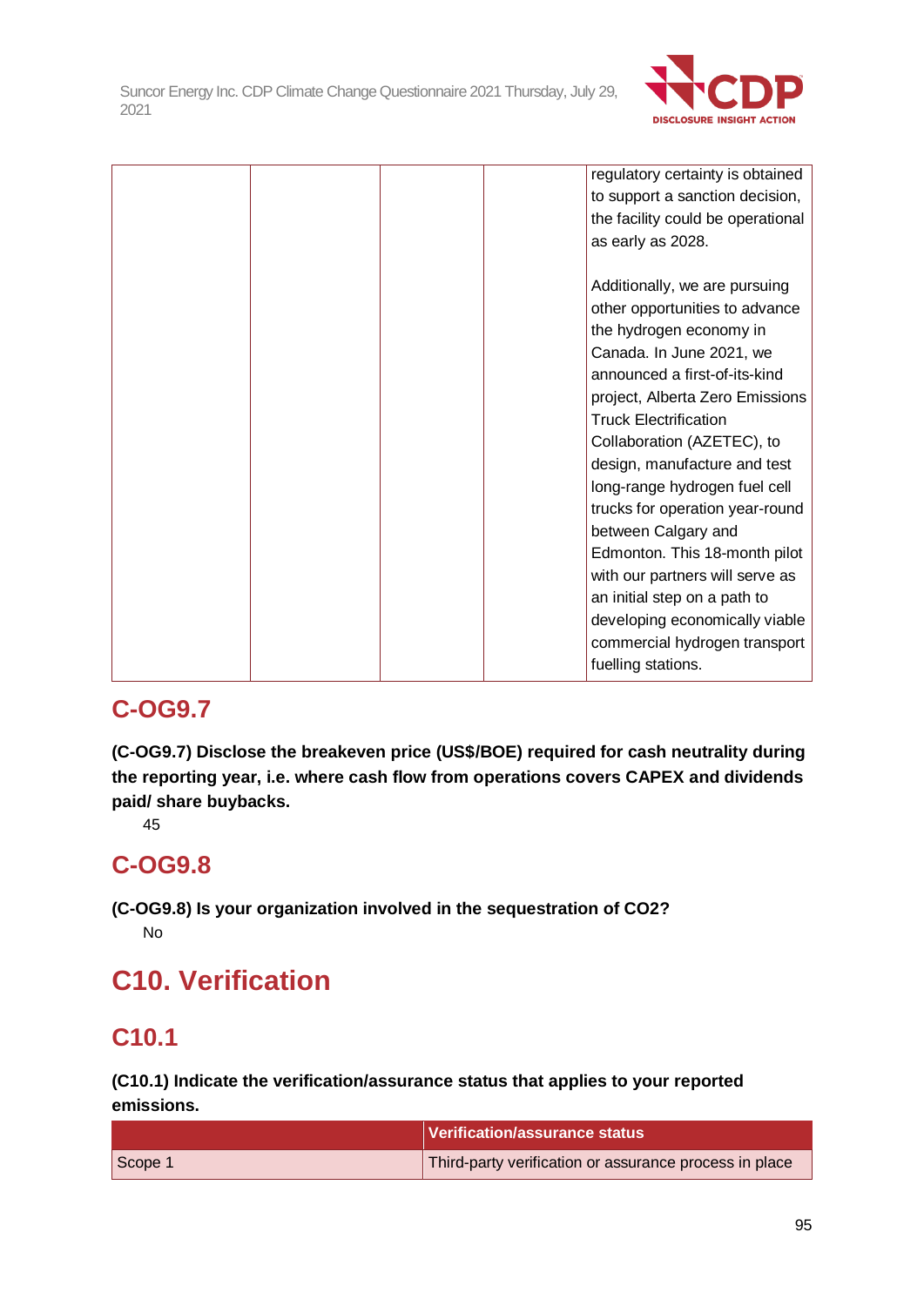| | | | | regulatory certainty is obtained to support a sanction decision, the facility could be operational as early as 2028.<br><br>Additionally, we are pursuing other opportunities to advance the hydrogen economy in Canada. In June 2021, we announced a first-of-its-kind project, Alberta Zero Emissions Truck Electrification Collaboration (AZETEC), to design, manufacture and test long-range hydrogen fuel cell trucks for operation year-round between Calgary and Edmonton. This 18-month pilot with our partners will serve as an initial step on a path to developing economically viable commercial hydrogen transport fuelling stations. |
|---|---|---|---|---|

## C-OG9.7

**(C-OG9.7) Disclose the breakeven price (US$/BOE) required for cash neutrality during the reporting year, i.e. where cash flow from operations covers CAPEX and dividends paid/ share buybacks.**

45

## C-OG9.8

**(C-OG9.8) Is your organization involved in the sequestration of CO2?**

No

# C10. Verification

## C10.1

**(C10.1) Indicate the verification/assurance status that applies to your reported emissions.**

| | Verification/assurance status |
|---|---|
| Scope 1 | Third-party verification or assurance process in place |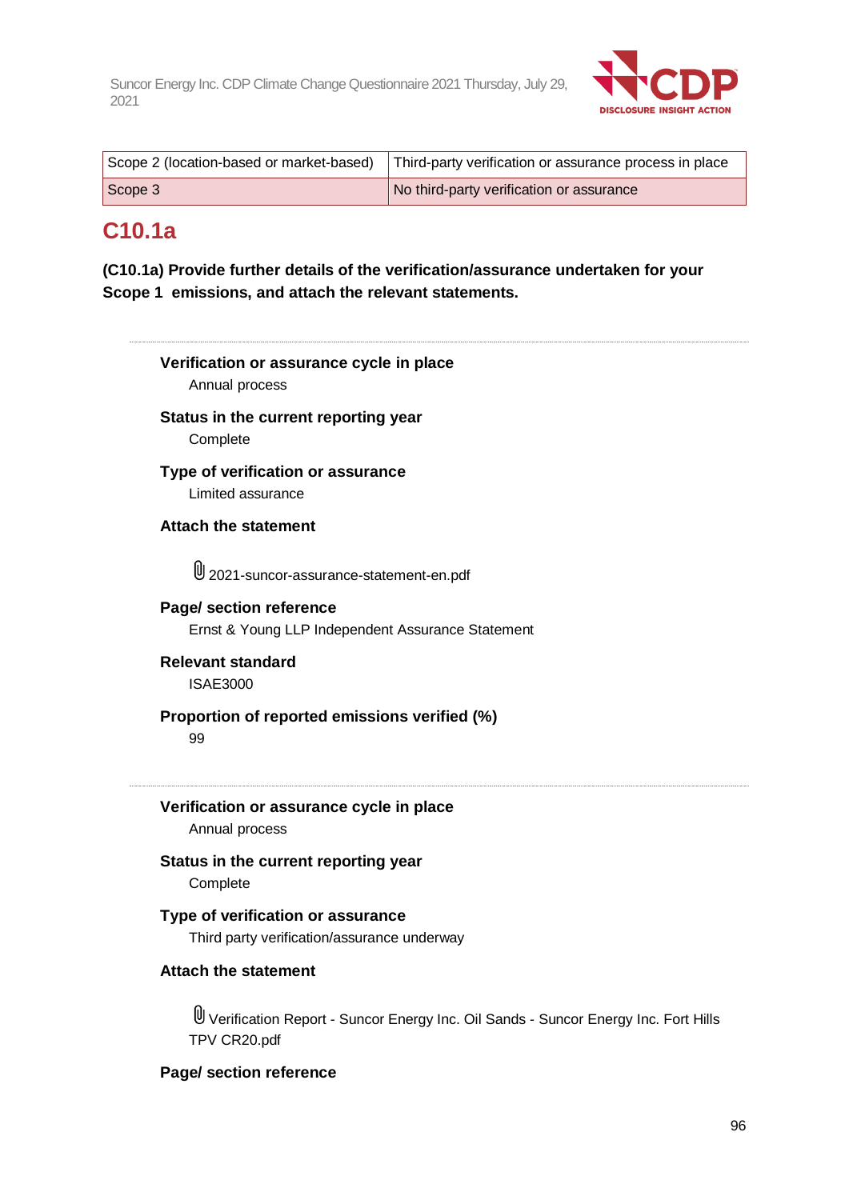| Scope 2 (location-based or market-based) | Third-party verification or assurance process in place |
|---|---|
| Scope 3 | No third-party verification or assurance |

## C10.1a

**(C10.1a) Provide further details of the verification/assurance undertaken for your Scope 1 emissions, and attach the relevant statements.**

---

**Verification or assurance cycle in place**

Annual process

**Status in the current reporting year**

Complete

**Type of verification or assurance**

Limited assurance

**Attach the statement**

2021-suncor-assurance-statement-en.pdf

**Page/ section reference**

Ernst & Young LLP Independent Assurance Statement

**Relevant standard**

ISAE3000

**Proportion of reported emissions verified (%)**

99

---

**Verification or assurance cycle in place**

Annual process

**Status in the current reporting year**

Complete

**Type of verification or assurance**

Third party verification/assurance underway

**Attach the statement**

Verification Report - Suncor Energy Inc. Oil Sands - Suncor Energy Inc. Fort Hills TPV CR20.pdf

**Page/ section reference**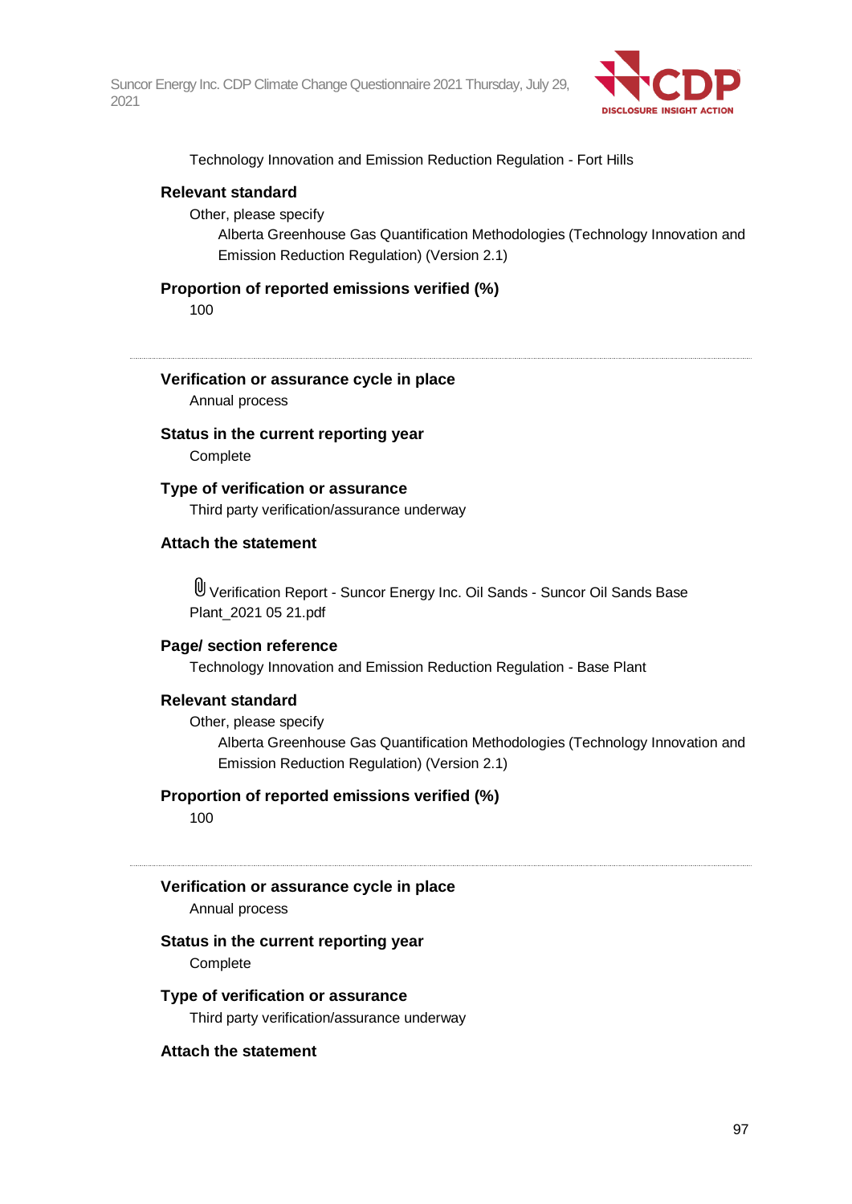Technology Innovation and Emission Reduction Regulation - Fort Hills

**Relevant standard**

Other, please specify

Alberta Greenhouse Gas Quantification Methodologies (Technology Innovation and Emission Reduction Regulation) (Version 2.1)

**Proportion of reported emissions verified (%)**

100

---

**Verification or assurance cycle in place**

Annual process

**Status in the current reporting year**

Complete

**Type of verification or assurance**

Third party verification/assurance underway

**Attach the statement**

Verification Report - Suncor Energy Inc. Oil Sands - Suncor Oil Sands Base Plant_2021 05 21.pdf

**Page/ section reference**

Technology Innovation and Emission Reduction Regulation - Base Plant

**Relevant standard**

Other, please specify

Alberta Greenhouse Gas Quantification Methodologies (Technology Innovation and Emission Reduction Regulation) (Version 2.1)

**Proportion of reported emissions verified (%)**

100

---

**Verification or assurance cycle in place**

Annual process

**Status in the current reporting year**

Complete

**Type of verification or assurance**

Third party verification/assurance underway

**Attach the statement**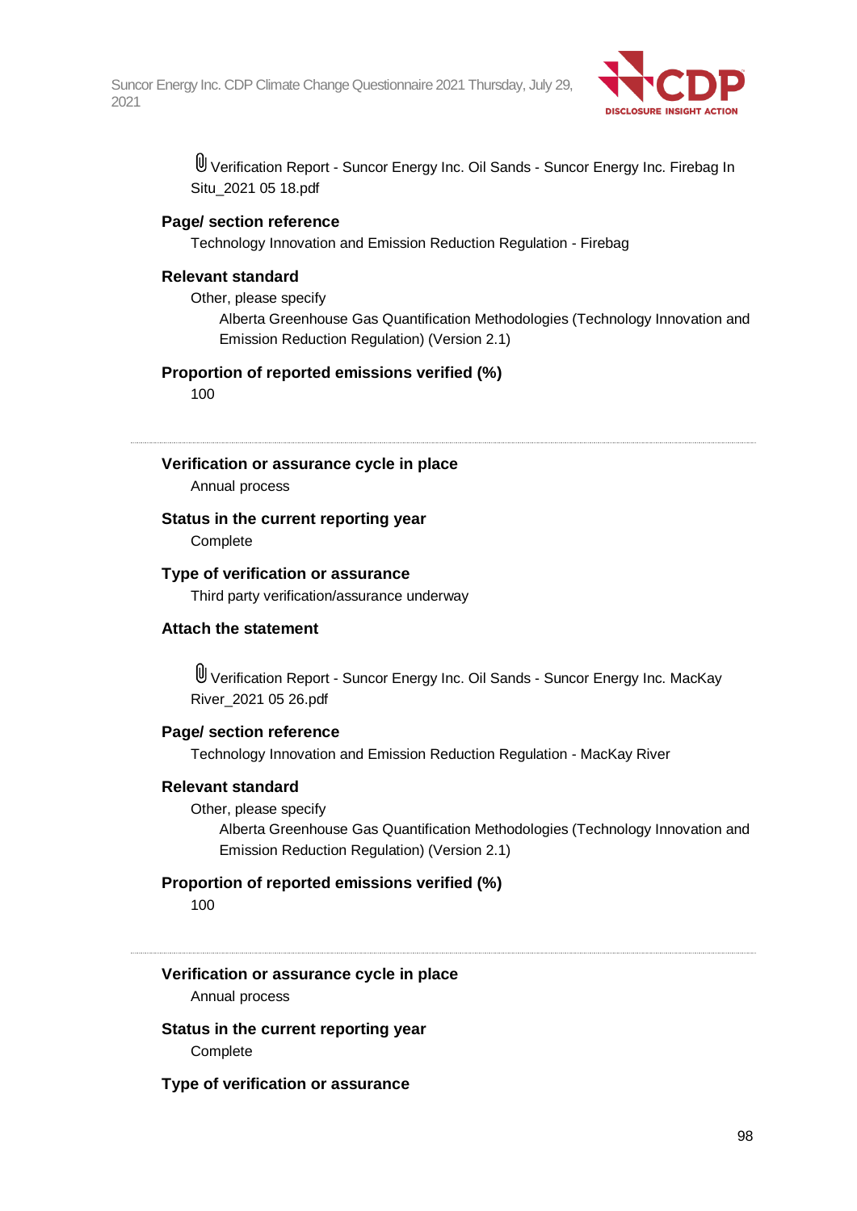Verification Report - Suncor Energy Inc. Oil Sands - Suncor Energy Inc. Firebag In Situ_2021 05 18.pdf

**Page/ section reference**

Technology Innovation and Emission Reduction Regulation - Firebag

**Relevant standard**

Other, please specify

Alberta Greenhouse Gas Quantification Methodologies (Technology Innovation and Emission Reduction Regulation) (Version 2.1)

**Proportion of reported emissions verified (%)**

100

---

**Verification or assurance cycle in place**

Annual process

**Status in the current reporting year**

Complete

**Type of verification or assurance**

Third party verification/assurance underway

**Attach the statement**

Verification Report - Suncor Energy Inc. Oil Sands - Suncor Energy Inc. MacKay River_2021 05 26.pdf

**Page/ section reference**

Technology Innovation and Emission Reduction Regulation - MacKay River

**Relevant standard**

Other, please specify

Alberta Greenhouse Gas Quantification Methodologies (Technology Innovation and Emission Reduction Regulation) (Version 2.1)

**Proportion of reported emissions verified (%)**

100

---

**Verification or assurance cycle in place**

Annual process

**Status in the current reporting year**

Complete

**Type of verification or assurance**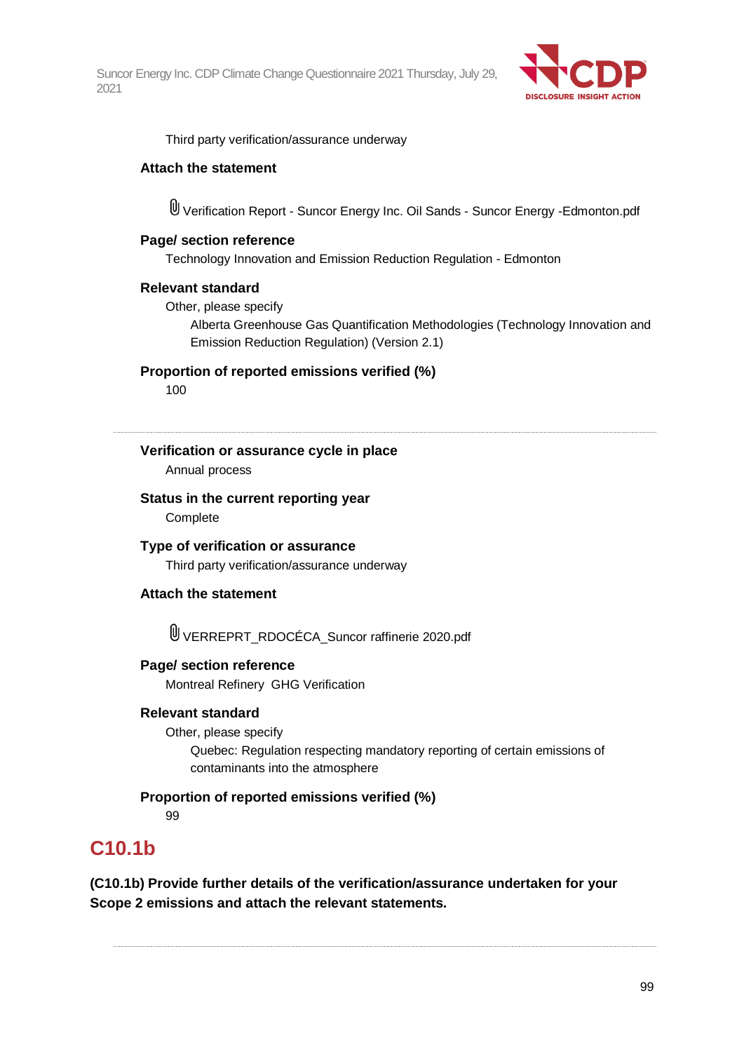Third party verification/assurance underway

**Attach the statement**

Verification Report - Suncor Energy Inc. Oil Sands - Suncor Energy -Edmonton.pdf

**Page/ section reference**

Technology Innovation and Emission Reduction Regulation - Edmonton

**Relevant standard**

Other, please specify

Alberta Greenhouse Gas Quantification Methodologies (Technology Innovation and Emission Reduction Regulation) (Version 2.1)

**Proportion of reported emissions verified (%)**

100

---

**Verification or assurance cycle in place**

Annual process

**Status in the current reporting year**

Complete

**Type of verification or assurance**

Third party verification/assurance underway

**Attach the statement**

VERREPRT_RDOCÉCA_Suncor raffinerie 2020.pdf

**Page/ section reference**

Montreal Refinery GHG Verification

**Relevant standard**

Other, please specify

Quebec: Regulation respecting mandatory reporting of certain emissions of contaminants into the atmosphere

**Proportion of reported emissions verified (%)**

99

## C10.1b

**(C10.1b) Provide further details of the verification/assurance undertaken for your Scope 2 emissions and attach the relevant statements.**

---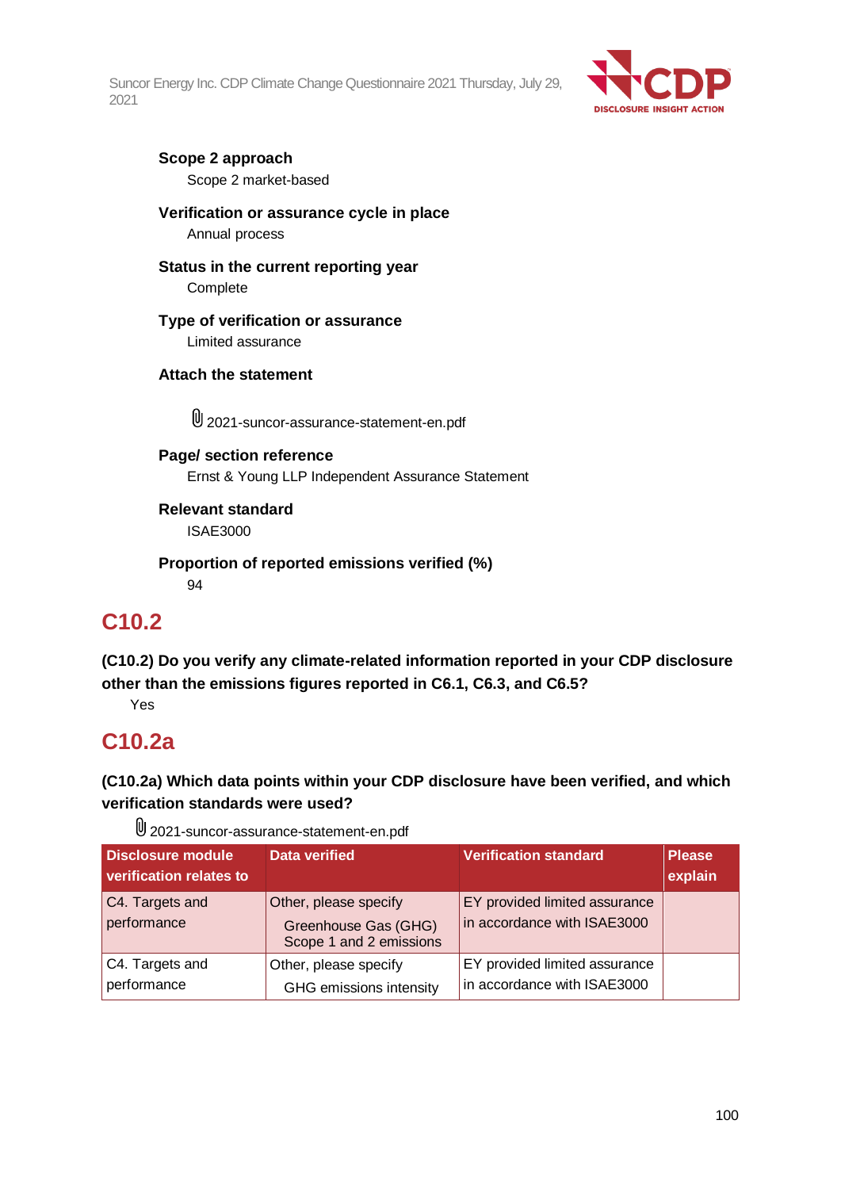**Scope 2 approach**
Scope 2 market-based

**Verification or assurance cycle in place**
Annual process

**Status in the current reporting year**
Complete

**Type of verification or assurance**
Limited assurance

**Attach the statement**

2021-suncor-assurance-statement-en.pdf

**Page/ section reference**
Ernst & Young LLP Independent Assurance Statement

**Relevant standard**
ISAE3000

**Proportion of reported emissions verified (%)**
94

## C10.2

**(C10.2) Do you verify any climate-related information reported in your CDP disclosure other than the emissions figures reported in C6.1, C6.3, and C6.5?**

Yes

## C10.2a

**(C10.2a) Which data points within your CDP disclosure have been verified, and which verification standards were used?**

2021-suncor-assurance-statement-en.pdf

| Disclosure module verification relates to | Data verified | Verification standard | Please explain |
|---|---|---|---|
| C4. Targets and performance | Other, please specify<br>Greenhouse Gas (GHG) Scope 1 and 2 emissions | EY provided limited assurance in accordance with ISAE3000 | |
| C4. Targets and performance | Other, please specify<br>GHG emissions intensity | EY provided limited assurance in accordance with ISAE3000 | |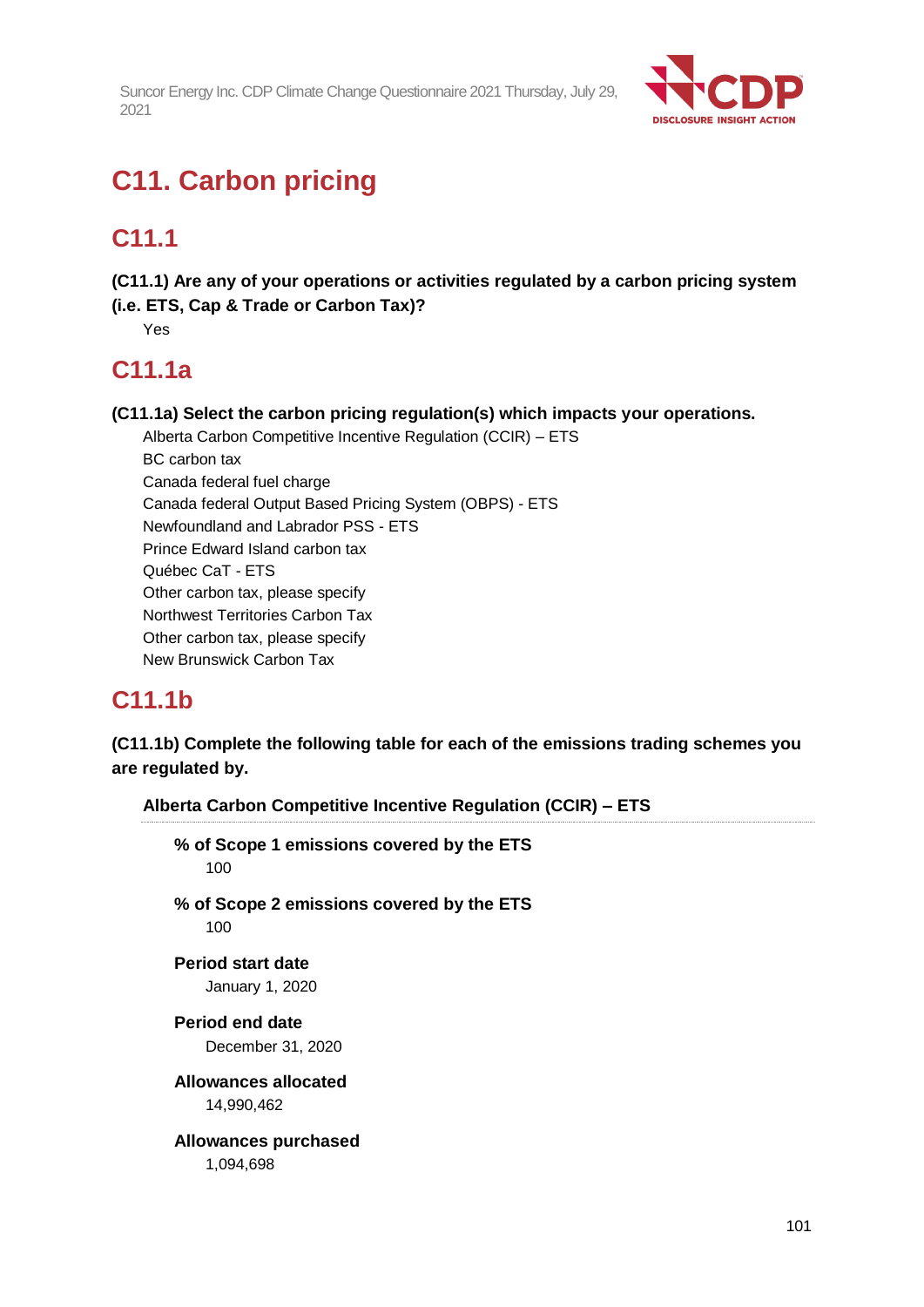# C11. Carbon pricing

## C11.1

**(C11.1) Are any of your operations or activities regulated by a carbon pricing system (i.e. ETS, Cap & Trade or Carbon Tax)?**

Yes

## C11.1a

**(C11.1a) Select the carbon pricing regulation(s) which impacts your operations.**

Alberta Carbon Competitive Incentive Regulation (CCIR) – ETS
BC carbon tax
Canada federal fuel charge
Canada federal Output Based Pricing System (OBPS) - ETS
Newfoundland and Labrador PSS - ETS
Prince Edward Island carbon tax
Québec CaT - ETS
Other carbon tax, please specify
Northwest Territories Carbon Tax
Other carbon tax, please specify
New Brunswick Carbon Tax

## C11.1b

**(C11.1b) Complete the following table for each of the emissions trading schemes you are regulated by.**

### Alberta Carbon Competitive Incentive Regulation (CCIR) – ETS

**% of Scope 1 emissions covered by the ETS**
100

**% of Scope 2 emissions covered by the ETS**
100

**Period start date**
January 1, 2020

**Period end date**
December 31, 2020

**Allowances allocated**
14,990,462

**Allowances purchased**
1,094,698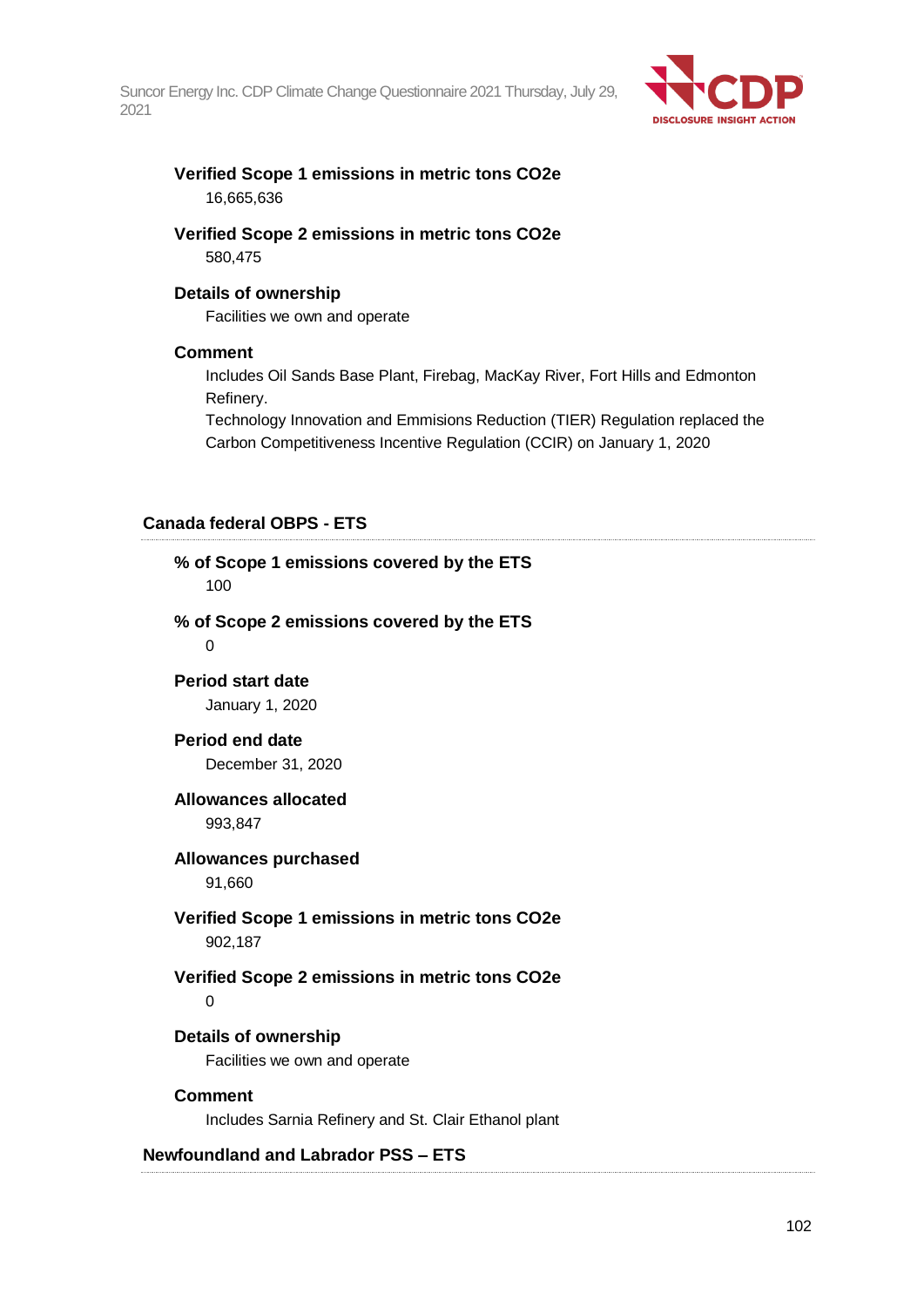**Verified Scope 1 emissions in metric tons CO2e**

16,665,636

**Verified Scope 2 emissions in metric tons CO2e**

580,475

**Details of ownership**

Facilities we own and operate

**Comment**

Includes Oil Sands Base Plant, Firebag, MacKay River, Fort Hills and Edmonton Refinery.
Technology Innovation and Emmisions Reduction (TIER) Regulation replaced the Carbon Competitiveness Incentive Regulation (CCIR) on January 1, 2020

### Canada federal OBPS - ETS

**% of Scope 1 emissions covered by the ETS**

100

**% of Scope 2 emissions covered by the ETS**

0

**Period start date**

January 1, 2020

**Period end date**

December 31, 2020

**Allowances allocated**

993,847

**Allowances purchased**

91,660

**Verified Scope 1 emissions in metric tons CO2e**

902,187

**Verified Scope 2 emissions in metric tons CO2e**

0

**Details of ownership**

Facilities we own and operate

**Comment**

Includes Sarnia Refinery and St. Clair Ethanol plant

### Newfoundland and Labrador PSS – ETS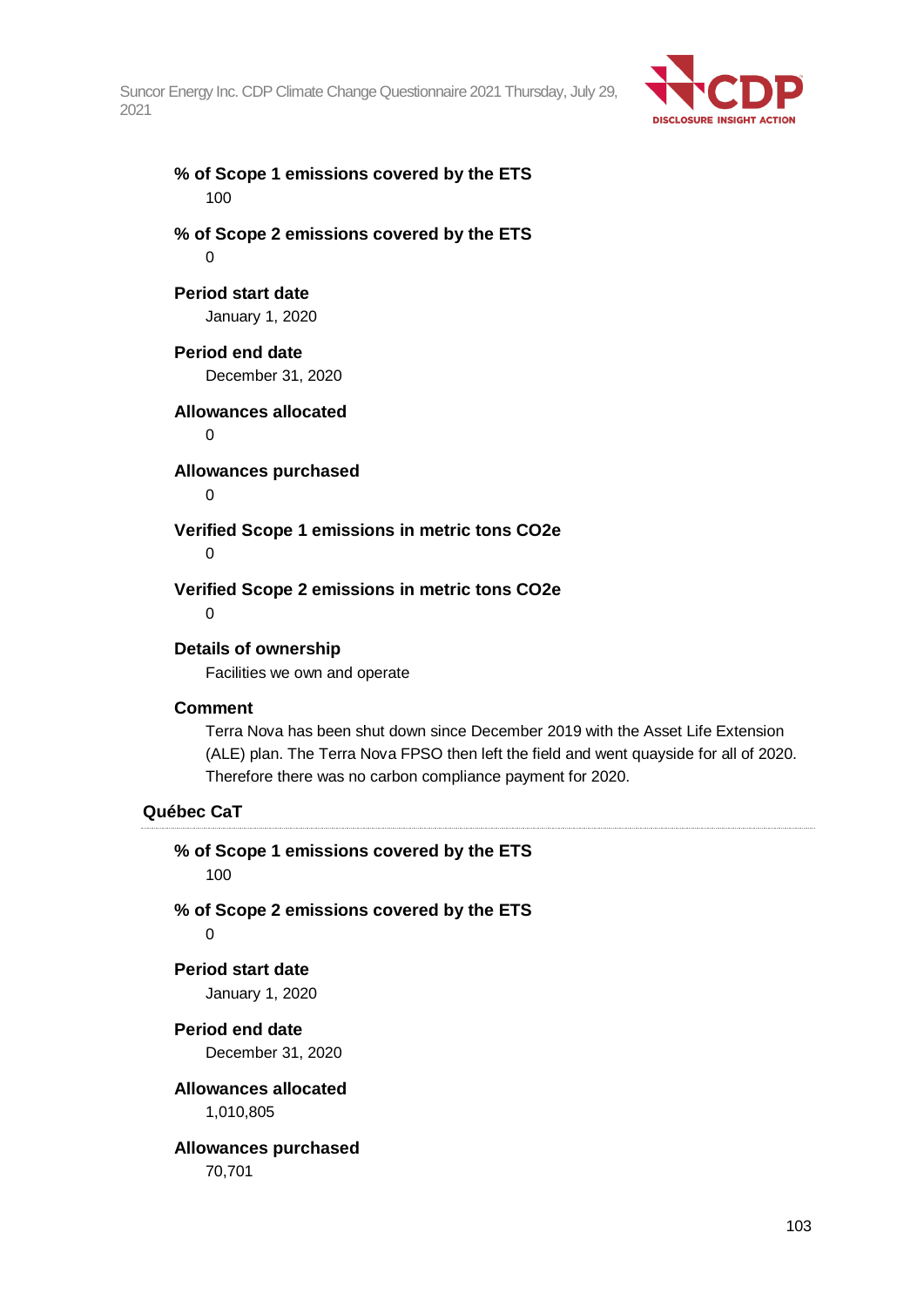**% of Scope 1 emissions covered by the ETS**

100

**% of Scope 2 emissions covered by the ETS**

0

**Period start date**

January 1, 2020

**Period end date**

December 31, 2020

**Allowances allocated**

0

**Allowances purchased**

0

**Verified Scope 1 emissions in metric tons CO2e**

0

**Verified Scope 2 emissions in metric tons CO2e**

0

**Details of ownership**

Facilities we own and operate

**Comment**

Terra Nova has been shut down since December 2019 with the Asset Life Extension (ALE) plan. The Terra Nova FPSO then left the field and went quayside for all of 2020. Therefore there was no carbon compliance payment for 2020.

### Québec CaT

**% of Scope 1 emissions covered by the ETS**

100

**% of Scope 2 emissions covered by the ETS**

0

**Period start date**

January 1, 2020

**Period end date**

December 31, 2020

**Allowances allocated**

1,010,805

**Allowances purchased**

70,701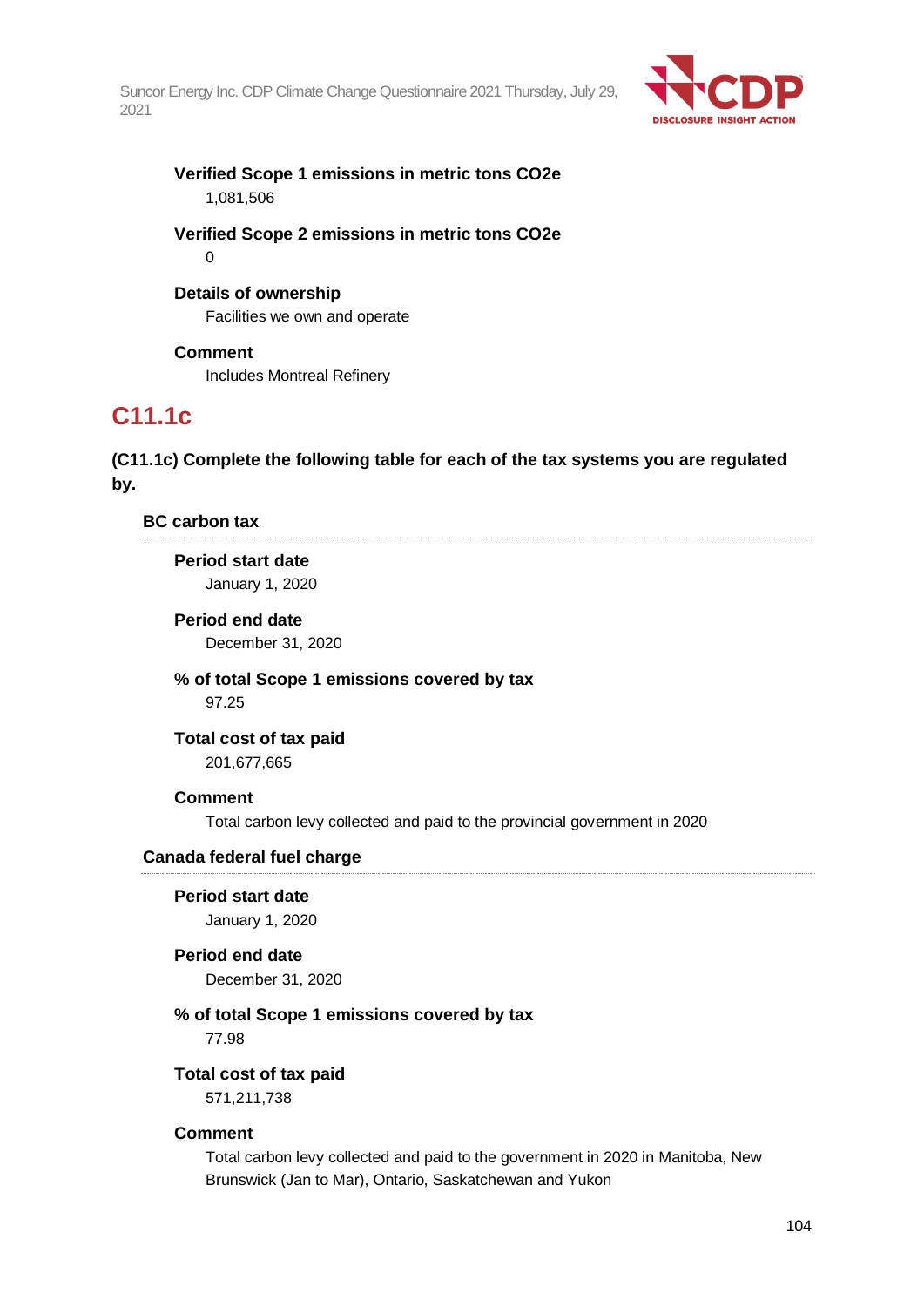**Verified Scope 1 emissions in metric tons CO2e**

1,081,506

**Verified Scope 2 emissions in metric tons CO2e**

0

**Details of ownership**

Facilities we own and operate

**Comment**

Includes Montreal Refinery

## C11.1c

**(C11.1c) Complete the following table for each of the tax systems you are regulated by.**

### BC carbon tax

**Period start date**

January 1, 2020

**Period end date**

December 31, 2020

**% of total Scope 1 emissions covered by tax**

97.25

**Total cost of tax paid**

201,677,665

**Comment**

Total carbon levy collected and paid to the provincial government in 2020

### Canada federal fuel charge

**Period start date**

January 1, 2020

**Period end date**

December 31, 2020

**% of total Scope 1 emissions covered by tax**

77.98

**Total cost of tax paid**

571,211,738

**Comment**

Total carbon levy collected and paid to the government in 2020 in Manitoba, New Brunswick (Jan to Mar), Ontario, Saskatchewan and Yukon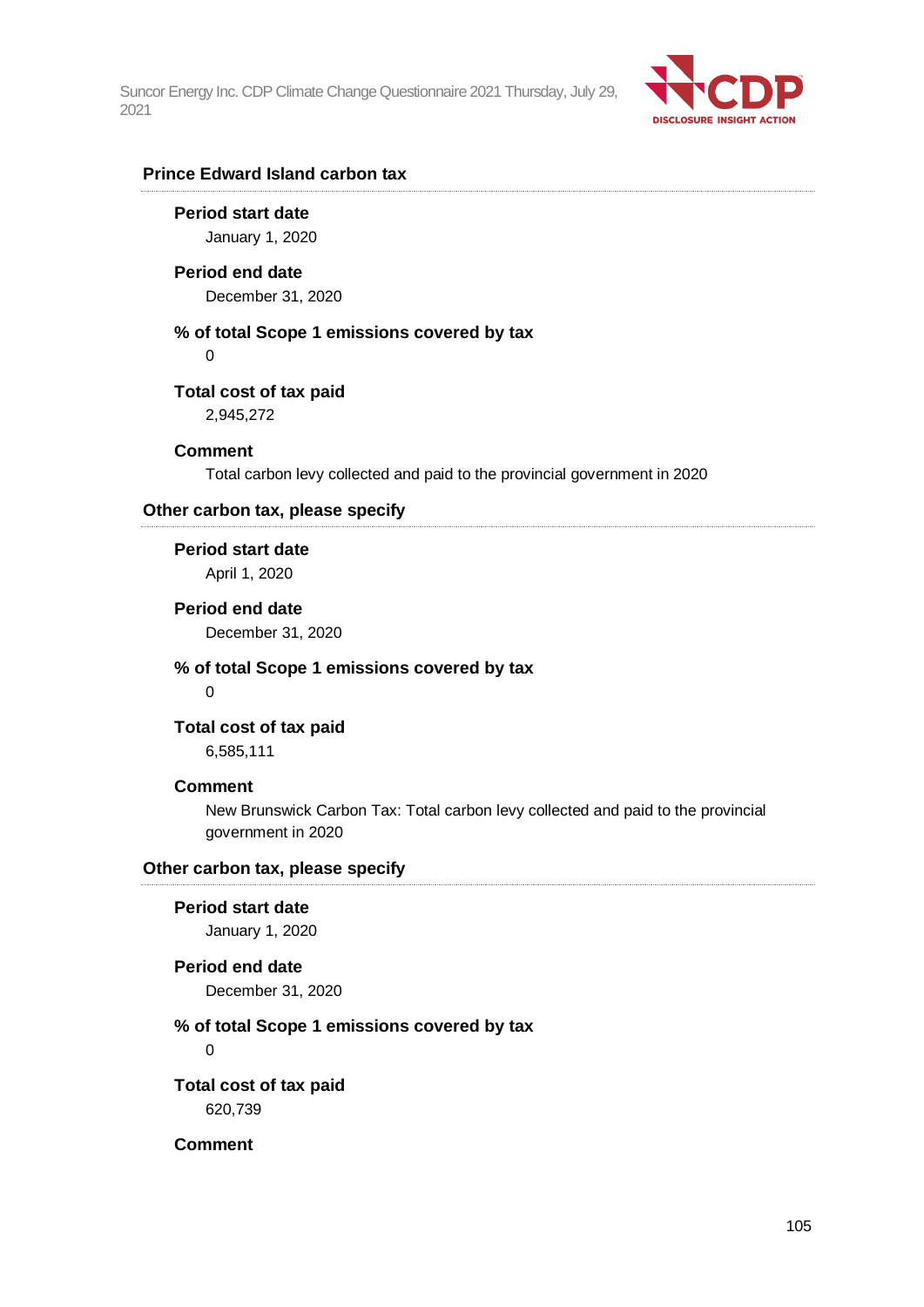### Prince Edward Island carbon tax

**Period start date**

January 1, 2020

**Period end date**

December 31, 2020

**% of total Scope 1 emissions covered by tax**

0

**Total cost of tax paid**

2,945,272

**Comment**

Total carbon levy collected and paid to the provincial government in 2020

### Other carbon tax, please specify

**Period start date**

April 1, 2020

**Period end date**

December 31, 2020

**% of total Scope 1 emissions covered by tax**

0

**Total cost of tax paid**

6,585,111

**Comment**

New Brunswick Carbon Tax: Total carbon levy collected and paid to the provincial government in 2020

### Other carbon tax, please specify

**Period start date**

January 1, 2020

**Period end date**

December 31, 2020

**% of total Scope 1 emissions covered by tax**

0

**Total cost of tax paid**

620,739

**Comment**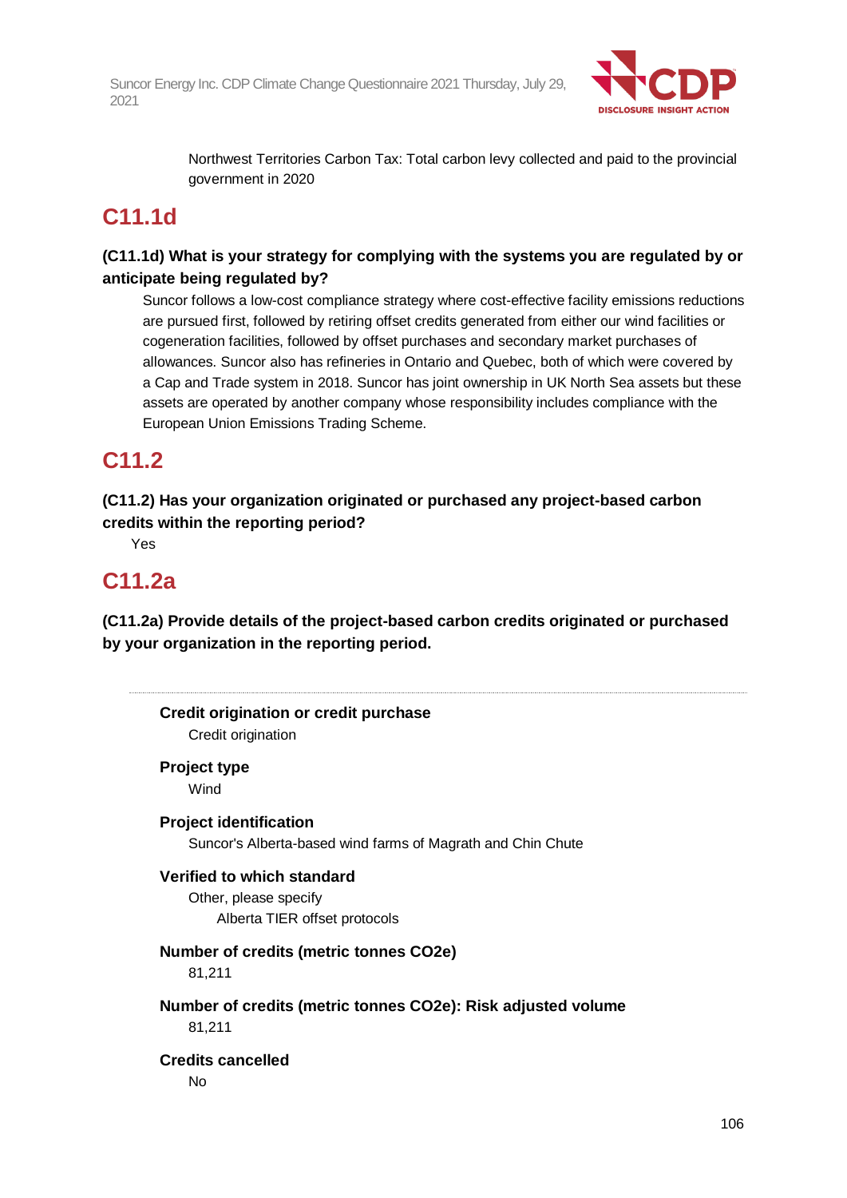Northwest Territories Carbon Tax: Total carbon levy collected and paid to the provincial government in 2020

## C11.1d

**(C11.1d) What is your strategy for complying with the systems you are regulated by or anticipate being regulated by?**

Suncor follows a low-cost compliance strategy where cost-effective facility emissions reductions are pursued first, followed by retiring offset credits generated from either our wind facilities or cogeneration facilities, followed by offset purchases and secondary market purchases of allowances. Suncor also has refineries in Ontario and Quebec, both of which were covered by a Cap and Trade system in 2018. Suncor has joint ownership in UK North Sea assets but these assets are operated by another company whose responsibility includes compliance with the European Union Emissions Trading Scheme.

## C11.2

**(C11.2) Has your organization originated or purchased any project-based carbon credits within the reporting period?**

Yes

## C11.2a

**(C11.2a) Provide details of the project-based carbon credits originated or purchased by your organization in the reporting period.**

---

**Credit origination or credit purchase**

Credit origination

**Project type**

Wind

**Project identification**

Suncor's Alberta-based wind farms of Magrath and Chin Chute

**Verified to which standard**

Other, please specify

Alberta TIER offset protocols

**Number of credits (metric tonnes CO2e)**

81,211

**Number of credits (metric tonnes CO2e): Risk adjusted volume**

81,211

**Credits cancelled**

No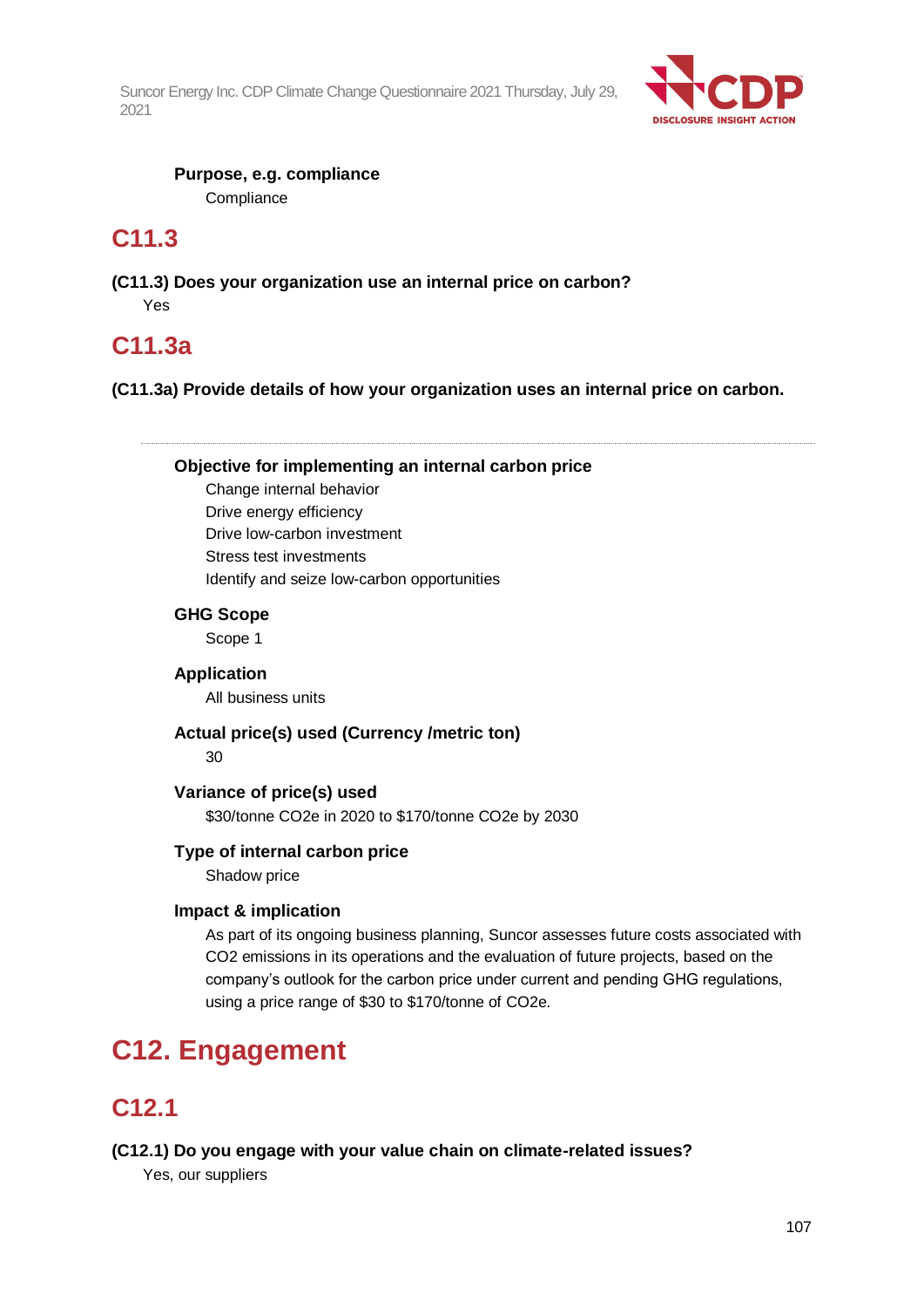**Purpose, e.g. compliance**

Compliance

## C11.3

**(C11.3) Does your organization use an internal price on carbon?**

Yes

## C11.3a

**(C11.3a) Provide details of how your organization uses an internal price on carbon.**

---

**Objective for implementing an internal carbon price**

Change internal behavior
Drive energy efficiency
Drive low-carbon investment
Stress test investments
Identify and seize low-carbon opportunities

**GHG Scope**

Scope 1

**Application**

All business units

**Actual price(s) used (Currency /metric ton)**

30

**Variance of price(s) used**

$30/tonne CO2e in 2020 to $170/tonne CO2e by 2030

**Type of internal carbon price**

Shadow price

**Impact & implication**

As part of its ongoing business planning, Suncor assesses future costs associated with CO2 emissions in its operations and the evaluation of future projects, based on the company's outlook for the carbon price under current and pending GHG regulations, using a price range of $30 to $170/tonne of CO2e.

# C12. Engagement

## C12.1

**(C12.1) Do you engage with your value chain on climate-related issues?**

Yes, our suppliers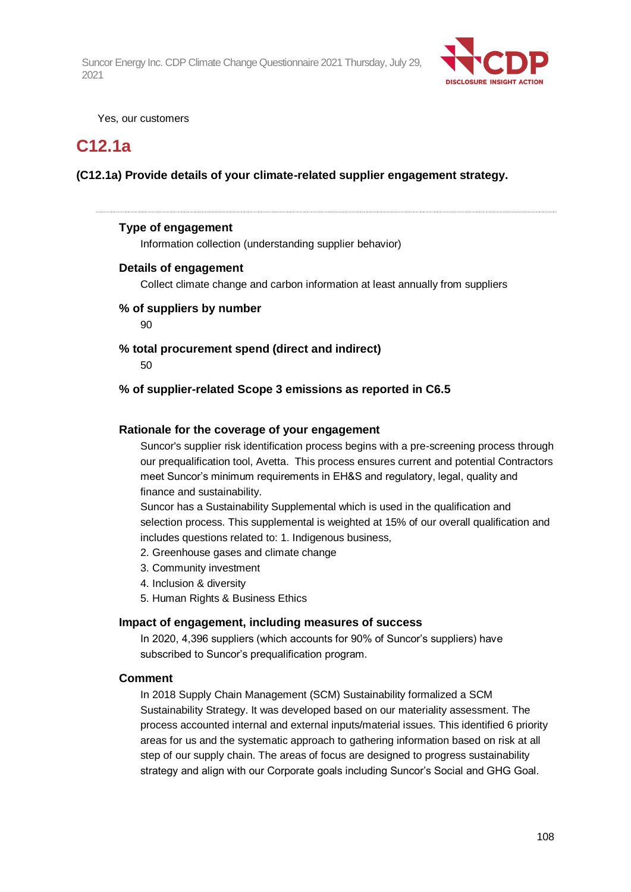Yes, our customers

## C12.1a

**(C12.1a) Provide details of your climate-related supplier engagement strategy.**

---

**Type of engagement**

Information collection (understanding supplier behavior)

**Details of engagement**

Collect climate change and carbon information at least annually from suppliers

**% of suppliers by number**

90

**% total procurement spend (direct and indirect)**

50

**% of supplier-related Scope 3 emissions as reported in C6.5**

**Rationale for the coverage of your engagement**

Suncor's supplier risk identification process begins with a pre-screening process through our prequalification tool, Avetta. This process ensures current and potential Contractors meet Suncor's minimum requirements in EH&S and regulatory, legal, quality and finance and sustainability.

Suncor has a Sustainability Supplemental which is used in the qualification and selection process. This supplemental is weighted at 15% of our overall qualification and includes questions related to: 1. Indigenous business,

2. Greenhouse gases and climate change
3. Community investment
4. Inclusion & diversity
5. Human Rights & Business Ethics

**Impact of engagement, including measures of success**

In 2020, 4,396 suppliers (which accounts for 90% of Suncor's suppliers) have subscribed to Suncor's prequalification program.

**Comment**

In 2018 Supply Chain Management (SCM) Sustainability formalized a SCM Sustainability Strategy. It was developed based on our materiality assessment. The process accounted internal and external inputs/material issues. This identified 6 priority areas for us and the systematic approach to gathering information based on risk at all step of our supply chain. The areas of focus are designed to progress sustainability strategy and align with our Corporate goals including Suncor's Social and GHG Goal.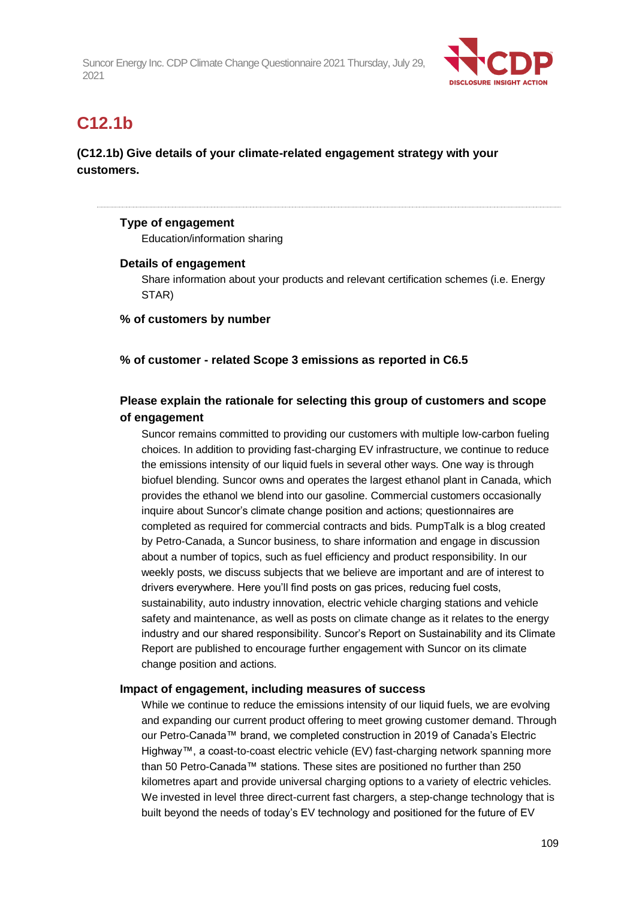## C12.1b

**(C12.1b) Give details of your climate-related engagement strategy with your customers.**

---

**Type of engagement**

Education/information sharing

**Details of engagement**

Share information about your products and relevant certification schemes (i.e. Energy STAR)

**% of customers by number**

**% of customer - related Scope 3 emissions as reported in C6.5**

**Please explain the rationale for selecting this group of customers and scope of engagement**

Suncor remains committed to providing our customers with multiple low-carbon fueling choices. In addition to providing fast-charging EV infrastructure, we continue to reduce the emissions intensity of our liquid fuels in several other ways. One way is through biofuel blending. Suncor owns and operates the largest ethanol plant in Canada, which provides the ethanol we blend into our gasoline. Commercial customers occasionally inquire about Suncor's climate change position and actions; questionnaires are completed as required for commercial contracts and bids. PumpTalk is a blog created by Petro-Canada, a Suncor business, to share information and engage in discussion about a number of topics, such as fuel efficiency and product responsibility. In our weekly posts, we discuss subjects that we believe are important and are of interest to drivers everywhere. Here you'll find posts on gas prices, reducing fuel costs, sustainability, auto industry innovation, electric vehicle charging stations and vehicle safety and maintenance, as well as posts on climate change as it relates to the energy industry and our shared responsibility. Suncor's Report on Sustainability and its Climate Report are published to encourage further engagement with Suncor on its climate change position and actions.

**Impact of engagement, including measures of success**

While we continue to reduce the emissions intensity of our liquid fuels, we are evolving and expanding our current product offering to meet growing customer demand. Through our Petro-Canada™ brand, we completed construction in 2019 of Canada's Electric Highway™, a coast-to-coast electric vehicle (EV) fast-charging network spanning more than 50 Petro-Canada™ stations. These sites are positioned no further than 250 kilometres apart and provide universal charging options to a variety of electric vehicles. We invested in level three direct-current fast chargers, a step-change technology that is built beyond the needs of today's EV technology and positioned for the future of EV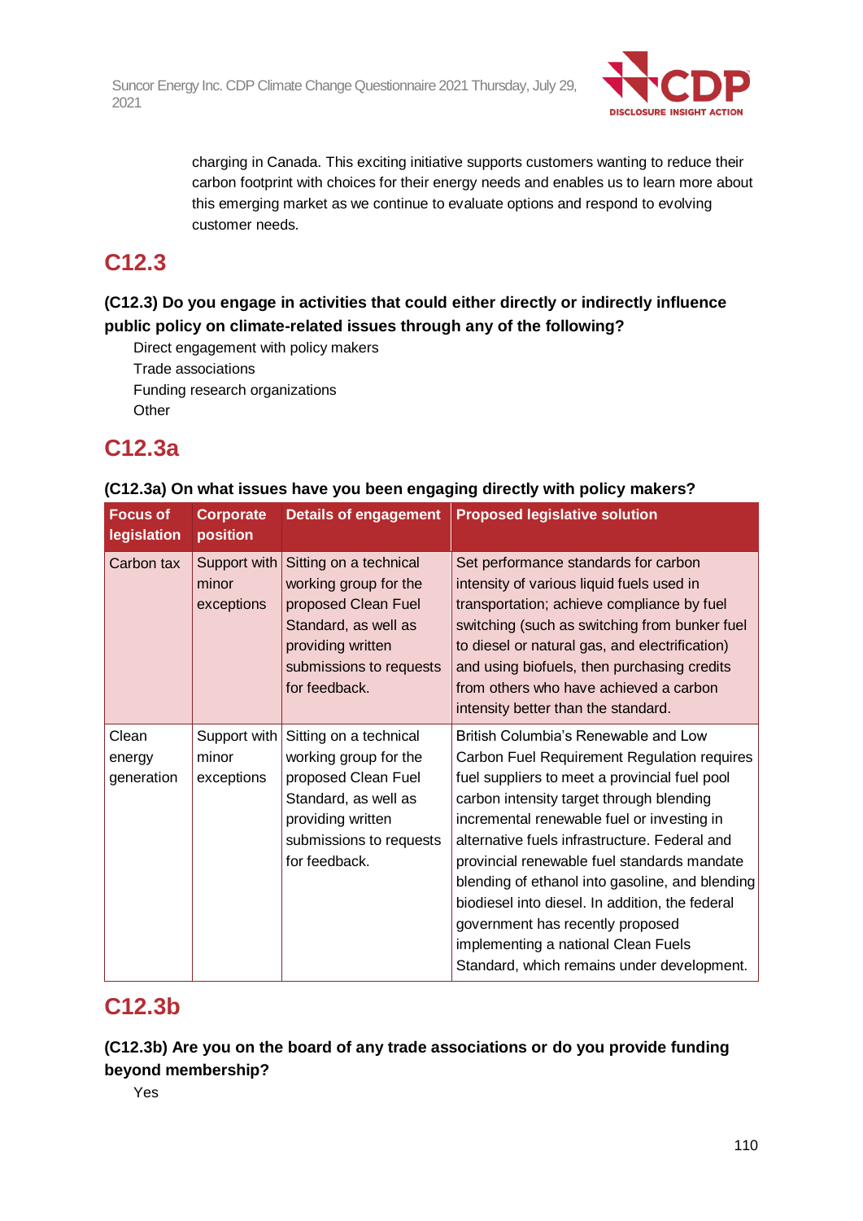charging in Canada. This exciting initiative supports customers wanting to reduce their carbon footprint with choices for their energy needs and enables us to learn more about this emerging market as we continue to evaluate options and respond to evolving customer needs.

## C12.3

### (C12.3) Do you engage in activities that could either directly or indirectly influence public policy on climate-related issues through any of the following?

Direct engagement with policy makers
Trade associations
Funding research organizations
Other

## C12.3a

### (C12.3a) On what issues have you been engaging directly with policy makers?

| Focus of legislation | Corporate position | Details of engagement | Proposed legislative solution |
|---|---|---|---|
| Carbon tax | Support with minor exceptions | Sitting on a technical working group for the proposed Clean Fuel Standard, as well as providing written submissions to requests for feedback. | Set performance standards for carbon intensity of various liquid fuels used in transportation; achieve compliance by fuel switching (such as switching from bunker fuel to diesel or natural gas, and electrification) and using biofuels, then purchasing credits from others who have achieved a carbon intensity better than the standard. |
| Clean energy generation | Support with minor exceptions | Sitting on a technical working group for the proposed Clean Fuel Standard, as well as providing written submissions to requests for feedback. | British Columbia's Renewable and Low Carbon Fuel Requirement Regulation requires fuel suppliers to meet a provincial fuel pool carbon intensity target through blending incremental renewable fuel or investing in alternative fuels infrastructure. Federal and provincial renewable fuel standards mandate blending of ethanol into gasoline, and blending biodiesel into diesel. In addition, the federal government has recently proposed implementing a national Clean Fuels Standard, which remains under development. |

## C12.3b

### (C12.3b) Are you on the board of any trade associations or do you provide funding beyond membership?

Yes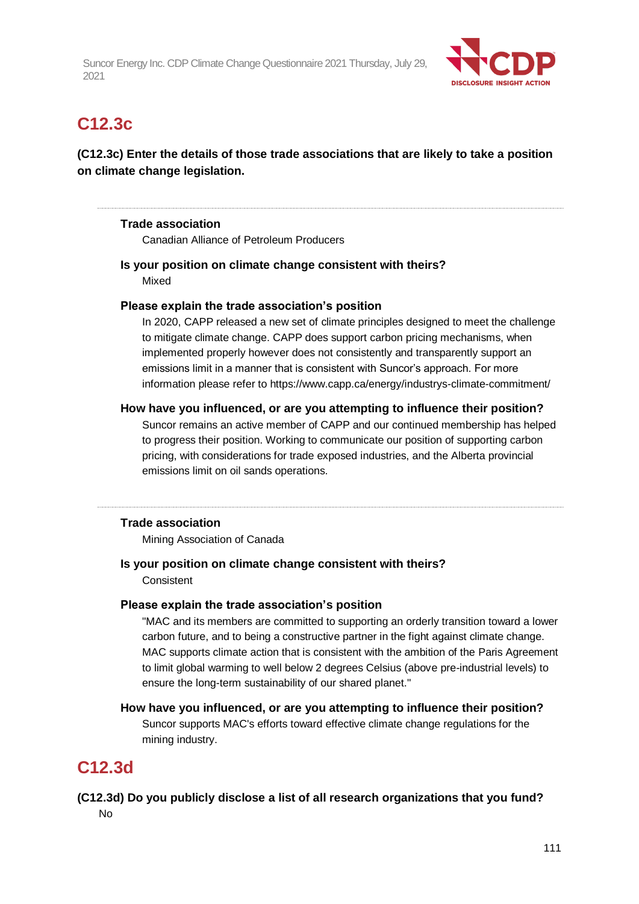## C12.3c

**(C12.3c) Enter the details of those trade associations that are likely to take a position on climate change legislation.**

---

**Trade association**

Canadian Alliance of Petroleum Producers

**Is your position on climate change consistent with theirs?**

Mixed

**Please explain the trade association's position**

In 2020, CAPP released a new set of climate principles designed to meet the challenge to mitigate climate change. CAPP does support carbon pricing mechanisms, when implemented properly however does not consistently and transparently support an emissions limit in a manner that is consistent with Suncor's approach. For more information please refer to https://www.capp.ca/energy/industrys-climate-commitment/

**How have you influenced, or are you attempting to influence their position?**

Suncor remains an active member of CAPP and our continued membership has helped to progress their position. Working to communicate our position of supporting carbon pricing, with considerations for trade exposed industries, and the Alberta provincial emissions limit on oil sands operations.

---

**Trade association**

Mining Association of Canada

**Is your position on climate change consistent with theirs?**

Consistent

**Please explain the trade association's position**

"MAC and its members are committed to supporting an orderly transition toward a lower carbon future, and to being a constructive partner in the fight against climate change. MAC supports climate action that is consistent with the ambition of the Paris Agreement to limit global warming to well below 2 degrees Celsius (above pre-industrial levels) to ensure the long-term sustainability of our shared planet."

**How have you influenced, or are you attempting to influence their position?**

Suncor supports MAC's efforts toward effective climate change regulations for the mining industry.

## C12.3d

**(C12.3d) Do you publicly disclose a list of all research organizations that you fund?**

No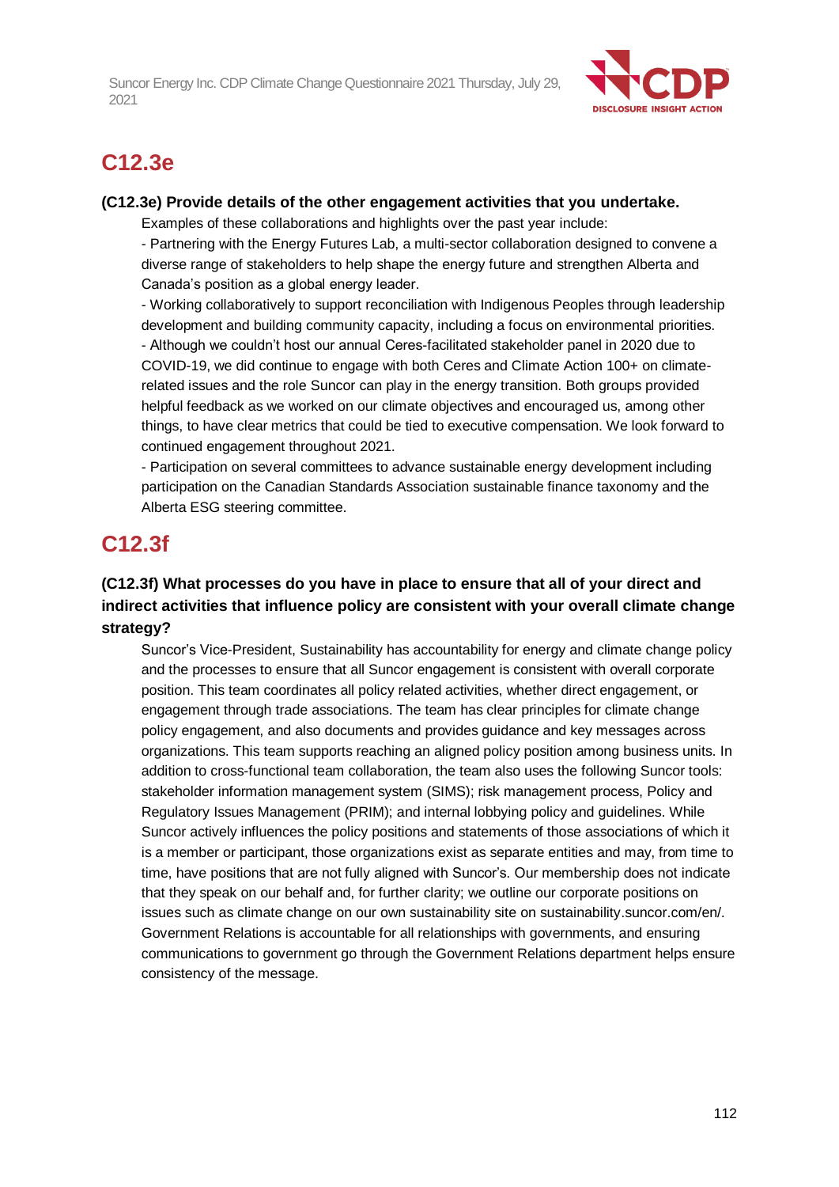## C12.3e

**(C12.3e) Provide details of the other engagement activities that you undertake.**

Examples of these collaborations and highlights over the past year include:

- Partnering with the Energy Futures Lab, a multi-sector collaboration designed to convene a diverse range of stakeholders to help shape the energy future and strengthen Alberta and Canada's position as a global energy leader.
- Working collaboratively to support reconciliation with Indigenous Peoples through leadership development and building community capacity, including a focus on environmental priorities.
- Although we couldn't host our annual Ceres-facilitated stakeholder panel in 2020 due to COVID-19, we did continue to engage with both Ceres and Climate Action 100+ on climate-related issues and the role Suncor can play in the energy transition. Both groups provided helpful feedback as we worked on our climate objectives and encouraged us, among other things, to have clear metrics that could be tied to executive compensation. We look forward to continued engagement throughout 2021.
- Participation on several committees to advance sustainable energy development including participation on the Canadian Standards Association sustainable finance taxonomy and the Alberta ESG steering committee.

## C12.3f

**(C12.3f) What processes do you have in place to ensure that all of your direct and indirect activities that influence policy are consistent with your overall climate change strategy?**

Suncor's Vice-President, Sustainability has accountability for energy and climate change policy and the processes to ensure that all Suncor engagement is consistent with overall corporate position. This team coordinates all policy related activities, whether direct engagement, or engagement through trade associations. The team has clear principles for climate change policy engagement, and also documents and provides guidance and key messages across organizations. This team supports reaching an aligned policy position among business units. In addition to cross-functional team collaboration, the team also uses the following Suncor tools: stakeholder information management system (SIMS); risk management process, Policy and Regulatory Issues Management (PRIM); and internal lobbying policy and guidelines. While Suncor actively influences the policy positions and statements of those associations of which it is a member or participant, those organizations exist as separate entities and may, from time to time, have positions that are not fully aligned with Suncor's. Our membership does not indicate that they speak on our behalf and, for further clarity; we outline our corporate positions on issues such as climate change on our own sustainability site on sustainability.suncor.com/en/. Government Relations is accountable for all relationships with governments, and ensuring communications to government go through the Government Relations department helps ensure consistency of the message.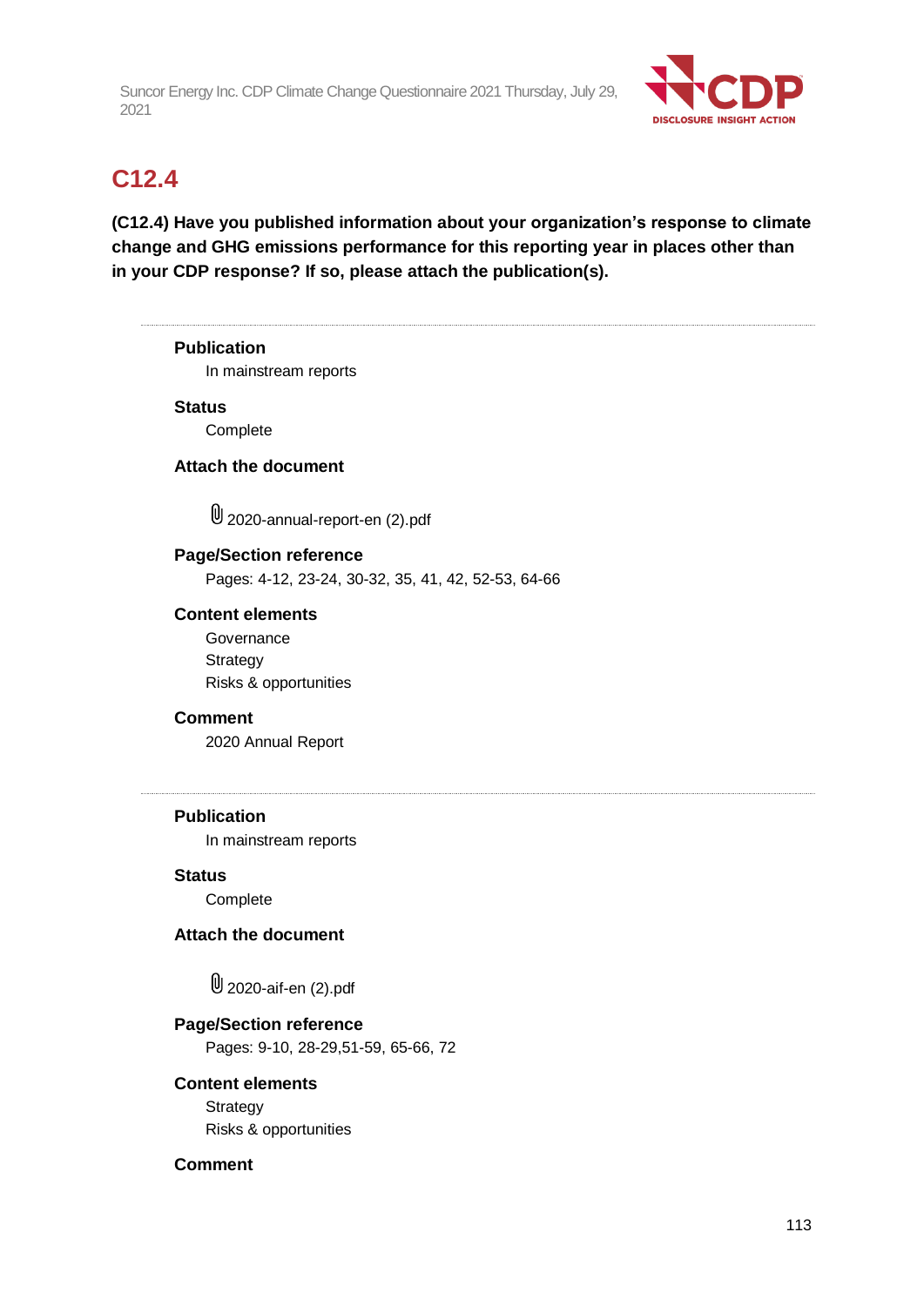## C12.4

**(C12.4) Have you published information about your organization's response to climate change and GHG emissions performance for this reporting year in places other than in your CDP response? If so, please attach the publication(s).**

---

**Publication**

In mainstream reports

**Status**

Complete

**Attach the document**

2020-annual-report-en (2).pdf

**Page/Section reference**

Pages: 4-12, 23-24, 30-32, 35, 41, 42, 52-53, 64-66

**Content elements**

Governance
Strategy
Risks & opportunities

**Comment**

2020 Annual Report

---

**Publication**

In mainstream reports

**Status**

Complete

**Attach the document**

2020-aif-en (2).pdf

**Page/Section reference**

Pages: 9-10, 28-29,51-59, 65-66, 72

**Content elements**

Strategy
Risks & opportunities

**Comment**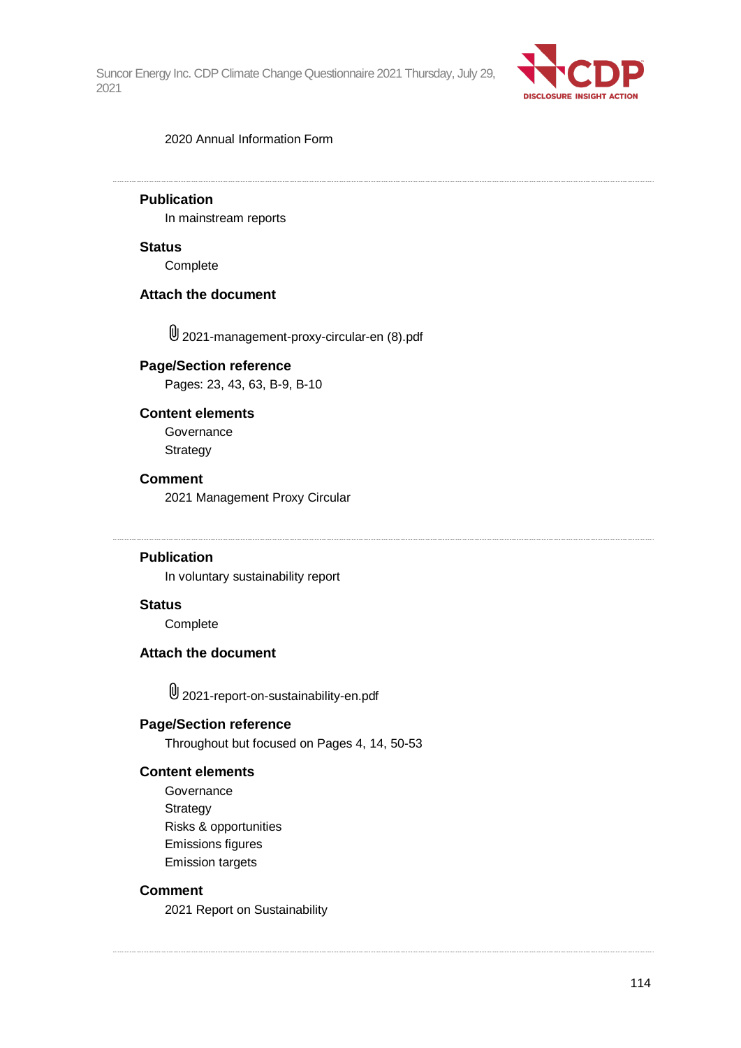2020 Annual Information Form

---

**Publication**

In mainstream reports

**Status**

Complete

**Attach the document**

2021-management-proxy-circular-en (8).pdf

**Page/Section reference**

Pages: 23, 43, 63, B-9, B-10

**Content elements**

Governance
Strategy

**Comment**

2021 Management Proxy Circular

---

**Publication**

In voluntary sustainability report

**Status**

Complete

**Attach the document**

2021-report-on-sustainability-en.pdf

**Page/Section reference**

Throughout but focused on Pages 4, 14, 50-53

**Content elements**

Governance
Strategy
Risks & opportunities
Emissions figures
Emission targets

**Comment**

2021 Report on Sustainability

---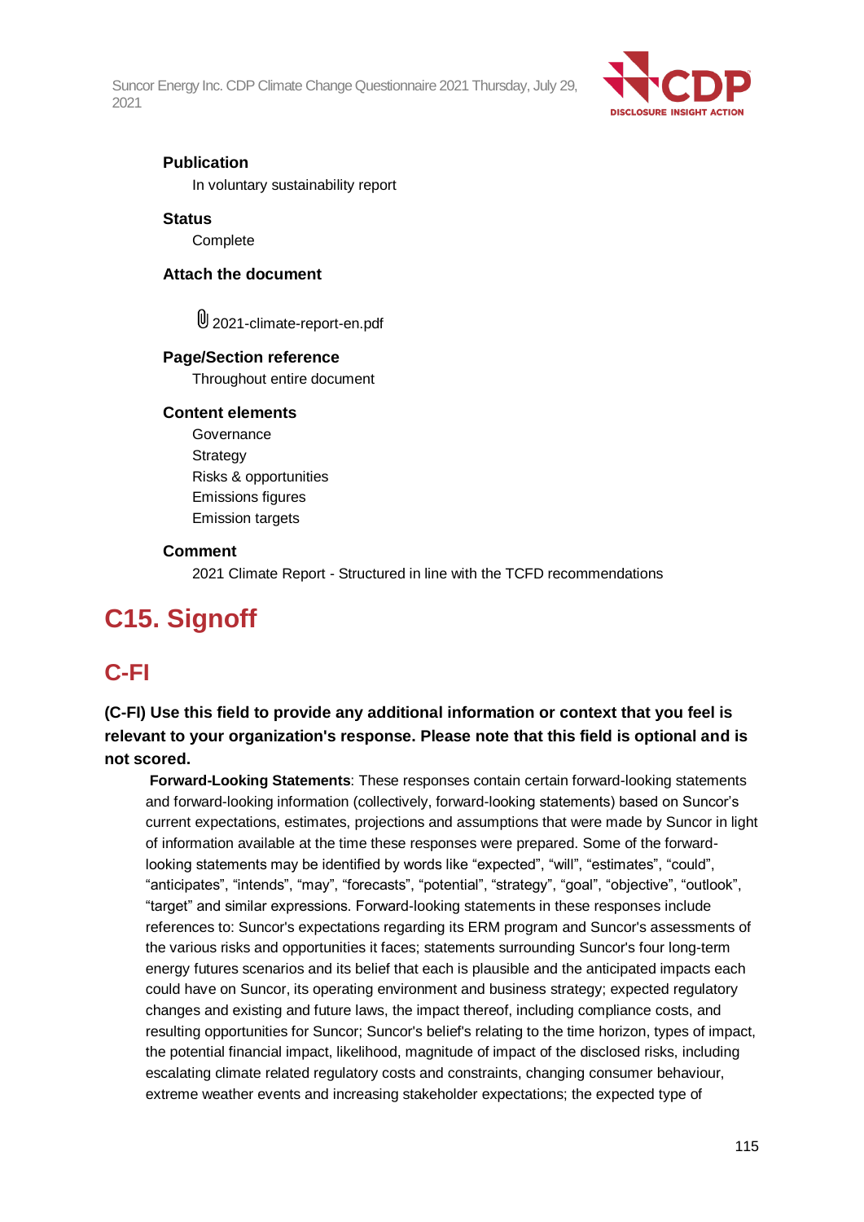**Publication**

In voluntary sustainability report

**Status**

Complete

**Attach the document**

2021-climate-report-en.pdf

**Page/Section reference**

Throughout entire document

**Content elements**

Governance
Strategy
Risks & opportunities
Emissions figures
Emission targets

**Comment**

2021 Climate Report - Structured in line with the TCFD recommendations

# C15. Signoff

## C-FI

### (C-FI) Use this field to provide any additional information or context that you feel is relevant to your organization's response. Please note that this field is optional and is not scored.

**Forward-Looking Statements**: These responses contain certain forward-looking statements and forward-looking information (collectively, forward-looking statements) based on Suncor's current expectations, estimates, projections and assumptions that were made by Suncor in light of information available at the time these responses were prepared. Some of the forward-looking statements may be identified by words like "expected", "will", "estimates", "could", "anticipates", "intends", "may", "forecasts", "potential", "strategy", "goal", "objective", "outlook", "target" and similar expressions. Forward-looking statements in these responses include references to: Suncor's expectations regarding its ERM program and Suncor's assessments of the various risks and opportunities it faces; statements surrounding Suncor's four long-term energy futures scenarios and its belief that each is plausible and the anticipated impacts each could have on Suncor, its operating environment and business strategy; expected regulatory changes and existing and future laws, the impact thereof, including compliance costs, and resulting opportunities for Suncor; Suncor's belief's relating to the time horizon, types of impact, the potential financial impact, likelihood, magnitude of impact of the disclosed risks, including escalating climate related regulatory costs and constraints, changing consumer behaviour, extreme weather events and increasing stakeholder expectations; the expected type of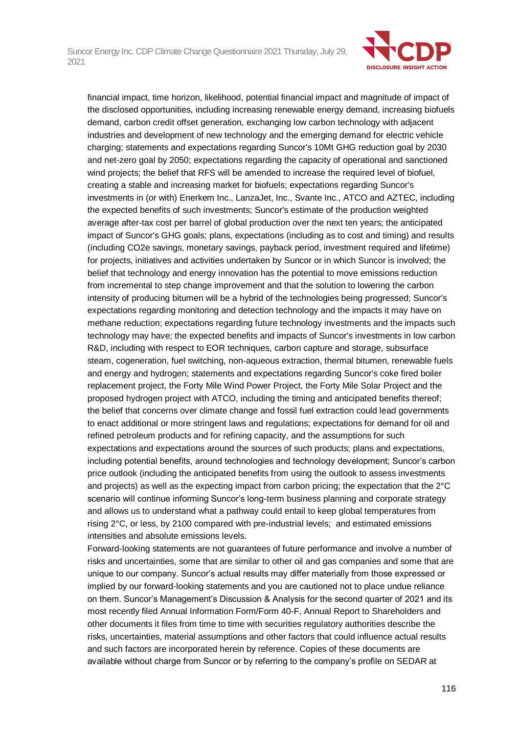financial impact, time horizon, likelihood, potential financial impact and magnitude of impact of the disclosed opportunities, including increasing renewable energy demand, increasing biofuels demand, carbon credit offset generation, exchanging low carbon technology with adjacent industries and development of new technology and the emerging demand for electric vehicle charging; statements and expectations regarding Suncor's 10Mt GHG reduction goal by 2030 and net-zero goal by 2050; expectations regarding the capacity of operational and sanctioned wind projects; the belief that RFS will be amended to increase the required level of biofuel, creating a stable and increasing market for biofuels; expectations regarding Suncor's investments in (or with) Enerkem Inc., LanzaJet, Inc., Svante Inc., ATCO and AZTEC, including the expected benefits of such investments; Suncor's estimate of the production weighted average after-tax cost per barrel of global production over the next ten years; the anticipated impact of Suncor's GHG goals; plans, expectations (including as to cost and timing) and results (including CO2e savings, monetary savings, payback period, investment required and lifetime) for projects, initiatives and activities undertaken by Suncor or in which Suncor is involved; the belief that technology and energy innovation has the potential to move emissions reduction from incremental to step change improvement and that the solution to lowering the carbon intensity of producing bitumen will be a hybrid of the technologies being progressed; Suncor's expectations regarding monitoring and detection technology and the impacts it may have on methane reduction; expectations regarding future technology investments and the impacts such technology may have; the expected benefits and impacts of Suncor's investments in low carbon R&D, including with respect to EOR techniques, carbon capture and storage, subsurface steam, cogeneration, fuel switching, non-aqueous extraction, thermal bitumen, renewable fuels and energy and hydrogen; statements and expectations regarding Suncor's coke fired boiler replacement project, the Forty Mile Wind Power Project, the Forty Mile Solar Project and the proposed hydrogen project with ATCO, including the timing and anticipated benefits thereof; the belief that concerns over climate change and fossil fuel extraction could lead governments to enact additional or more stringent laws and regulations; expectations for demand for oil and refined petroleum products and for refining capacity, and the assumptions for such expectations and expectations around the sources of such products; plans and expectations, including potential benefits, around technologies and technology development; Suncor's carbon price outlook (including the anticipated benefits from using the outlook to assess investments and projects) as well as the expecting impact from carbon pricing; the expectation that the 2°C scenario will continue informing Suncor's long-term business planning and corporate strategy and allows us to understand what a pathway could entail to keep global temperatures from rising 2°C, or less, by 2100 compared with pre-industrial levels; and estimated emissions intensities and absolute emissions levels.

Forward-looking statements are not guarantees of future performance and involve a number of risks and uncertainties, some that are similar to other oil and gas companies and some that are unique to our company. Suncor's actual results may differ materially from those expressed or implied by our forward-looking statements and you are cautioned not to place undue reliance on them. Suncor's Management's Discussion & Analysis for the second quarter of 2021 and its most recently filed Annual Information Form/Form 40-F, Annual Report to Shareholders and other documents it files from time to time with securities regulatory authorities describe the risks, uncertainties, material assumptions and other factors that could influence actual results and such factors are incorporated herein by reference. Copies of these documents are available without charge from Suncor or by referring to the company's profile on SEDAR at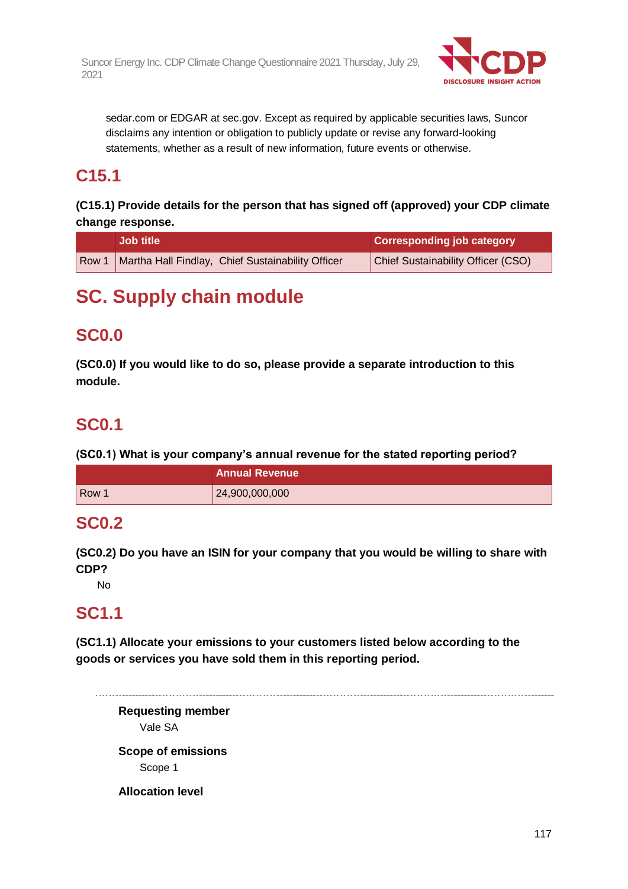sedar.com or EDGAR at sec.gov. Except as required by applicable securities laws, Suncor disclaims any intention or obligation to publicly update or revise any forward-looking statements, whether as a result of new information, future events or otherwise.

## C15.1

**(C15.1) Provide details for the person that has signed off (approved) your CDP climate change response.**

| | Job title | Corresponding job category |
|---|---|---|
| Row 1 | Martha Hall Findlay, Chief Sustainability Officer | Chief Sustainability Officer (CSO) |

# SC. Supply chain module

## SC0.0

**(SC0.0) If you would like to do so, please provide a separate introduction to this module.**

## SC0.1

**(SC0.1) What is your company's annual revenue for the stated reporting period?**

| | Annual Revenue |
|---|---|
| Row 1 | 24,900,000,000 |

## SC0.2

**(SC0.2) Do you have an ISIN for your company that you would be willing to share with CDP?**

No

## SC1.1

**(SC1.1) Allocate your emissions to your customers listed below according to the goods or services you have sold them in this reporting period.**

---

**Requesting member**

Vale SA

**Scope of emissions**

Scope 1

**Allocation level**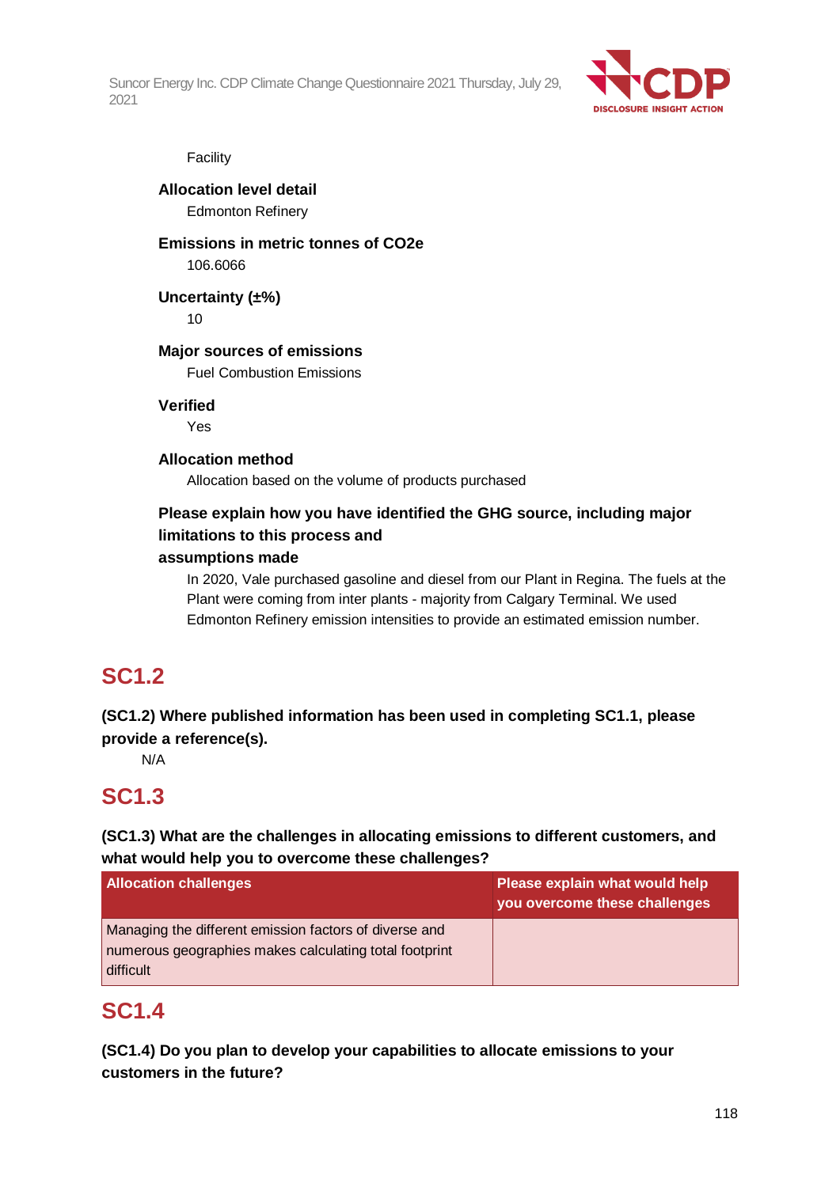Facility

**Allocation level detail**

Edmonton Refinery

**Emissions in metric tonnes of CO2e**

106.6066

**Uncertainty (±%)**

10

**Major sources of emissions**

Fuel Combustion Emissions

**Verified**

Yes

**Allocation method**

Allocation based on the volume of products purchased

**Please explain how you have identified the GHG source, including major limitations to this process and assumptions made**

In 2020, Vale purchased gasoline and diesel from our Plant in Regina. The fuels at the Plant were coming from inter plants - majority from Calgary Terminal. We used Edmonton Refinery emission intensities to provide an estimated emission number.

## SC1.2

**(SC1.2) Where published information has been used in completing SC1.1, please provide a reference(s).**

N/A

## SC1.3

**(SC1.3) What are the challenges in allocating emissions to different customers, and what would help you to overcome these challenges?**

| Allocation challenges | Please explain what would help you overcome these challenges |
|---|---|
| Managing the different emission factors of diverse and numerous geographies makes calculating total footprint difficult | |

## SC1.4

**(SC1.4) Do you plan to develop your capabilities to allocate emissions to your customers in the future?**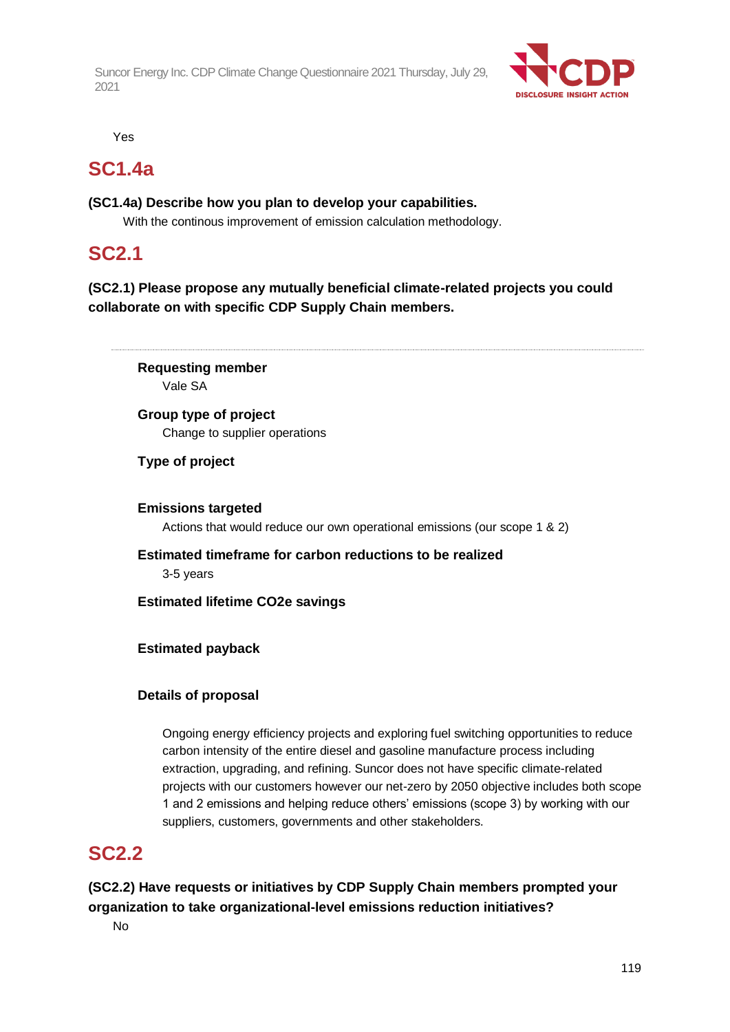Yes

## SC1.4a

**(SC1.4a) Describe how you plan to develop your capabilities.**

With the continous improvement of emission calculation methodology.

## SC2.1

**(SC2.1) Please propose any mutually beneficial climate-related projects you could collaborate on with specific CDP Supply Chain members.**

---

**Requesting member**

Vale SA

**Group type of project**

Change to supplier operations

**Type of project**

**Emissions targeted**

Actions that would reduce our own operational emissions (our scope 1 & 2)

**Estimated timeframe for carbon reductions to be realized**

3-5 years

**Estimated lifetime CO2e savings**

**Estimated payback**

**Details of proposal**

Ongoing energy efficiency projects and exploring fuel switching opportunities to reduce carbon intensity of the entire diesel and gasoline manufacture process including extraction, upgrading, and refining. Suncor does not have specific climate-related projects with our customers however our net-zero by 2050 objective includes both scope 1 and 2 emissions and helping reduce others' emissions (scope 3) by working with our suppliers, customers, governments and other stakeholders.

## SC2.2

**(SC2.2) Have requests or initiatives by CDP Supply Chain members prompted your organization to take organizational-level emissions reduction initiatives?**

No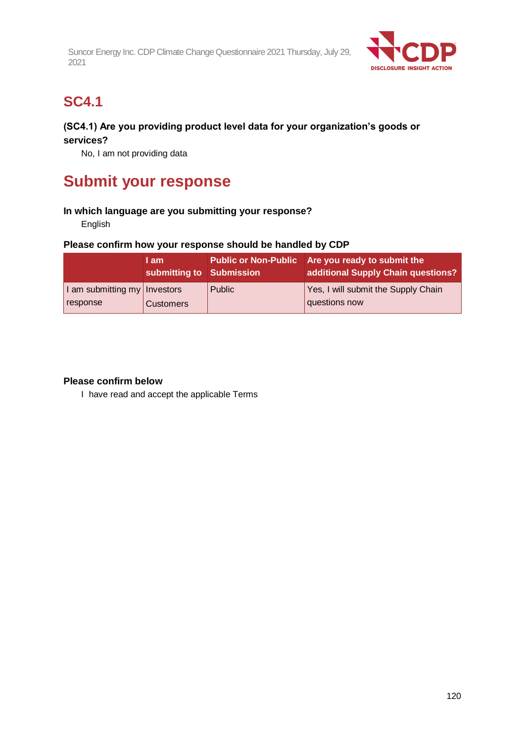# SC4.1

**(SC4.1) Are you providing product level data for your organization's goods or services?**

No, I am not providing data

# Submit your response

**In which language are you submitting your response?**

English

**Please confirm how your response should be handled by CDP**

| | I am submitting to | Public or Non-Public Submission | Are you ready to submit the additional Supply Chain questions? |
|---|---|---|---|
| I am submitting my response | Investors<br>Customers | Public | Yes, I will submit the Supply Chain questions now |

**Please confirm below**

I have read and accept the applicable Terms